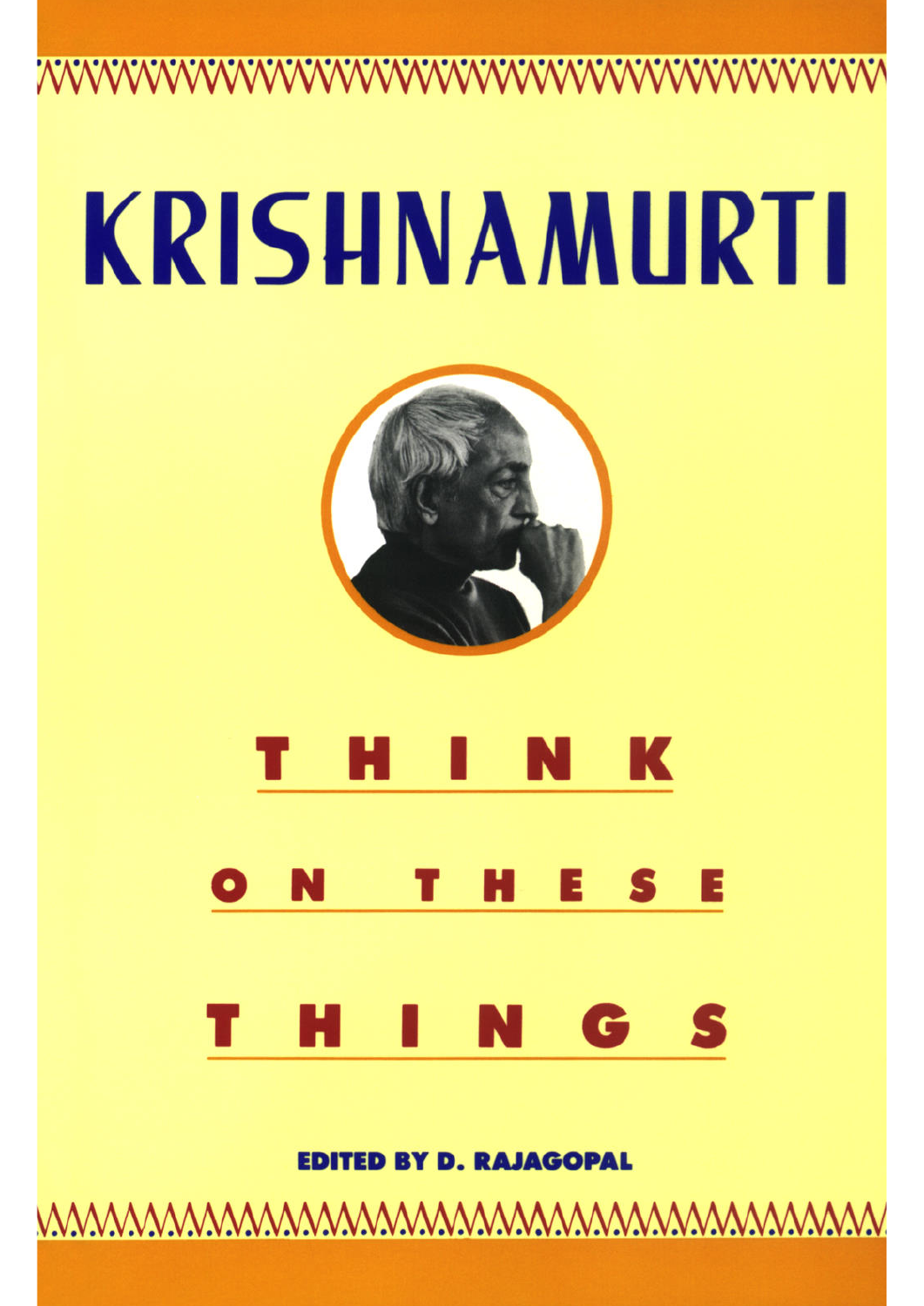# KRISHNAMURTI

# THINK ON THESE THINGS

**EDITED BY D. RAJAGOPAL**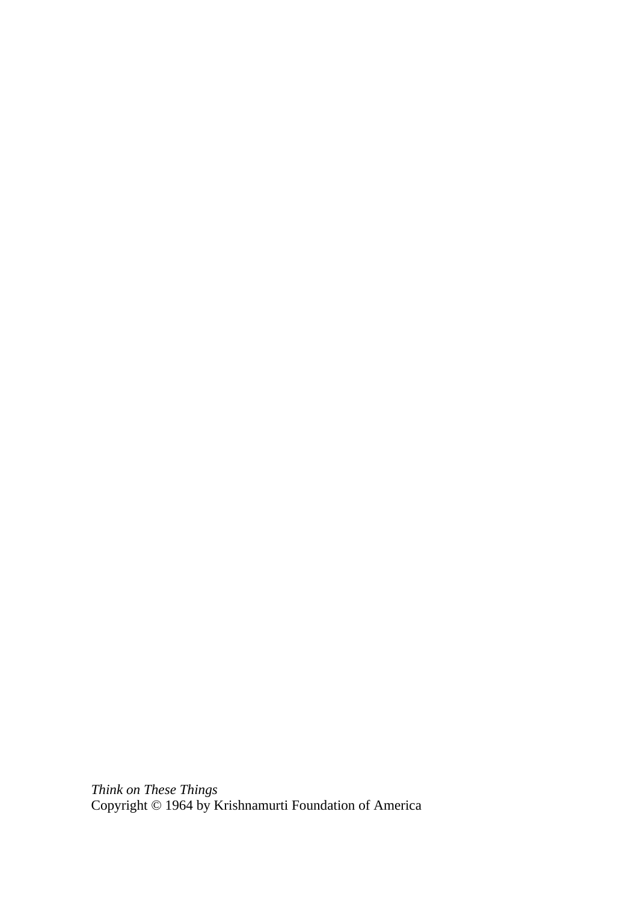*Think on These Things*
Copyright © 1964 by Krishnamurti Foundation of America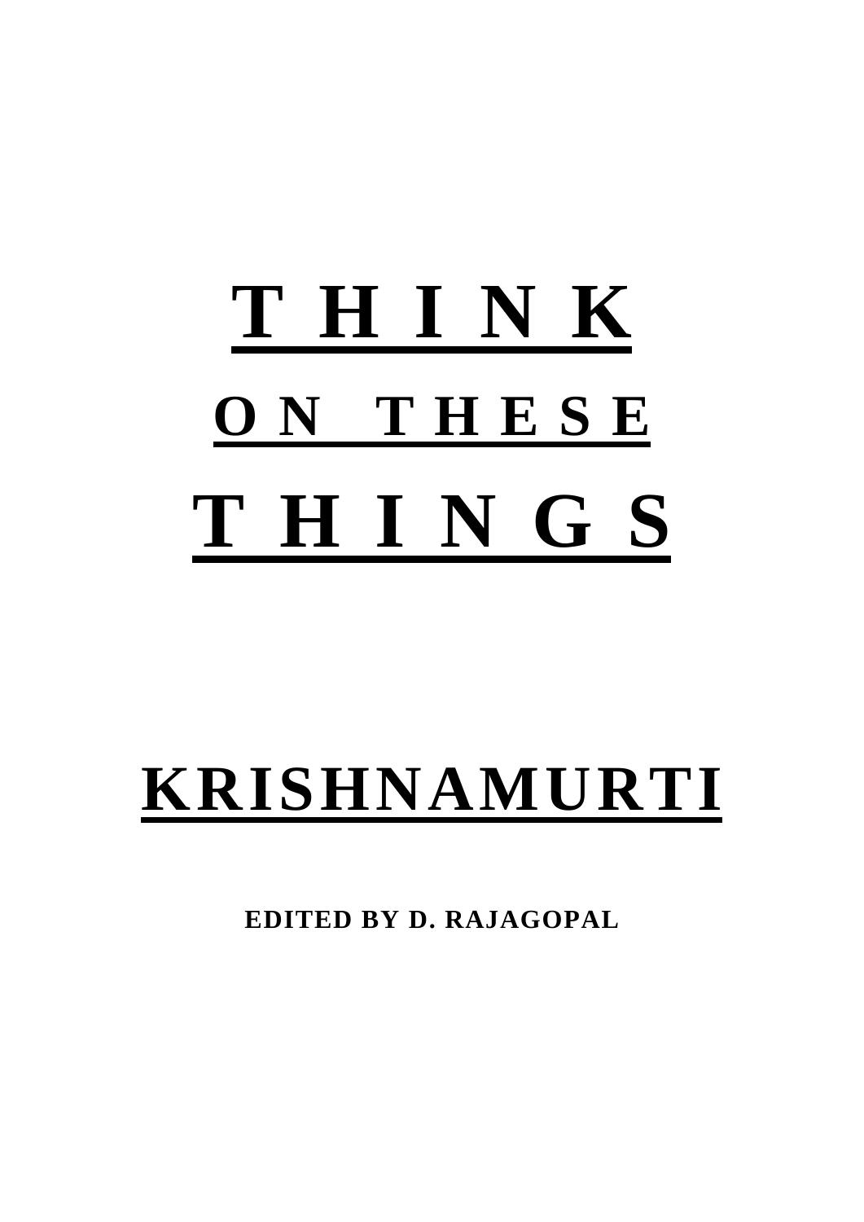# THINK
## ON THESE
# THINGS

# KRISHNAMURTI

**EDITED BY D. RAJAGOPAL**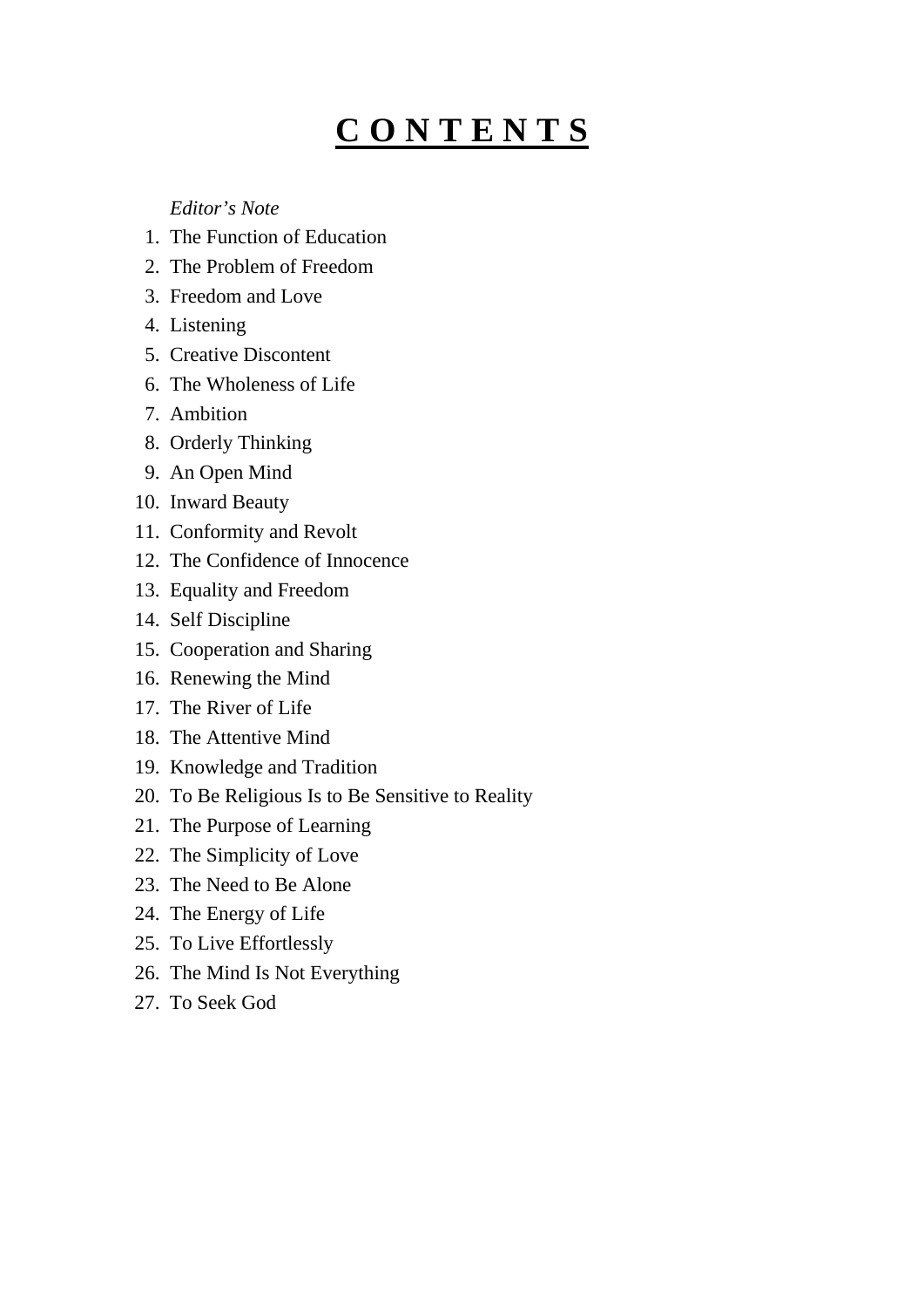# **C O N T E N T S**

*Editor's Note*

1. The Function of Education
2. The Problem of Freedom
3. Freedom and Love
4. Listening
5. Creative Discontent
6. The Wholeness of Life
7. Ambition
8. Orderly Thinking
9. An Open Mind
10. Inward Beauty
11. Conformity and Revolt
12. The Confidence of Innocence
13. Equality and Freedom
14. Self Discipline
15. Cooperation and Sharing
16. Renewing the Mind
17. The River of Life
18. The Attentive Mind
19. Knowledge and Tradition
20. To Be Religious Is to Be Sensitive to Reality
21. The Purpose of Learning
22. The Simplicity of Love
23. The Need to Be Alone
24. The Energy of Life
25. To Live Effortlessly
26. The Mind Is Not Everything
27. To Seek God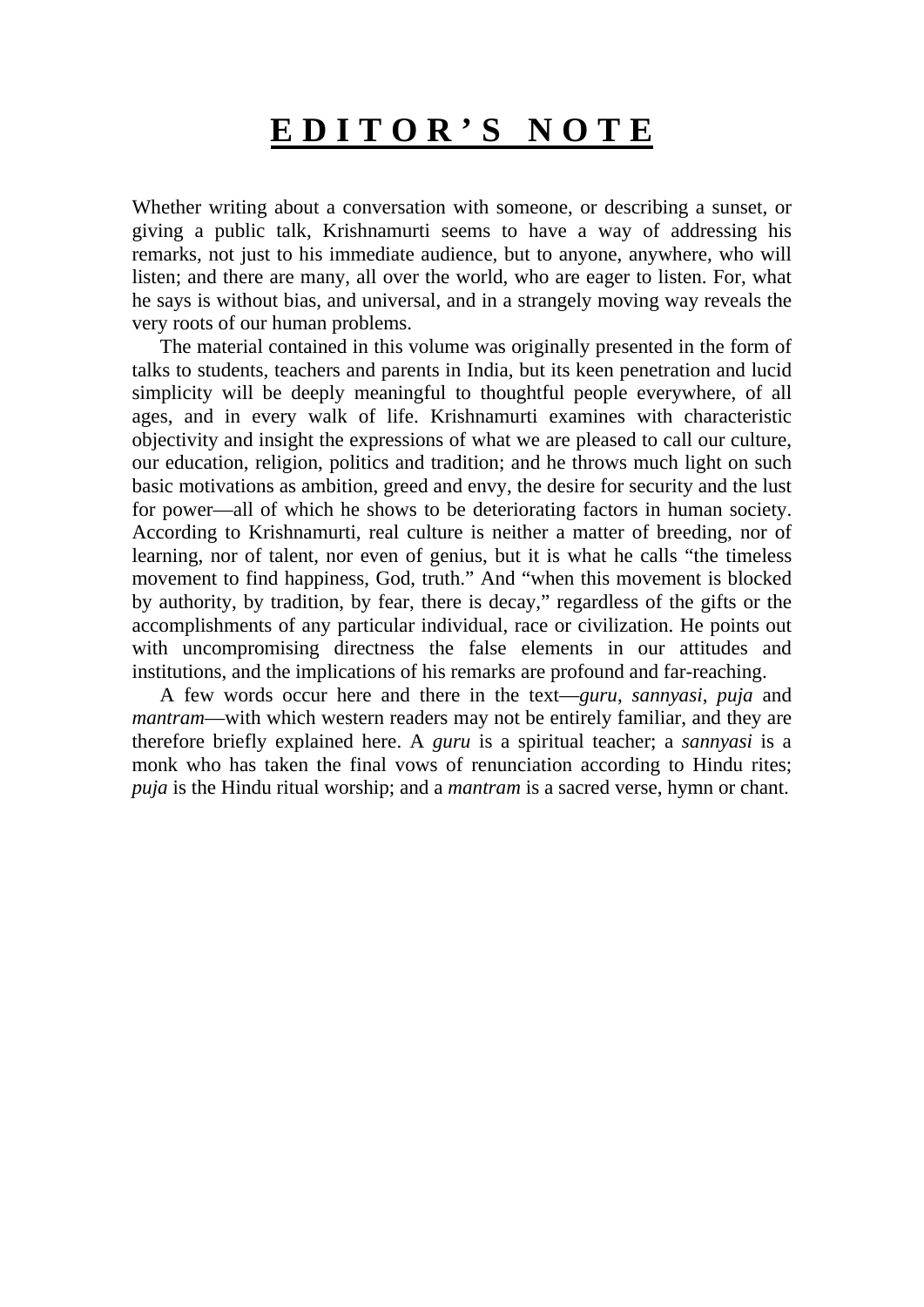# EDITOR'S NOTE

Whether writing about a conversation with someone, or describing a sunset, or giving a public talk, Krishnamurti seems to have a way of addressing his remarks, not just to his immediate audience, but to anyone, anywhere, who will listen; and there are many, all over the world, who are eager to listen. For, what he says is without bias, and universal, and in a strangely moving way reveals the very roots of our human problems.

The material contained in this volume was originally presented in the form of talks to students, teachers and parents in India, but its keen penetration and lucid simplicity will be deeply meaningful to thoughtful people everywhere, of all ages, and in every walk of life. Krishnamurti examines with characteristic objectivity and insight the expressions of what we are pleased to call our culture, our education, religion, politics and tradition; and he throws much light on such basic motivations as ambition, greed and envy, the desire for security and the lust for power—all of which he shows to be deteriorating factors in human society. According to Krishnamurti, real culture is neither a matter of breeding, nor of learning, nor of talent, nor even of genius, but it is what he calls "the timeless movement to find happiness, God, truth." And "when this movement is blocked by authority, by tradition, by fear, there is decay," regardless of the gifts or the accomplishments of any particular individual, race or civilization. He points out with uncompromising directness the false elements in our attitudes and institutions, and the implications of his remarks are profound and far-reaching.

A few words occur here and there in the text—*guru*, *sannyasi*, *puja* and *mantram*—with which western readers may not be entirely familiar, and they are therefore briefly explained here. A *guru* is a spiritual teacher; a *sannyasi* is a monk who has taken the final vows of renunciation according to Hindu rites; *puja* is the Hindu ritual worship; and a *mantram* is a sacred verse, hymn or chant.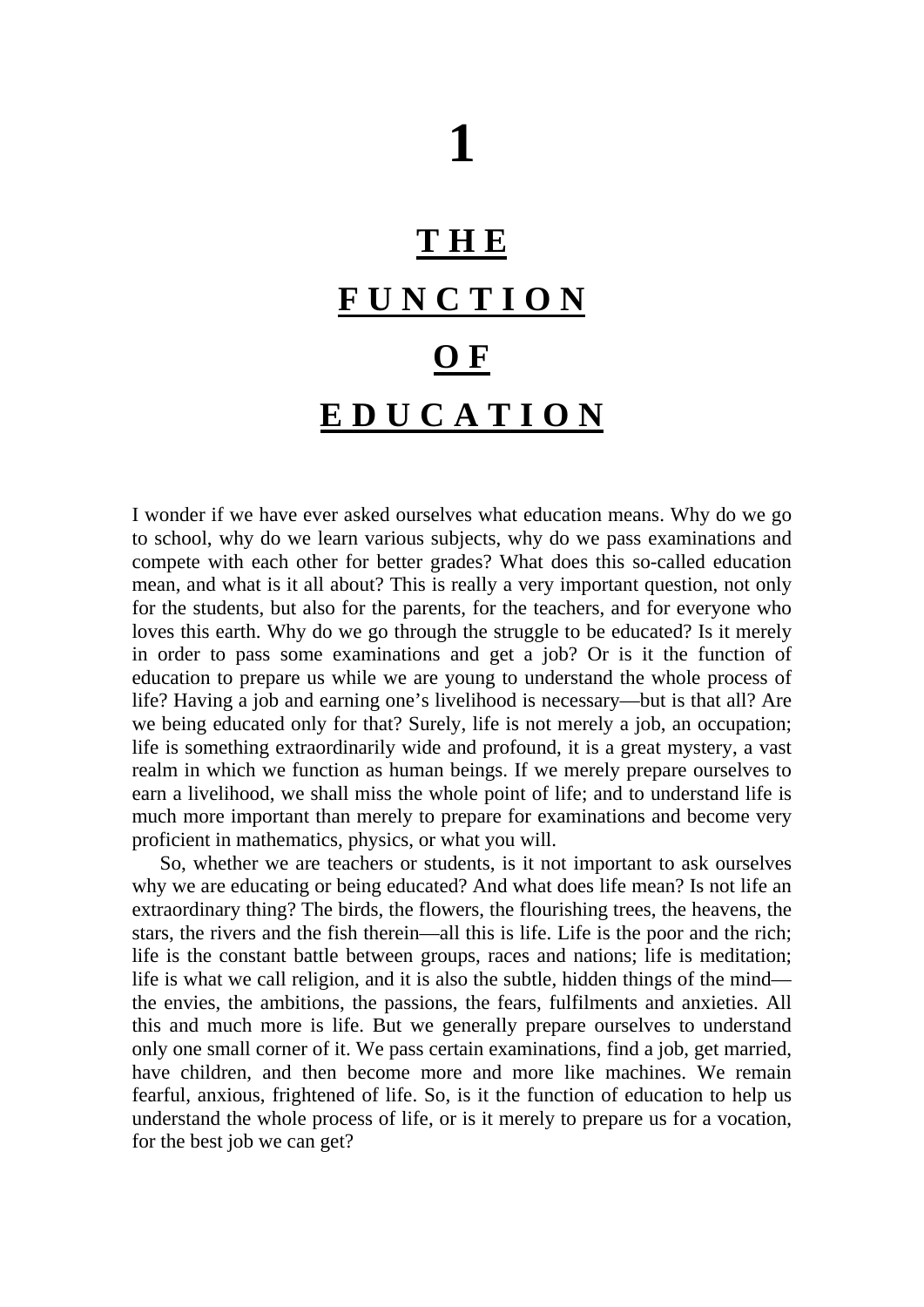# 1

# THE FUNCTION OF EDUCATION

I wonder if we have ever asked ourselves what education means. Why do we go to school, why do we learn various subjects, why do we pass examinations and compete with each other for better grades? What does this so-called education mean, and what is it all about? This is really a very important question, not only for the students, but also for the parents, for the teachers, and for everyone who loves this earth. Why do we go through the struggle to be educated? Is it merely in order to pass some examinations and get a job? Or is it the function of education to prepare us while we are young to understand the whole process of life? Having a job and earning one's livelihood is necessary—but is that all? Are we being educated only for that? Surely, life is not merely a job, an occupation; life is something extraordinarily wide and profound, it is a great mystery, a vast realm in which we function as human beings. If we merely prepare ourselves to earn a livelihood, we shall miss the whole point of life; and to understand life is much more important than merely to prepare for examinations and become very proficient in mathematics, physics, or what you will.

So, whether we are teachers or students, is it not important to ask ourselves why we are educating or being educated? And what does life mean? Is not life an extraordinary thing? The birds, the flowers, the flourishing trees, the heavens, the stars, the rivers and the fish therein—all this is life. Life is the poor and the rich; life is the constant battle between groups, races and nations; life is meditation; life is what we call religion, and it is also the subtle, hidden things of the mind—the envies, the ambitions, the passions, the fears, fulfilments and anxieties. All this and much more is life. But we generally prepare ourselves to understand only one small corner of it. We pass certain examinations, find a job, get married, have children, and then become more and more like machines. We remain fearful, anxious, frightened of life. So, is it the function of education to help us understand the whole process of life, or is it merely to prepare us for a vocation, for the best job we can get?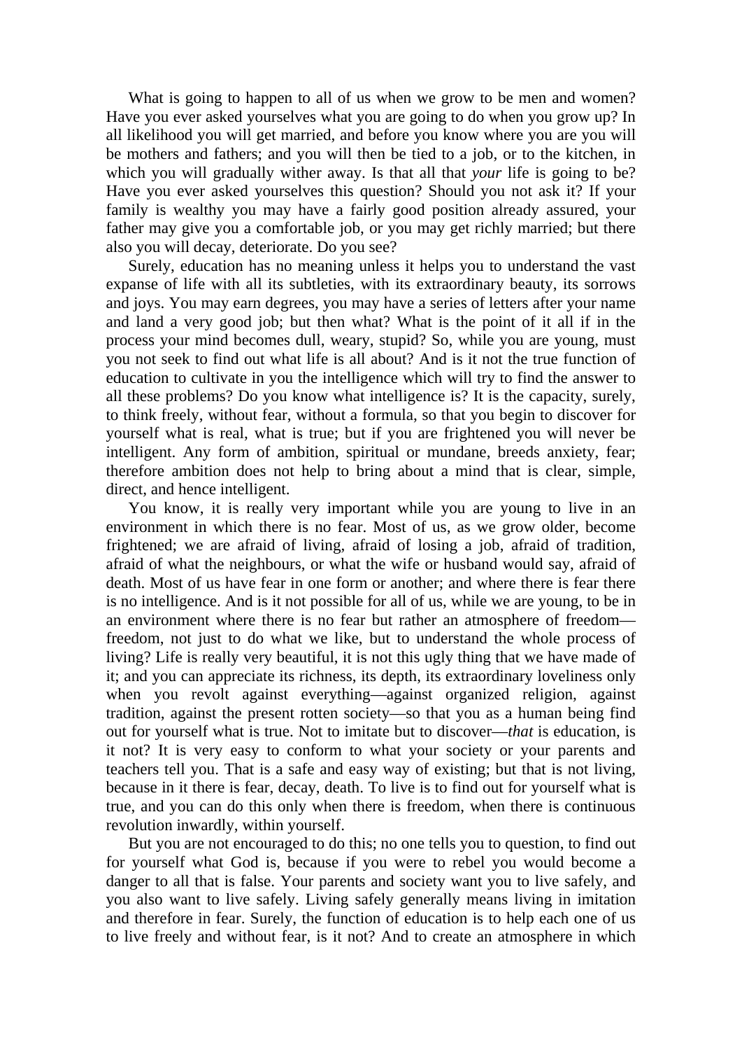What is going to happen to all of us when we grow to be men and women? Have you ever asked yourselves what you are going to do when you grow up? In all likelihood you will get married, and before you know where you are you will be mothers and fathers; and you will then be tied to a job, or to the kitchen, in which you will gradually wither away. Is that all that *your* life is going to be? Have you ever asked yourselves this question? Should you not ask it? If your family is wealthy you may have a fairly good position already assured, your father may give you a comfortable job, or you may get richly married; but there also you will decay, deteriorate. Do you see?

Surely, education has no meaning unless it helps you to understand the vast expanse of life with all its subtleties, with its extraordinary beauty, its sorrows and joys. You may earn degrees, you may have a series of letters after your name and land a very good job; but then what? What is the point of it all if in the process your mind becomes dull, weary, stupid? So, while you are young, must you not seek to find out what life is all about? And is it not the true function of education to cultivate in you the intelligence which will try to find the answer to all these problems? Do you know what intelligence is? It is the capacity, surely, to think freely, without fear, without a formula, so that you begin to discover for yourself what is real, what is true; but if you are frightened you will never be intelligent. Any form of ambition, spiritual or mundane, breeds anxiety, fear; therefore ambition does not help to bring about a mind that is clear, simple, direct, and hence intelligent.

You know, it is really very important while you are young to live in an environment in which there is no fear. Most of us, as we grow older, become frightened; we are afraid of living, afraid of losing a job, afraid of tradition, afraid of what the neighbours, or what the wife or husband would say, afraid of death. Most of us have fear in one form or another; and where there is fear there is no intelligence. And is it not possible for all of us, while we are young, to be in an environment where there is no fear but rather an atmosphere of freedom—freedom, not just to do what we like, but to understand the whole process of living? Life is really very beautiful, it is not this ugly thing that we have made of it; and you can appreciate its richness, its depth, its extraordinary loveliness only when you revolt against everything—against organized religion, against tradition, against the present rotten society—so that you as a human being find out for yourself what is true. Not to imitate but to discover—*that* is education, is it not? It is very easy to conform to what your society or your parents and teachers tell you. That is a safe and easy way of existing; but that is not living, because in it there is fear, decay, death. To live is to find out for yourself what is true, and you can do this only when there is freedom, when there is continuous revolution inwardly, within yourself.

But you are not encouraged to do this; no one tells you to question, to find out for yourself what God is, because if you were to rebel you would become a danger to all that is false. Your parents and society want you to live safely, and you also want to live safely. Living safely generally means living in imitation and therefore in fear. Surely, the function of education is to help each one of us to live freely and without fear, is it not? And to create an atmosphere in which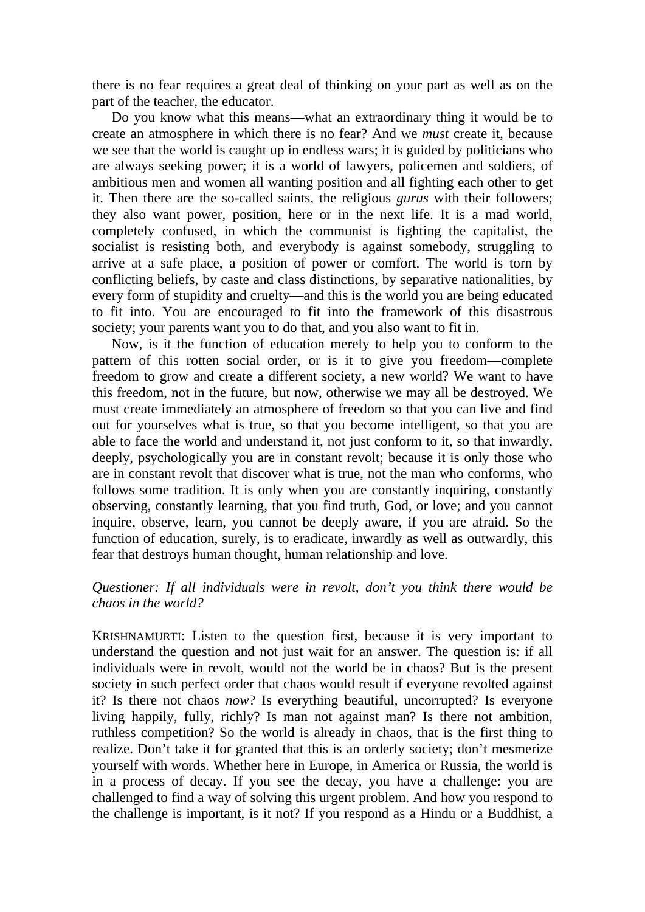there is no fear requires a great deal of thinking on your part as well as on the part of the teacher, the educator.

Do you know what this means—what an extraordinary thing it would be to create an atmosphere in which there is no fear? And we *must* create it, because we see that the world is caught up in endless wars; it is guided by politicians who are always seeking power; it is a world of lawyers, policemen and soldiers, of ambitious men and women all wanting position and all fighting each other to get it. Then there are the so-called saints, the religious *gurus* with their followers; they also want power, position, here or in the next life. It is a mad world, completely confused, in which the communist is fighting the capitalist, the socialist is resisting both, and everybody is against somebody, struggling to arrive at a safe place, a position of power or comfort. The world is torn by conflicting beliefs, by caste and class distinctions, by separative nationalities, by every form of stupidity and cruelty—and this is the world you are being educated to fit into. You are encouraged to fit into the framework of this disastrous society; your parents want you to do that, and you also want to fit in.

Now, is it the function of education merely to help you to conform to the pattern of this rotten social order, or is it to give you freedom—complete freedom to grow and create a different society, a new world? We want to have this freedom, not in the future, but now, otherwise we may all be destroyed. We must create immediately an atmosphere of freedom so that you can live and find out for yourselves what is true, so that you become intelligent, so that you are able to face the world and understand it, not just conform to it, so that inwardly, deeply, psychologically you are in constant revolt; because it is only those who are in constant revolt that discover what is true, not the man who conforms, who follows some tradition. It is only when you are constantly inquiring, constantly observing, constantly learning, that you find truth, God, or love; and you cannot inquire, observe, learn, you cannot be deeply aware, if you are afraid. So the function of education, surely, is to eradicate, inwardly as well as outwardly, this fear that destroys human thought, human relationship and love.

*Questioner: If all individuals were in revolt, don't you think there would be chaos in the world?*

KRISHNAMURTI: Listen to the question first, because it is very important to understand the question and not just wait for an answer. The question is: if all individuals were in revolt, would not the world be in chaos? But is the present society in such perfect order that chaos would result if everyone revolted against it? Is there not chaos *now*? Is everything beautiful, uncorrupted? Is everyone living happily, fully, richly? Is man not against man? Is there not ambition, ruthless competition? So the world is already in chaos, that is the first thing to realize. Don't take it for granted that this is an orderly society; don't mesmerize yourself with words. Whether here in Europe, in America or Russia, the world is in a process of decay. If you see the decay, you have a challenge: you are challenged to find a way of solving this urgent problem. And how you respond to the challenge is important, is it not? If you respond as a Hindu or a Buddhist, a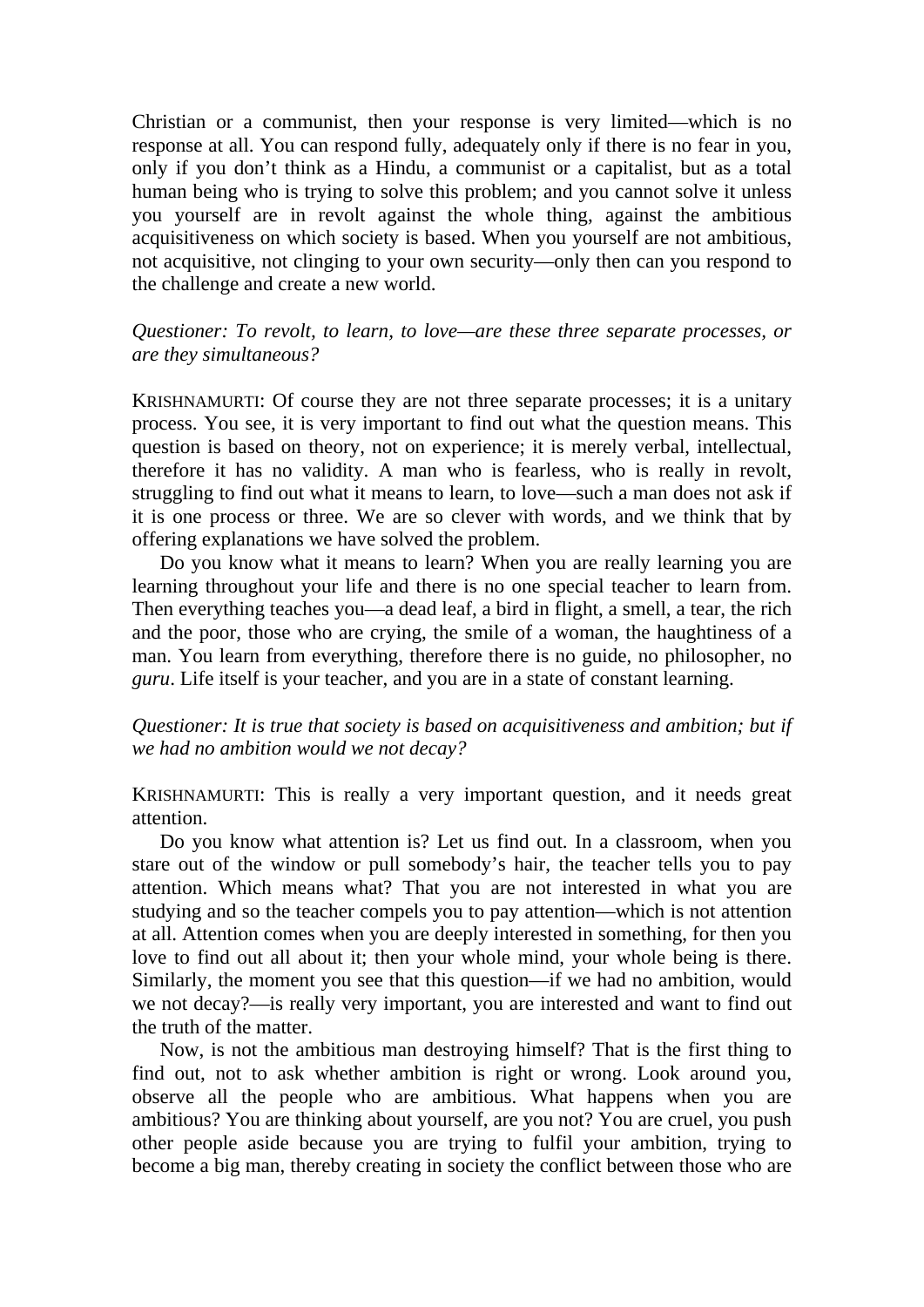Christian or a communist, then your response is very limited—which is no response at all. You can respond fully, adequately only if there is no fear in you, only if you don't think as a Hindu, a communist or a capitalist, but as a total human being who is trying to solve this problem; and you cannot solve it unless you yourself are in revolt against the whole thing, against the ambitious acquisitiveness on which society is based. When you yourself are not ambitious, not acquisitive, not clinging to your own security—only then can you respond to the challenge and create a new world.

*Questioner: To revolt, to learn, to love—are these three separate processes, or are they simultaneous?*

KRISHNAMURTI: Of course they are not three separate processes; it is a unitary process. You see, it is very important to find out what the question means. This question is based on theory, not on experience; it is merely verbal, intellectual, therefore it has no validity. A man who is fearless, who is really in revolt, struggling to find out what it means to learn, to love—such a man does not ask if it is one process or three. We are so clever with words, and we think that by offering explanations we have solved the problem.

Do you know what it means to learn? When you are really learning you are learning throughout your life and there is no one special teacher to learn from. Then everything teaches you—a dead leaf, a bird in flight, a smell, a tear, the rich and the poor, those who are crying, the smile of a woman, the haughtiness of a man. You learn from everything, therefore there is no guide, no philosopher, no *guru*. Life itself is your teacher, and you are in a state of constant learning.

*Questioner: It is true that society is based on acquisitiveness and ambition; but if we had no ambition would we not decay?*

KRISHNAMURTI: This is really a very important question, and it needs great attention.

Do you know what attention is? Let us find out. In a classroom, when you stare out of the window or pull somebody's hair, the teacher tells you to pay attention. Which means what? That you are not interested in what you are studying and so the teacher compels you to pay attention—which is not attention at all. Attention comes when you are deeply interested in something, for then you love to find out all about it; then your whole mind, your whole being is there. Similarly, the moment you see that this question—if we had no ambition, would we not decay?—is really very important, you are interested and want to find out the truth of the matter.

Now, is not the ambitious man destroying himself? That is the first thing to find out, not to ask whether ambition is right or wrong. Look around you, observe all the people who are ambitious. What happens when you are ambitious? You are thinking about yourself, are you not? You are cruel, you push other people aside because you are trying to fulfil your ambition, trying to become a big man, thereby creating in society the conflict between those who are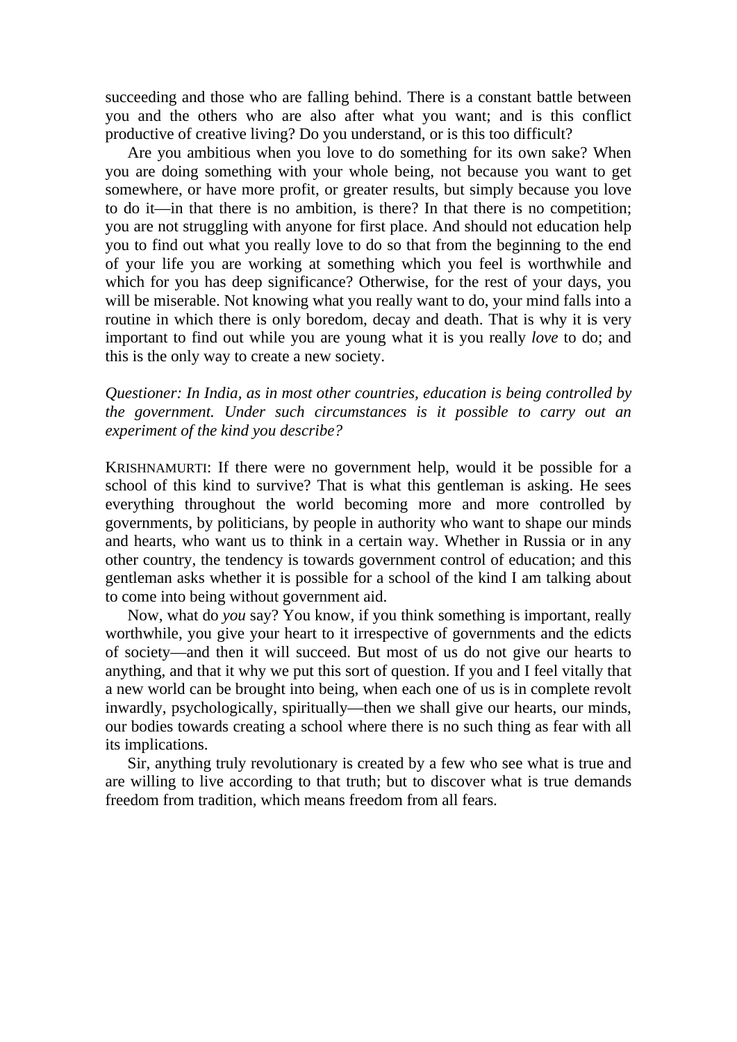succeeding and those who are falling behind. There is a constant battle between you and the others who are also after what you want; and is this conflict productive of creative living? Do you understand, or is this too difficult?

Are you ambitious when you love to do something for its own sake? When you are doing something with your whole being, not because you want to get somewhere, or have more profit, or greater results, but simply because you love to do it—in that there is no ambition, is there? In that there is no competition; you are not struggling with anyone for first place. And should not education help you to find out what you really love to do so that from the beginning to the end of your life you are working at something which you feel is worthwhile and which for you has deep significance? Otherwise, for the rest of your days, you will be miserable. Not knowing what you really want to do, your mind falls into a routine in which there is only boredom, decay and death. That is why it is very important to find out while you are young what it is you really *love* to do; and this is the only way to create a new society.

*Questioner: In India, as in most other countries, education is being controlled by the government. Under such circumstances is it possible to carry out an experiment of the kind you describe?*

KRISHNAMURTI: If there were no government help, would it be possible for a school of this kind to survive? That is what this gentleman is asking. He sees everything throughout the world becoming more and more controlled by governments, by politicians, by people in authority who want to shape our minds and hearts, who want us to think in a certain way. Whether in Russia or in any other country, the tendency is towards government control of education; and this gentleman asks whether it is possible for a school of the kind I am talking about to come into being without government aid.

Now, what do *you* say? You know, if you think something is important, really worthwhile, you give your heart to it irrespective of governments and the edicts of society—and then it will succeed. But most of us do not give our hearts to anything, and that it why we put this sort of question. If you and I feel vitally that a new world can be brought into being, when each one of us is in complete revolt inwardly, psychologically, spiritually—then we shall give our hearts, our minds, our bodies towards creating a school where there is no such thing as fear with all its implications.

Sir, anything truly revolutionary is created by a few who see what is true and are willing to live according to that truth; but to discover what is true demands freedom from tradition, which means freedom from all fears.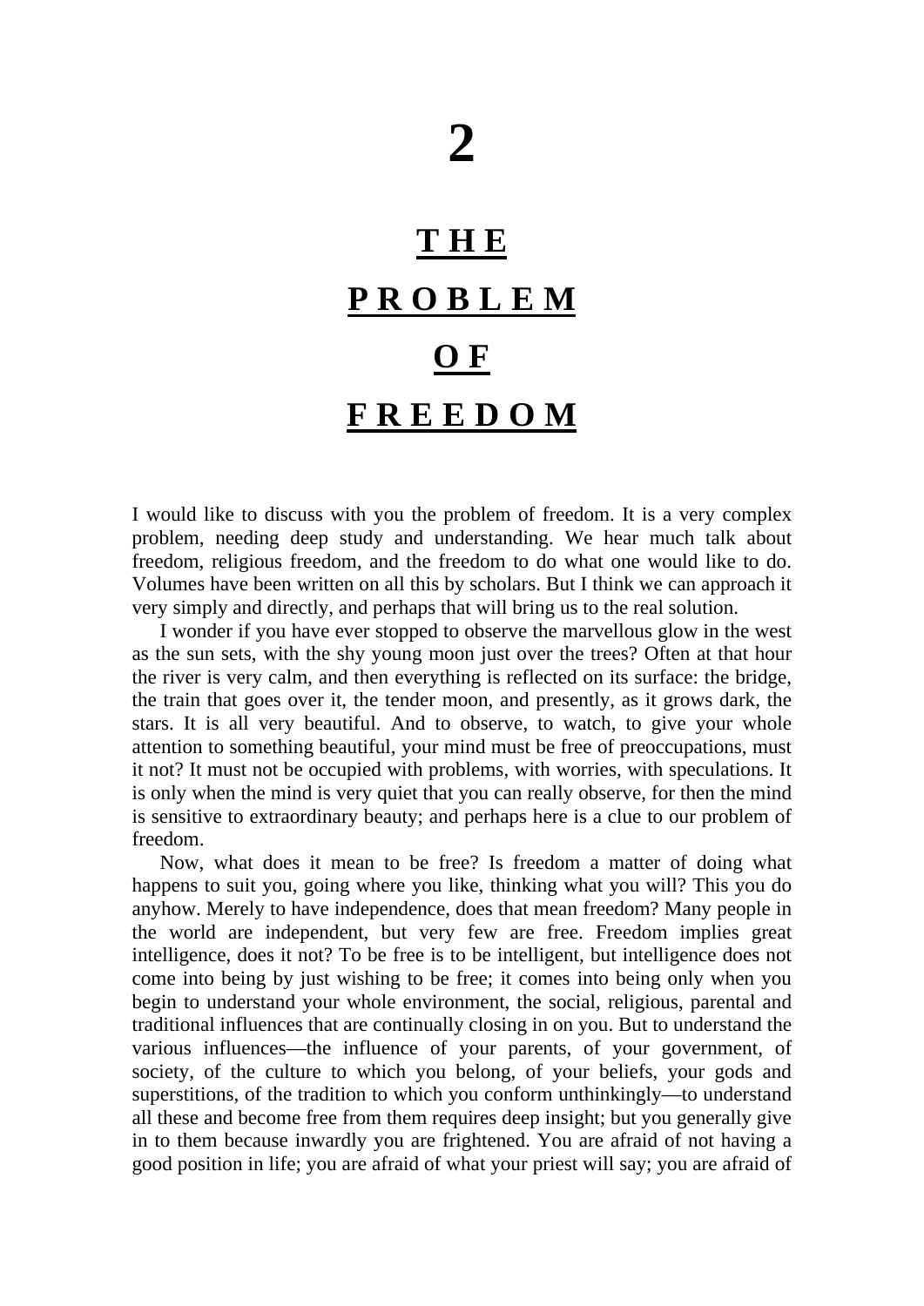# 2

# THE PROBLEM OF FREEDOM

I would like to discuss with you the problem of freedom. It is a very complex problem, needing deep study and understanding. We hear much talk about freedom, religious freedom, and the freedom to do what one would like to do. Volumes have been written on all this by scholars. But I think we can approach it very simply and directly, and perhaps that will bring us to the real solution.

I wonder if you have ever stopped to observe the marvellous glow in the west as the sun sets, with the shy young moon just over the trees? Often at that hour the river is very calm, and then everything is reflected on its surface: the bridge, the train that goes over it, the tender moon, and presently, as it grows dark, the stars. It is all very beautiful. And to observe, to watch, to give your whole attention to something beautiful, your mind must be free of preoccupations, must it not? It must not be occupied with problems, with worries, with speculations. It is only when the mind is very quiet that you can really observe, for then the mind is sensitive to extraordinary beauty; and perhaps here is a clue to our problem of freedom.

Now, what does it mean to be free? Is freedom a matter of doing what happens to suit you, going where you like, thinking what you will? This you do anyhow. Merely to have independence, does that mean freedom? Many people in the world are independent, but very few are free. Freedom implies great intelligence, does it not? To be free is to be intelligent, but intelligence does not come into being by just wishing to be free; it comes into being only when you begin to understand your whole environment, the social, religious, parental and traditional influences that are continually closing in on you. But to understand the various influences—the influence of your parents, of your government, of society, of the culture to which you belong, of your beliefs, your gods and superstitions, of the tradition to which you conform unthinkingly—to understand all these and become free from them requires deep insight; but you generally give in to them because inwardly you are frightened. You are afraid of not having a good position in life; you are afraid of what your priest will say; you are afraid of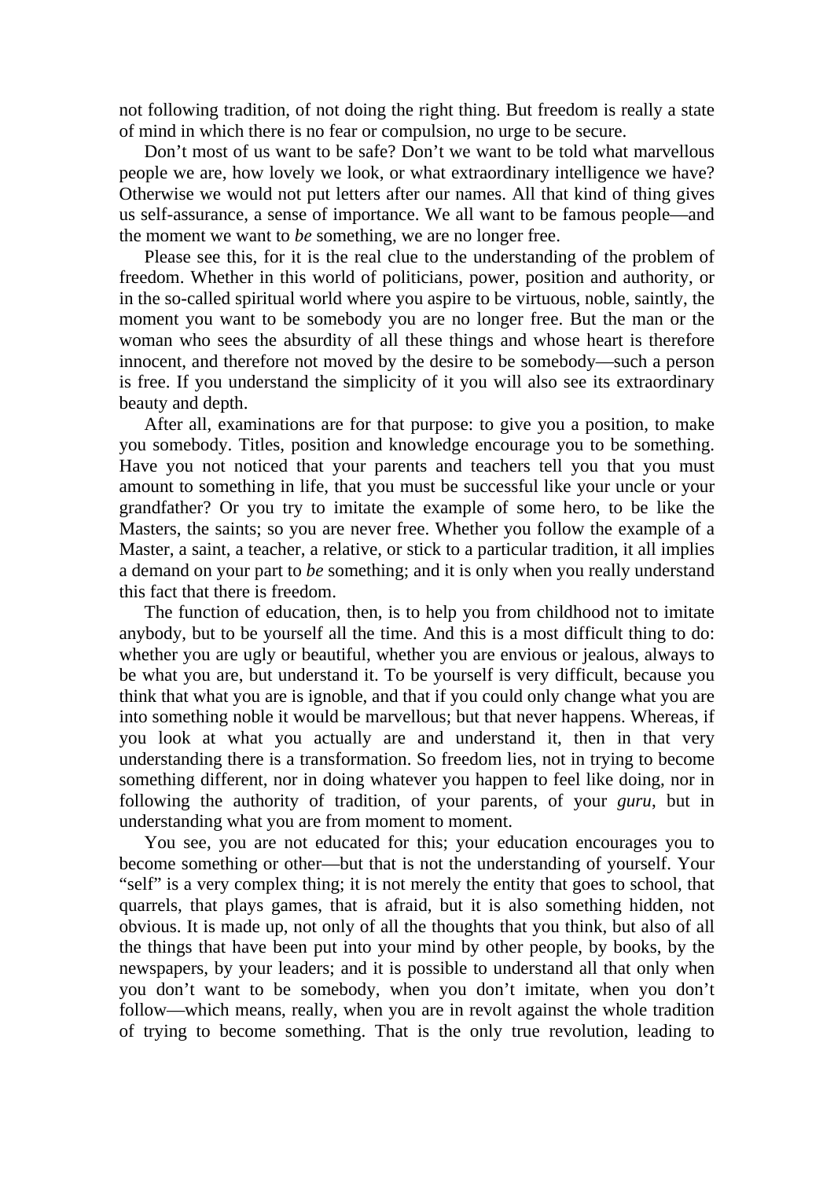not following tradition, of not doing the right thing. But freedom is really a state of mind in which there is no fear or compulsion, no urge to be secure.

Don't most of us want to be safe? Don't we want to be told what marvellous people we are, how lovely we look, or what extraordinary intelligence we have? Otherwise we would not put letters after our names. All that kind of thing gives us self-assurance, a sense of importance. We all want to be famous people—and the moment we want to *be* something, we are no longer free.

Please see this, for it is the real clue to the understanding of the problem of freedom. Whether in this world of politicians, power, position and authority, or in the so-called spiritual world where you aspire to be virtuous, noble, saintly, the moment you want to be somebody you are no longer free. But the man or the woman who sees the absurdity of all these things and whose heart is therefore innocent, and therefore not moved by the desire to be somebody—such a person is free. If you understand the simplicity of it you will also see its extraordinary beauty and depth.

After all, examinations are for that purpose: to give you a position, to make you somebody. Titles, position and knowledge encourage you to be something. Have you not noticed that your parents and teachers tell you that you must amount to something in life, that you must be successful like your uncle or your grandfather? Or you try to imitate the example of some hero, to be like the Masters, the saints; so you are never free. Whether you follow the example of a Master, a saint, a teacher, a relative, or stick to a particular tradition, it all implies a demand on your part to *be* something; and it is only when you really understand this fact that there is freedom.

The function of education, then, is to help you from childhood not to imitate anybody, but to be yourself all the time. And this is a most difficult thing to do: whether you are ugly or beautiful, whether you are envious or jealous, always to be what you are, but understand it. To be yourself is very difficult, because you think that what you are is ignoble, and that if you could only change what you are into something noble it would be marvellous; but that never happens. Whereas, if you look at what you actually are and understand it, then in that very understanding there is a transformation. So freedom lies, not in trying to become something different, nor in doing whatever you happen to feel like doing, nor in following the authority of tradition, of your parents, of your *guru*, but in understanding what you are from moment to moment.

You see, you are not educated for this; your education encourages you to become something or other—but that is not the understanding of yourself. Your "self" is a very complex thing; it is not merely the entity that goes to school, that quarrels, that plays games, that is afraid, but it is also something hidden, not obvious. It is made up, not only of all the thoughts that you think, but also of all the things that have been put into your mind by other people, by books, by the newspapers, by your leaders; and it is possible to understand all that only when you don't want to be somebody, when you don't imitate, when you don't follow—which means, really, when you are in revolt against the whole tradition of trying to become something. That is the only true revolution, leading to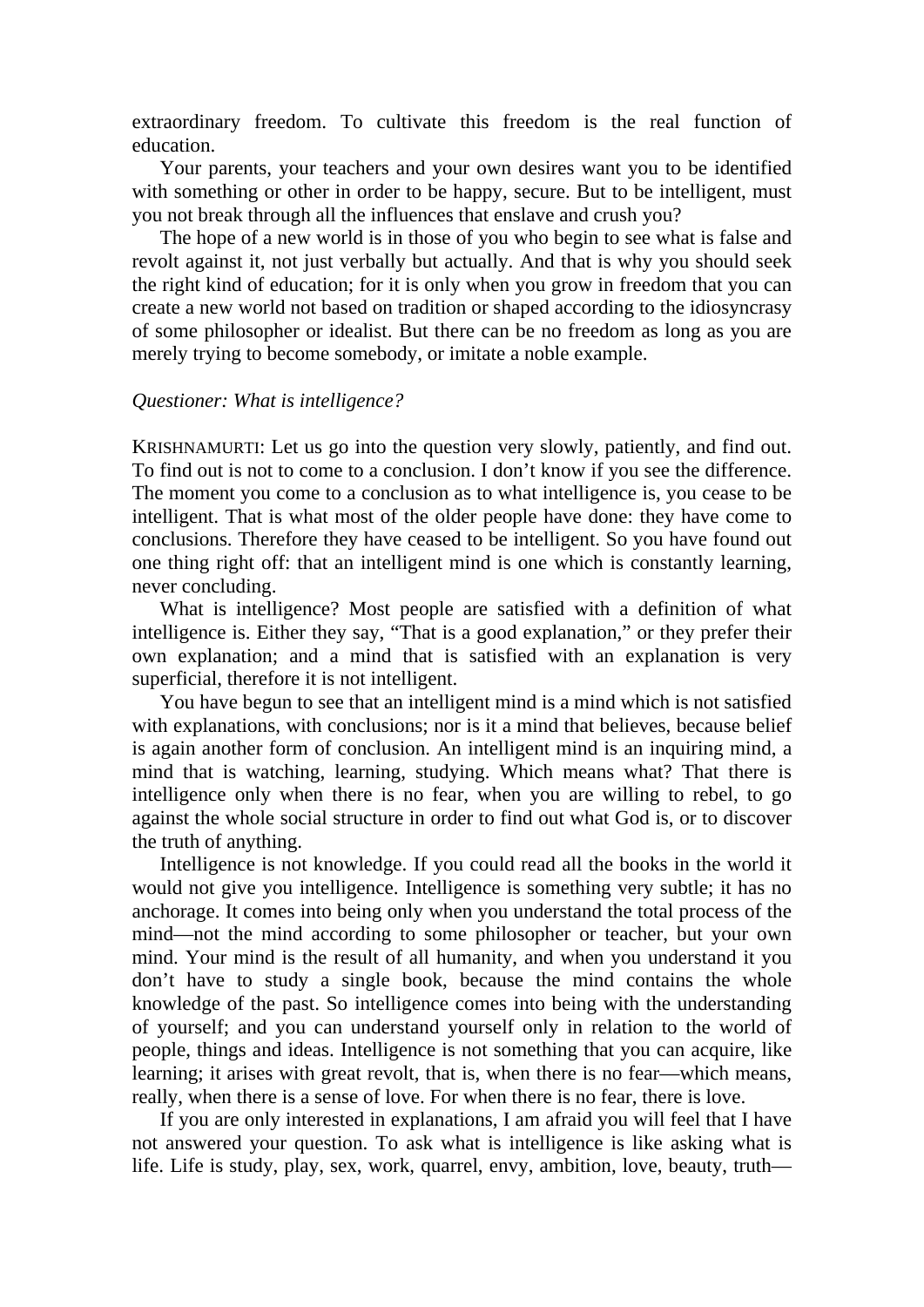extraordinary freedom. To cultivate this freedom is the real function of education.

Your parents, your teachers and your own desires want you to be identified with something or other in order to be happy, secure. But to be intelligent, must you not break through all the influences that enslave and crush you?

The hope of a new world is in those of you who begin to see what is false and revolt against it, not just verbally but actually. And that is why you should seek the right kind of education; for it is only when you grow in freedom that you can create a new world not based on tradition or shaped according to the idiosyncrasy of some philosopher or idealist. But there can be no freedom as long as you are merely trying to become somebody, or imitate a noble example.

*Questioner: What is intelligence?*

KRISHNAMURTI: Let us go into the question very slowly, patiently, and find out. To find out is not to come to a conclusion. I don't know if you see the difference. The moment you come to a conclusion as to what intelligence is, you cease to be intelligent. That is what most of the older people have done: they have come to conclusions. Therefore they have ceased to be intelligent. So you have found out one thing right off: that an intelligent mind is one which is constantly learning, never concluding.

What is intelligence? Most people are satisfied with a definition of what intelligence is. Either they say, "That is a good explanation," or they prefer their own explanation; and a mind that is satisfied with an explanation is very superficial, therefore it is not intelligent.

You have begun to see that an intelligent mind is a mind which is not satisfied with explanations, with conclusions; nor is it a mind that believes, because belief is again another form of conclusion. An intelligent mind is an inquiring mind, a mind that is watching, learning, studying. Which means what? That there is intelligence only when there is no fear, when you are willing to rebel, to go against the whole social structure in order to find out what God is, or to discover the truth of anything.

Intelligence is not knowledge. If you could read all the books in the world it would not give you intelligence. Intelligence is something very subtle; it has no anchorage. It comes into being only when you understand the total process of the mind—not the mind according to some philosopher or teacher, but your own mind. Your mind is the result of all humanity, and when you understand it you don't have to study a single book, because the mind contains the whole knowledge of the past. So intelligence comes into being with the understanding of yourself; and you can understand yourself only in relation to the world of people, things and ideas. Intelligence is not something that you can acquire, like learning; it arises with great revolt, that is, when there is no fear—which means, really, when there is a sense of love. For when there is no fear, there is love.

If you are only interested in explanations, I am afraid you will feel that I have not answered your question. To ask what is intelligence is like asking what is life. Life is study, play, sex, work, quarrel, envy, ambition, love, beauty, truth—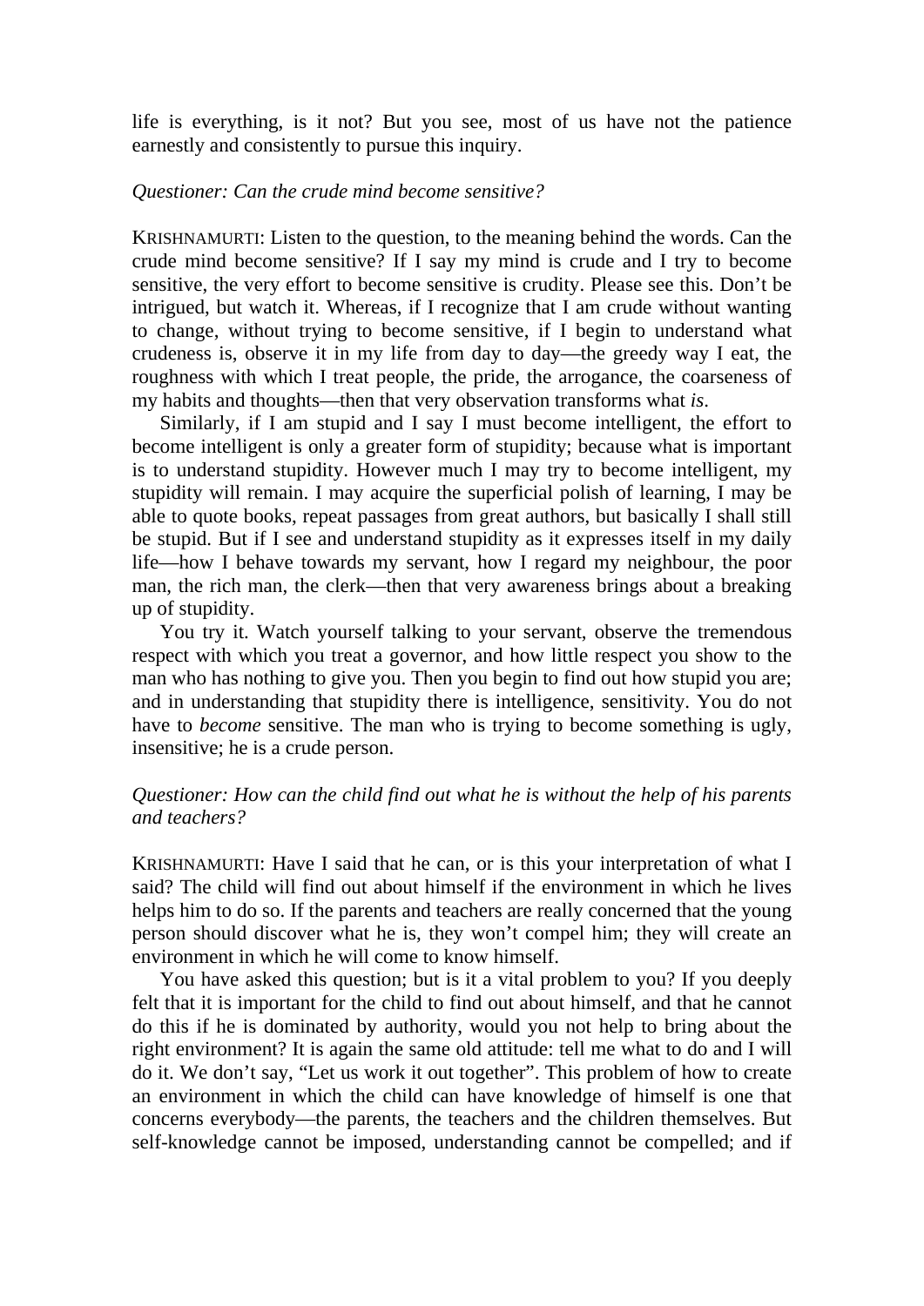life is everything, is it not? But you see, most of us have not the patience earnestly and consistently to pursue this inquiry.

*Questioner: Can the crude mind become sensitive?*

KRISHNAMURTI: Listen to the question, to the meaning behind the words. Can the crude mind become sensitive? If I say my mind is crude and I try to become sensitive, the very effort to become sensitive is crudity. Please see this. Don't be intrigued, but watch it. Whereas, if I recognize that I am crude without wanting to change, without trying to become sensitive, if I begin to understand what crudeness is, observe it in my life from day to day—the greedy way I eat, the roughness with which I treat people, the pride, the arrogance, the coarseness of my habits and thoughts—then that very observation transforms what *is*.

Similarly, if I am stupid and I say I must become intelligent, the effort to become intelligent is only a greater form of stupidity; because what is important is to understand stupidity. However much I may try to become intelligent, my stupidity will remain. I may acquire the superficial polish of learning, I may be able to quote books, repeat passages from great authors, but basically I shall still be stupid. But if I see and understand stupidity as it expresses itself in my daily life—how I behave towards my servant, how I regard my neighbour, the poor man, the rich man, the clerk—then that very awareness brings about a breaking up of stupidity.

You try it. Watch yourself talking to your servant, observe the tremendous respect with which you treat a governor, and how little respect you show to the man who has nothing to give you. Then you begin to find out how stupid you are; and in understanding that stupidity there is intelligence, sensitivity. You do not have to *become* sensitive. The man who is trying to become something is ugly, insensitive; he is a crude person.

*Questioner: How can the child find out what he is without the help of his parents and teachers?*

KRISHNAMURTI: Have I said that he can, or is this your interpretation of what I said? The child will find out about himself if the environment in which he lives helps him to do so. If the parents and teachers are really concerned that the young person should discover what he is, they won't compel him; they will create an environment in which he will come to know himself.

You have asked this question; but is it a vital problem to you? If you deeply felt that it is important for the child to find out about himself, and that he cannot do this if he is dominated by authority, would you not help to bring about the right environment? It is again the same old attitude: tell me what to do and I will do it. We don't say, "Let us work it out together". This problem of how to create an environment in which the child can have knowledge of himself is one that concerns everybody—the parents, the teachers and the children themselves. But self-knowledge cannot be imposed, understanding cannot be compelled; and if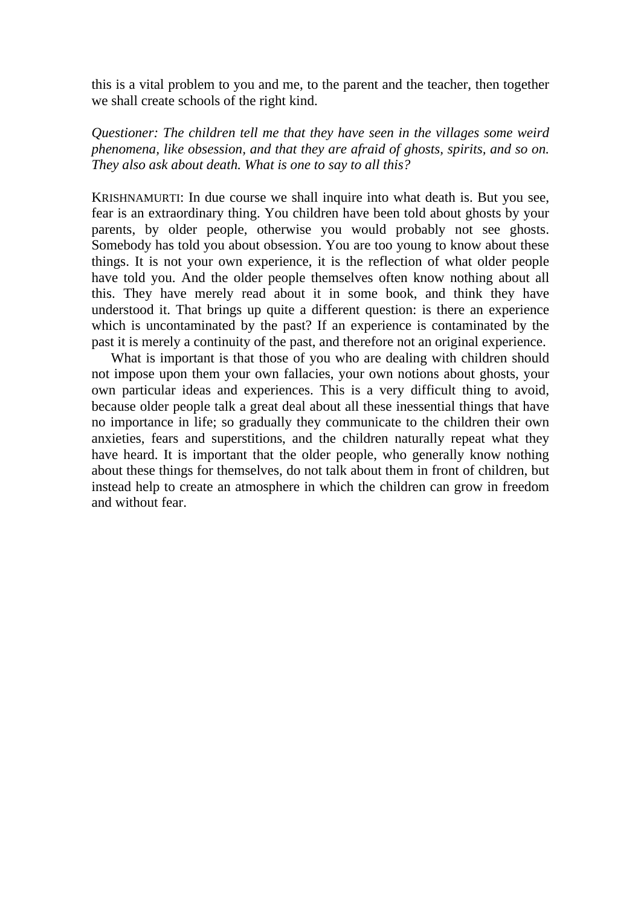this is a vital problem to you and me, to the parent and the teacher, then together we shall create schools of the right kind.

*Questioner: The children tell me that they have seen in the villages some weird phenomena, like obsession, and that they are afraid of ghosts, spirits, and so on. They also ask about death. What is one to say to all this?*

KRISHNAMURTI: In due course we shall inquire into what death is. But you see, fear is an extraordinary thing. You children have been told about ghosts by your parents, by older people, otherwise you would probably not see ghosts. Somebody has told you about obsession. You are too young to know about these things. It is not your own experience, it is the reflection of what older people have told you. And the older people themselves often know nothing about all this. They have merely read about it in some book, and think they have understood it. That brings up quite a different question: is there an experience which is uncontaminated by the past? If an experience is contaminated by the past it is merely a continuity of the past, and therefore not an original experience.

What is important is that those of you who are dealing with children should not impose upon them your own fallacies, your own notions about ghosts, your own particular ideas and experiences. This is a very difficult thing to avoid, because older people talk a great deal about all these inessential things that have no importance in life; so gradually they communicate to the children their own anxieties, fears and superstitions, and the children naturally repeat what they have heard. It is important that the older people, who generally know nothing about these things for themselves, do not talk about them in front of children, but instead help to create an atmosphere in which the children can grow in freedom and without fear.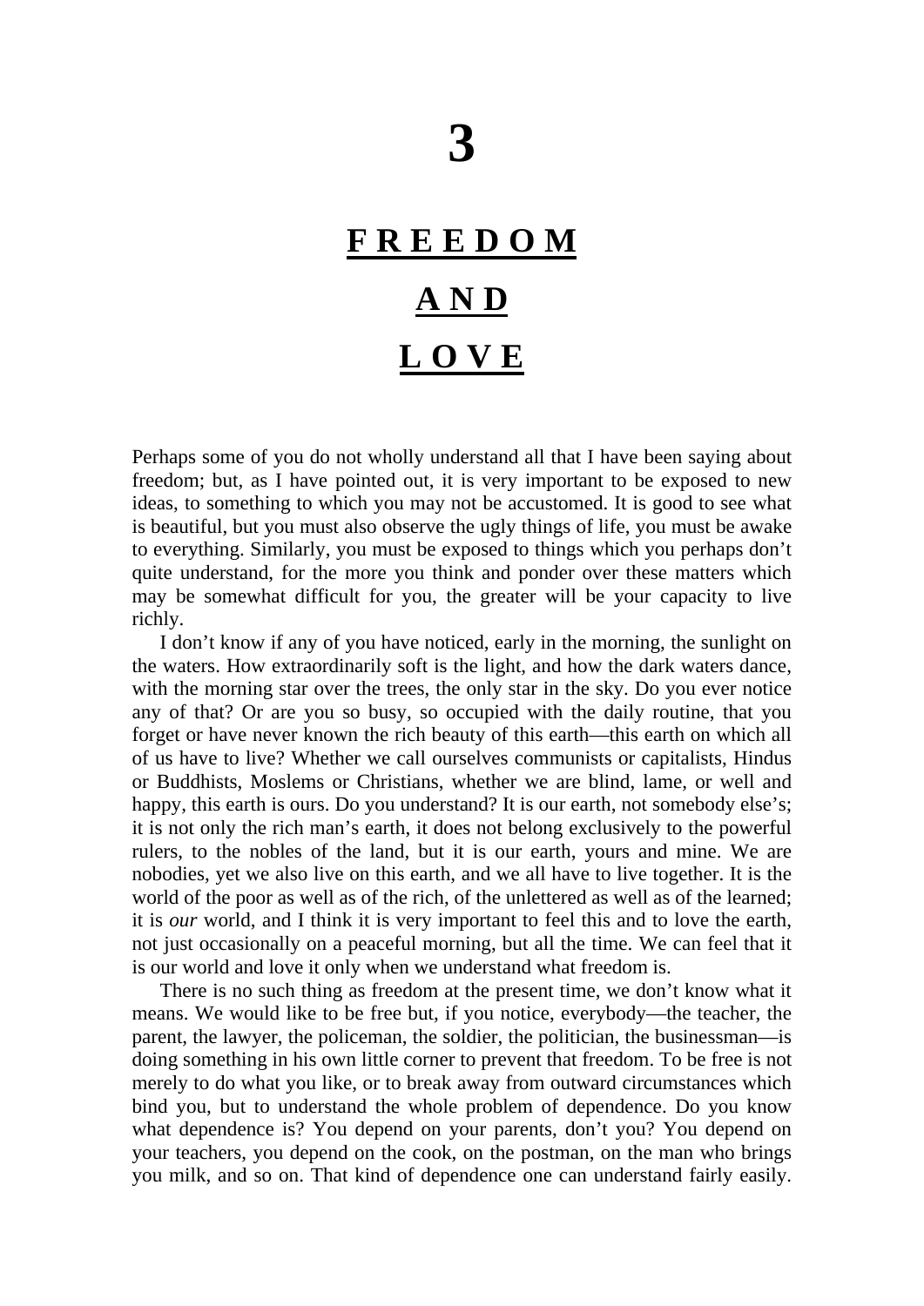# 3

## FREEDOM AND LOVE

Perhaps some of you do not wholly understand all that I have been saying about freedom; but, as I have pointed out, it is very important to be exposed to new ideas, to something to which you may not be accustomed. It is good to see what is beautiful, but you must also observe the ugly things of life, you must be awake to everything. Similarly, you must be exposed to things which you perhaps don't quite understand, for the more you think and ponder over these matters which may be somewhat difficult for you, the greater will be your capacity to live richly.

I don't know if any of you have noticed, early in the morning, the sunlight on the waters. How extraordinarily soft is the light, and how the dark waters dance, with the morning star over the trees, the only star in the sky. Do you ever notice any of that? Or are you so busy, so occupied with the daily routine, that you forget or have never known the rich beauty of this earth—this earth on which all of us have to live? Whether we call ourselves communists or capitalists, Hindus or Buddhists, Moslems or Christians, whether we are blind, lame, or well and happy, this earth is ours. Do you understand? It is our earth, not somebody else's; it is not only the rich man's earth, it does not belong exclusively to the powerful rulers, to the nobles of the land, but it is our earth, yours and mine. We are nobodies, yet we also live on this earth, and we all have to live together. It is the world of the poor as well as of the rich, of the unlettered as well as of the learned; it is *our* world, and I think it is very important to feel this and to love the earth, not just occasionally on a peaceful morning, but all the time. We can feel that it is our world and love it only when we understand what freedom is.

There is no such thing as freedom at the present time, we don't know what it means. We would like to be free but, if you notice, everybody—the teacher, the parent, the lawyer, the policeman, the soldier, the politician, the businessman—is doing something in his own little corner to prevent that freedom. To be free is not merely to do what you like, or to break away from outward circumstances which bind you, but to understand the whole problem of dependence. Do you know what dependence is? You depend on your parents, don't you? You depend on your teachers, you depend on the cook, on the postman, on the man who brings you milk, and so on. That kind of dependence one can understand fairly easily.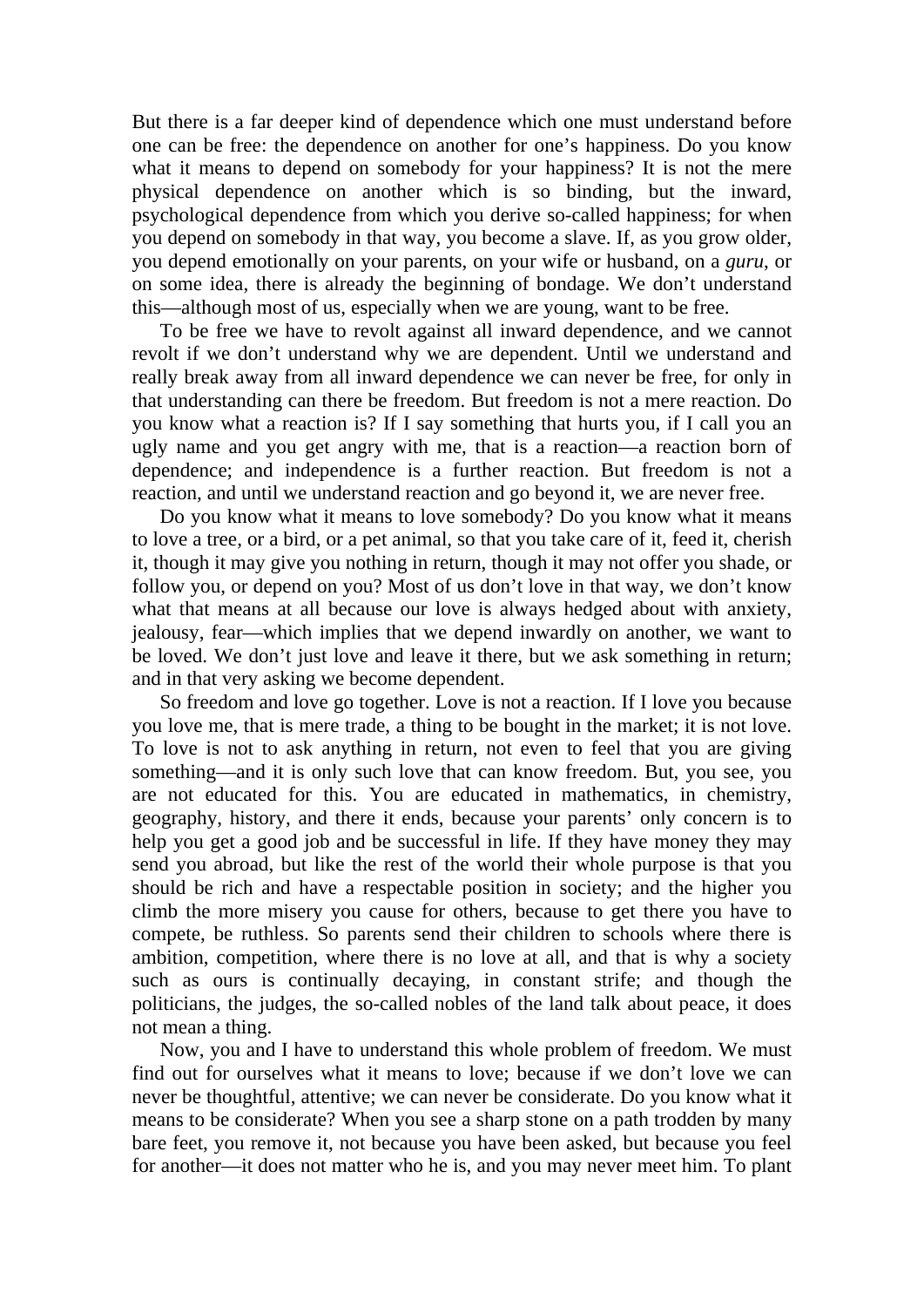But there is a far deeper kind of dependence which one must understand before one can be free: the dependence on another for one's happiness. Do you know what it means to depend on somebody for your happiness? It is not the mere physical dependence on another which is so binding, but the inward, psychological dependence from which you derive so-called happiness; for when you depend on somebody in that way, you become a slave. If, as you grow older, you depend emotionally on your parents, on your wife or husband, on a *guru*, or on some idea, there is already the beginning of bondage. We don't understand this—although most of us, especially when we are young, want to be free.

To be free we have to revolt against all inward dependence, and we cannot revolt if we don't understand why we are dependent. Until we understand and really break away from all inward dependence we can never be free, for only in that understanding can there be freedom. But freedom is not a mere reaction. Do you know what a reaction is? If I say something that hurts you, if I call you an ugly name and you get angry with me, that is a reaction—a reaction born of dependence; and independence is a further reaction. But freedom is not a reaction, and until we understand reaction and go beyond it, we are never free.

Do you know what it means to love somebody? Do you know what it means to love a tree, or a bird, or a pet animal, so that you take care of it, feed it, cherish it, though it may give you nothing in return, though it may not offer you shade, or follow you, or depend on you? Most of us don't love in that way, we don't know what that means at all because our love is always hedged about with anxiety, jealousy, fear—which implies that we depend inwardly on another, we want to be loved. We don't just love and leave it there, but we ask something in return; and in that very asking we become dependent.

So freedom and love go together. Love is not a reaction. If I love you because you love me, that is mere trade, a thing to be bought in the market; it is not love. To love is not to ask anything in return, not even to feel that you are giving something—and it is only such love that can know freedom. But, you see, you are not educated for this. You are educated in mathematics, in chemistry, geography, history, and there it ends, because your parents' only concern is to help you get a good job and be successful in life. If they have money they may send you abroad, but like the rest of the world their whole purpose is that you should be rich and have a respectable position in society; and the higher you climb the more misery you cause for others, because to get there you have to compete, be ruthless. So parents send their children to schools where there is ambition, competition, where there is no love at all, and that is why a society such as ours is continually decaying, in constant strife; and though the politicians, the judges, the so-called nobles of the land talk about peace, it does not mean a thing.

Now, you and I have to understand this whole problem of freedom. We must find out for ourselves what it means to love; because if we don't love we can never be thoughtful, attentive; we can never be considerate. Do you know what it means to be considerate? When you see a sharp stone on a path trodden by many bare feet, you remove it, not because you have been asked, but because you feel for another—it does not matter who he is, and you may never meet him. To plant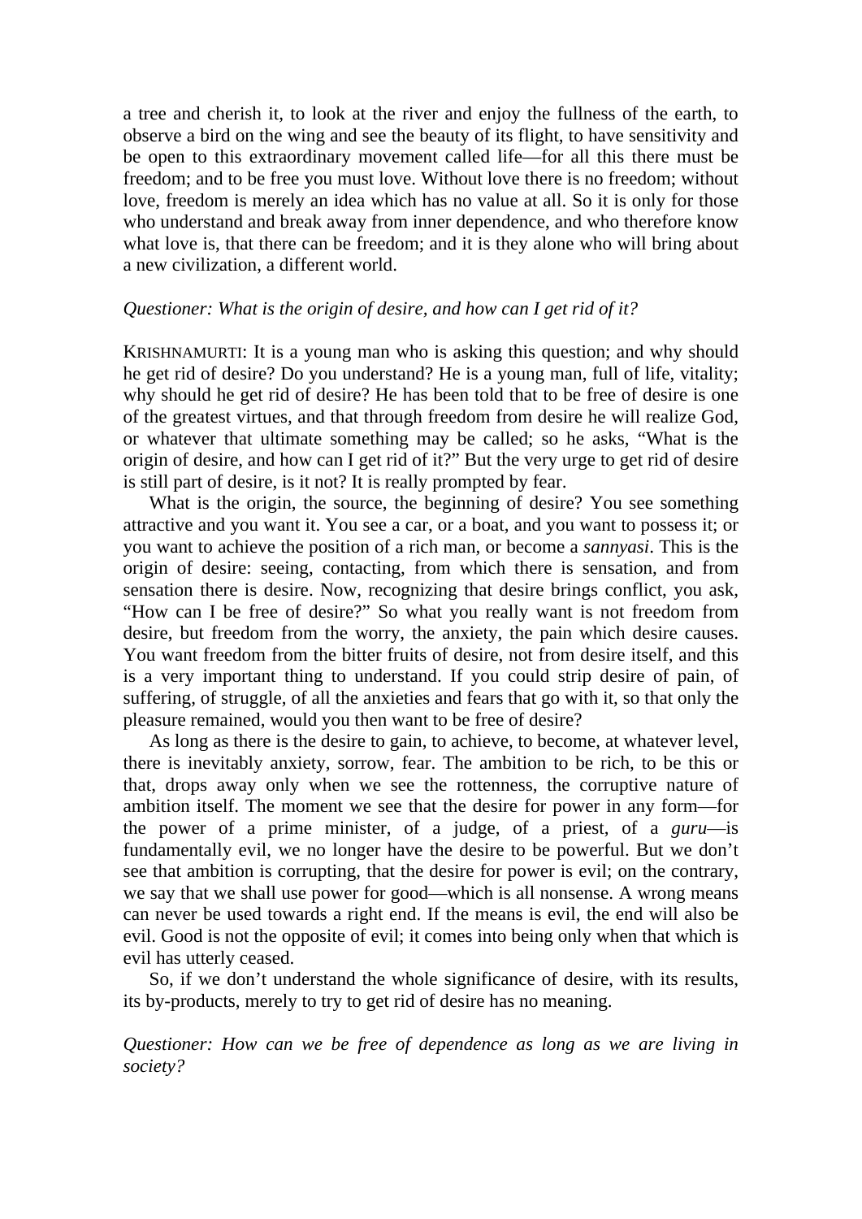a tree and cherish it, to look at the river and enjoy the fullness of the earth, to observe a bird on the wing and see the beauty of its flight, to have sensitivity and be open to this extraordinary movement called life—for all this there must be freedom; and to be free you must love. Without love there is no freedom; without love, freedom is merely an idea which has no value at all. So it is only for those who understand and break away from inner dependence, and who therefore know what love is, that there can be freedom; and it is they alone who will bring about a new civilization, a different world.

*Questioner: What is the origin of desire, and how can I get rid of it?*

KRISHNAMURTI: It is a young man who is asking this question; and why should he get rid of desire? Do you understand? He is a young man, full of life, vitality; why should he get rid of desire? He has been told that to be free of desire is one of the greatest virtues, and that through freedom from desire he will realize God, or whatever that ultimate something may be called; so he asks, "What is the origin of desire, and how can I get rid of it?" But the very urge to get rid of desire is still part of desire, is it not? It is really prompted by fear.

What is the origin, the source, the beginning of desire? You see something attractive and you want it. You see a car, or a boat, and you want to possess it; or you want to achieve the position of a rich man, or become a *sannyasi*. This is the origin of desire: seeing, contacting, from which there is sensation, and from sensation there is desire. Now, recognizing that desire brings conflict, you ask, "How can I be free of desire?" So what you really want is not freedom from desire, but freedom from the worry, the anxiety, the pain which desire causes. You want freedom from the bitter fruits of desire, not from desire itself, and this is a very important thing to understand. If you could strip desire of pain, of suffering, of struggle, of all the anxieties and fears that go with it, so that only the pleasure remained, would you then want to be free of desire?

As long as there is the desire to gain, to achieve, to become, at whatever level, there is inevitably anxiety, sorrow, fear. The ambition to be rich, to be this or that, drops away only when we see the rottenness, the corruptive nature of ambition itself. The moment we see that the desire for power in any form—for the power of a prime minister, of a judge, of a priest, of a *guru*—is fundamentally evil, we no longer have the desire to be powerful. But we don't see that ambition is corrupting, that the desire for power is evil; on the contrary, we say that we shall use power for good—which is all nonsense. A wrong means can never be used towards a right end. If the means is evil, the end will also be evil. Good is not the opposite of evil; it comes into being only when that which is evil has utterly ceased.

So, if we don't understand the whole significance of desire, with its results, its by-products, merely to try to get rid of desire has no meaning.

*Questioner: How can we be free of dependence as long as we are living in society?*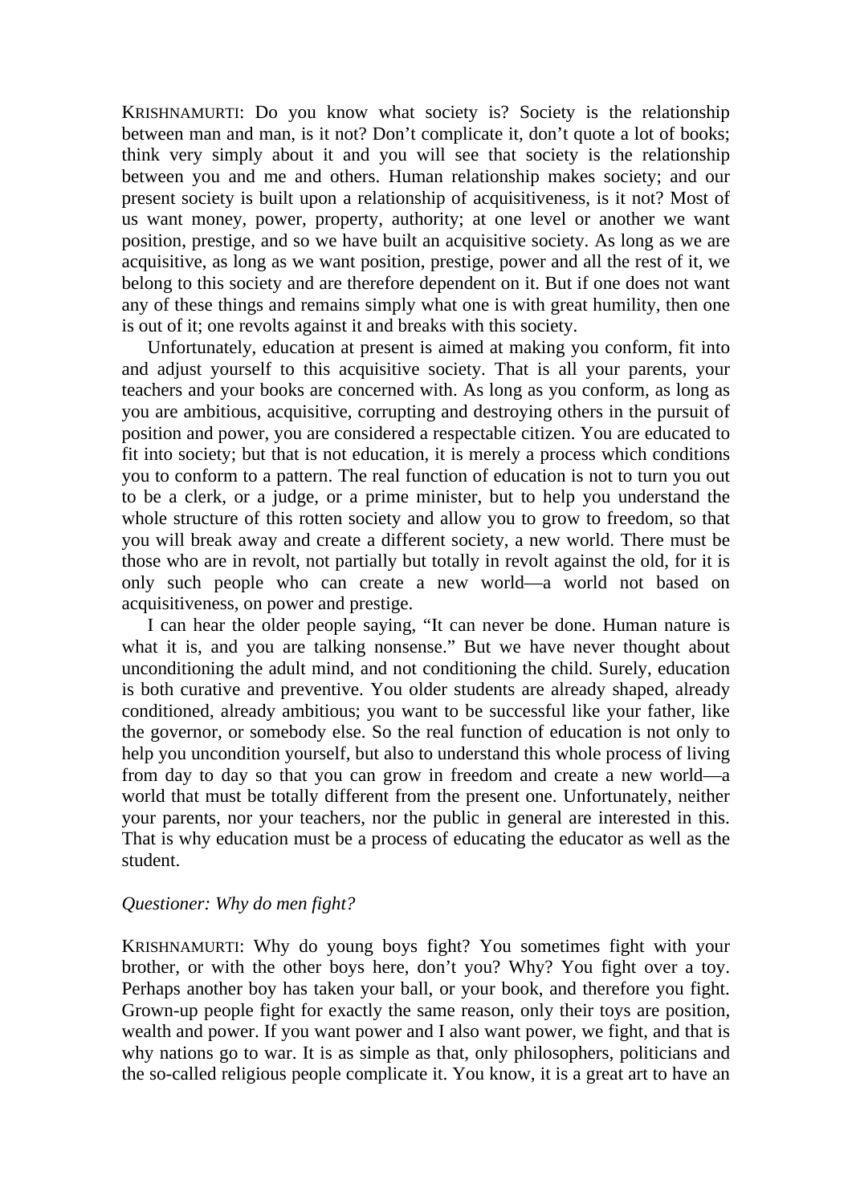KRISHNAMURTI: Do you know what society is? Society is the relationship between man and man, is it not? Don't complicate it, don't quote a lot of books; think very simply about it and you will see that society is the relationship between you and me and others. Human relationship makes society; and our present society is built upon a relationship of acquisitiveness, is it not? Most of us want money, power, property, authority; at one level or another we want position, prestige, and so we have built an acquisitive society. As long as we are acquisitive, as long as we want position, prestige, power and all the rest of it, we belong to this society and are therefore dependent on it. But if one does not want any of these things and remains simply what one is with great humility, then one is out of it; one revolts against it and breaks with this society.

Unfortunately, education at present is aimed at making you conform, fit into and adjust yourself to this acquisitive society. That is all your parents, your teachers and your books are concerned with. As long as you conform, as long as you are ambitious, acquisitive, corrupting and destroying others in the pursuit of position and power, you are considered a respectable citizen. You are educated to fit into society; but that is not education, it is merely a process which conditions you to conform to a pattern. The real function of education is not to turn you out to be a clerk, or a judge, or a prime minister, but to help you understand the whole structure of this rotten society and allow you to grow to freedom, so that you will break away and create a different society, a new world. There must be those who are in revolt, not partially but totally in revolt against the old, for it is only such people who can create a new world—a world not based on acquisitiveness, on power and prestige.

I can hear the older people saying, "It can never be done. Human nature is what it is, and you are talking nonsense." But we have never thought about unconditioning the adult mind, and not conditioning the child. Surely, education is both curative and preventive. You older students are already shaped, already conditioned, already ambitious; you want to be successful like your father, like the governor, or somebody else. So the real function of education is not only to help you uncondition yourself, but also to understand this whole process of living from day to day so that you can grow in freedom and create a new world—a world that must be totally different from the present one. Unfortunately, neither your parents, nor your teachers, nor the public in general are interested in this. That is why education must be a process of educating the educator as well as the student.

*Questioner: Why do men fight?*

KRISHNAMURTI: Why do young boys fight? You sometimes fight with your brother, or with the other boys here, don't you? Why? You fight over a toy. Perhaps another boy has taken your ball, or your book, and therefore you fight. Grown-up people fight for exactly the same reason, only their toys are position, wealth and power. If you want power and I also want power, we fight, and that is why nations go to war. It is as simple as that, only philosophers, politicians and the so-called religious people complicate it. You know, it is a great art to have an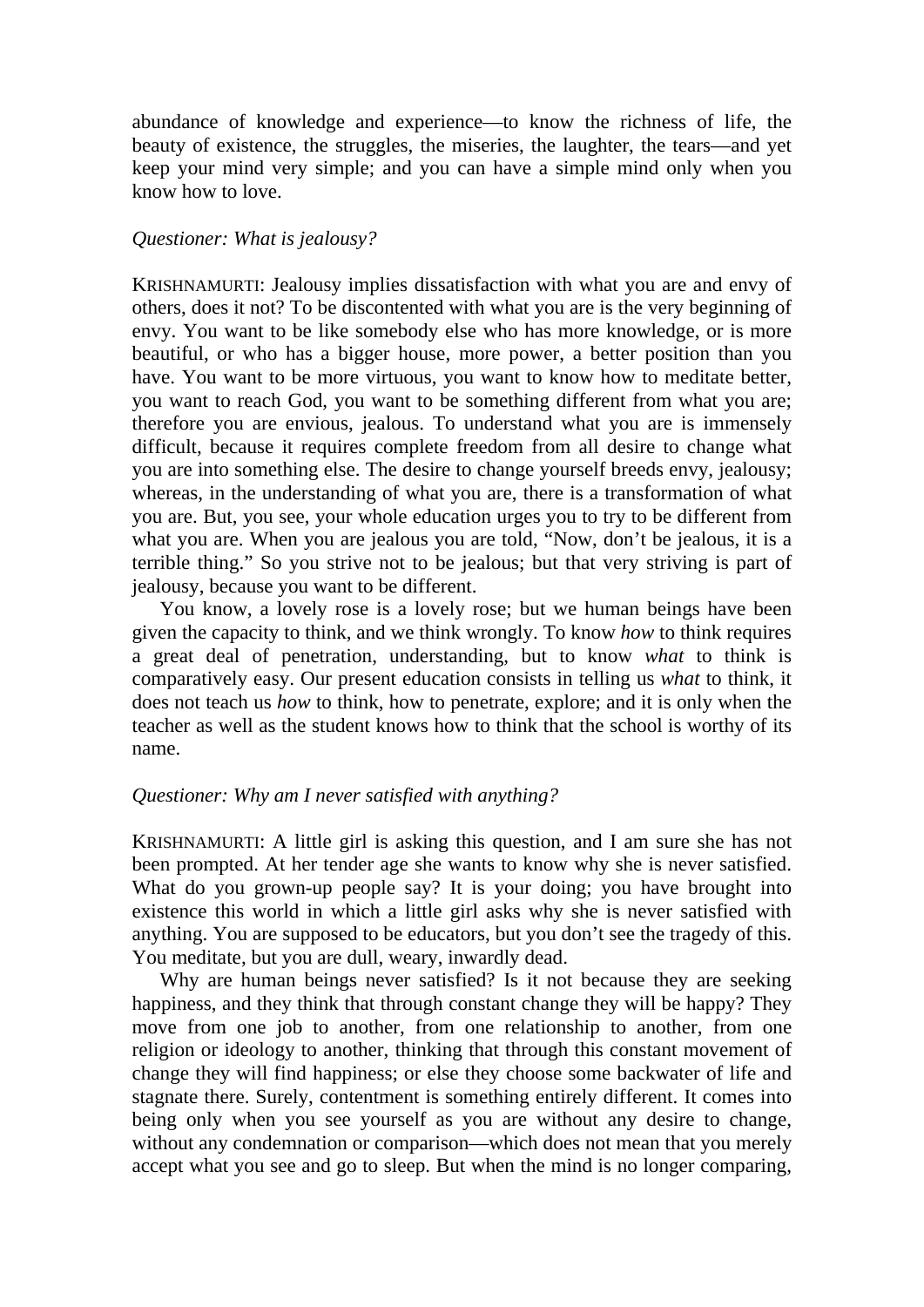abundance of knowledge and experience—to know the richness of life, the beauty of existence, the struggles, the miseries, the laughter, the tears—and yet keep your mind very simple; and you can have a simple mind only when you know how to love.

*Questioner: What is jealousy?*

KRISHNAMURTI: Jealousy implies dissatisfaction with what you are and envy of others, does it not? To be discontented with what you are is the very beginning of envy. You want to be like somebody else who has more knowledge, or is more beautiful, or who has a bigger house, more power, a better position than you have. You want to be more virtuous, you want to know how to meditate better, you want to reach God, you want to be something different from what you are; therefore you are envious, jealous. To understand what you are is immensely difficult, because it requires complete freedom from all desire to change what you are into something else. The desire to change yourself breeds envy, jealousy; whereas, in the understanding of what you are, there is a transformation of what you are. But, you see, your whole education urges you to try to be different from what you are. When you are jealous you are told, "Now, don't be jealous, it is a terrible thing." So you strive not to be jealous; but that very striving is part of jealousy, because you want to be different.

You know, a lovely rose is a lovely rose; but we human beings have been given the capacity to think, and we think wrongly. To know *how* to think requires a great deal of penetration, understanding, but to know *what* to think is comparatively easy. Our present education consists in telling us *what* to think, it does not teach us *how* to think, how to penetrate, explore; and it is only when the teacher as well as the student knows how to think that the school is worthy of its name.

*Questioner: Why am I never satisfied with anything?*

KRISHNAMURTI: A little girl is asking this question, and I am sure she has not been prompted. At her tender age she wants to know why she is never satisfied. What do you grown-up people say? It is your doing; you have brought into existence this world in which a little girl asks why she is never satisfied with anything. You are supposed to be educators, but you don't see the tragedy of this. You meditate, but you are dull, weary, inwardly dead.

Why are human beings never satisfied? Is it not because they are seeking happiness, and they think that through constant change they will be happy? They move from one job to another, from one relationship to another, from one religion or ideology to another, thinking that through this constant movement of change they will find happiness; or else they choose some backwater of life and stagnate there. Surely, contentment is something entirely different. It comes into being only when you see yourself as you are without any desire to change, without any condemnation or comparison—which does not mean that you merely accept what you see and go to sleep. But when the mind is no longer comparing,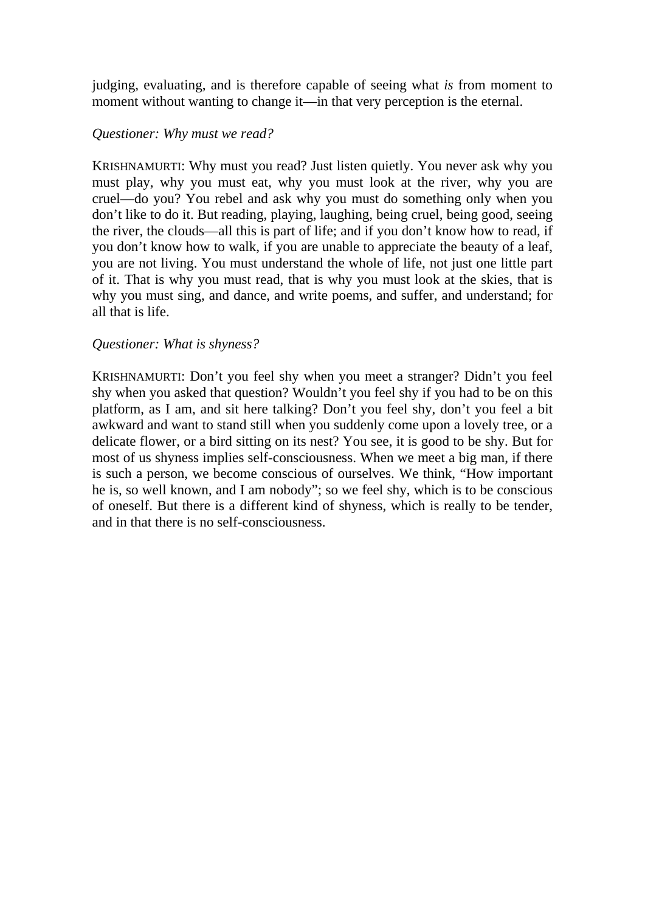judging, evaluating, and is therefore capable of seeing what *is* from moment to moment without wanting to change it—in that very perception is the eternal.

*Questioner: Why must we read?*

KRISHNAMURTI: Why must you read? Just listen quietly. You never ask why you must play, why you must eat, why you must look at the river, why you are cruel—do you? You rebel and ask why you must do something only when you don't like to do it. But reading, playing, laughing, being cruel, being good, seeing the river, the clouds—all this is part of life; and if you don't know how to read, if you don't know how to walk, if you are unable to appreciate the beauty of a leaf, you are not living. You must understand the whole of life, not just one little part of it. That is why you must read, that is why you must look at the skies, that is why you must sing, and dance, and write poems, and suffer, and understand; for all that is life.

*Questioner: What is shyness?*

KRISHNAMURTI: Don't you feel shy when you meet a stranger? Didn't you feel shy when you asked that question? Wouldn't you feel shy if you had to be on this platform, as I am, and sit here talking? Don't you feel shy, don't you feel a bit awkward and want to stand still when you suddenly come upon a lovely tree, or a delicate flower, or a bird sitting on its nest? You see, it is good to be shy. But for most of us shyness implies self-consciousness. When we meet a big man, if there is such a person, we become conscious of ourselves. We think, "How important he is, so well known, and I am nobody"; so we feel shy, which is to be conscious of oneself. But there is a different kind of shyness, which is really to be tender, and in that there is no self-consciousness.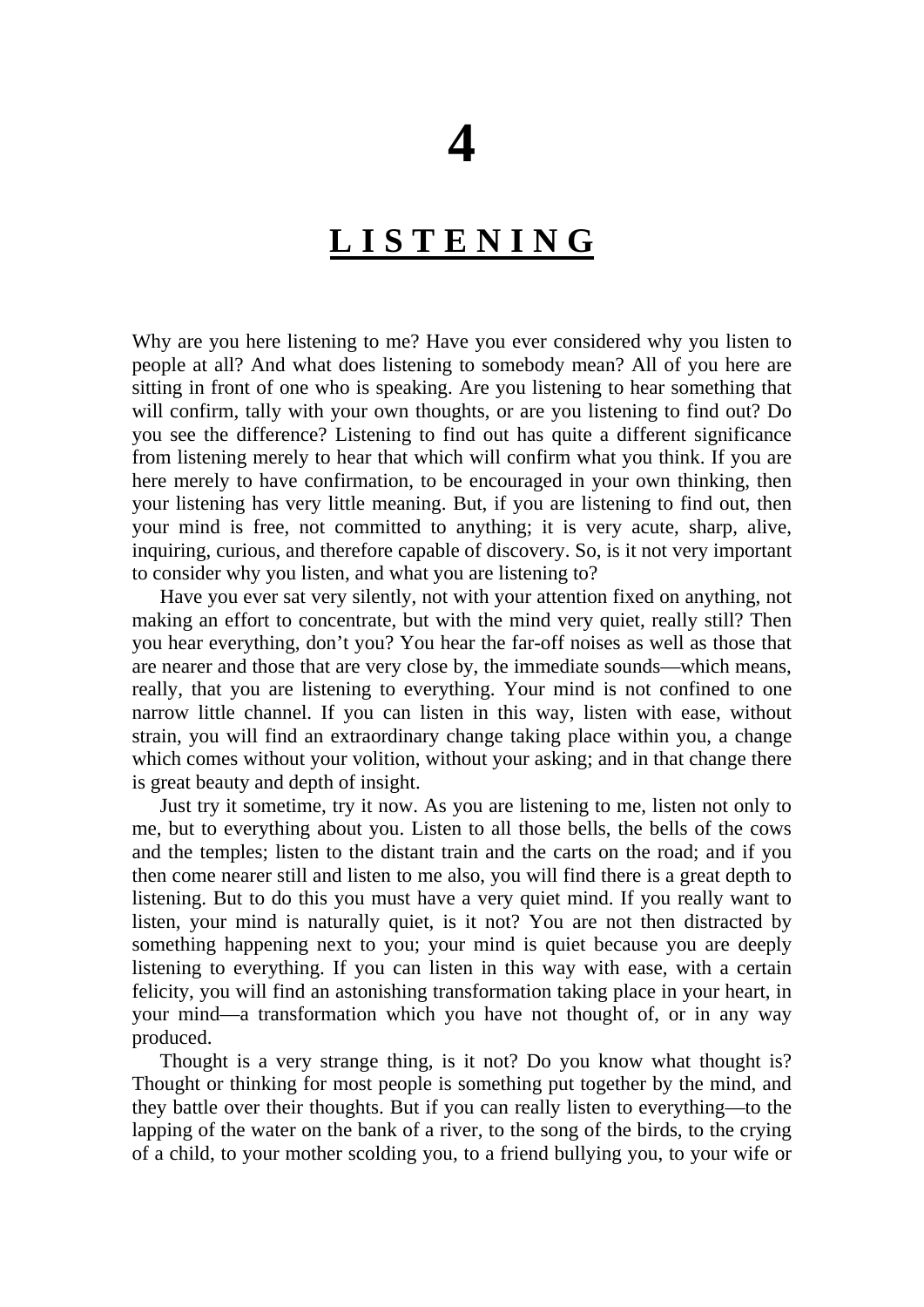# 4

## LISTENING

Why are you here listening to me? Have you ever considered why you listen to people at all? And what does listening to somebody mean? All of you here are sitting in front of one who is speaking. Are you listening to hear something that will confirm, tally with your own thoughts, or are you listening to find out? Do you see the difference? Listening to find out has quite a different significance from listening merely to hear that which will confirm what you think. If you are here merely to have confirmation, to be encouraged in your own thinking, then your listening has very little meaning. But, if you are listening to find out, then your mind is free, not committed to anything; it is very acute, sharp, alive, inquiring, curious, and therefore capable of discovery. So, is it not very important to consider why you listen, and what you are listening to?

Have you ever sat very silently, not with your attention fixed on anything, not making an effort to concentrate, but with the mind very quiet, really still? Then you hear everything, don't you? You hear the far-off noises as well as those that are nearer and those that are very close by, the immediate sounds—which means, really, that you are listening to everything. Your mind is not confined to one narrow little channel. If you can listen in this way, listen with ease, without strain, you will find an extraordinary change taking place within you, a change which comes without your volition, without your asking; and in that change there is great beauty and depth of insight.

Just try it sometime, try it now. As you are listening to me, listen not only to me, but to everything about you. Listen to all those bells, the bells of the cows and the temples; listen to the distant train and the carts on the road; and if you then come nearer still and listen to me also, you will find there is a great depth to listening. But to do this you must have a very quiet mind. If you really want to listen, your mind is naturally quiet, is it not? You are not then distracted by something happening next to you; your mind is quiet because you are deeply listening to everything. If you can listen in this way with ease, with a certain felicity, you will find an astonishing transformation taking place in your heart, in your mind—a transformation which you have not thought of, or in any way produced.

Thought is a very strange thing, is it not? Do you know what thought is? Thought or thinking for most people is something put together by the mind, and they battle over their thoughts. But if you can really listen to everything—to the lapping of the water on the bank of a river, to the song of the birds, to the crying of a child, to your mother scolding you, to a friend bullying you, to your wife or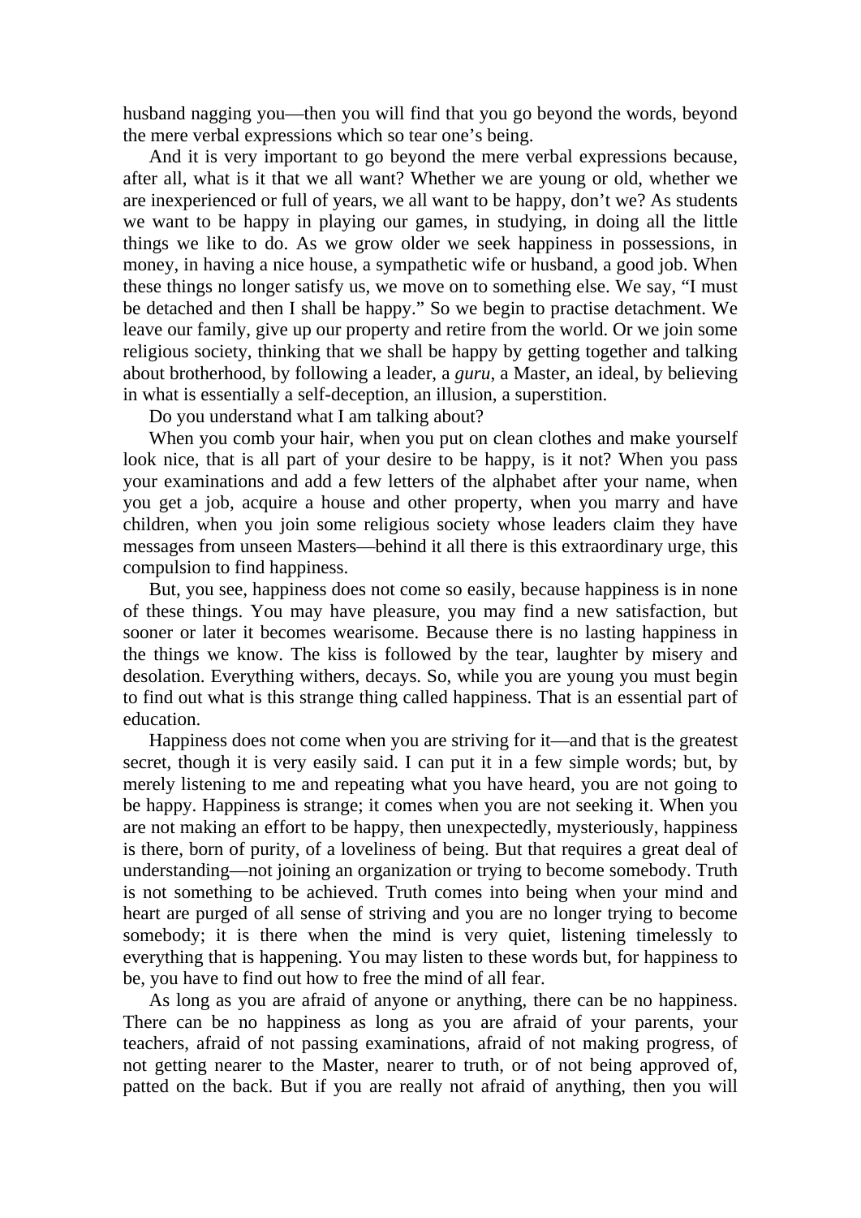husband nagging you—then you will find that you go beyond the words, beyond the mere verbal expressions which so tear one's being.

And it is very important to go beyond the mere verbal expressions because, after all, what is it that we all want? Whether we are young or old, whether we are inexperienced or full of years, we all want to be happy, don't we? As students we want to be happy in playing our games, in studying, in doing all the little things we like to do. As we grow older we seek happiness in possessions, in money, in having a nice house, a sympathetic wife or husband, a good job. When these things no longer satisfy us, we move on to something else. We say, "I must be detached and then I shall be happy." So we begin to practise detachment. We leave our family, give up our property and retire from the world. Or we join some religious society, thinking that we shall be happy by getting together and talking about brotherhood, by following a leader, a *guru*, a Master, an ideal, by believing in what is essentially a self-deception, an illusion, a superstition.

Do you understand what I am talking about?

When you comb your hair, when you put on clean clothes and make yourself look nice, that is all part of your desire to be happy, is it not? When you pass your examinations and add a few letters of the alphabet after your name, when you get a job, acquire a house and other property, when you marry and have children, when you join some religious society whose leaders claim they have messages from unseen Masters—behind it all there is this extraordinary urge, this compulsion to find happiness.

But, you see, happiness does not come so easily, because happiness is in none of these things. You may have pleasure, you may find a new satisfaction, but sooner or later it becomes wearisome. Because there is no lasting happiness in the things we know. The kiss is followed by the tear, laughter by misery and desolation. Everything withers, decays. So, while you are young you must begin to find out what is this strange thing called happiness. That is an essential part of education.

Happiness does not come when you are striving for it—and that is the greatest secret, though it is very easily said. I can put it in a few simple words; but, by merely listening to me and repeating what you have heard, you are not going to be happy. Happiness is strange; it comes when you are not seeking it. When you are not making an effort to be happy, then unexpectedly, mysteriously, happiness is there, born of purity, of a loveliness of being. But that requires a great deal of understanding—not joining an organization or trying to become somebody. Truth is not something to be achieved. Truth comes into being when your mind and heart are purged of all sense of striving and you are no longer trying to become somebody; it is there when the mind is very quiet, listening timelessly to everything that is happening. You may listen to these words but, for happiness to be, you have to find out how to free the mind of all fear.

As long as you are afraid of anyone or anything, there can be no happiness. There can be no happiness as long as you are afraid of your parents, your teachers, afraid of not passing examinations, afraid of not making progress, of not getting nearer to the Master, nearer to truth, or of not being approved of, patted on the back. But if you are really not afraid of anything, then you will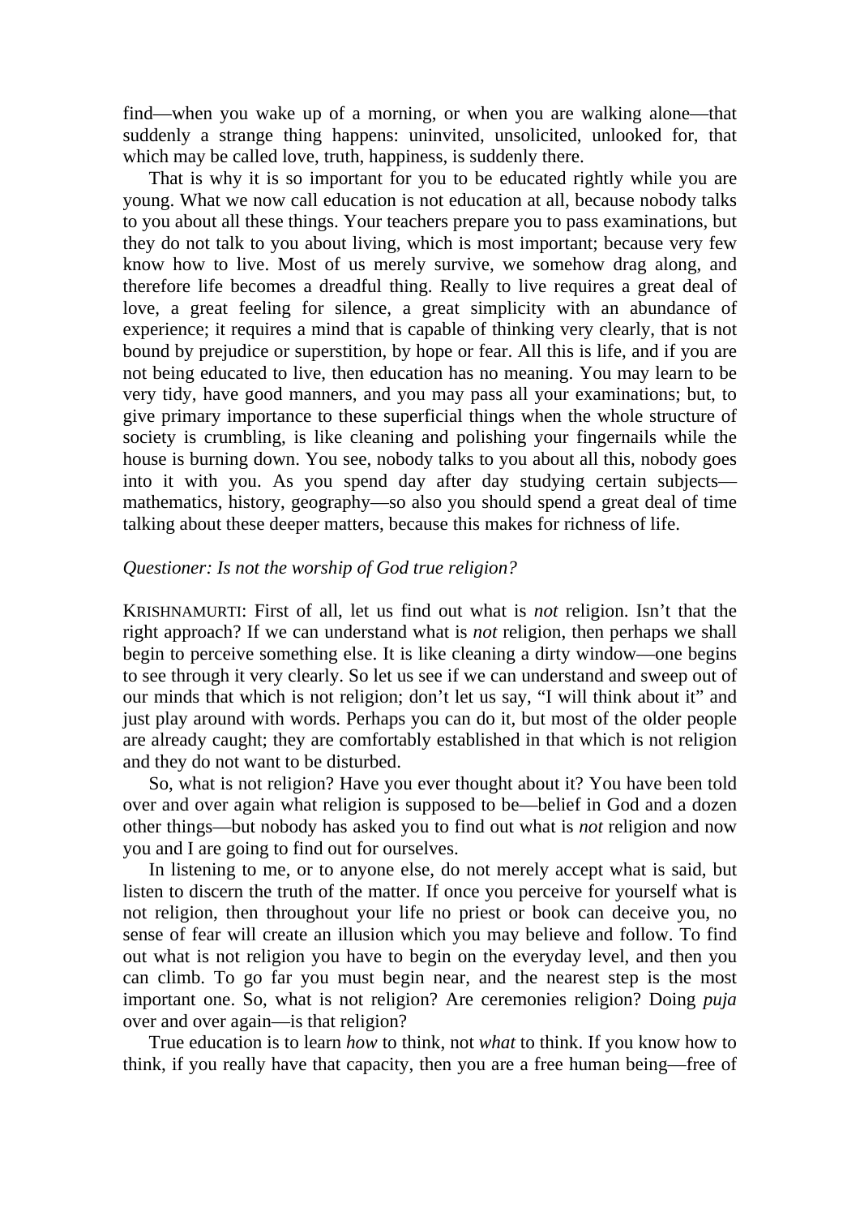find—when you wake up of a morning, or when you are walking alone—that suddenly a strange thing happens: uninvited, unsolicited, unlooked for, that which may be called love, truth, happiness, is suddenly there.

That is why it is so important for you to be educated rightly while you are young. What we now call education is not education at all, because nobody talks to you about all these things. Your teachers prepare you to pass examinations, but they do not talk to you about living, which is most important; because very few know how to live. Most of us merely survive, we somehow drag along, and therefore life becomes a dreadful thing. Really to live requires a great deal of love, a great feeling for silence, a great simplicity with an abundance of experience; it requires a mind that is capable of thinking very clearly, that is not bound by prejudice or superstition, by hope or fear. All this is life, and if you are not being educated to live, then education has no meaning. You may learn to be very tidy, have good manners, and you may pass all your examinations; but, to give primary importance to these superficial things when the whole structure of society is crumbling, is like cleaning and polishing your fingernails while the house is burning down. You see, nobody talks to you about all this, nobody goes into it with you. As you spend day after day studying certain subjects—mathematics, history, geography—so also you should spend a great deal of time talking about these deeper matters, because this makes for richness of life.

*Questioner: Is not the worship of God true religion?*

KRISHNAMURTI: First of all, let us find out what is *not* religion. Isn't that the right approach? If we can understand what is *not* religion, then perhaps we shall begin to perceive something else. It is like cleaning a dirty window—one begins to see through it very clearly. So let us see if we can understand and sweep out of our minds that which is not religion; don't let us say, "I will think about it" and just play around with words. Perhaps you can do it, but most of the older people are already caught; they are comfortably established in that which is not religion and they do not want to be disturbed.

So, what is not religion? Have you ever thought about it? You have been told over and over again what religion is supposed to be—belief in God and a dozen other things—but nobody has asked you to find out what is *not* religion and now you and I are going to find out for ourselves.

In listening to me, or to anyone else, do not merely accept what is said, but listen to discern the truth of the matter. If once you perceive for yourself what is not religion, then throughout your life no priest or book can deceive you, no sense of fear will create an illusion which you may believe and follow. To find out what is not religion you have to begin on the everyday level, and then you can climb. To go far you must begin near, and the nearest step is the most important one. So, what is not religion? Are ceremonies religion? Doing *puja* over and over again—is that religion?

True education is to learn *how* to think, not *what* to think. If you know how to think, if you really have that capacity, then you are a free human being—free of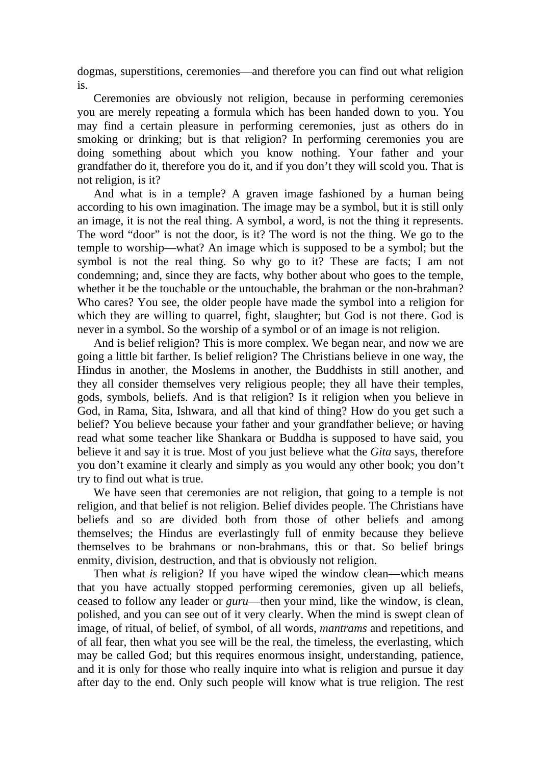dogmas, superstitions, ceremonies—and therefore you can find out what religion is.

Ceremonies are obviously not religion, because in performing ceremonies you are merely repeating a formula which has been handed down to you. You may find a certain pleasure in performing ceremonies, just as others do in smoking or drinking; but is that religion? In performing ceremonies you are doing something about which you know nothing. Your father and your grandfather do it, therefore you do it, and if you don't they will scold you. That is not religion, is it?

And what is in a temple? A graven image fashioned by a human being according to his own imagination. The image may be a symbol, but it is still only an image, it is not the real thing. A symbol, a word, is not the thing it represents. The word "door" is not the door, is it? The word is not the thing. We go to the temple to worship—what? An image which is supposed to be a symbol; but the symbol is not the real thing. So why go to it? These are facts; I am not condemning; and, since they are facts, why bother about who goes to the temple, whether it be the touchable or the untouchable, the brahman or the non-brahman? Who cares? You see, the older people have made the symbol into a religion for which they are willing to quarrel, fight, slaughter; but God is not there. God is never in a symbol. So the worship of a symbol or of an image is not religion.

And is belief religion? This is more complex. We began near, and now we are going a little bit farther. Is belief religion? The Christians believe in one way, the Hindus in another, the Moslems in another, the Buddhists in still another, and they all consider themselves very religious people; they all have their temples, gods, symbols, beliefs. And is that religion? Is it religion when you believe in God, in Rama, Sita, Ishwara, and all that kind of thing? How do you get such a belief? You believe because your father and your grandfather believe; or having read what some teacher like Shankara or Buddha is supposed to have said, you believe it and say it is true. Most of you just believe what the *Gita* says, therefore you don't examine it clearly and simply as you would any other book; you don't try to find out what is true.

We have seen that ceremonies are not religion, that going to a temple is not religion, and that belief is not religion. Belief divides people. The Christians have beliefs and so are divided both from those of other beliefs and among themselves; the Hindus are everlastingly full of enmity because they believe themselves to be brahmans or non-brahmans, this or that. So belief brings enmity, division, destruction, and that is obviously not religion.

Then what *is* religion? If you have wiped the window clean—which means that you have actually stopped performing ceremonies, given up all beliefs, ceased to follow any leader or *guru*—then your mind, like the window, is clean, polished, and you can see out of it very clearly. When the mind is swept clean of image, of ritual, of belief, of symbol, of all words, *mantrams* and repetitions, and of all fear, then what you see will be the real, the timeless, the everlasting, which may be called God; but this requires enormous insight, understanding, patience, and it is only for those who really inquire into what is religion and pursue it day after day to the end. Only such people will know what is true religion. The rest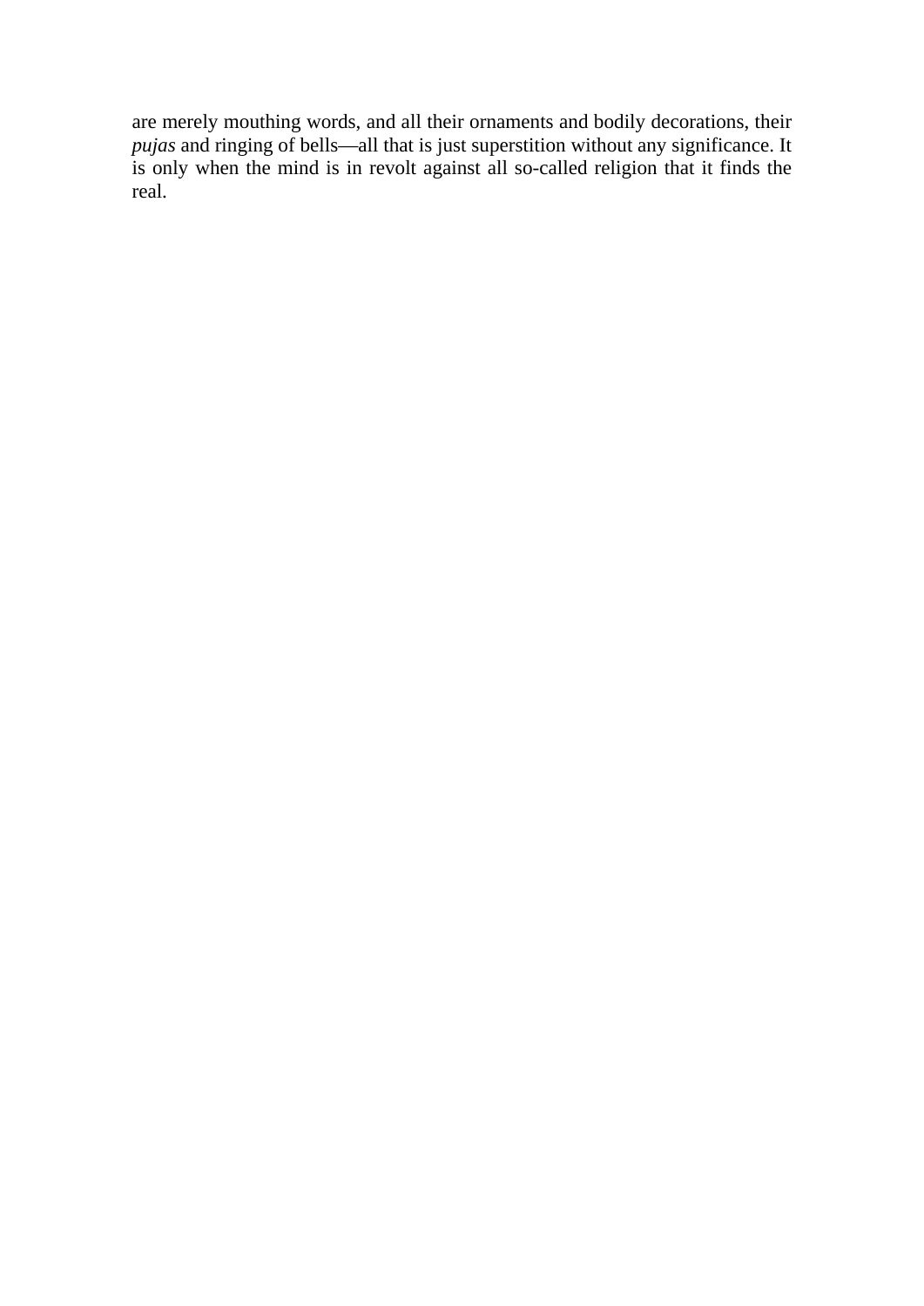are merely mouthing words, and all their ornaments and bodily decorations, their *pujas* and ringing of bells—all that is just superstition without any significance. It is only when the mind is in revolt against all so-called religion that it finds the real.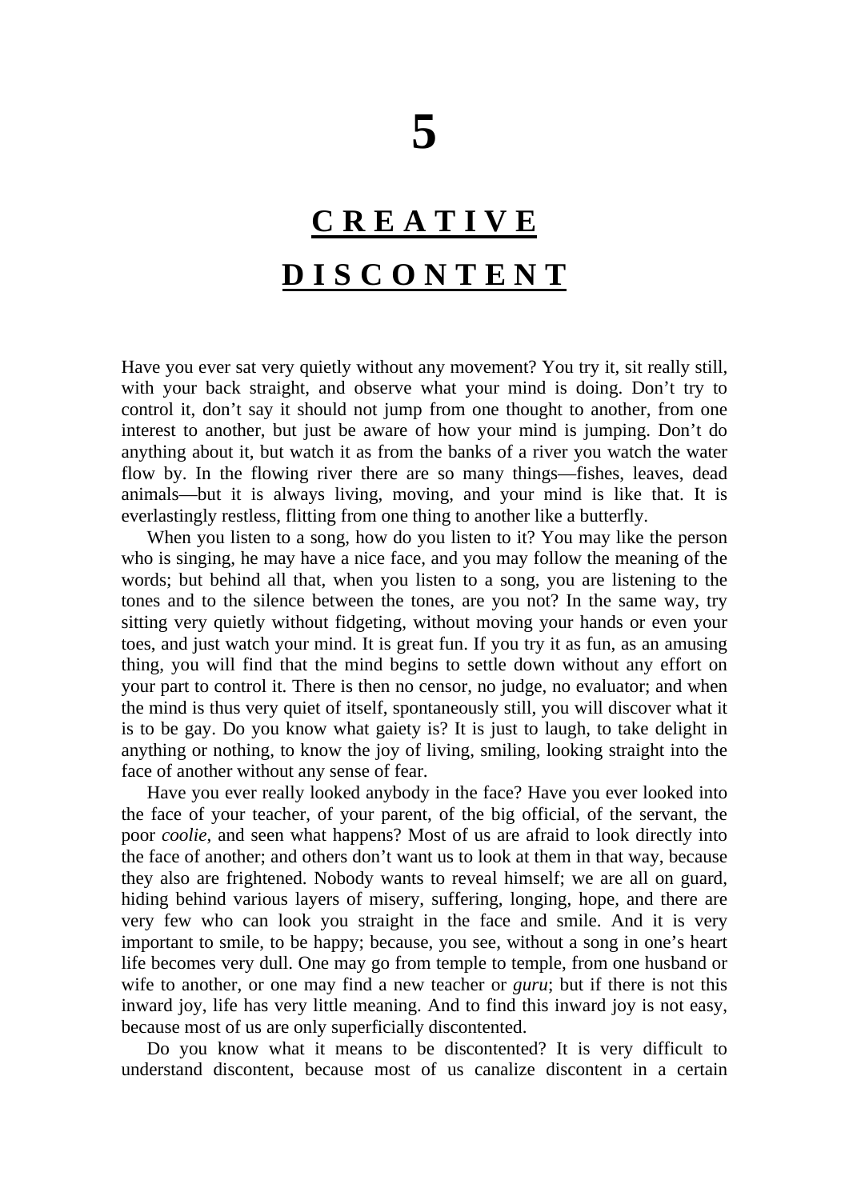# 5

## CREATIVE DISCONTENT

Have you ever sat very quietly without any movement? You try it, sit really still, with your back straight, and observe what your mind is doing. Don't try to control it, don't say it should not jump from one thought to another, from one interest to another, but just be aware of how your mind is jumping. Don't do anything about it, but watch it as from the banks of a river you watch the water flow by. In the flowing river there are so many things—fishes, leaves, dead animals—but it is always living, moving, and your mind is like that. It is everlastingly restless, flitting from one thing to another like a butterfly.

When you listen to a song, how do you listen to it? You may like the person who is singing, he may have a nice face, and you may follow the meaning of the words; but behind all that, when you listen to a song, you are listening to the tones and to the silence between the tones, are you not? In the same way, try sitting very quietly without fidgeting, without moving your hands or even your toes, and just watch your mind. It is great fun. If you try it as fun, as an amusing thing, you will find that the mind begins to settle down without any effort on your part to control it. There is then no censor, no judge, no evaluator; and when the mind is thus very quiet of itself, spontaneously still, you will discover what it is to be gay. Do you know what gaiety is? It is just to laugh, to take delight in anything or nothing, to know the joy of living, smiling, looking straight into the face of another without any sense of fear.

Have you ever really looked anybody in the face? Have you ever looked into the face of your teacher, of your parent, of the big official, of the servant, the poor *coolie*, and seen what happens? Most of us are afraid to look directly into the face of another; and others don't want us to look at them in that way, because they also are frightened. Nobody wants to reveal himself; we are all on guard, hiding behind various layers of misery, suffering, longing, hope, and there are very few who can look you straight in the face and smile. And it is very important to smile, to be happy; because, you see, without a song in one's heart life becomes very dull. One may go from temple to temple, from one husband or wife to another, or one may find a new teacher or *guru*; but if there is not this inward joy, life has very little meaning. And to find this inward joy is not easy, because most of us are only superficially discontented.

Do you know what it means to be discontented? It is very difficult to understand discontent, because most of us canalize discontent in a certain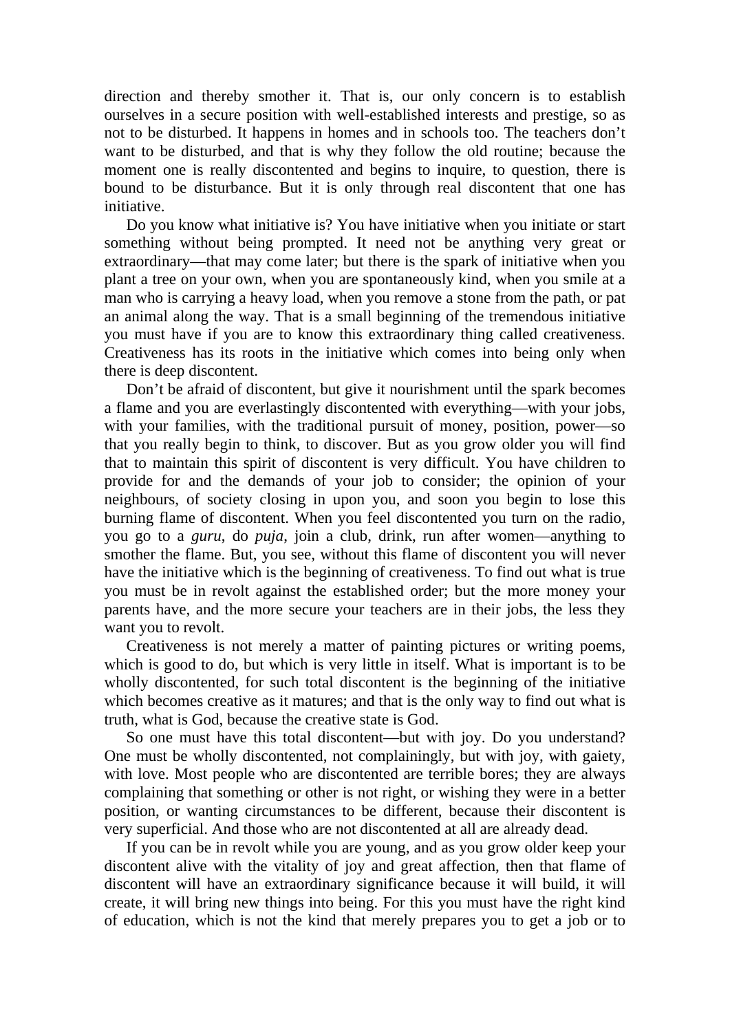direction and thereby smother it. That is, our only concern is to establish ourselves in a secure position with well-established interests and prestige, so as not to be disturbed. It happens in homes and in schools too. The teachers don't want to be disturbed, and that is why they follow the old routine; because the moment one is really discontented and begins to inquire, to question, there is bound to be disturbance. But it is only through real discontent that one has initiative.

Do you know what initiative is? You have initiative when you initiate or start something without being prompted. It need not be anything very great or extraordinary—that may come later; but there is the spark of initiative when you plant a tree on your own, when you are spontaneously kind, when you smile at a man who is carrying a heavy load, when you remove a stone from the path, or pat an animal along the way. That is a small beginning of the tremendous initiative you must have if you are to know this extraordinary thing called creativeness. Creativeness has its roots in the initiative which comes into being only when there is deep discontent.

Don't be afraid of discontent, but give it nourishment until the spark becomes a flame and you are everlastingly discontented with everything—with your jobs, with your families, with the traditional pursuit of money, position, power—so that you really begin to think, to discover. But as you grow older you will find that to maintain this spirit of discontent is very difficult. You have children to provide for and the demands of your job to consider; the opinion of your neighbours, of society closing in upon you, and soon you begin to lose this burning flame of discontent. When you feel discontented you turn on the radio, you go to a *guru*, do *puja*, join a club, drink, run after women—anything to smother the flame. But, you see, without this flame of discontent you will never have the initiative which is the beginning of creativeness. To find out what is true you must be in revolt against the established order; but the more money your parents have, and the more secure your teachers are in their jobs, the less they want you to revolt.

Creativeness is not merely a matter of painting pictures or writing poems, which is good to do, but which is very little in itself. What is important is to be wholly discontented, for such total discontent is the beginning of the initiative which becomes creative as it matures; and that is the only way to find out what is truth, what is God, because the creative state is God.

So one must have this total discontent—but with joy. Do you understand? One must be wholly discontented, not complainingly, but with joy, with gaiety, with love. Most people who are discontented are terrible bores; they are always complaining that something or other is not right, or wishing they were in a better position, or wanting circumstances to be different, because their discontent is very superficial. And those who are not discontented at all are already dead.

If you can be in revolt while you are young, and as you grow older keep your discontent alive with the vitality of joy and great affection, then that flame of discontent will have an extraordinary significance because it will build, it will create, it will bring new things into being. For this you must have the right kind of education, which is not the kind that merely prepares you to get a job or to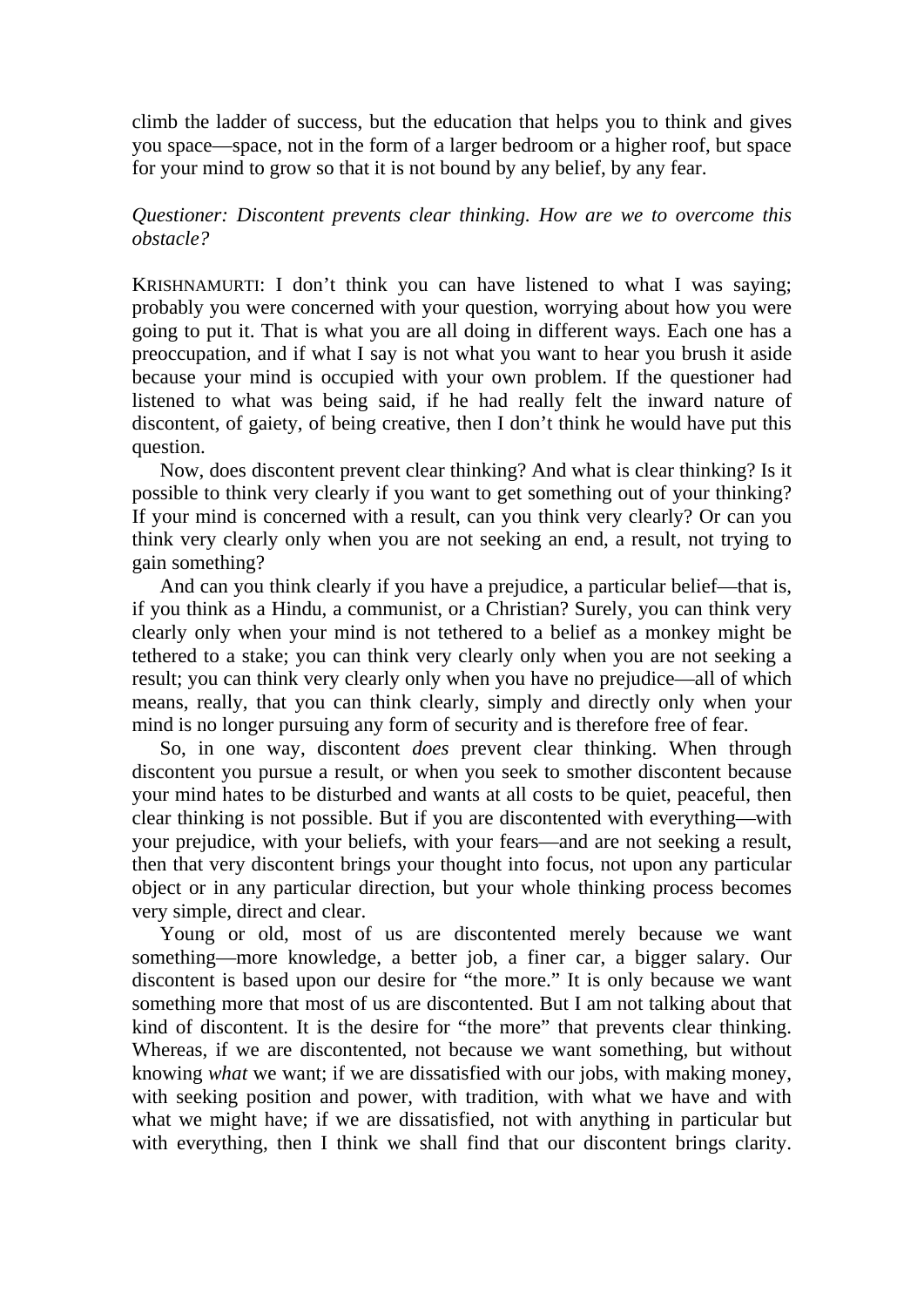climb the ladder of success, but the education that helps you to think and gives you space—space, not in the form of a larger bedroom or a higher roof, but space for your mind to grow so that it is not bound by any belief, by any fear.

*Questioner: Discontent prevents clear thinking. How are we to overcome this obstacle?*

KRISHNAMURTI: I don't think you can have listened to what I was saying; probably you were concerned with your question, worrying about how you were going to put it. That is what you are all doing in different ways. Each one has a preoccupation, and if what I say is not what you want to hear you brush it aside because your mind is occupied with your own problem. If the questioner had listened to what was being said, if he had really felt the inward nature of discontent, of gaiety, of being creative, then I don't think he would have put this question.

Now, does discontent prevent clear thinking? And what is clear thinking? Is it possible to think very clearly if you want to get something out of your thinking? If your mind is concerned with a result, can you think very clearly? Or can you think very clearly only when you are not seeking an end, a result, not trying to gain something?

And can you think clearly if you have a prejudice, a particular belief—that is, if you think as a Hindu, a communist, or a Christian? Surely, you can think very clearly only when your mind is not tethered to a belief as a monkey might be tethered to a stake; you can think very clearly only when you are not seeking a result; you can think very clearly only when you have no prejudice—all of which means, really, that you can think clearly, simply and directly only when your mind is no longer pursuing any form of security and is therefore free of fear.

So, in one way, discontent *does* prevent clear thinking. When through discontent you pursue a result, or when you seek to smother discontent because your mind hates to be disturbed and wants at all costs to be quiet, peaceful, then clear thinking is not possible. But if you are discontented with everything—with your prejudice, with your beliefs, with your fears—and are not seeking a result, then that very discontent brings your thought into focus, not upon any particular object or in any particular direction, but your whole thinking process becomes very simple, direct and clear.

Young or old, most of us are discontented merely because we want something—more knowledge, a better job, a finer car, a bigger salary. Our discontent is based upon our desire for "the more." It is only because we want something more that most of us are discontented. But I am not talking about that kind of discontent. It is the desire for "the more" that prevents clear thinking. Whereas, if we are discontented, not because we want something, but without knowing *what* we want; if we are dissatisfied with our jobs, with making money, with seeking position and power, with tradition, with what we have and with what we might have; if we are dissatisfied, not with anything in particular but with everything, then I think we shall find that our discontent brings clarity.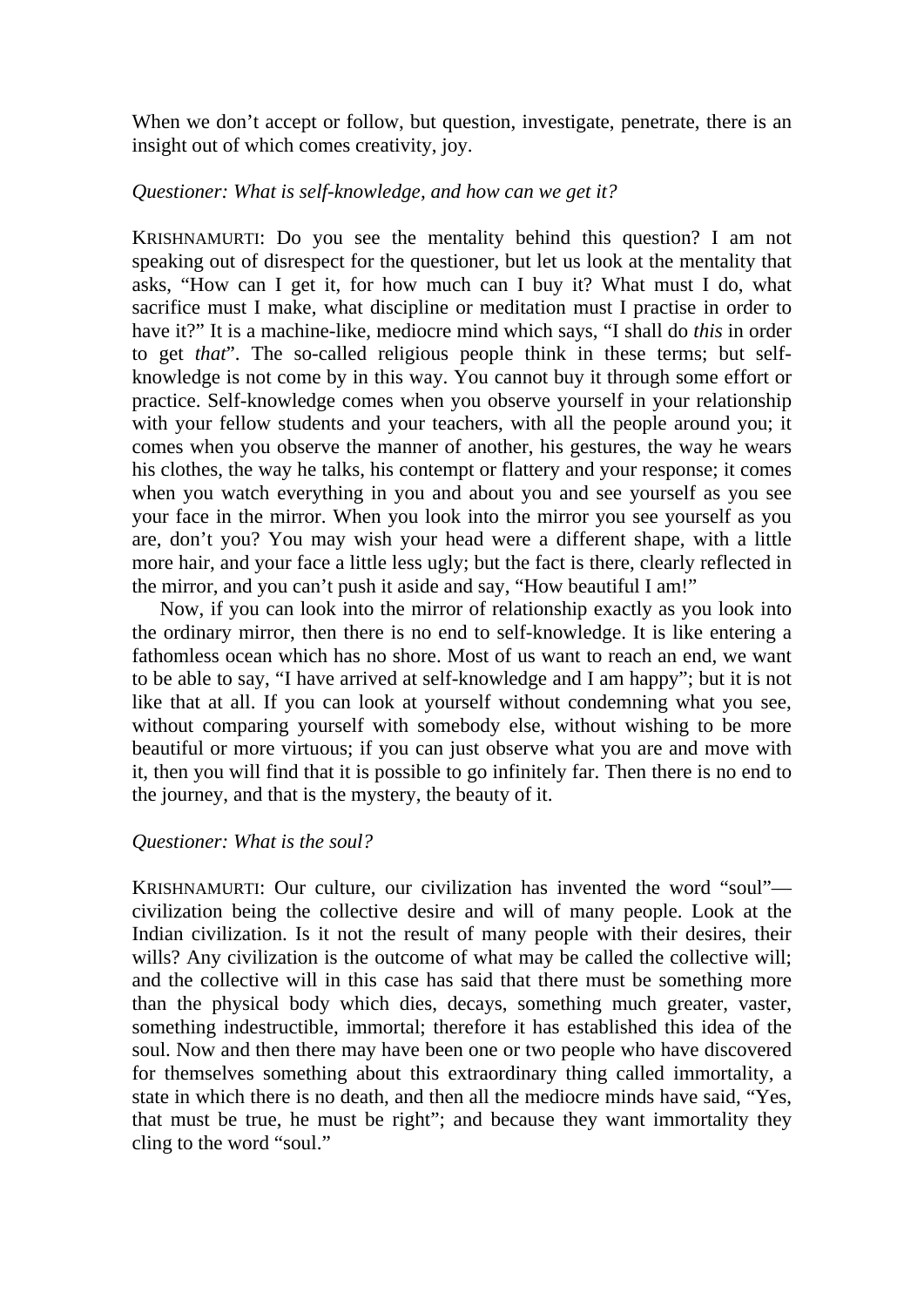When we don't accept or follow, but question, investigate, penetrate, there is an insight out of which comes creativity, joy.

*Questioner: What is self-knowledge, and how can we get it?*

KRISHNAMURTI: Do you see the mentality behind this question? I am not speaking out of disrespect for the questioner, but let us look at the mentality that asks, "How can I get it, for how much can I buy it? What must I do, what sacrifice must I make, what discipline or meditation must I practise in order to have it?" It is a machine-like, mediocre mind which says, "I shall do *this* in order to get *that*". The so-called religious people think in these terms; but self-knowledge is not come by in this way. You cannot buy it through some effort or practice. Self-knowledge comes when you observe yourself in your relationship with your fellow students and your teachers, with all the people around you; it comes when you observe the manner of another, his gestures, the way he wears his clothes, the way he talks, his contempt or flattery and your response; it comes when you watch everything in you and about you and see yourself as you see your face in the mirror. When you look into the mirror you see yourself as you are, don't you? You may wish your head were a different shape, with a little more hair, and your face a little less ugly; but the fact is there, clearly reflected in the mirror, and you can't push it aside and say, "How beautiful I am!"

Now, if you can look into the mirror of relationship exactly as you look into the ordinary mirror, then there is no end to self-knowledge. It is like entering a fathomless ocean which has no shore. Most of us want to reach an end, we want to be able to say, "I have arrived at self-knowledge and I am happy"; but it is not like that at all. If you can look at yourself without condemning what you see, without comparing yourself with somebody else, without wishing to be more beautiful or more virtuous; if you can just observe what you are and move with it, then you will find that it is possible to go infinitely far. Then there is no end to the journey, and that is the mystery, the beauty of it.

*Questioner: What is the soul?*

KRISHNAMURTI: Our culture, our civilization has invented the word "soul"—civilization being the collective desire and will of many people. Look at the Indian civilization. Is it not the result of many people with their desires, their wills? Any civilization is the outcome of what may be called the collective will; and the collective will in this case has said that there must be something more than the physical body which dies, decays, something much greater, vaster, something indestructible, immortal; therefore it has established this idea of the soul. Now and then there may have been one or two people who have discovered for themselves something about this extraordinary thing called immortality, a state in which there is no death, and then all the mediocre minds have said, "Yes, that must be true, he must be right"; and because they want immortality they cling to the word "soul."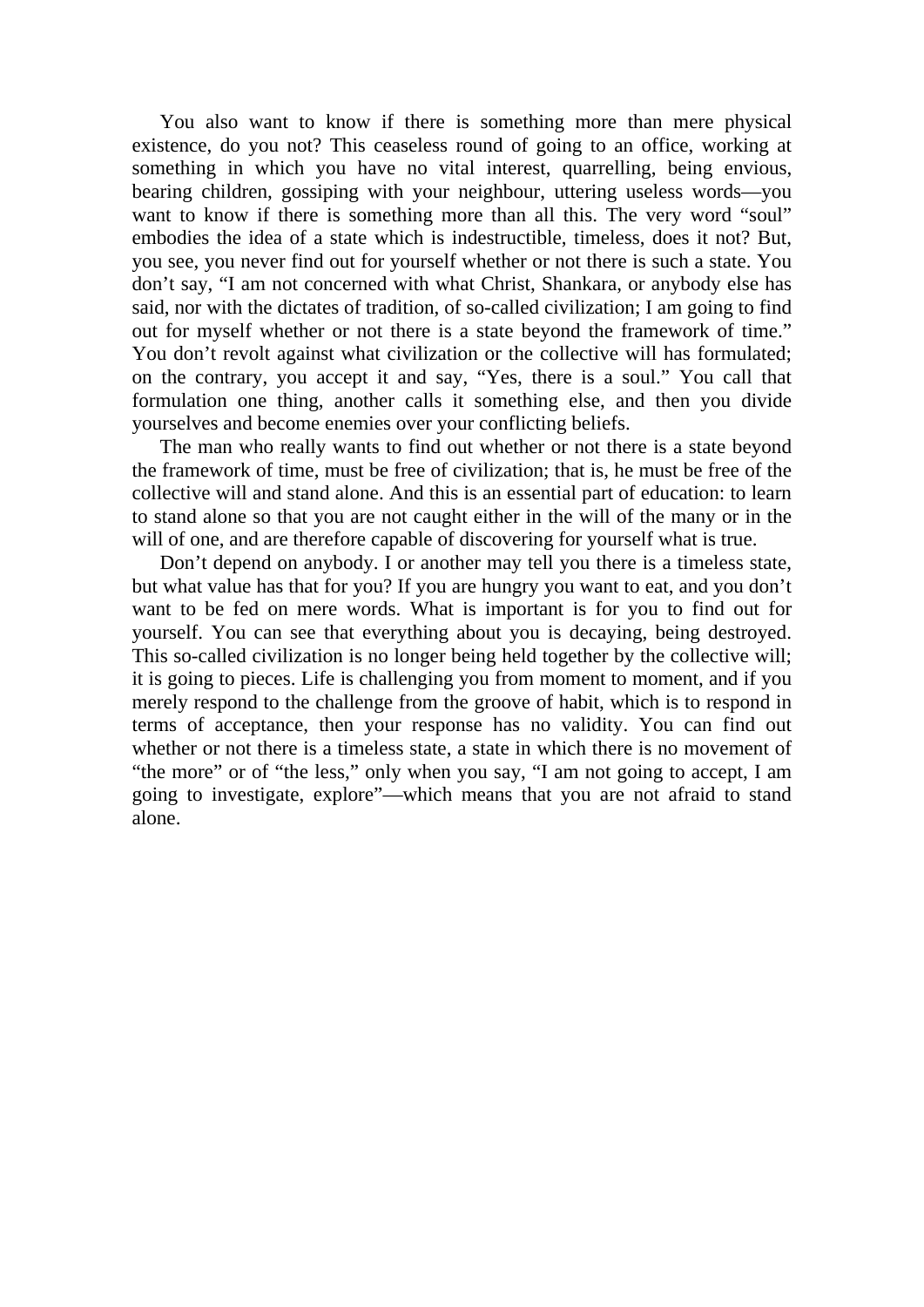You also want to know if there is something more than mere physical existence, do you not? This ceaseless round of going to an office, working at something in which you have no vital interest, quarrelling, being envious, bearing children, gossiping with your neighbour, uttering useless words—you want to know if there is something more than all this. The very word "soul" embodies the idea of a state which is indestructible, timeless, does it not? But, you see, you never find out for yourself whether or not there is such a state. You don't say, "I am not concerned with what Christ, Shankara, or anybody else has said, nor with the dictates of tradition, of so-called civilization; I am going to find out for myself whether or not there is a state beyond the framework of time." You don't revolt against what civilization or the collective will has formulated; on the contrary, you accept it and say, "Yes, there is a soul." You call that formulation one thing, another calls it something else, and then you divide yourselves and become enemies over your conflicting beliefs.

The man who really wants to find out whether or not there is a state beyond the framework of time, must be free of civilization; that is, he must be free of the collective will and stand alone. And this is an essential part of education: to learn to stand alone so that you are not caught either in the will of the many or in the will of one, and are therefore capable of discovering for yourself what is true.

Don't depend on anybody. I or another may tell you there is a timeless state, but what value has that for you? If you are hungry you want to eat, and you don't want to be fed on mere words. What is important is for you to find out for yourself. You can see that everything about you is decaying, being destroyed. This so-called civilization is no longer being held together by the collective will; it is going to pieces. Life is challenging you from moment to moment, and if you merely respond to the challenge from the groove of habit, which is to respond in terms of acceptance, then your response has no validity. You can find out whether or not there is a timeless state, a state in which there is no movement of "the more" or of "the less," only when you say, "I am not going to accept, I am going to investigate, explore"—which means that you are not afraid to stand alone.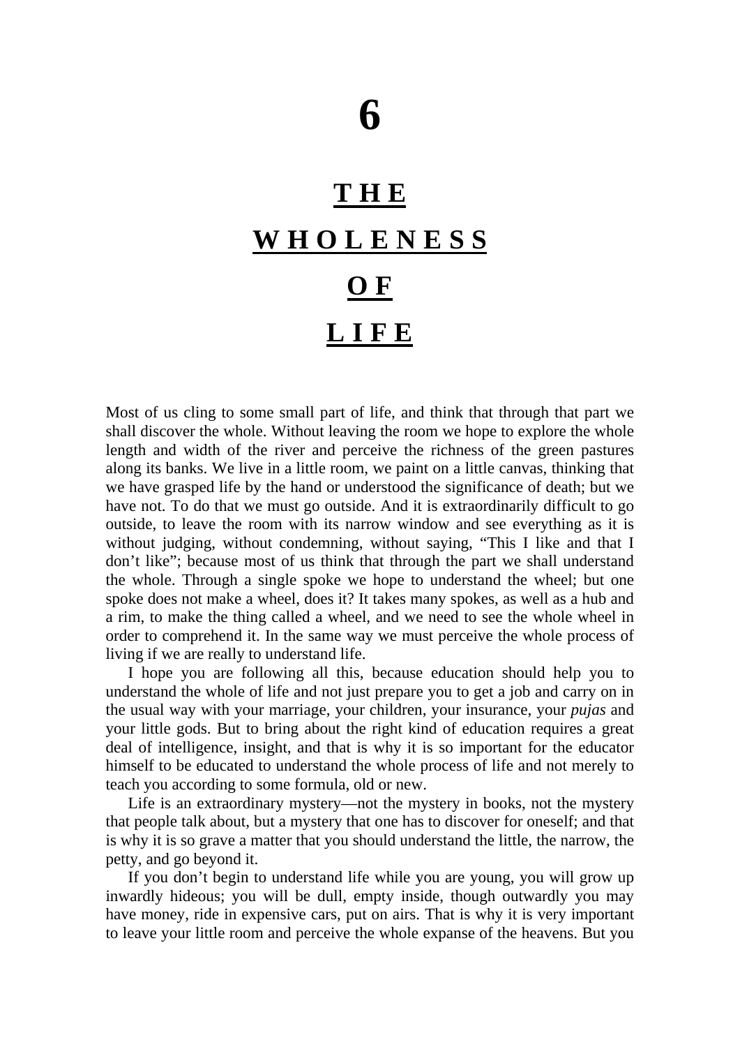# 6

## THE WHOLENESS OF LIFE

Most of us cling to some small part of life, and think that through that part we shall discover the whole. Without leaving the room we hope to explore the whole length and width of the river and perceive the richness of the green pastures along its banks. We live in a little room, we paint on a little canvas, thinking that we have grasped life by the hand or understood the significance of death; but we have not. To do that we must go outside. And it is extraordinarily difficult to go outside, to leave the room with its narrow window and see everything as it is without judging, without condemning, without saying, "This I like and that I don't like"; because most of us think that through the part we shall understand the whole. Through a single spoke we hope to understand the wheel; but one spoke does not make a wheel, does it? It takes many spokes, as well as a hub and a rim, to make the thing called a wheel, and we need to see the whole wheel in order to comprehend it. In the same way we must perceive the whole process of living if we are really to understand life.

I hope you are following all this, because education should help you to understand the whole of life and not just prepare you to get a job and carry on in the usual way with your marriage, your children, your insurance, your *pujas* and your little gods. But to bring about the right kind of education requires a great deal of intelligence, insight, and that is why it is so important for the educator himself to be educated to understand the whole process of life and not merely to teach you according to some formula, old or new.

Life is an extraordinary mystery—not the mystery in books, not the mystery that people talk about, but a mystery that one has to discover for oneself; and that is why it is so grave a matter that you should understand the little, the narrow, the petty, and go beyond it.

If you don't begin to understand life while you are young, you will grow up inwardly hideous; you will be dull, empty inside, though outwardly you may have money, ride in expensive cars, put on airs. That is why it is very important to leave your little room and perceive the whole expanse of the heavens. But you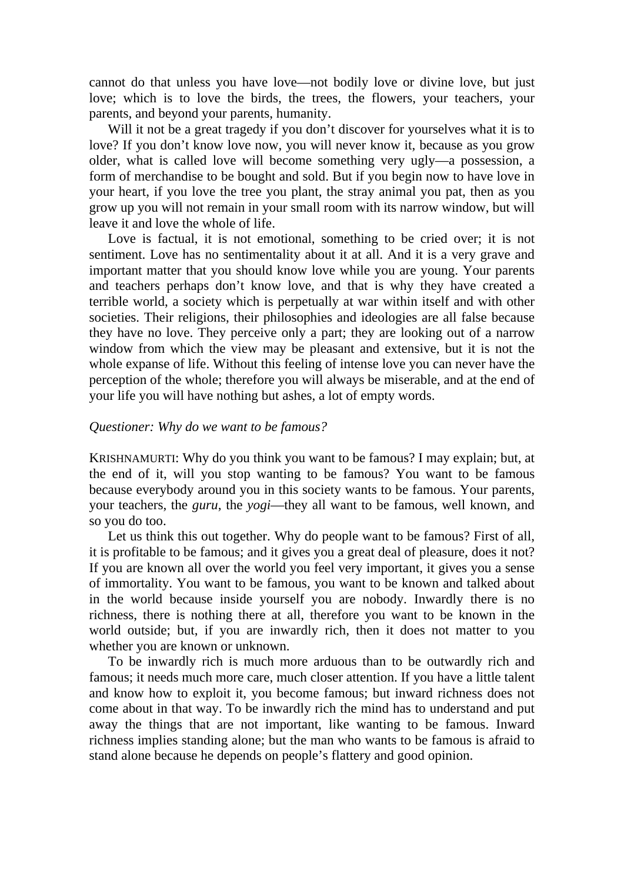cannot do that unless you have love—not bodily love or divine love, but just love; which is to love the birds, the trees, the flowers, your teachers, your parents, and beyond your parents, humanity.

Will it not be a great tragedy if you don't discover for yourselves what it is to love? If you don't know love now, you will never know it, because as you grow older, what is called love will become something very ugly—a possession, a form of merchandise to be bought and sold. But if you begin now to have love in your heart, if you love the tree you plant, the stray animal you pat, then as you grow up you will not remain in your small room with its narrow window, but will leave it and love the whole of life.

Love is factual, it is not emotional, something to be cried over; it is not sentiment. Love has no sentimentality about it at all. And it is a very grave and important matter that you should know love while you are young. Your parents and teachers perhaps don't know love, and that is why they have created a terrible world, a society which is perpetually at war within itself and with other societies. Their religions, their philosophies and ideologies are all false because they have no love. They perceive only a part; they are looking out of a narrow window from which the view may be pleasant and extensive, but it is not the whole expanse of life. Without this feeling of intense love you can never have the perception of the whole; therefore you will always be miserable, and at the end of your life you will have nothing but ashes, a lot of empty words.

*Questioner: Why do we want to be famous?*

KRISHNAMURTI: Why do you think you want to be famous? I may explain; but, at the end of it, will you stop wanting to be famous? You want to be famous because everybody around you in this society wants to be famous. Your parents, your teachers, the *guru*, the *yogi*—they all want to be famous, well known, and so you do too.

Let us think this out together. Why do people want to be famous? First of all, it is profitable to be famous; and it gives you a great deal of pleasure, does it not? If you are known all over the world you feel very important, it gives you a sense of immortality. You want to be famous, you want to be known and talked about in the world because inside yourself you are nobody. Inwardly there is no richness, there is nothing there at all, therefore you want to be known in the world outside; but, if you are inwardly rich, then it does not matter to you whether you are known or unknown.

To be inwardly rich is much more arduous than to be outwardly rich and famous; it needs much more care, much closer attention. If you have a little talent and know how to exploit it, you become famous; but inward richness does not come about in that way. To be inwardly rich the mind has to understand and put away the things that are not important, like wanting to be famous. Inward richness implies standing alone; but the man who wants to be famous is afraid to stand alone because he depends on people's flattery and good opinion.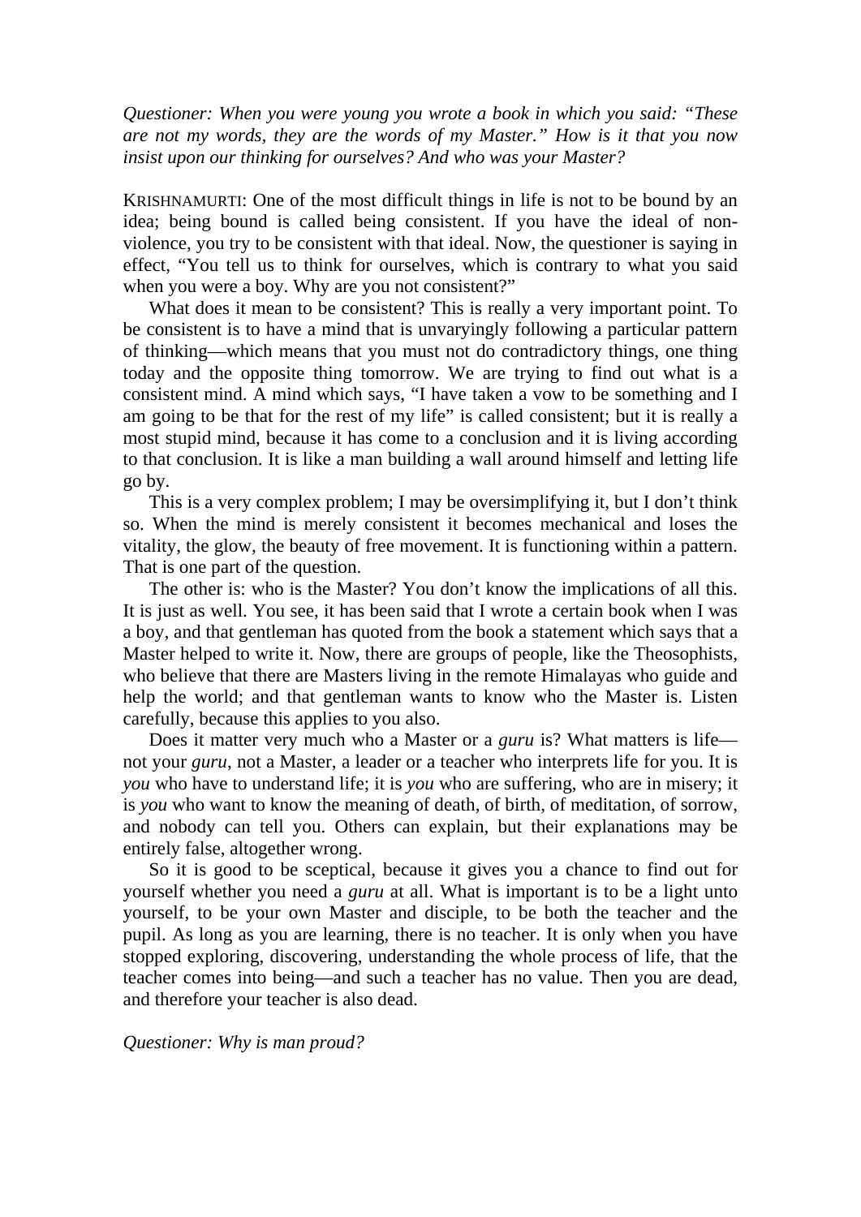*Questioner: When you were young you wrote a book in which you said: "These are not my words, they are the words of my Master." How is it that you now insist upon our thinking for ourselves? And who was your Master?*

KRISHNAMURTI: One of the most difficult things in life is not to be bound by an idea; being bound is called being consistent. If you have the ideal of non-violence, you try to be consistent with that ideal. Now, the questioner is saying in effect, "You tell us to think for ourselves, which is contrary to what you said when you were a boy. Why are you not consistent?"

What does it mean to be consistent? This is really a very important point. To be consistent is to have a mind that is unvaryingly following a particular pattern of thinking—which means that you must not do contradictory things, one thing today and the opposite thing tomorrow. We are trying to find out what is a consistent mind. A mind which says, "I have taken a vow to be something and I am going to be that for the rest of my life" is called consistent; but it is really a most stupid mind, because it has come to a conclusion and it is living according to that conclusion. It is like a man building a wall around himself and letting life go by.

This is a very complex problem; I may be oversimplifying it, but I don't think so. When the mind is merely consistent it becomes mechanical and loses the vitality, the glow, the beauty of free movement. It is functioning within a pattern. That is one part of the question.

The other is: who is the Master? You don't know the implications of all this. It is just as well. You see, it has been said that I wrote a certain book when I was a boy, and that gentleman has quoted from the book a statement which says that a Master helped to write it. Now, there are groups of people, like the Theosophists, who believe that there are Masters living in the remote Himalayas who guide and help the world; and that gentleman wants to know who the Master is. Listen carefully, because this applies to you also.

Does it matter very much who a Master or a *guru* is? What matters is life—not your *guru*, not a Master, a leader or a teacher who interprets life for you. It is *you* who have to understand life; it is *you* who are suffering, who are in misery; it is *you* who want to know the meaning of death, of birth, of meditation, of sorrow, and nobody can tell you. Others can explain, but their explanations may be entirely false, altogether wrong.

So it is good to be sceptical, because it gives you a chance to find out for yourself whether you need a *guru* at all. What is important is to be a light unto yourself, to be your own Master and disciple, to be both the teacher and the pupil. As long as you are learning, there is no teacher. It is only when you have stopped exploring, discovering, understanding the whole process of life, that the teacher comes into being—and such a teacher has no value. Then you are dead, and therefore your teacher is also dead.

*Questioner: Why is man proud?*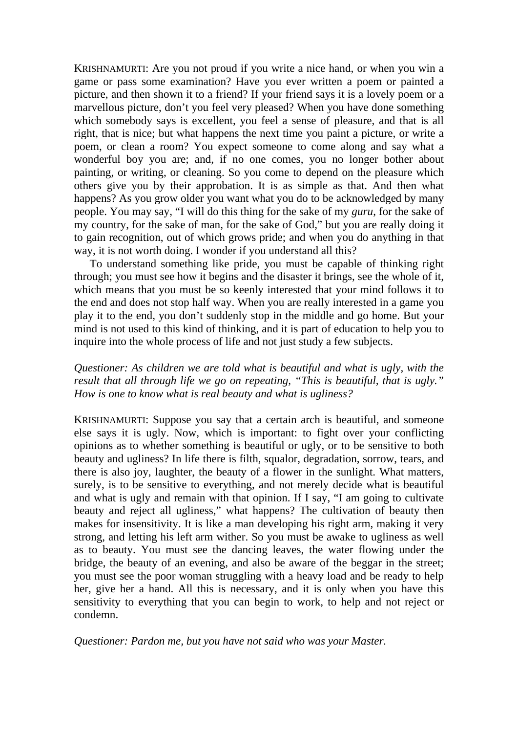KRISHNAMURTI: Are you not proud if you write a nice hand, or when you win a game or pass some examination? Have you ever written a poem or painted a picture, and then shown it to a friend? If your friend says it is a lovely poem or a marvellous picture, don't you feel very pleased? When you have done something which somebody says is excellent, you feel a sense of pleasure, and that is all right, that is nice; but what happens the next time you paint a picture, or write a poem, or clean a room? You expect someone to come along and say what a wonderful boy you are; and, if no one comes, you no longer bother about painting, or writing, or cleaning. So you come to depend on the pleasure which others give you by their approbation. It is as simple as that. And then what happens? As you grow older you want what you do to be acknowledged by many people. You may say, "I will do this thing for the sake of my *guru*, for the sake of my country, for the sake of man, for the sake of God," but you are really doing it to gain recognition, out of which grows pride; and when you do anything in that way, it is not worth doing. I wonder if you understand all this?

To understand something like pride, you must be capable of thinking right through; you must see how it begins and the disaster it brings, see the whole of it, which means that you must be so keenly interested that your mind follows it to the end and does not stop half way. When you are really interested in a game you play it to the end, you don't suddenly stop in the middle and go home. But your mind is not used to this kind of thinking, and it is part of education to help you to inquire into the whole process of life and not just study a few subjects.

*Questioner: As children we are told what is beautiful and what is ugly, with the result that all through life we go on repeating, "This is beautiful, that is ugly." How is one to know what is real beauty and what is ugliness?*

KRISHNAMURTI: Suppose you say that a certain arch is beautiful, and someone else says it is ugly. Now, which is important: to fight over your conflicting opinions as to whether something is beautiful or ugly, or to be sensitive to both beauty and ugliness? In life there is filth, squalor, degradation, sorrow, tears, and there is also joy, laughter, the beauty of a flower in the sunlight. What matters, surely, is to be sensitive to everything, and not merely decide what is beautiful and what is ugly and remain with that opinion. If I say, "I am going to cultivate beauty and reject all ugliness," what happens? The cultivation of beauty then makes for insensitivity. It is like a man developing his right arm, making it very strong, and letting his left arm wither. So you must be awake to ugliness as well as to beauty. You must see the dancing leaves, the water flowing under the bridge, the beauty of an evening, and also be aware of the beggar in the street; you must see the poor woman struggling with a heavy load and be ready to help her, give her a hand. All this is necessary, and it is only when you have this sensitivity to everything that you can begin to work, to help and not reject or condemn.

*Questioner: Pardon me, but you have not said who was your Master.*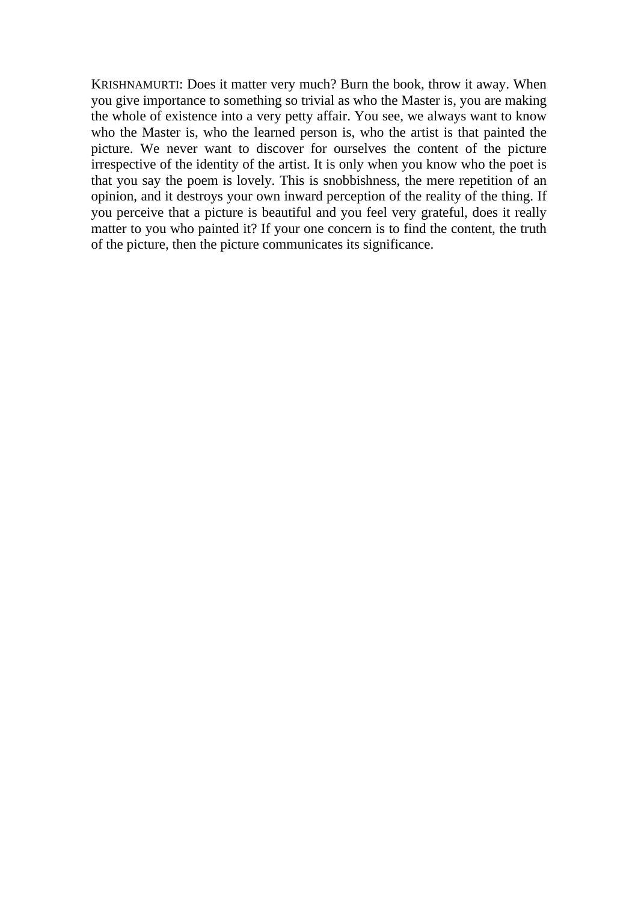KRISHNAMURTI: Does it matter very much? Burn the book, throw it away. When you give importance to something so trivial as who the Master is, you are making the whole of existence into a very petty affair. You see, we always want to know who the Master is, who the learned person is, who the artist is that painted the picture. We never want to discover for ourselves the content of the picture irrespective of the identity of the artist. It is only when you know who the poet is that you say the poem is lovely. This is snobbishness, the mere repetition of an opinion, and it destroys your own inward perception of the reality of the thing. If you perceive that a picture is beautiful and you feel very grateful, does it really matter to you who painted it? If your one concern is to find the content, the truth of the picture, then the picture communicates its significance.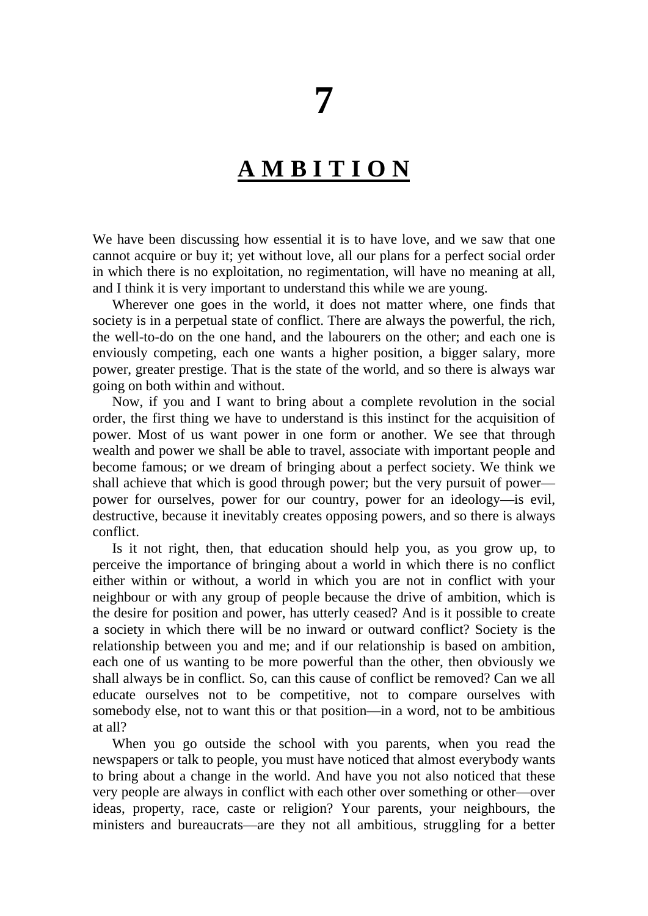# 7

## AMBITION

We have been discussing how essential it is to have love, and we saw that one cannot acquire or buy it; yet without love, all our plans for a perfect social order in which there is no exploitation, no regimentation, will have no meaning at all, and I think it is very important to understand this while we are young.

Wherever one goes in the world, it does not matter where, one finds that society is in a perpetual state of conflict. There are always the powerful, the rich, the well-to-do on the one hand, and the labourers on the other; and each one is enviously competing, each one wants a higher position, a bigger salary, more power, greater prestige. That is the state of the world, and so there is always war going on both within and without.

Now, if you and I want to bring about a complete revolution in the social order, the first thing we have to understand is this instinct for the acquisition of power. Most of us want power in one form or another. We see that through wealth and power we shall be able to travel, associate with important people and become famous; or we dream of bringing about a perfect society. We think we shall achieve that which is good through power; but the very pursuit of power—power for ourselves, power for our country, power for an ideology—is evil, destructive, because it inevitably creates opposing powers, and so there is always conflict.

Is it not right, then, that education should help you, as you grow up, to perceive the importance of bringing about a world in which there is no conflict either within or without, a world in which you are not in conflict with your neighbour or with any group of people because the drive of ambition, which is the desire for position and power, has utterly ceased? And is it possible to create a society in which there will be no inward or outward conflict? Society is the relationship between you and me; and if our relationship is based on ambition, each one of us wanting to be more powerful than the other, then obviously we shall always be in conflict. So, can this cause of conflict be removed? Can we all educate ourselves not to be competitive, not to compare ourselves with somebody else, not to want this or that position—in a word, not to be ambitious at all?

When you go outside the school with you parents, when you read the newspapers or talk to people, you must have noticed that almost everybody wants to bring about a change in the world. And have you not also noticed that these very people are always in conflict with each other over something or other—over ideas, property, race, caste or religion? Your parents, your neighbours, the ministers and bureaucrats—are they not all ambitious, struggling for a better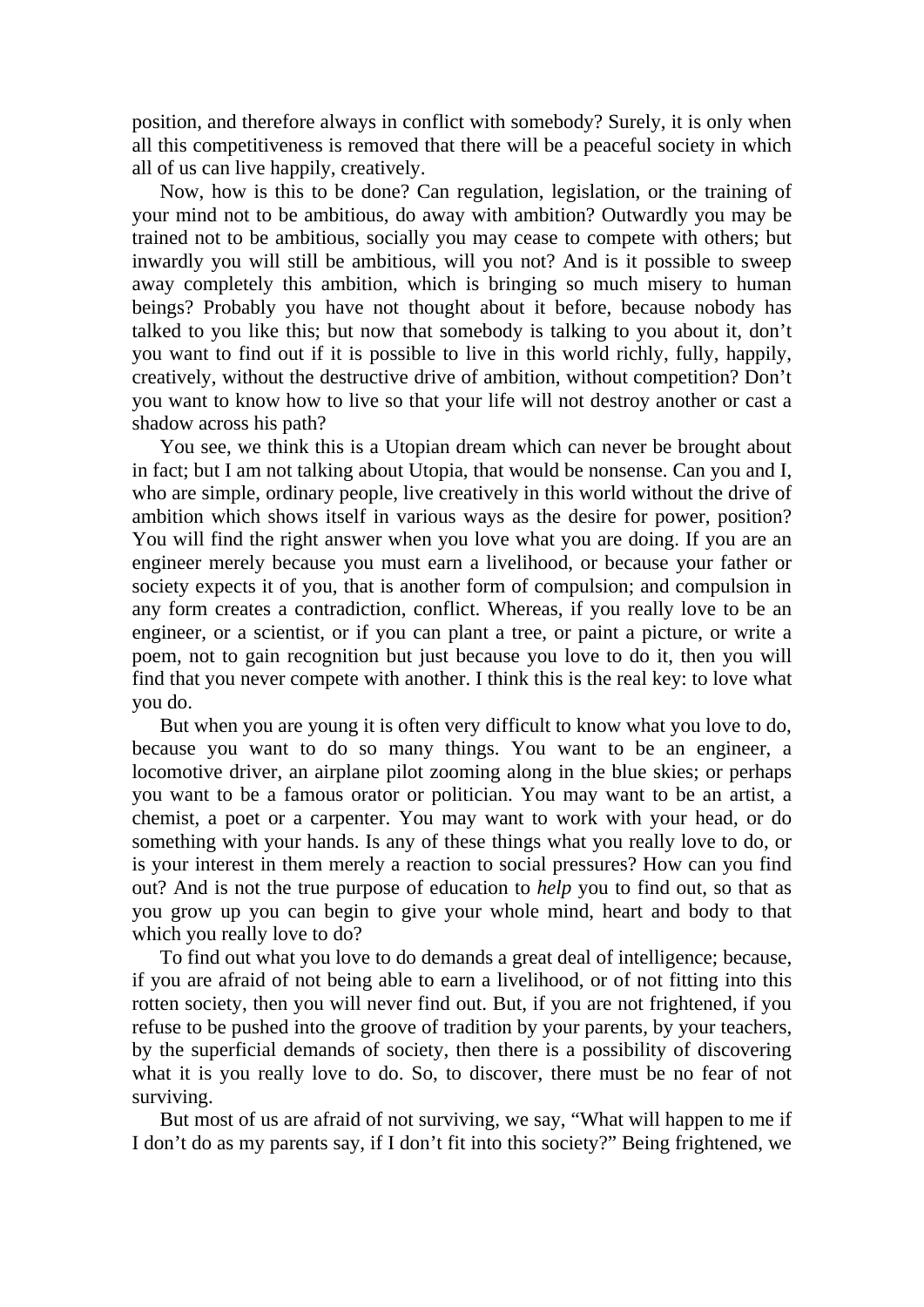position, and therefore always in conflict with somebody? Surely, it is only when all this competitiveness is removed that there will be a peaceful society in which all of us can live happily, creatively.

Now, how is this to be done? Can regulation, legislation, or the training of your mind not to be ambitious, do away with ambition? Outwardly you may be trained not to be ambitious, socially you may cease to compete with others; but inwardly you will still be ambitious, will you not? And is it possible to sweep away completely this ambition, which is bringing so much misery to human beings? Probably you have not thought about it before, because nobody has talked to you like this; but now that somebody is talking to you about it, don't you want to find out if it is possible to live in this world richly, fully, happily, creatively, without the destructive drive of ambition, without competition? Don't you want to know how to live so that your life will not destroy another or cast a shadow across his path?

You see, we think this is a Utopian dream which can never be brought about in fact; but I am not talking about Utopia, that would be nonsense. Can you and I, who are simple, ordinary people, live creatively in this world without the drive of ambition which shows itself in various ways as the desire for power, position? You will find the right answer when you love what you are doing. If you are an engineer merely because you must earn a livelihood, or because your father or society expects it of you, that is another form of compulsion; and compulsion in any form creates a contradiction, conflict. Whereas, if you really love to be an engineer, or a scientist, or if you can plant a tree, or paint a picture, or write a poem, not to gain recognition but just because you love to do it, then you will find that you never compete with another. I think this is the real key: to love what you do.

But when you are young it is often very difficult to know what you love to do, because you want to do so many things. You want to be an engineer, a locomotive driver, an airplane pilot zooming along in the blue skies; or perhaps you want to be a famous orator or politician. You may want to be an artist, a chemist, a poet or a carpenter. You may want to work with your head, or do something with your hands. Is any of these things what you really love to do, or is your interest in them merely a reaction to social pressures? How can you find out? And is not the true purpose of education to *help* you to find out, so that as you grow up you can begin to give your whole mind, heart and body to that which you really love to do?

To find out what you love to do demands a great deal of intelligence; because, if you are afraid of not being able to earn a livelihood, or of not fitting into this rotten society, then you will never find out. But, if you are not frightened, if you refuse to be pushed into the groove of tradition by your parents, by your teachers, by the superficial demands of society, then there is a possibility of discovering what it is you really love to do. So, to discover, there must be no fear of not surviving.

But most of us are afraid of not surviving, we say, "What will happen to me if I don't do as my parents say, if I don't fit into this society?" Being frightened, we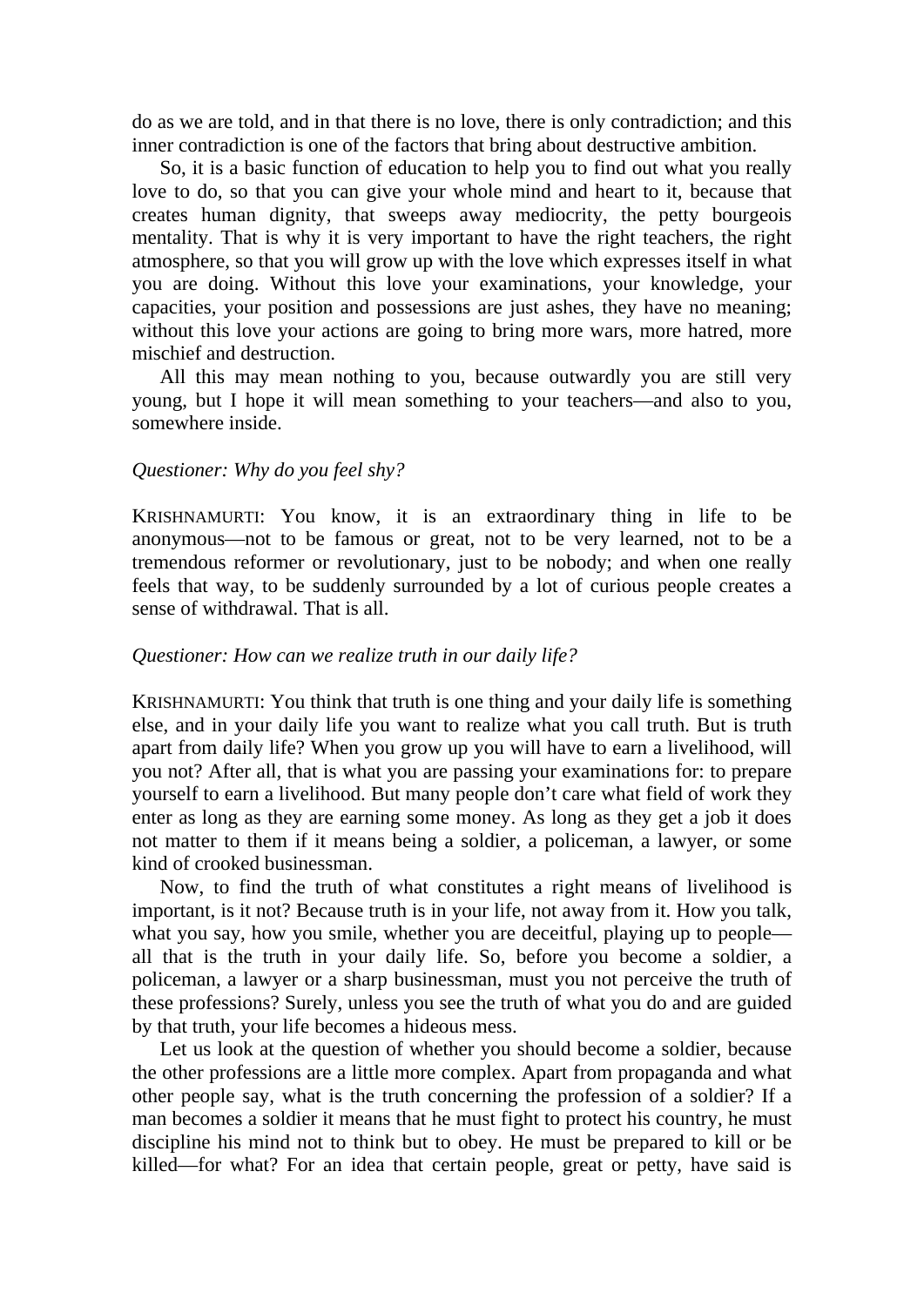do as we are told, and in that there is no love, there is only contradiction; and this inner contradiction is one of the factors that bring about destructive ambition.

So, it is a basic function of education to help you to find out what you really love to do, so that you can give your whole mind and heart to it, because that creates human dignity, that sweeps away mediocrity, the petty bourgeois mentality. That is why it is very important to have the right teachers, the right atmosphere, so that you will grow up with the love which expresses itself in what you are doing. Without this love your examinations, your knowledge, your capacities, your position and possessions are just ashes, they have no meaning; without this love your actions are going to bring more wars, more hatred, more mischief and destruction.

All this may mean nothing to you, because outwardly you are still very young, but I hope it will mean something to your teachers—and also to you, somewhere inside.

*Questioner: Why do you feel shy?*

KRISHNAMURTI: You know, it is an extraordinary thing in life to be anonymous—not to be famous or great, not to be very learned, not to be a tremendous reformer or revolutionary, just to be nobody; and when one really feels that way, to be suddenly surrounded by a lot of curious people creates a sense of withdrawal. That is all.

*Questioner: How can we realize truth in our daily life?*

KRISHNAMURTI: You think that truth is one thing and your daily life is something else, and in your daily life you want to realize what you call truth. But is truth apart from daily life? When you grow up you will have to earn a livelihood, will you not? After all, that is what you are passing your examinations for: to prepare yourself to earn a livelihood. But many people don't care what field of work they enter as long as they are earning some money. As long as they get a job it does not matter to them if it means being a soldier, a policeman, a lawyer, or some kind of crooked businessman.

Now, to find the truth of what constitutes a right means of livelihood is important, is it not? Because truth is in your life, not away from it. How you talk, what you say, how you smile, whether you are deceitful, playing up to people—all that is the truth in your daily life. So, before you become a soldier, a policeman, a lawyer or a sharp businessman, must you not perceive the truth of these professions? Surely, unless you see the truth of what you do and are guided by that truth, your life becomes a hideous mess.

Let us look at the question of whether you should become a soldier, because the other professions are a little more complex. Apart from propaganda and what other people say, what is the truth concerning the profession of a soldier? If a man becomes a soldier it means that he must fight to protect his country, he must discipline his mind not to think but to obey. He must be prepared to kill or be killed—for what? For an idea that certain people, great or petty, have said is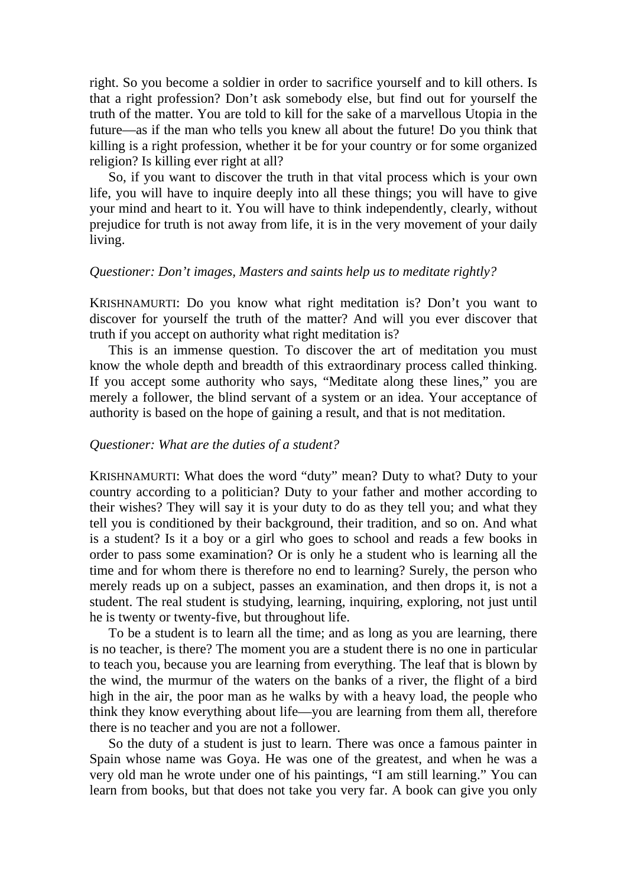right. So you become a soldier in order to sacrifice yourself and to kill others. Is that a right profession? Don't ask somebody else, but find out for yourself the truth of the matter. You are told to kill for the sake of a marvellous Utopia in the future—as if the man who tells you knew all about the future! Do you think that killing is a right profession, whether it be for your country or for some organized religion? Is killing ever right at all?

So, if you want to discover the truth in that vital process which is your own life, you will have to inquire deeply into all these things; you will have to give your mind and heart to it. You will have to think independently, clearly, without prejudice for truth is not away from life, it is in the very movement of your daily living.

*Questioner: Don't images, Masters and saints help us to meditate rightly?*

KRISHNAMURTI: Do you know what right meditation is? Don't you want to discover for yourself the truth of the matter? And will you ever discover that truth if you accept on authority what right meditation is?

This is an immense question. To discover the art of meditation you must know the whole depth and breadth of this extraordinary process called thinking. If you accept some authority who says, "Meditate along these lines," you are merely a follower, the blind servant of a system or an idea. Your acceptance of authority is based on the hope of gaining a result, and that is not meditation.

*Questioner: What are the duties of a student?*

KRISHNAMURTI: What does the word "duty" mean? Duty to what? Duty to your country according to a politician? Duty to your father and mother according to their wishes? They will say it is your duty to do as they tell you; and what they tell you is conditioned by their background, their tradition, and so on. And what is a student? Is it a boy or a girl who goes to school and reads a few books in order to pass some examination? Or is only he a student who is learning all the time and for whom there is therefore no end to learning? Surely, the person who merely reads up on a subject, passes an examination, and then drops it, is not a student. The real student is studying, learning, inquiring, exploring, not just until he is twenty or twenty-five, but throughout life.

To be a student is to learn all the time; and as long as you are learning, there is no teacher, is there? The moment you are a student there is no one in particular to teach you, because you are learning from everything. The leaf that is blown by the wind, the murmur of the waters on the banks of a river, the flight of a bird high in the air, the poor man as he walks by with a heavy load, the people who think they know everything about life—you are learning from them all, therefore there is no teacher and you are not a follower.

So the duty of a student is just to learn. There was once a famous painter in Spain whose name was Goya. He was one of the greatest, and when he was a very old man he wrote under one of his paintings, "I am still learning." You can learn from books, but that does not take you very far. A book can give you only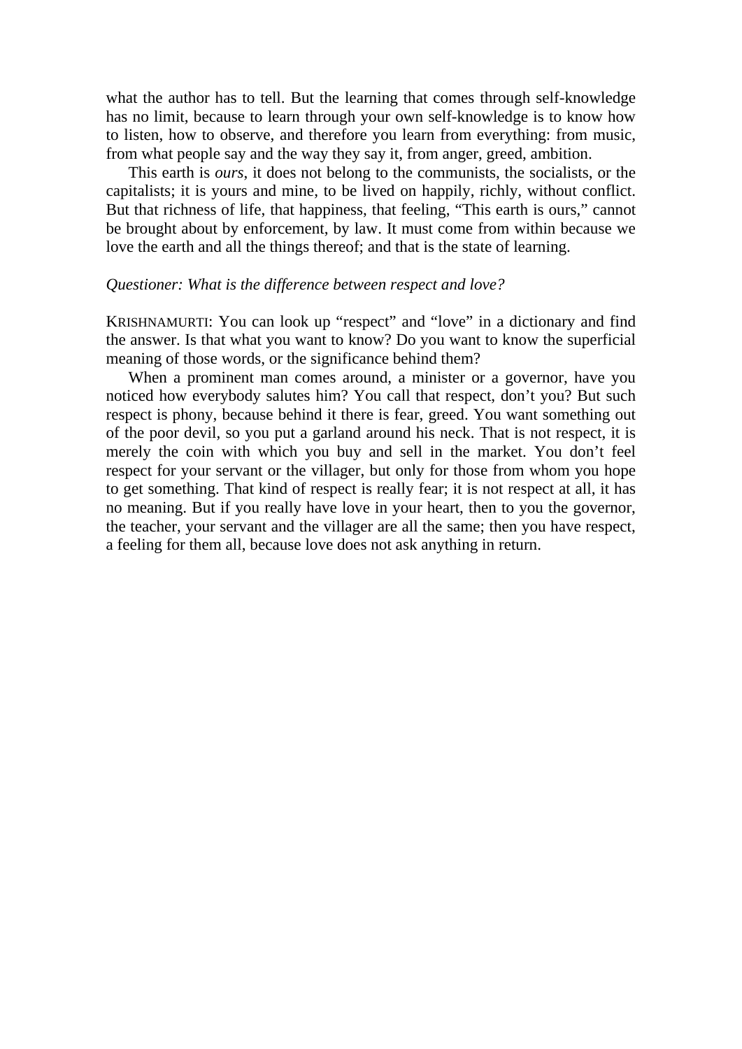what the author has to tell. But the learning that comes through self-knowledge has no limit, because to learn through your own self-knowledge is to know how to listen, how to observe, and therefore you learn from everything: from music, from what people say and the way they say it, from anger, greed, ambition.

This earth is *ours*, it does not belong to the communists, the socialists, or the capitalists; it is yours and mine, to be lived on happily, richly, without conflict. But that richness of life, that happiness, that feeling, "This earth is ours," cannot be brought about by enforcement, by law. It must come from within because we love the earth and all the things thereof; and that is the state of learning.

*Questioner: What is the difference between respect and love?*

KRISHNAMURTI: You can look up "respect" and "love" in a dictionary and find the answer. Is that what you want to know? Do you want to know the superficial meaning of those words, or the significance behind them?

When a prominent man comes around, a minister or a governor, have you noticed how everybody salutes him? You call that respect, don't you? But such respect is phony, because behind it there is fear, greed. You want something out of the poor devil, so you put a garland around his neck. That is not respect, it is merely the coin with which you buy and sell in the market. You don't feel respect for your servant or the villager, but only for those from whom you hope to get something. That kind of respect is really fear; it is not respect at all, it has no meaning. But if you really have love in your heart, then to you the governor, the teacher, your servant and the villager are all the same; then you have respect, a feeling for them all, because love does not ask anything in return.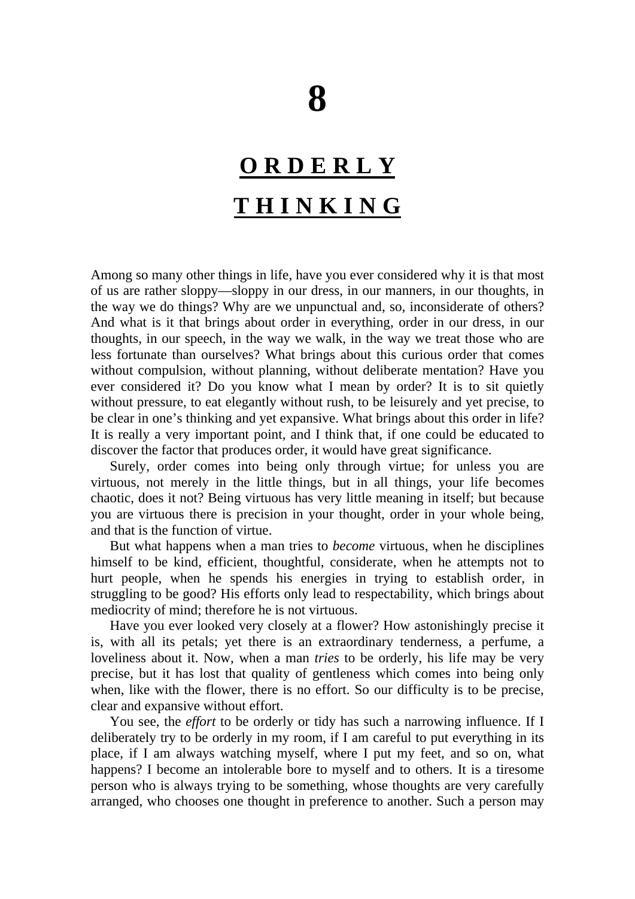# 8

## ORDERLY THINKING

Among so many other things in life, have you ever considered why it is that most of us are rather sloppy—sloppy in our dress, in our manners, in our thoughts, in the way we do things? Why are we unpunctual and, so, inconsiderate of others? And what is it that brings about order in everything, order in our dress, in our thoughts, in our speech, in the way we walk, in the way we treat those who are less fortunate than ourselves? What brings about this curious order that comes without compulsion, without planning, without deliberate mentation? Have you ever considered it? Do you know what I mean by order? It is to sit quietly without pressure, to eat elegantly without rush, to be leisurely and yet precise, to be clear in one's thinking and yet expansive. What brings about this order in life? It is really a very important point, and I think that, if one could be educated to discover the factor that produces order, it would have great significance.

Surely, order comes into being only through virtue; for unless you are virtuous, not merely in the little things, but in all things, your life becomes chaotic, does it not? Being virtuous has very little meaning in itself; but because you are virtuous there is precision in your thought, order in your whole being, and that is the function of virtue.

But what happens when a man tries to *become* virtuous, when he disciplines himself to be kind, efficient, thoughtful, considerate, when he attempts not to hurt people, when he spends his energies in trying to establish order, in struggling to be good? His efforts only lead to respectability, which brings about mediocrity of mind; therefore he is not virtuous.

Have you ever looked very closely at a flower? How astonishingly precise it is, with all its petals; yet there is an extraordinary tenderness, a perfume, a loveliness about it. Now, when a man *tries* to be orderly, his life may be very precise, but it has lost that quality of gentleness which comes into being only when, like with the flower, there is no effort. So our difficulty is to be precise, clear and expansive without effort.

You see, the *effort* to be orderly or tidy has such a narrowing influence. If I deliberately try to be orderly in my room, if I am careful to put everything in its place, if I am always watching myself, where I put my feet, and so on, what happens? I become an intolerable bore to myself and to others. It is a tiresome person who is always trying to be something, whose thoughts are very carefully arranged, who chooses one thought in preference to another. Such a person may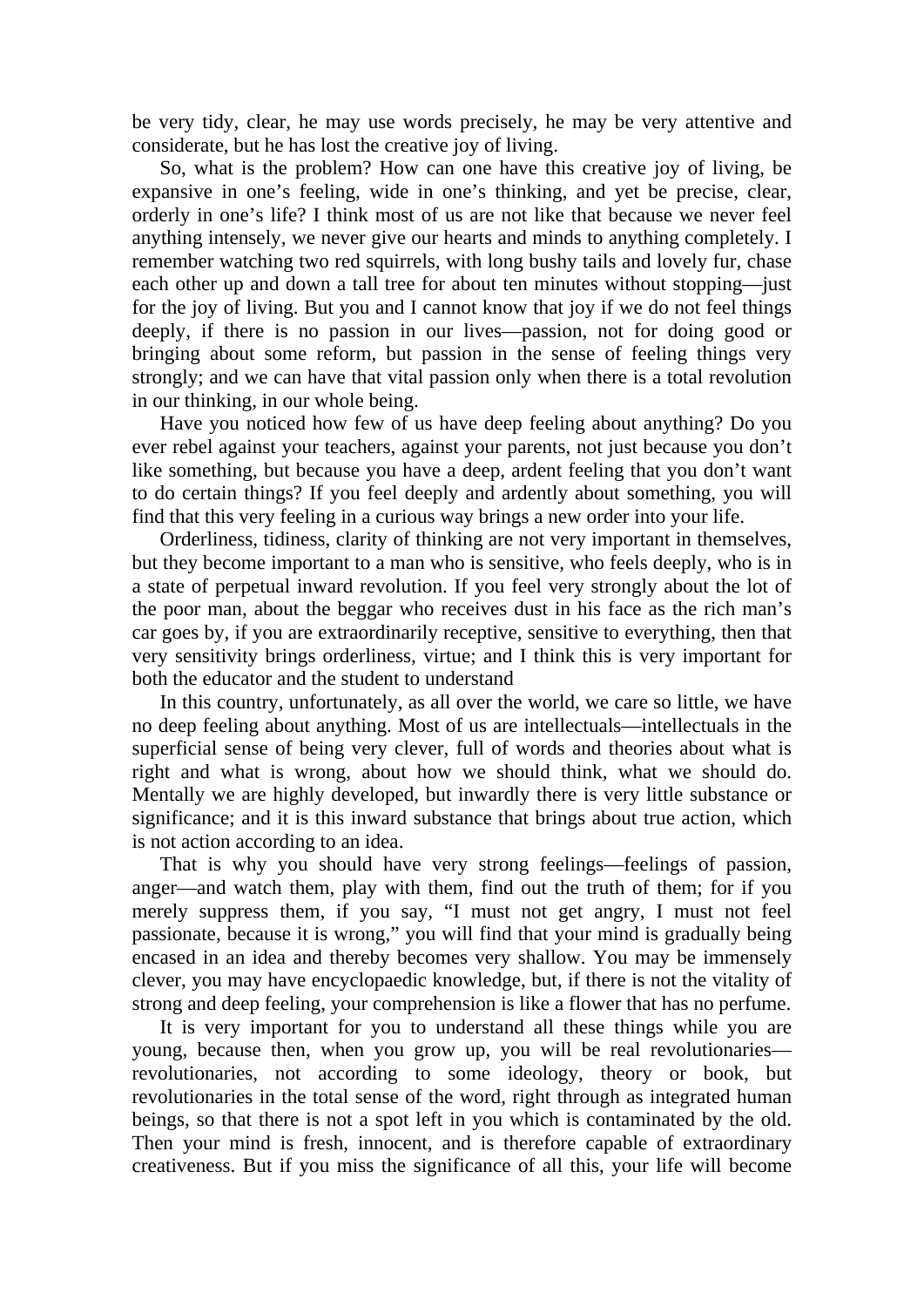be very tidy, clear, he may use words precisely, he may be very attentive and considerate, but he has lost the creative joy of living.

So, what is the problem? How can one have this creative joy of living, be expansive in one's feeling, wide in one's thinking, and yet be precise, clear, orderly in one's life? I think most of us are not like that because we never feel anything intensely, we never give our hearts and minds to anything completely. I remember watching two red squirrels, with long bushy tails and lovely fur, chase each other up and down a tall tree for about ten minutes without stopping—just for the joy of living. But you and I cannot know that joy if we do not feel things deeply, if there is no passion in our lives—passion, not for doing good or bringing about some reform, but passion in the sense of feeling things very strongly; and we can have that vital passion only when there is a total revolution in our thinking, in our whole being.

Have you noticed how few of us have deep feeling about anything? Do you ever rebel against your teachers, against your parents, not just because you don't like something, but because you have a deep, ardent feeling that you don't want to do certain things? If you feel deeply and ardently about something, you will find that this very feeling in a curious way brings a new order into your life.

Orderliness, tidiness, clarity of thinking are not very important in themselves, but they become important to a man who is sensitive, who feels deeply, who is in a state of perpetual inward revolution. If you feel very strongly about the lot of the poor man, about the beggar who receives dust in his face as the rich man's car goes by, if you are extraordinarily receptive, sensitive to everything, then that very sensitivity brings orderliness, virtue; and I think this is very important for both the educator and the student to understand

In this country, unfortunately, as all over the world, we care so little, we have no deep feeling about anything. Most of us are intellectuals—intellectuals in the superficial sense of being very clever, full of words and theories about what is right and what is wrong, about how we should think, what we should do. Mentally we are highly developed, but inwardly there is very little substance or significance; and it is this inward substance that brings about true action, which is not action according to an idea.

That is why you should have very strong feelings—feelings of passion, anger—and watch them, play with them, find out the truth of them; for if you merely suppress them, if you say, "I must not get angry, I must not feel passionate, because it is wrong," you will find that your mind is gradually being encased in an idea and thereby becomes very shallow. You may be immensely clever, you may have encyclopaedic knowledge, but, if there is not the vitality of strong and deep feeling, your comprehension is like a flower that has no perfume.

It is very important for you to understand all these things while you are young, because then, when you grow up, you will be real revolutionaries—revolutionaries, not according to some ideology, theory or book, but revolutionaries in the total sense of the word, right through as integrated human beings, so that there is not a spot left in you which is contaminated by the old. Then your mind is fresh, innocent, and is therefore capable of extraordinary creativeness. But if you miss the significance of all this, your life will become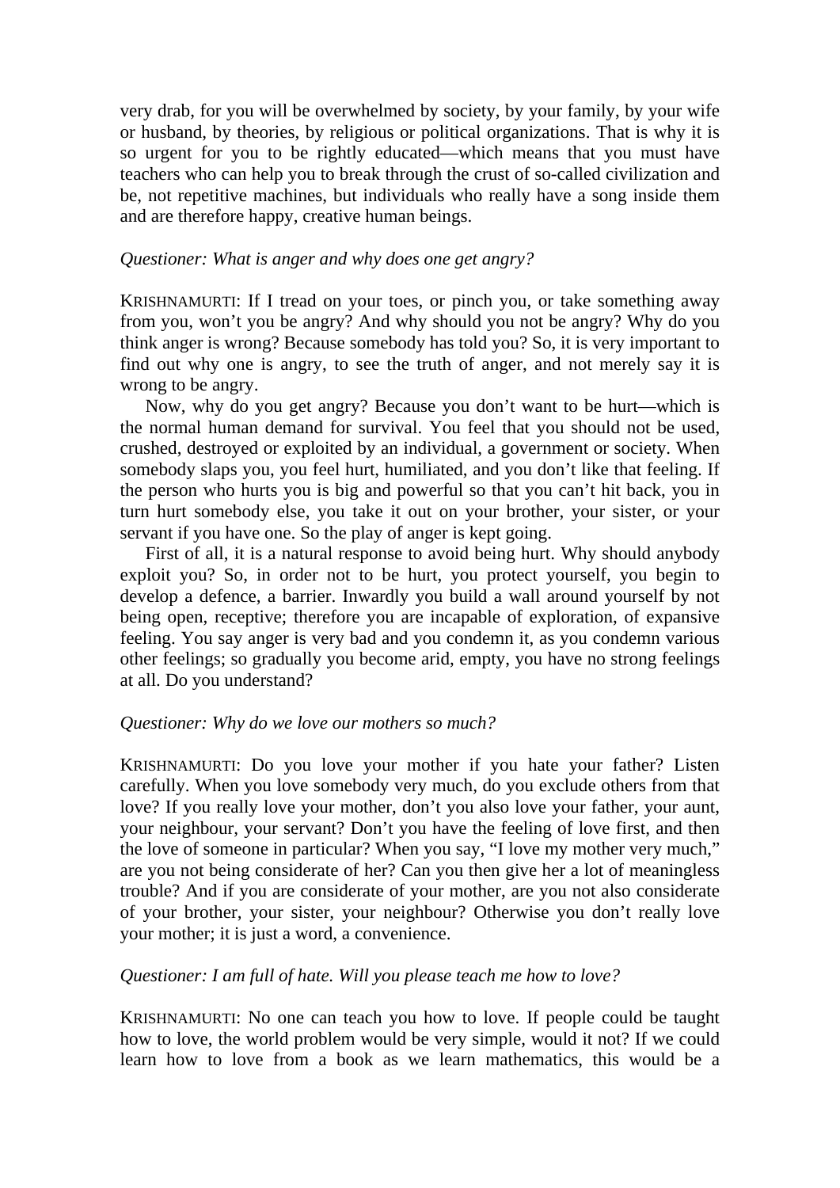very drab, for you will be overwhelmed by society, by your family, by your wife or husband, by theories, by religious or political organizations. That is why it is so urgent for you to be rightly educated—which means that you must have teachers who can help you to break through the crust of so-called civilization and be, not repetitive machines, but individuals who really have a song inside them and are therefore happy, creative human beings.

*Questioner: What is anger and why does one get angry?*

KRISHNAMURTI: If I tread on your toes, or pinch you, or take something away from you, won't you be angry? And why should you not be angry? Why do you think anger is wrong? Because somebody has told you? So, it is very important to find out why one is angry, to see the truth of anger, and not merely say it is wrong to be angry.

Now, why do you get angry? Because you don't want to be hurt—which is the normal human demand for survival. You feel that you should not be used, crushed, destroyed or exploited by an individual, a government or society. When somebody slaps you, you feel hurt, humiliated, and you don't like that feeling. If the person who hurts you is big and powerful so that you can't hit back, you in turn hurt somebody else, you take it out on your brother, your sister, or your servant if you have one. So the play of anger is kept going.

First of all, it is a natural response to avoid being hurt. Why should anybody exploit you? So, in order not to be hurt, you protect yourself, you begin to develop a defence, a barrier. Inwardly you build a wall around yourself by not being open, receptive; therefore you are incapable of exploration, of expansive feeling. You say anger is very bad and you condemn it, as you condemn various other feelings; so gradually you become arid, empty, you have no strong feelings at all. Do you understand?

*Questioner: Why do we love our mothers so much?*

KRISHNAMURTI: Do you love your mother if you hate your father? Listen carefully. When you love somebody very much, do you exclude others from that love? If you really love your mother, don't you also love your father, your aunt, your neighbour, your servant? Don't you have the feeling of love first, and then the love of someone in particular? When you say, "I love my mother very much," are you not being considerate of her? Can you then give her a lot of meaningless trouble? And if you are considerate of your mother, are you not also considerate of your brother, your sister, your neighbour? Otherwise you don't really love your mother; it is just a word, a convenience.

*Questioner: I am full of hate. Will you please teach me how to love?*

KRISHNAMURTI: No one can teach you how to love. If people could be taught how to love, the world problem would be very simple, would it not? If we could learn how to love from a book as we learn mathematics, this would be a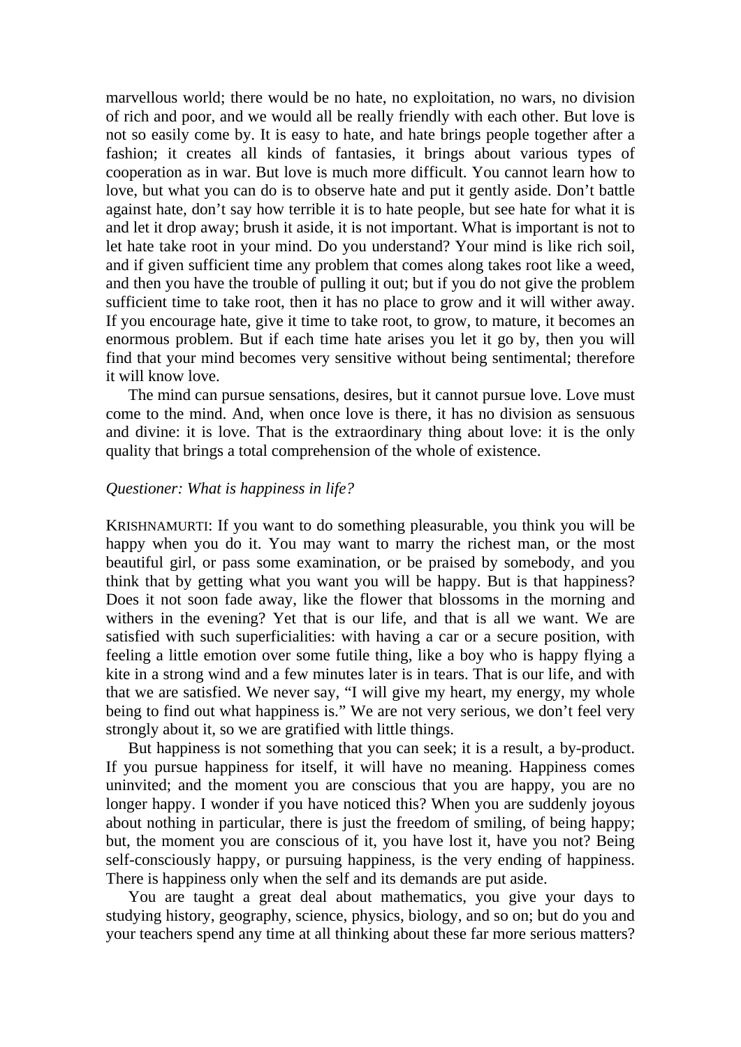marvellous world; there would be no hate, no exploitation, no wars, no division of rich and poor, and we would all be really friendly with each other. But love is not so easily come by. It is easy to hate, and hate brings people together after a fashion; it creates all kinds of fantasies, it brings about various types of cooperation as in war. But love is much more difficult. You cannot learn how to love, but what you can do is to observe hate and put it gently aside. Don't battle against hate, don't say how terrible it is to hate people, but see hate for what it is and let it drop away; brush it aside, it is not important. What is important is not to let hate take root in your mind. Do you understand? Your mind is like rich soil, and if given sufficient time any problem that comes along takes root like a weed, and then you have the trouble of pulling it out; but if you do not give the problem sufficient time to take root, then it has no place to grow and it will wither away. If you encourage hate, give it time to take root, to grow, to mature, it becomes an enormous problem. But if each time hate arises you let it go by, then you will find that your mind becomes very sensitive without being sentimental; therefore it will know love.

The mind can pursue sensations, desires, but it cannot pursue love. Love must come to the mind. And, when once love is there, it has no division as sensuous and divine: it is love. That is the extraordinary thing about love: it is the only quality that brings a total comprehension of the whole of existence.

*Questioner: What is happiness in life?*

KRISHNAMURTI: If you want to do something pleasurable, you think you will be happy when you do it. You may want to marry the richest man, or the most beautiful girl, or pass some examination, or be praised by somebody, and you think that by getting what you want you will be happy. But is that happiness? Does it not soon fade away, like the flower that blossoms in the morning and withers in the evening? Yet that is our life, and that is all we want. We are satisfied with such superficialities: with having a car or a secure position, with feeling a little emotion over some futile thing, like a boy who is happy flying a kite in a strong wind and a few minutes later is in tears. That is our life, and with that we are satisfied. We never say, "I will give my heart, my energy, my whole being to find out what happiness is." We are not very serious, we don't feel very strongly about it, so we are gratified with little things.

But happiness is not something that you can seek; it is a result, a by-product. If you pursue happiness for itself, it will have no meaning. Happiness comes uninvited; and the moment you are conscious that you are happy, you are no longer happy. I wonder if you have noticed this? When you are suddenly joyous about nothing in particular, there is just the freedom of smiling, of being happy; but, the moment you are conscious of it, you have lost it, have you not? Being self-consciously happy, or pursuing happiness, is the very ending of happiness. There is happiness only when the self and its demands are put aside.

You are taught a great deal about mathematics, you give your days to studying history, geography, science, physics, biology, and so on; but do you and your teachers spend any time at all thinking about these far more serious matters?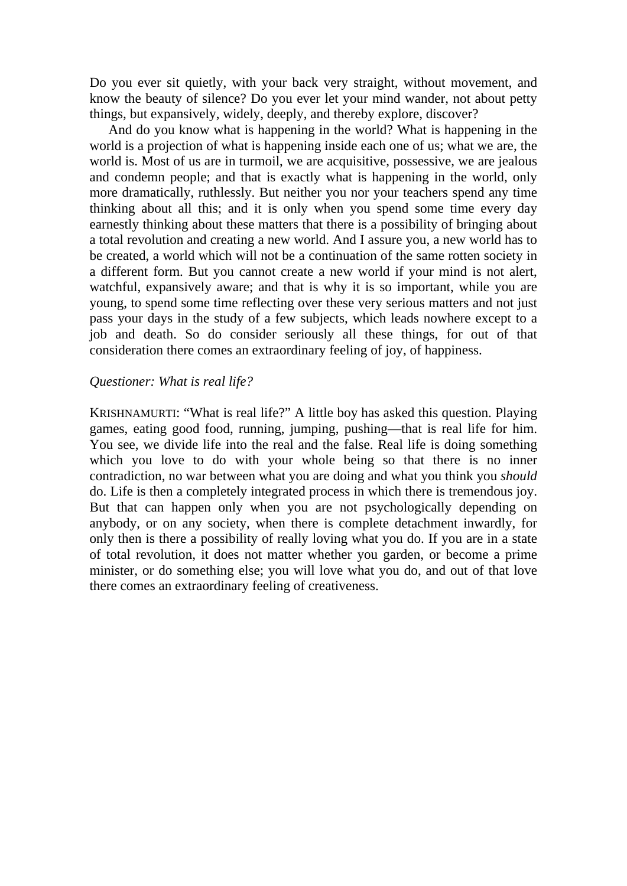Do you ever sit quietly, with your back very straight, without movement, and know the beauty of silence? Do you ever let your mind wander, not about petty things, but expansively, widely, deeply, and thereby explore, discover?

And do you know what is happening in the world? What is happening in the world is a projection of what is happening inside each one of us; what we are, the world is. Most of us are in turmoil, we are acquisitive, possessive, we are jealous and condemn people; and that is exactly what is happening in the world, only more dramatically, ruthlessly. But neither you nor your teachers spend any time thinking about all this; and it is only when you spend some time every day earnestly thinking about these matters that there is a possibility of bringing about a total revolution and creating a new world. And I assure you, a new world has to be created, a world which will not be a continuation of the same rotten society in a different form. But you cannot create a new world if your mind is not alert, watchful, expansively aware; and that is why it is so important, while you are young, to spend some time reflecting over these very serious matters and not just pass your days in the study of a few subjects, which leads nowhere except to a job and death. So do consider seriously all these things, for out of that consideration there comes an extraordinary feeling of joy, of happiness.

*Questioner: What is real life?*

KRISHNAMURTI: “What is real life?” A little boy has asked this question. Playing games, eating good food, running, jumping, pushing—that is real life for him. You see, we divide life into the real and the false. Real life is doing something which you love to do with your whole being so that there is no inner contradiction, no war between what you are doing and what you think you *should* do. Life is then a completely integrated process in which there is tremendous joy. But that can happen only when you are not psychologically depending on anybody, or on any society, when there is complete detachment inwardly, for only then is there a possibility of really loving what you do. If you are in a state of total revolution, it does not matter whether you garden, or become a prime minister, or do something else; you will love what you do, and out of that love there comes an extraordinary feeling of creativeness.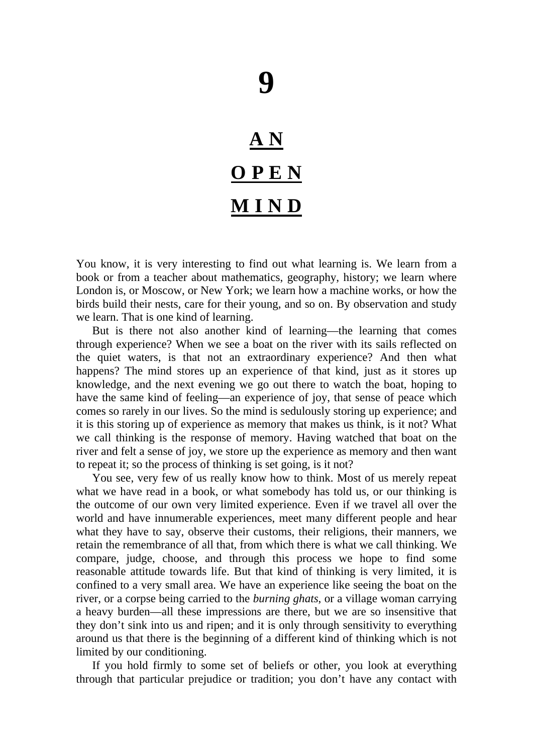# 9

## AN OPEN MIND

You know, it is very interesting to find out what learning is. We learn from a book or from a teacher about mathematics, geography, history; we learn where London is, or Moscow, or New York; we learn how a machine works, or how the birds build their nests, care for their young, and so on. By observation and study we learn. That is one kind of learning.

But is there not also another kind of learning—the learning that comes through experience? When we see a boat on the river with its sails reflected on the quiet waters, is that not an extraordinary experience? And then what happens? The mind stores up an experience of that kind, just as it stores up knowledge, and the next evening we go out there to watch the boat, hoping to have the same kind of feeling—an experience of joy, that sense of peace which comes so rarely in our lives. So the mind is sedulously storing up experience; and it is this storing up of experience as memory that makes us think, is it not? What we call thinking is the response of memory. Having watched that boat on the river and felt a sense of joy, we store up the experience as memory and then want to repeat it; so the process of thinking is set going, is it not?

You see, very few of us really know how to think. Most of us merely repeat what we have read in a book, or what somebody has told us, or our thinking is the outcome of our own very limited experience. Even if we travel all over the world and have innumerable experiences, meet many different people and hear what they have to say, observe their customs, their religions, their manners, we retain the remembrance of all that, from which there is what we call thinking. We compare, judge, choose, and through this process we hope to find some reasonable attitude towards life. But that kind of thinking is very limited, it is confined to a very small area. We have an experience like seeing the boat on the river, or a corpse being carried to the *burning ghats*, or a village woman carrying a heavy burden—all these impressions are there, but we are so insensitive that they don't sink into us and ripen; and it is only through sensitivity to everything around us that there is the beginning of a different kind of thinking which is not limited by our conditioning.

If you hold firmly to some set of beliefs or other, you look at everything through that particular prejudice or tradition; you don't have any contact with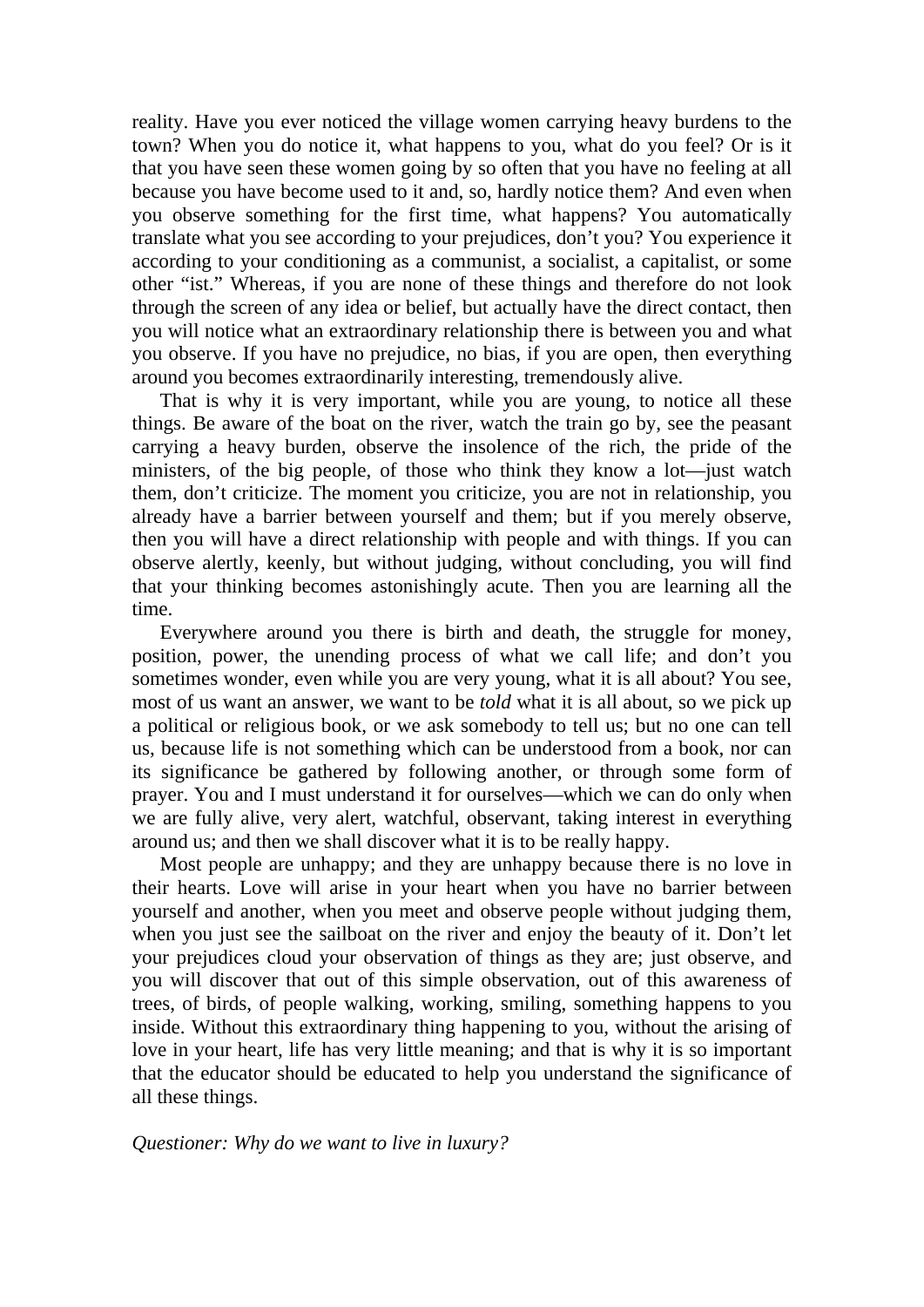reality. Have you ever noticed the village women carrying heavy burdens to the town? When you do notice it, what happens to you, what do you feel? Or is it that you have seen these women going by so often that you have no feeling at all because you have become used to it and, so, hardly notice them? And even when you observe something for the first time, what happens? You automatically translate what you see according to your prejudices, don't you? You experience it according to your conditioning as a communist, a socialist, a capitalist, or some other "ist." Whereas, if you are none of these things and therefore do not look through the screen of any idea or belief, but actually have the direct contact, then you will notice what an extraordinary relationship there is between you and what you observe. If you have no prejudice, no bias, if you are open, then everything around you becomes extraordinarily interesting, tremendously alive.

That is why it is very important, while you are young, to notice all these things. Be aware of the boat on the river, watch the train go by, see the peasant carrying a heavy burden, observe the insolence of the rich, the pride of the ministers, of the big people, of those who think they know a lot—just watch them, don't criticize. The moment you criticize, you are not in relationship, you already have a barrier between yourself and them; but if you merely observe, then you will have a direct relationship with people and with things. If you can observe alertly, keenly, but without judging, without concluding, you will find that your thinking becomes astonishingly acute. Then you are learning all the time.

Everywhere around you there is birth and death, the struggle for money, position, power, the unending process of what we call life; and don't you sometimes wonder, even while you are very young, what it is all about? You see, most of us want an answer, we want to be *told* what it is all about, so we pick up a political or religious book, or we ask somebody to tell us; but no one can tell us, because life is not something which can be understood from a book, nor can its significance be gathered by following another, or through some form of prayer. You and I must understand it for ourselves—which we can do only when we are fully alive, very alert, watchful, observant, taking interest in everything around us; and then we shall discover what it is to be really happy.

Most people are unhappy; and they are unhappy because there is no love in their hearts. Love will arise in your heart when you have no barrier between yourself and another, when you meet and observe people without judging them, when you just see the sailboat on the river and enjoy the beauty of it. Don't let your prejudices cloud your observation of things as they are; just observe, and you will discover that out of this simple observation, out of this awareness of trees, of birds, of people walking, working, smiling, something happens to you inside. Without this extraordinary thing happening to you, without the arising of love in your heart, life has very little meaning; and that is why it is so important that the educator should be educated to help you understand the significance of all these things.

*Questioner: Why do we want to live in luxury?*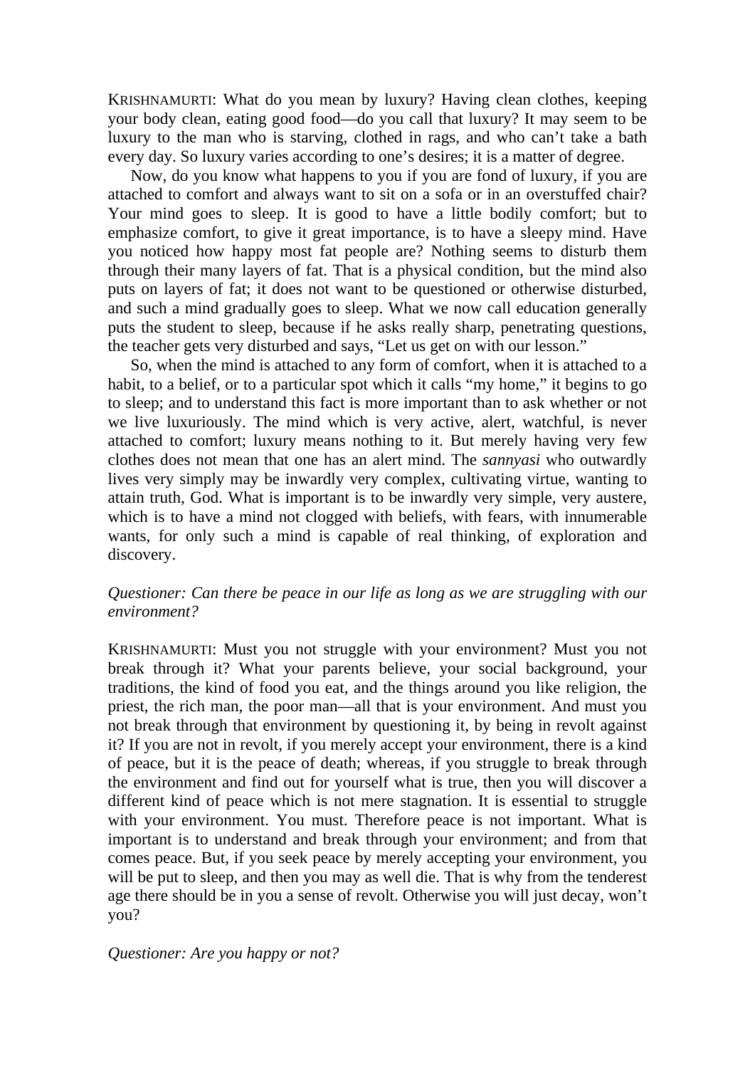KRISHNAMURTI: What do you mean by luxury? Having clean clothes, keeping your body clean, eating good food—do you call that luxury? It may seem to be luxury to the man who is starving, clothed in rags, and who can't take a bath every day. So luxury varies according to one's desires; it is a matter of degree.

Now, do you know what happens to you if you are fond of luxury, if you are attached to comfort and always want to sit on a sofa or in an overstuffed chair? Your mind goes to sleep. It is good to have a little bodily comfort; but to emphasize comfort, to give it great importance, is to have a sleepy mind. Have you noticed how happy most fat people are? Nothing seems to disturb them through their many layers of fat. That is a physical condition, but the mind also puts on layers of fat; it does not want to be questioned or otherwise disturbed, and such a mind gradually goes to sleep. What we now call education generally puts the student to sleep, because if he asks really sharp, penetrating questions, the teacher gets very disturbed and says, "Let us get on with our lesson."

So, when the mind is attached to any form of comfort, when it is attached to a habit, to a belief, or to a particular spot which it calls "my home," it begins to go to sleep; and to understand this fact is more important than to ask whether or not we live luxuriously. The mind which is very active, alert, watchful, is never attached to comfort; luxury means nothing to it. But merely having very few clothes does not mean that one has an alert mind. The *sannyasi* who outwardly lives very simply may be inwardly very complex, cultivating virtue, wanting to attain truth, God. What is important is to be inwardly very simple, very austere, which is to have a mind not clogged with beliefs, with fears, with innumerable wants, for only such a mind is capable of real thinking, of exploration and discovery.

*Questioner: Can there be peace in our life as long as we are struggling with our environment?*

KRISHNAMURTI: Must you not struggle with your environment? Must you not break through it? What your parents believe, your social background, your traditions, the kind of food you eat, and the things around you like religion, the priest, the rich man, the poor man—all that is your environment. And must you not break through that environment by questioning it, by being in revolt against it? If you are not in revolt, if you merely accept your environment, there is a kind of peace, but it is the peace of death; whereas, if you struggle to break through the environment and find out for yourself what is true, then you will discover a different kind of peace which is not mere stagnation. It is essential to struggle with your environment. You must. Therefore peace is not important. What is important is to understand and break through your environment; and from that comes peace. But, if you seek peace by merely accepting your environment, you will be put to sleep, and then you may as well die. That is why from the tenderest age there should be in you a sense of revolt. Otherwise you will just decay, won't you?

*Questioner: Are you happy or not?*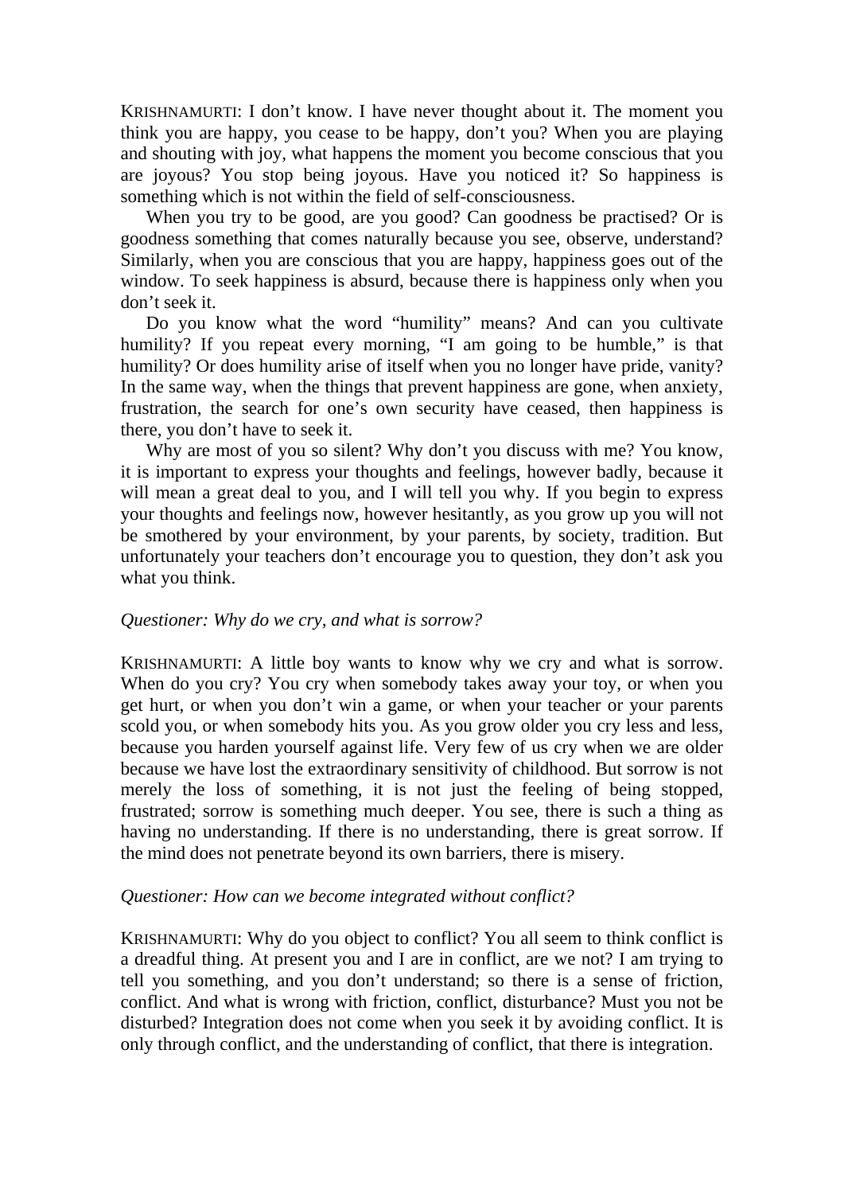KRISHNAMURTI: I don't know. I have never thought about it. The moment you think you are happy, you cease to be happy, don't you? When you are playing and shouting with joy, what happens the moment you become conscious that you are joyous? You stop being joyous. Have you noticed it? So happiness is something which is not within the field of self-consciousness.

When you try to be good, are you good? Can goodness be practised? Or is goodness something that comes naturally because you see, observe, understand? Similarly, when you are conscious that you are happy, happiness goes out of the window. To seek happiness is absurd, because there is happiness only when you don't seek it.

Do you know what the word "humility" means? And can you cultivate humility? If you repeat every morning, "I am going to be humble," is that humility? Or does humility arise of itself when you no longer have pride, vanity? In the same way, when the things that prevent happiness are gone, when anxiety, frustration, the search for one's own security have ceased, then happiness is there, you don't have to seek it.

Why are most of you so silent? Why don't you discuss with me? You know, it is important to express your thoughts and feelings, however badly, because it will mean a great deal to you, and I will tell you why. If you begin to express your thoughts and feelings now, however hesitantly, as you grow up you will not be smothered by your environment, by your parents, by society, tradition. But unfortunately your teachers don't encourage you to question, they don't ask you what you think.

*Questioner: Why do we cry, and what is sorrow?*

KRISHNAMURTI: A little boy wants to know why we cry and what is sorrow. When do you cry? You cry when somebody takes away your toy, or when you get hurt, or when you don't win a game, or when your teacher or your parents scold you, or when somebody hits you. As you grow older you cry less and less, because you harden yourself against life. Very few of us cry when we are older because we have lost the extraordinary sensitivity of childhood. But sorrow is not merely the loss of something, it is not just the feeling of being stopped, frustrated; sorrow is something much deeper. You see, there is such a thing as having no understanding. If there is no understanding, there is great sorrow. If the mind does not penetrate beyond its own barriers, there is misery.

*Questioner: How can we become integrated without conflict?*

KRISHNAMURTI: Why do you object to conflict? You all seem to think conflict is a dreadful thing. At present you and I are in conflict, are we not? I am trying to tell you something, and you don't understand; so there is a sense of friction, conflict. And what is wrong with friction, conflict, disturbance? Must you not be disturbed? Integration does not come when you seek it by avoiding conflict. It is only through conflict, and the understanding of conflict, that there is integration.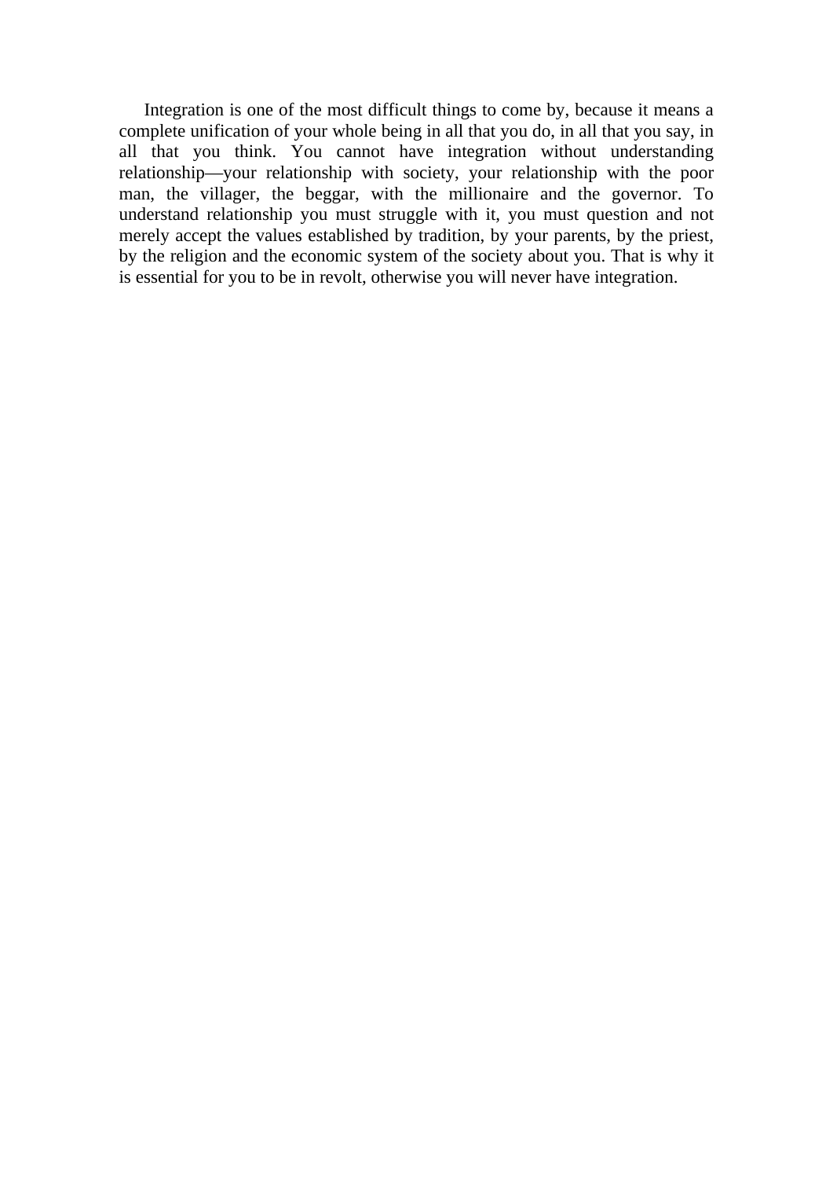Integration is one of the most difficult things to come by, because it means a complete unification of your whole being in all that you do, in all that you say, in all that you think. You cannot have integration without understanding relationship—your relationship with society, your relationship with the poor man, the villager, the beggar, with the millionaire and the governor. To understand relationship you must struggle with it, you must question and not merely accept the values established by tradition, by your parents, by the priest, by the religion and the economic system of the society about you. That is why it is essential for you to be in revolt, otherwise you will never have integration.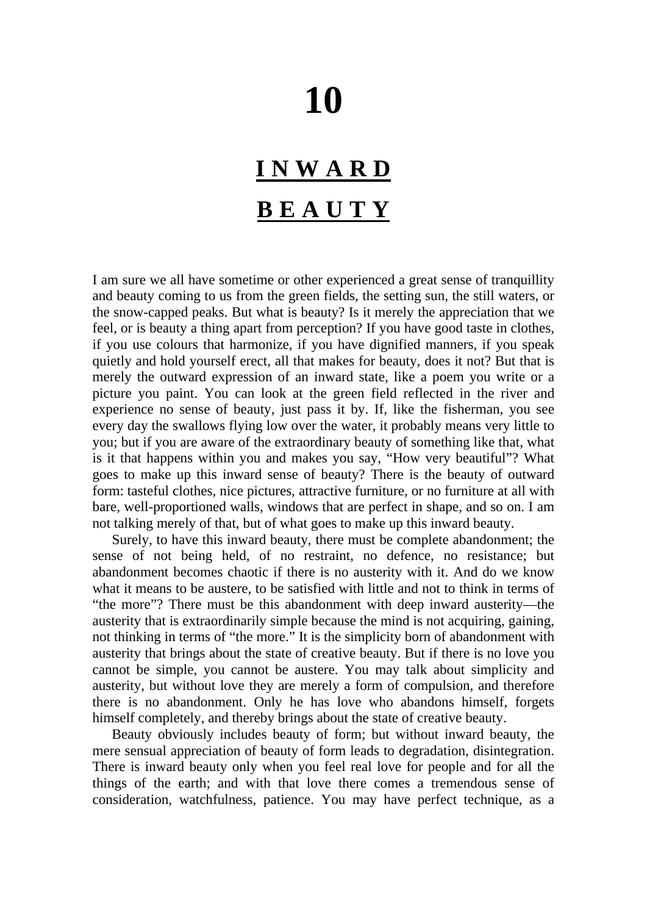// 10

# INWARD BEAUTY

I am sure we all have sometime or other experienced a great sense of tranquillity and beauty coming to us from the green fields, the setting sun, the still waters, or the snow-capped peaks. But what is beauty? Is it merely the appreciation that we feel, or is beauty a thing apart from perception? If you have good taste in clothes, if you use colours that harmonize, if you have dignified manners, if you speak quietly and hold yourself erect, all that makes for beauty, does it not? But that is merely the outward expression of an inward state, like a poem you write or a picture you paint. You can look at the green field reflected in the river and experience no sense of beauty, just pass it by. If, like the fisherman, you see every day the swallows flying low over the water, it probably means very little to you; but if you are aware of the extraordinary beauty of something like that, what is it that happens within you and makes you say, "How very beautiful"? What goes to make up this inward sense of beauty? There is the beauty of outward form: tasteful clothes, nice pictures, attractive furniture, or no furniture at all with bare, well-proportioned walls, windows that are perfect in shape, and so on. I am not talking merely of that, but of what goes to make up this inward beauty.

Surely, to have this inward beauty, there must be complete abandonment; the sense of not being held, of no restraint, no defence, no resistance; but abandonment becomes chaotic if there is no austerity with it. And do we know what it means to be austere, to be satisfied with little and not to think in terms of "the more"? There must be this abandonment with deep inward austerity—the austerity that is extraordinarily simple because the mind is not acquiring, gaining, not thinking in terms of "the more." It is the simplicity born of abandonment with austerity that brings about the state of creative beauty. But if there is no love you cannot be simple, you cannot be austere. You may talk about simplicity and austerity, but without love they are merely a form of compulsion, and therefore there is no abandonment. Only he has love who abandons himself, forgets himself completely, and thereby brings about the state of creative beauty.

Beauty obviously includes beauty of form; but without inward beauty, the mere sensual appreciation of beauty of form leads to degradation, disintegration. There is inward beauty only when you feel real love for people and for all the things of the earth; and with that love there comes a tremendous sense of consideration, watchfulness, patience. You may have perfect technique, as a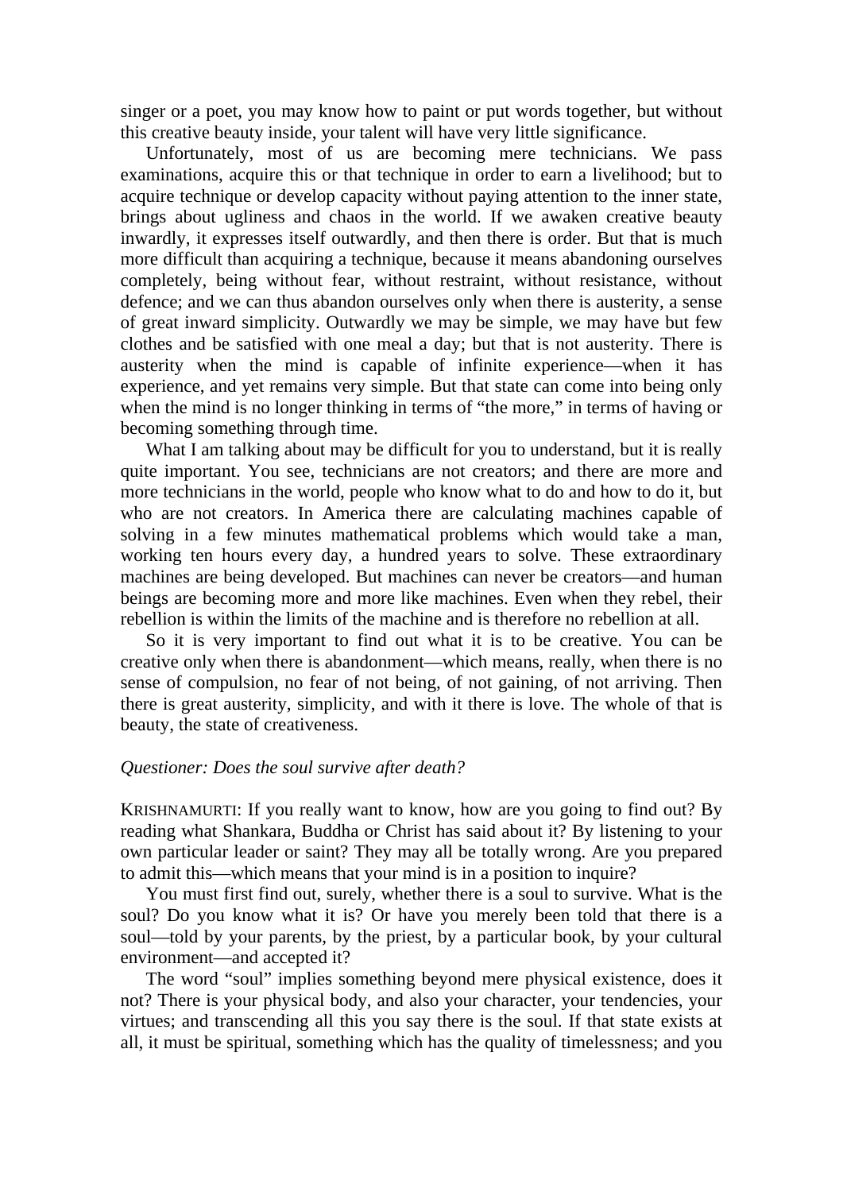singer or a poet, you may know how to paint or put words together, but without this creative beauty inside, your talent will have very little significance.

Unfortunately, most of us are becoming mere technicians. We pass examinations, acquire this or that technique in order to earn a livelihood; but to acquire technique or develop capacity without paying attention to the inner state, brings about ugliness and chaos in the world. If we awaken creative beauty inwardly, it expresses itself outwardly, and then there is order. But that is much more difficult than acquiring a technique, because it means abandoning ourselves completely, being without fear, without restraint, without resistance, without defence; and we can thus abandon ourselves only when there is austerity, a sense of great inward simplicity. Outwardly we may be simple, we may have but few clothes and be satisfied with one meal a day; but that is not austerity. There is austerity when the mind is capable of infinite experience—when it has experience, and yet remains very simple. But that state can come into being only when the mind is no longer thinking in terms of "the more," in terms of having or becoming something through time.

What I am talking about may be difficult for you to understand, but it is really quite important. You see, technicians are not creators; and there are more and more technicians in the world, people who know what to do and how to do it, but who are not creators. In America there are calculating machines capable of solving in a few minutes mathematical problems which would take a man, working ten hours every day, a hundred years to solve. These extraordinary machines are being developed. But machines can never be creators—and human beings are becoming more and more like machines. Even when they rebel, their rebellion is within the limits of the machine and is therefore no rebellion at all.

So it is very important to find out what it is to be creative. You can be creative only when there is abandonment—which means, really, when there is no sense of compulsion, no fear of not being, of not gaining, of not arriving. Then there is great austerity, simplicity, and with it there is love. The whole of that is beauty, the state of creativeness.

*Questioner: Does the soul survive after death?*

KRISHNAMURTI: If you really want to know, how are you going to find out? By reading what Shankara, Buddha or Christ has said about it? By listening to your own particular leader or saint? They may all be totally wrong. Are you prepared to admit this—which means that your mind is in a position to inquire?

You must first find out, surely, whether there is a soul to survive. What is the soul? Do you know what it is? Or have you merely been told that there is a soul—told by your parents, by the priest, by a particular book, by your cultural environment—and accepted it?

The word "soul" implies something beyond mere physical existence, does it not? There is your physical body, and also your character, your tendencies, your virtues; and transcending all this you say there is the soul. If that state exists at all, it must be spiritual, something which has the quality of timelessness; and you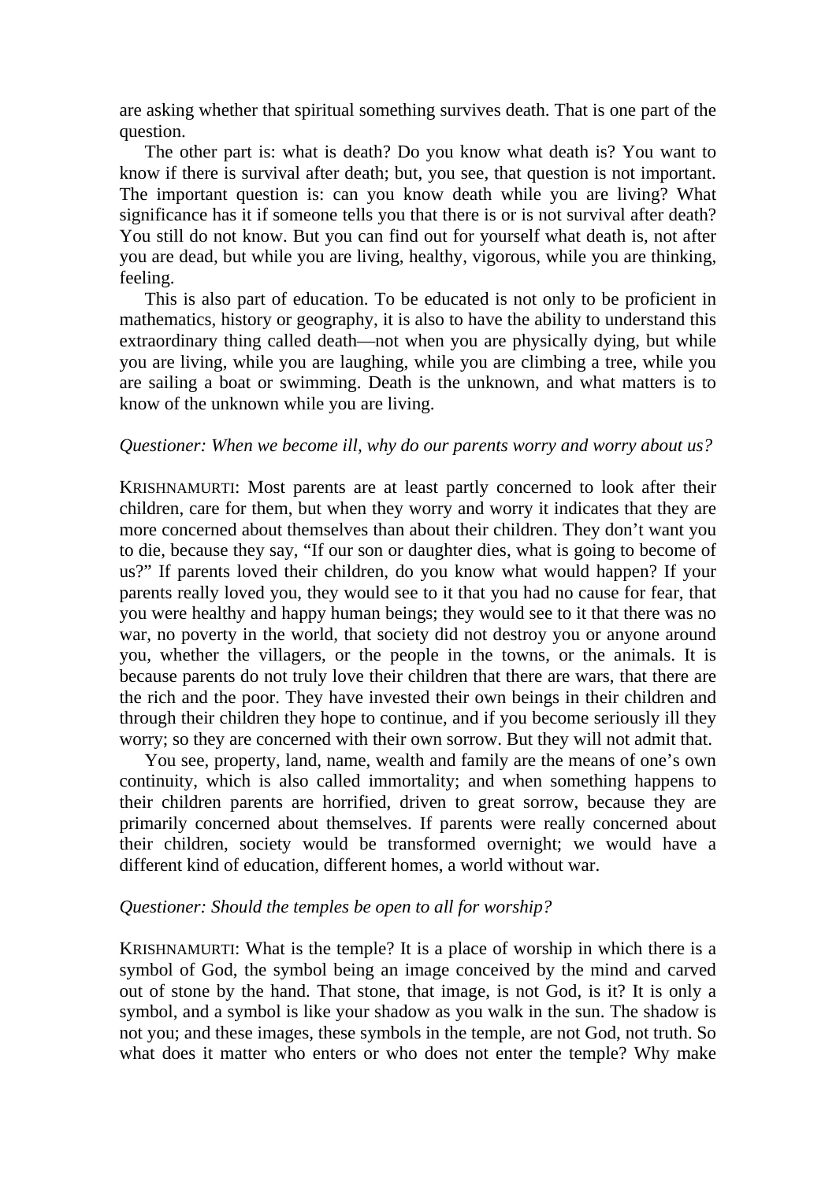are asking whether that spiritual something survives death. That is one part of the question.

The other part is: what is death? Do you know what death is? You want to know if there is survival after death; but, you see, that question is not important. The important question is: can you know death while you are living? What significance has it if someone tells you that there is or is not survival after death? You still do not know. But you can find out for yourself what death is, not after you are dead, but while you are living, healthy, vigorous, while you are thinking, feeling.

This is also part of education. To be educated is not only to be proficient in mathematics, history or geography, it is also to have the ability to understand this extraordinary thing called death—not when you are physically dying, but while you are living, while you are laughing, while you are climbing a tree, while you are sailing a boat or swimming. Death is the unknown, and what matters is to know of the unknown while you are living.

*Questioner: When we become ill, why do our parents worry and worry about us?*

KRISHNAMURTI: Most parents are at least partly concerned to look after their children, care for them, but when they worry and worry it indicates that they are more concerned about themselves than about their children. They don't want you to die, because they say, "If our son or daughter dies, what is going to become of us?" If parents loved their children, do you know what would happen? If your parents really loved you, they would see to it that you had no cause for fear, that you were healthy and happy human beings; they would see to it that there was no war, no poverty in the world, that society did not destroy you or anyone around you, whether the villagers, or the people in the towns, or the animals. It is because parents do not truly love their children that there are wars, that there are the rich and the poor. They have invested their own beings in their children and through their children they hope to continue, and if you become seriously ill they worry; so they are concerned with their own sorrow. But they will not admit that.

You see, property, land, name, wealth and family are the means of one's own continuity, which is also called immortality; and when something happens to their children parents are horrified, driven to great sorrow, because they are primarily concerned about themselves. If parents were really concerned about their children, society would be transformed overnight; we would have a different kind of education, different homes, a world without war.

*Questioner: Should the temples be open to all for worship?*

KRISHNAMURTI: What is the temple? It is a place of worship in which there is a symbol of God, the symbol being an image conceived by the mind and carved out of stone by the hand. That stone, that image, is not God, is it? It is only a symbol, and a symbol is like your shadow as you walk in the sun. The shadow is not you; and these images, these symbols in the temple, are not God, not truth. So what does it matter who enters or who does not enter the temple? Why make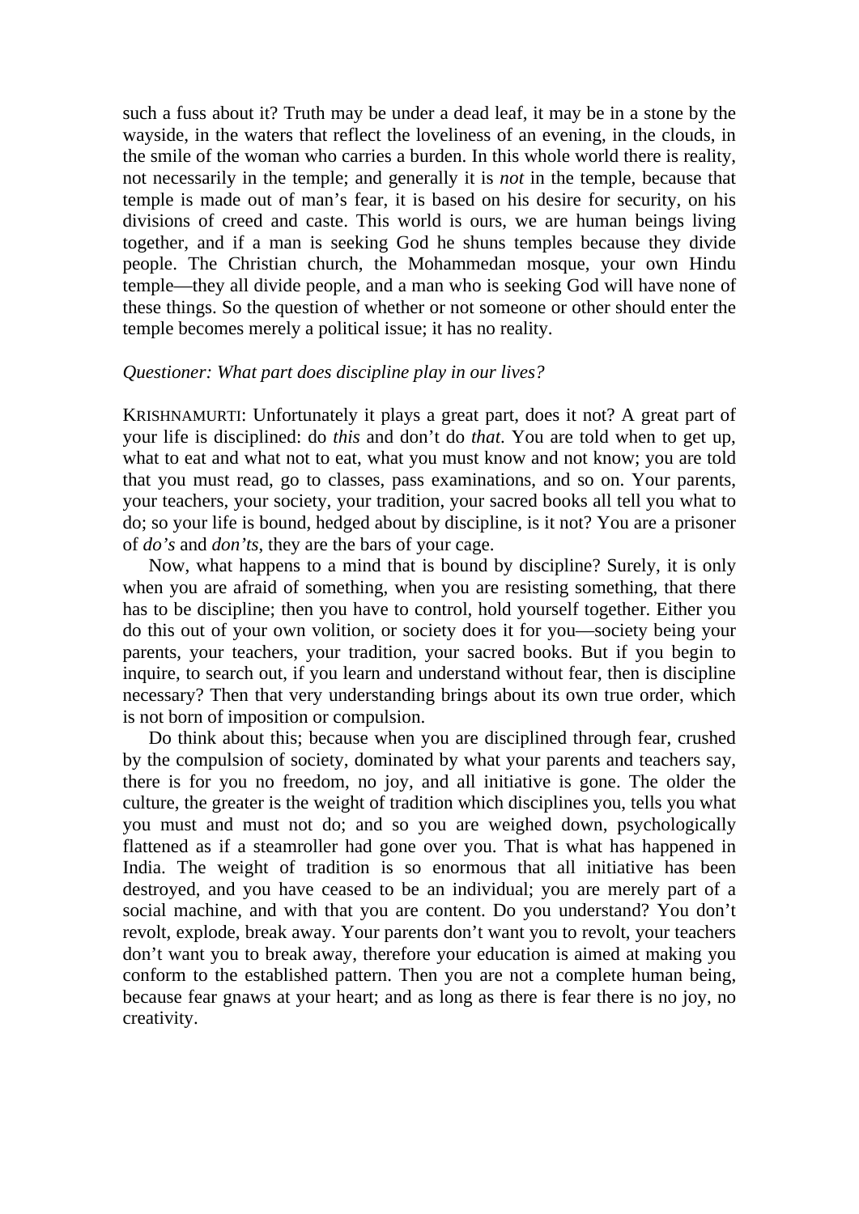such a fuss about it? Truth may be under a dead leaf, it may be in a stone by the wayside, in the waters that reflect the loveliness of an evening, in the clouds, in the smile of the woman who carries a burden. In this whole world there is reality, not necessarily in the temple; and generally it is *not* in the temple, because that temple is made out of man's fear, it is based on his desire for security, on his divisions of creed and caste. This world is ours, we are human beings living together, and if a man is seeking God he shuns temples because they divide people. The Christian church, the Mohammedan mosque, your own Hindu temple—they all divide people, and a man who is seeking God will have none of these things. So the question of whether or not someone or other should enter the temple becomes merely a political issue; it has no reality.

*Questioner: What part does discipline play in our lives?*

KRISHNAMURTI: Unfortunately it plays a great part, does it not? A great part of your life is disciplined: do *this* and don't do *that*. You are told when to get up, what to eat and what not to eat, what you must know and not know; you are told that you must read, go to classes, pass examinations, and so on. Your parents, your teachers, your society, your tradition, your sacred books all tell you what to do; so your life is bound, hedged about by discipline, is it not? You are a prisoner of *do's* and *don'ts*, they are the bars of your cage.

Now, what happens to a mind that is bound by discipline? Surely, it is only when you are afraid of something, when you are resisting something, that there has to be discipline; then you have to control, hold yourself together. Either you do this out of your own volition, or society does it for you—society being your parents, your teachers, your tradition, your sacred books. But if you begin to inquire, to search out, if you learn and understand without fear, then is discipline necessary? Then that very understanding brings about its own true order, which is not born of imposition or compulsion.

Do think about this; because when you are disciplined through fear, crushed by the compulsion of society, dominated by what your parents and teachers say, there is for you no freedom, no joy, and all initiative is gone. The older the culture, the greater is the weight of tradition which disciplines you, tells you what you must and must not do; and so you are weighed down, psychologically flattened as if a steamroller had gone over you. That is what has happened in India. The weight of tradition is so enormous that all initiative has been destroyed, and you have ceased to be an individual; you are merely part of a social machine, and with that you are content. Do you understand? You don't revolt, explode, break away. Your parents don't want you to revolt, your teachers don't want you to break away, therefore your education is aimed at making you conform to the established pattern. Then you are not a complete human being, because fear gnaws at your heart; and as long as there is fear there is no joy, no creativity.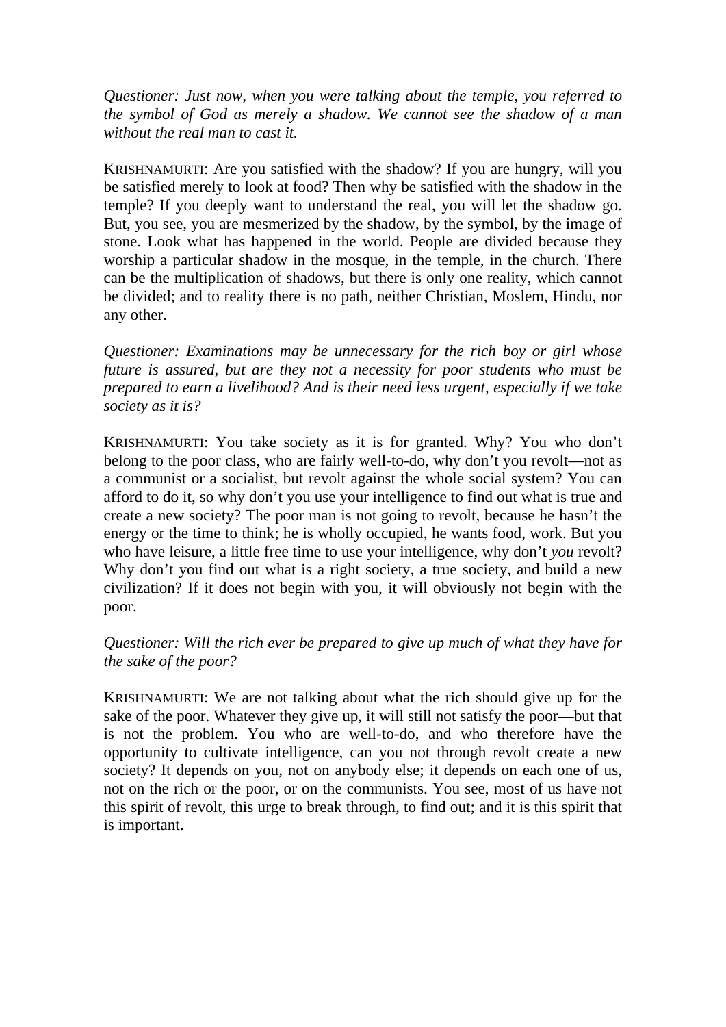*Questioner: Just now, when you were talking about the temple, you referred to the symbol of God as merely a shadow. We cannot see the shadow of a man without the real man to cast it.*

KRISHNAMURTI: Are you satisfied with the shadow? If you are hungry, will you be satisfied merely to look at food? Then why be satisfied with the shadow in the temple? If you deeply want to understand the real, you will let the shadow go. But, you see, you are mesmerized by the shadow, by the symbol, by the image of stone. Look what has happened in the world. People are divided because they worship a particular shadow in the mosque, in the temple, in the church. There can be the multiplication of shadows, but there is only one reality, which cannot be divided; and to reality there is no path, neither Christian, Moslem, Hindu, nor any other.

*Questioner: Examinations may be unnecessary for the rich boy or girl whose future is assured, but are they not a necessity for poor students who must be prepared to earn a livelihood? And is their need less urgent, especially if we take society as it is?*

KRISHNAMURTI: You take society as it is for granted. Why? You who don't belong to the poor class, who are fairly well-to-do, why don't you revolt—not as a communist or a socialist, but revolt against the whole social system? You can afford to do it, so why don't you use your intelligence to find out what is true and create a new society? The poor man is not going to revolt, because he hasn't the energy or the time to think; he is wholly occupied, he wants food, work. But you who have leisure, a little free time to use your intelligence, why don't *you* revolt? Why don't you find out what is a right society, a true society, and build a new civilization? If it does not begin with you, it will obviously not begin with the poor.

*Questioner: Will the rich ever be prepared to give up much of what they have for the sake of the poor?*

KRISHNAMURTI: We are not talking about what the rich should give up for the sake of the poor. Whatever they give up, it will still not satisfy the poor—but that is not the problem. You who are well-to-do, and who therefore have the opportunity to cultivate intelligence, can you not through revolt create a new society? It depends on you, not on anybody else; it depends on each one of us, not on the rich or the poor, or on the communists. You see, most of us have not this spirit of revolt, this urge to break through, to find out; and it is this spirit that is important.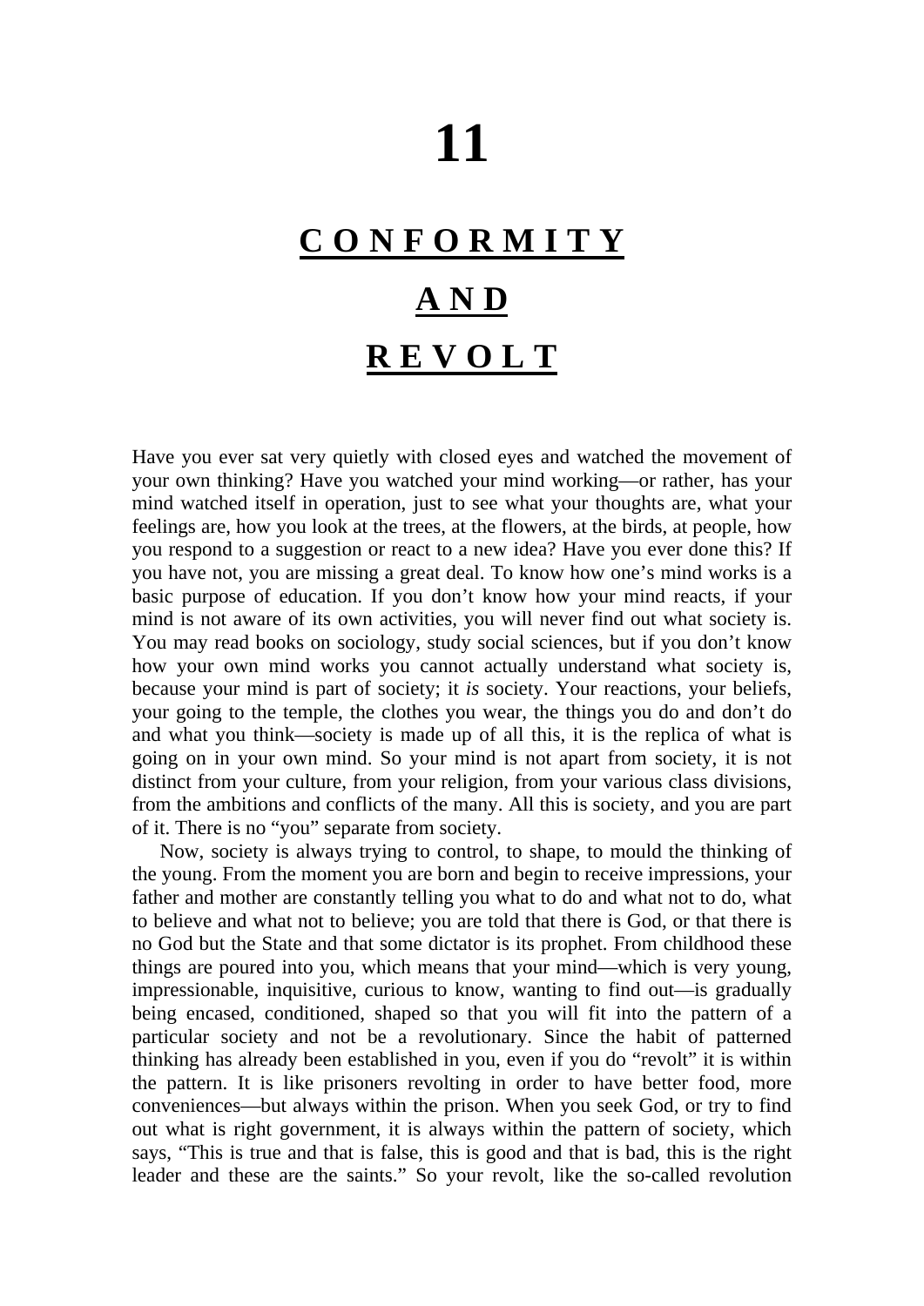# 11

## CONFORMITY AND REVOLT

Have you ever sat very quietly with closed eyes and watched the movement of your own thinking? Have you watched your mind working—or rather, has your mind watched itself in operation, just to see what your thoughts are, what your feelings are, how you look at the trees, at the flowers, at the birds, at people, how you respond to a suggestion or react to a new idea? Have you ever done this? If you have not, you are missing a great deal. To know how one's mind works is a basic purpose of education. If you don't know how your mind reacts, if your mind is not aware of its own activities, you will never find out what society is. You may read books on sociology, study social sciences, but if you don't know how your own mind works you cannot actually understand what society is, because your mind is part of society; it *is* society. Your reactions, your beliefs, your going to the temple, the clothes you wear, the things you do and don't do and what you think—society is made up of all this, it is the replica of what is going on in your own mind. So your mind is not apart from society, it is not distinct from your culture, from your religion, from your various class divisions, from the ambitions and conflicts of the many. All this is society, and you are part of it. There is no "you" separate from society.

Now, society is always trying to control, to shape, to mould the thinking of the young. From the moment you are born and begin to receive impressions, your father and mother are constantly telling you what to do and what not to do, what to believe and what not to believe; you are told that there is God, or that there is no God but the State and that some dictator is its prophet. From childhood these things are poured into you, which means that your mind—which is very young, impressionable, inquisitive, curious to know, wanting to find out—is gradually being encased, conditioned, shaped so that you will fit into the pattern of a particular society and not be a revolutionary. Since the habit of patterned thinking has already been established in you, even if you do "revolt" it is within the pattern. It is like prisoners revolting in order to have better food, more conveniences—but always within the prison. When you seek God, or try to find out what is right government, it is always within the pattern of society, which says, "This is true and that is false, this is good and that is bad, this is the right leader and these are the saints." So your revolt, like the so-called revolution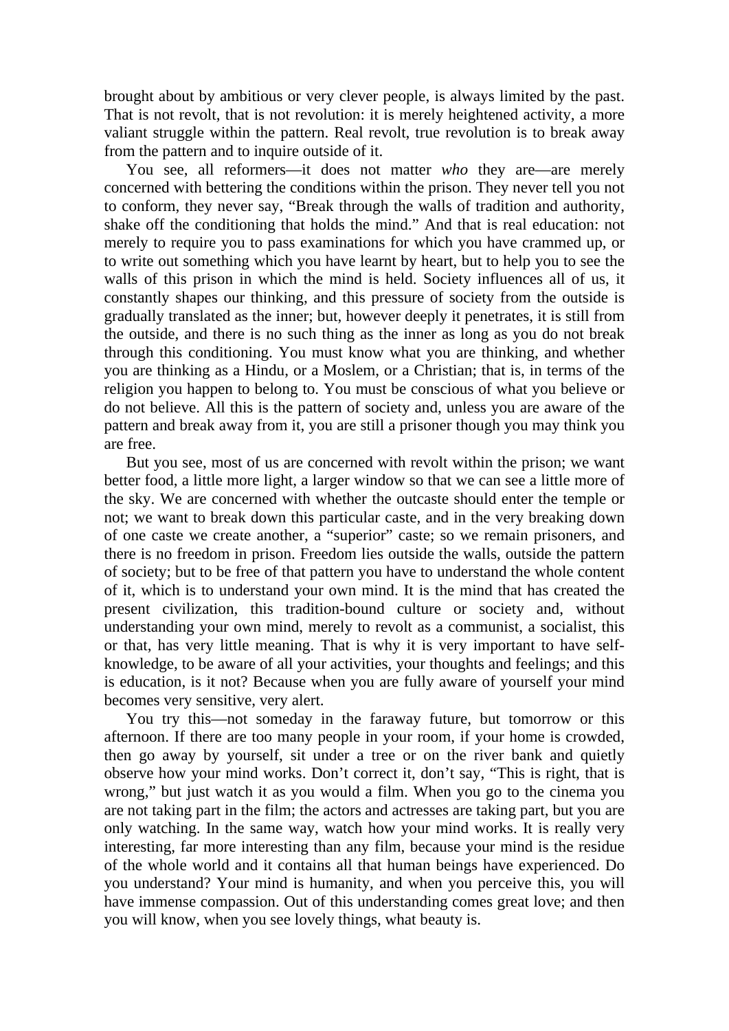brought about by ambitious or very clever people, is always limited by the past. That is not revolt, that is not revolution: it is merely heightened activity, a more valiant struggle within the pattern. Real revolt, true revolution is to break away from the pattern and to inquire outside of it.

You see, all reformers—it does not matter *who* they are—are merely concerned with bettering the conditions within the prison. They never tell you not to conform, they never say, "Break through the walls of tradition and authority, shake off the conditioning that holds the mind." And that is real education: not merely to require you to pass examinations for which you have crammed up, or to write out something which you have learnt by heart, but to help you to see the walls of this prison in which the mind is held. Society influences all of us, it constantly shapes our thinking, and this pressure of society from the outside is gradually translated as the inner; but, however deeply it penetrates, it is still from the outside, and there is no such thing as the inner as long as you do not break through this conditioning. You must know what you are thinking, and whether you are thinking as a Hindu, or a Moslem, or a Christian; that is, in terms of the religion you happen to belong to. You must be conscious of what you believe or do not believe. All this is the pattern of society and, unless you are aware of the pattern and break away from it, you are still a prisoner though you may think you are free.

But you see, most of us are concerned with revolt within the prison; we want better food, a little more light, a larger window so that we can see a little more of the sky. We are concerned with whether the outcaste should enter the temple or not; we want to break down this particular caste, and in the very breaking down of one caste we create another, a "superior" caste; so we remain prisoners, and there is no freedom in prison. Freedom lies outside the walls, outside the pattern of society; but to be free of that pattern you have to understand the whole content of it, which is to understand your own mind. It is the mind that has created the present civilization, this tradition-bound culture or society and, without understanding your own mind, merely to revolt as a communist, a socialist, this or that, has very little meaning. That is why it is very important to have self-knowledge, to be aware of all your activities, your thoughts and feelings; and this is education, is it not? Because when you are fully aware of yourself your mind becomes very sensitive, very alert.

You try this—not someday in the faraway future, but tomorrow or this afternoon. If there are too many people in your room, if your home is crowded, then go away by yourself, sit under a tree or on the river bank and quietly observe how your mind works. Don't correct it, don't say, "This is right, that is wrong," but just watch it as you would a film. When you go to the cinema you are not taking part in the film; the actors and actresses are taking part, but you are only watching. In the same way, watch how your mind works. It is really very interesting, far more interesting than any film, because your mind is the residue of the whole world and it contains all that human beings have experienced. Do you understand? Your mind is humanity, and when you perceive this, you will have immense compassion. Out of this understanding comes great love; and then you will know, when you see lovely things, what beauty is.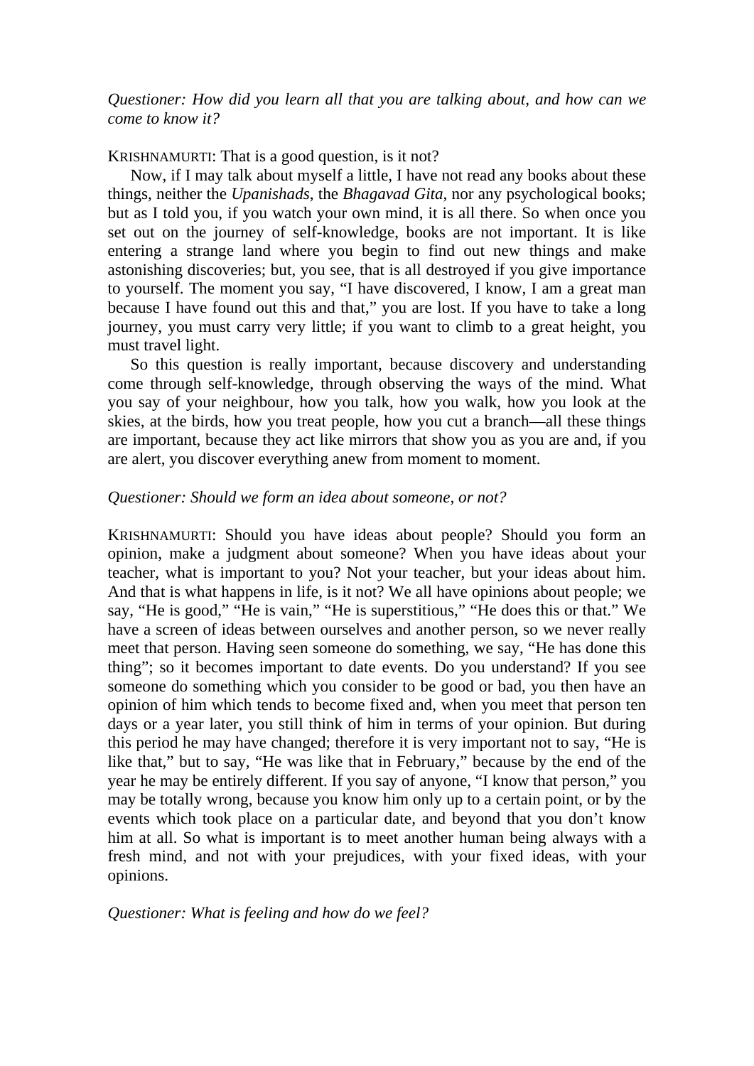*Questioner: How did you learn all that you are talking about, and how can we come to know it?*

KRISHNAMURTI: That is a good question, is it not?

Now, if I may talk about myself a little, I have not read any books about these things, neither the *Upanishads*, the *Bhagavad Gita*, nor any psychological books; but as I told you, if you watch your own mind, it is all there. So when once you set out on the journey of self-knowledge, books are not important. It is like entering a strange land where you begin to find out new things and make astonishing discoveries; but, you see, that is all destroyed if you give importance to yourself. The moment you say, "I have discovered, I know, I am a great man because I have found out this and that," you are lost. If you have to take a long journey, you must carry very little; if you want to climb to a great height, you must travel light.

So this question is really important, because discovery and understanding come through self-knowledge, through observing the ways of the mind. What you say of your neighbour, how you talk, how you walk, how you look at the skies, at the birds, how you treat people, how you cut a branch—all these things are important, because they act like mirrors that show you as you are and, if you are alert, you discover everything anew from moment to moment.

*Questioner: Should we form an idea about someone, or not?*

KRISHNAMURTI: Should you have ideas about people? Should you form an opinion, make a judgment about someone? When you have ideas about your teacher, what is important to you? Not your teacher, but your ideas about him. And that is what happens in life, is it not? We all have opinions about people; we say, "He is good," "He is vain," "He is superstitious," "He does this or that." We have a screen of ideas between ourselves and another person, so we never really meet that person. Having seen someone do something, we say, "He has done this thing"; so it becomes important to date events. Do you understand? If you see someone do something which you consider to be good or bad, you then have an opinion of him which tends to become fixed and, when you meet that person ten days or a year later, you still think of him in terms of your opinion. But during this period he may have changed; therefore it is very important not to say, "He is like that," but to say, "He was like that in February," because by the end of the year he may be entirely different. If you say of anyone, "I know that person," you may be totally wrong, because you know him only up to a certain point, or by the events which took place on a particular date, and beyond that you don't know him at all. So what is important is to meet another human being always with a fresh mind, and not with your prejudices, with your fixed ideas, with your opinions.

*Questioner: What is feeling and how do we feel?*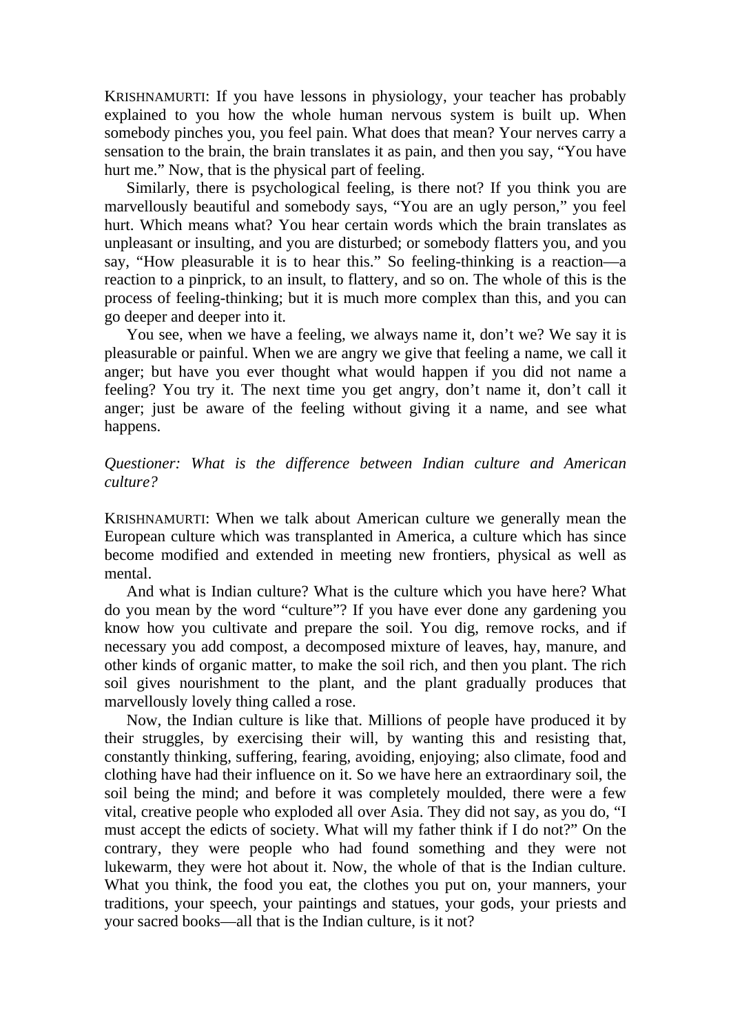KRISHNAMURTI: If you have lessons in physiology, your teacher has probably explained to you how the whole human nervous system is built up. When somebody pinches you, you feel pain. What does that mean? Your nerves carry a sensation to the brain, the brain translates it as pain, and then you say, "You have hurt me." Now, that is the physical part of feeling.

Similarly, there is psychological feeling, is there not? If you think you are marvellously beautiful and somebody says, "You are an ugly person," you feel hurt. Which means what? You hear certain words which the brain translates as unpleasant or insulting, and you are disturbed; or somebody flatters you, and you say, "How pleasurable it is to hear this." So feeling-thinking is a reaction—a reaction to a pinprick, to an insult, to flattery, and so on. The whole of this is the process of feeling-thinking; but it is much more complex than this, and you can go deeper and deeper into it.

You see, when we have a feeling, we always name it, don't we? We say it is pleasurable or painful. When we are angry we give that feeling a name, we call it anger; but have you ever thought what would happen if you did not name a feeling? You try it. The next time you get angry, don't name it, don't call it anger; just be aware of the feeling without giving it a name, and see what happens.

*Questioner: What is the difference between Indian culture and American culture?*

KRISHNAMURTI: When we talk about American culture we generally mean the European culture which was transplanted in America, a culture which has since become modified and extended in meeting new frontiers, physical as well as mental.

And what is Indian culture? What is the culture which you have here? What do you mean by the word "culture"? If you have ever done any gardening you know how you cultivate and prepare the soil. You dig, remove rocks, and if necessary you add compost, a decomposed mixture of leaves, hay, manure, and other kinds of organic matter, to make the soil rich, and then you plant. The rich soil gives nourishment to the plant, and the plant gradually produces that marvellously lovely thing called a rose.

Now, the Indian culture is like that. Millions of people have produced it by their struggles, by exercising their will, by wanting this and resisting that, constantly thinking, suffering, fearing, avoiding, enjoying; also climate, food and clothing have had their influence on it. So we have here an extraordinary soil, the soil being the mind; and before it was completely moulded, there were a few vital, creative people who exploded all over Asia. They did not say, as you do, "I must accept the edicts of society. What will my father think if I do not?" On the contrary, they were people who had found something and they were not lukewarm, they were hot about it. Now, the whole of that is the Indian culture. What you think, the food you eat, the clothes you put on, your manners, your traditions, your speech, your paintings and statues, your gods, your priests and your sacred books—all that is the Indian culture, is it not?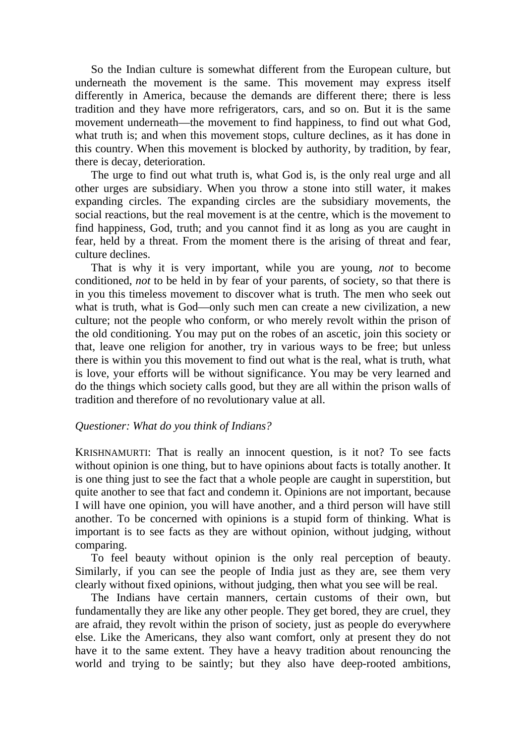So the Indian culture is somewhat different from the European culture, but underneath the movement is the same. This movement may express itself differently in America, because the demands are different there; there is less tradition and they have more refrigerators, cars, and so on. But it is the same movement underneath—the movement to find happiness, to find out what God, what truth is; and when this movement stops, culture declines, as it has done in this country. When this movement is blocked by authority, by tradition, by fear, there is decay, deterioration.

The urge to find out what truth is, what God is, is the only real urge and all other urges are subsidiary. When you throw a stone into still water, it makes expanding circles. The expanding circles are the subsidiary movements, the social reactions, but the real movement is at the centre, which is the movement to find happiness, God, truth; and you cannot find it as long as you are caught in fear, held by a threat. From the moment there is the arising of threat and fear, culture declines.

That is why it is very important, while you are young, *not* to become conditioned, *not* to be held in by fear of your parents, of society, so that there is in you this timeless movement to discover what is truth. The men who seek out what is truth, what is God—only such men can create a new civilization, a new culture; not the people who conform, or who merely revolt within the prison of the old conditioning. You may put on the robes of an ascetic, join this society or that, leave one religion for another, try in various ways to be free; but unless there is within you this movement to find out what is the real, what is truth, what is love, your efforts will be without significance. You may be very learned and do the things which society calls good, but they are all within the prison walls of tradition and therefore of no revolutionary value at all.

*Questioner: What do you think of Indians?*

KRISHNAMURTI: That is really an innocent question, is it not? To see facts without opinion is one thing, but to have opinions about facts is totally another. It is one thing just to see the fact that a whole people are caught in superstition, but quite another to see that fact and condemn it. Opinions are not important, because I will have one opinion, you will have another, and a third person will have still another. To be concerned with opinions is a stupid form of thinking. What is important is to see facts as they are without opinion, without judging, without comparing.

To feel beauty without opinion is the only real perception of beauty. Similarly, if you can see the people of India just as they are, see them very clearly without fixed opinions, without judging, then what you see will be real.

The Indians have certain manners, certain customs of their own, but fundamentally they are like any other people. They get bored, they are cruel, they are afraid, they revolt within the prison of society, just as people do everywhere else. Like the Americans, they also want comfort, only at present they do not have it to the same extent. They have a heavy tradition about renouncing the world and trying to be saintly; but they also have deep-rooted ambitions,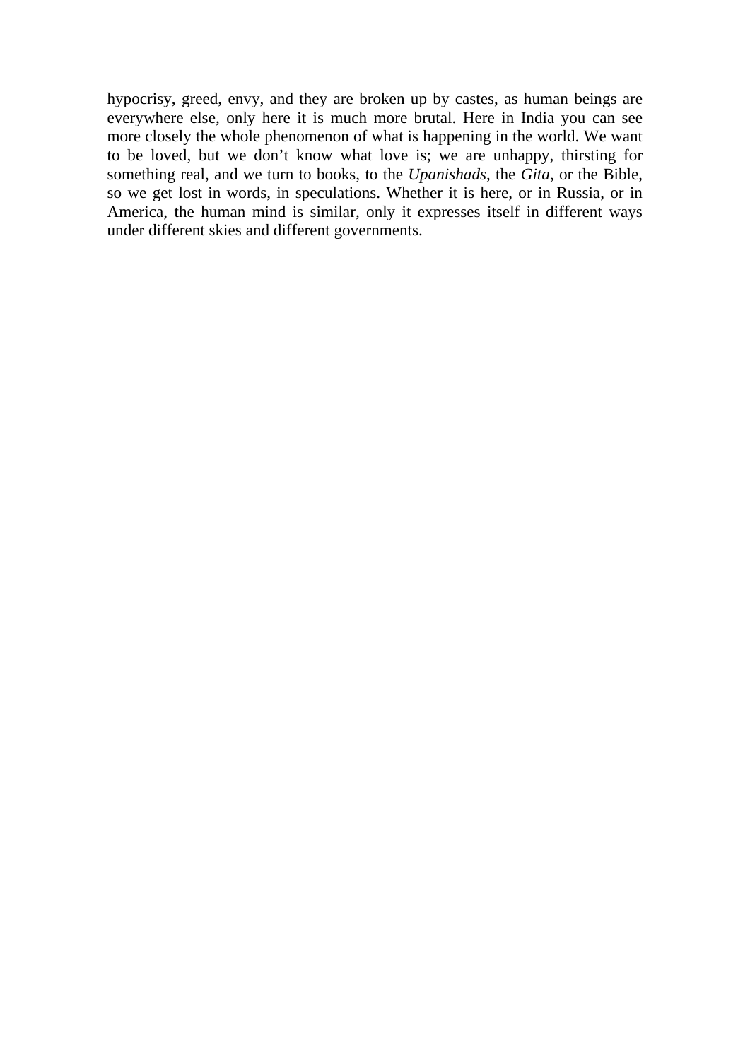hypocrisy, greed, envy, and they are broken up by castes, as human beings are everywhere else, only here it is much more brutal. Here in India you can see more closely the whole phenomenon of what is happening in the world. We want to be loved, but we don't know what love is; we are unhappy, thirsting for something real, and we turn to books, to the *Upanishads*, the *Gita*, or the Bible, so we get lost in words, in speculations. Whether it is here, or in Russia, or in America, the human mind is similar, only it expresses itself in different ways under different skies and different governments.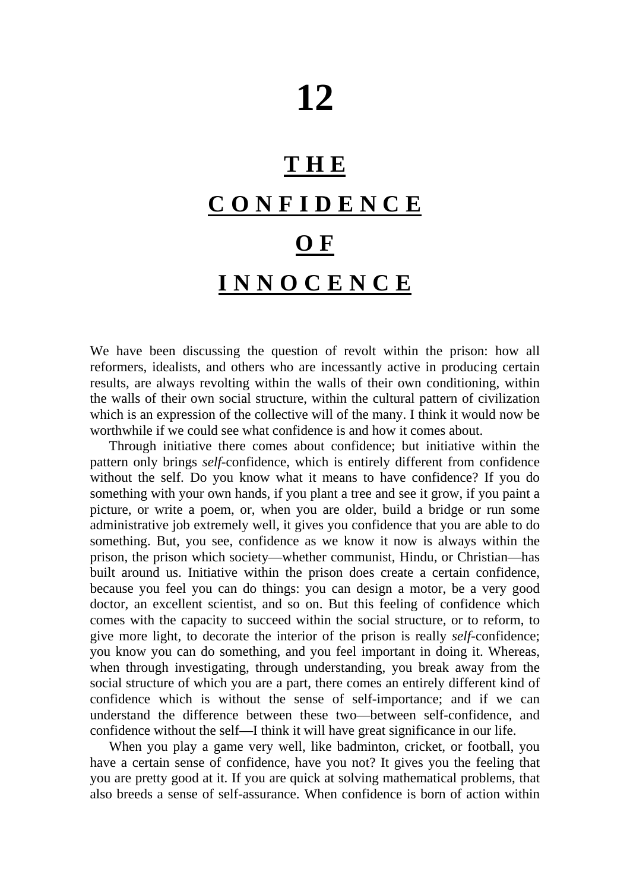# 12

## THE CONFIDENCE OF INNOCENCE

We have been discussing the question of revolt within the prison: how all reformers, idealists, and others who are incessantly active in producing certain results, are always revolting within the walls of their own conditioning, within the walls of their own social structure, within the cultural pattern of civilization which is an expression of the collective will of the many. I think it would now be worthwhile if we could see what confidence is and how it comes about.

Through initiative there comes about confidence; but initiative within the pattern only brings *self*-confidence, which is entirely different from confidence without the self. Do you know what it means to have confidence? If you do something with your own hands, if you plant a tree and see it grow, if you paint a picture, or write a poem, or, when you are older, build a bridge or run some administrative job extremely well, it gives you confidence that you are able to do something. But, you see, confidence as we know it now is always within the prison, the prison which society—whether communist, Hindu, or Christian—has built around us. Initiative within the prison does create a certain confidence, because you feel you can do things: you can design a motor, be a very good doctor, an excellent scientist, and so on. But this feeling of confidence which comes with the capacity to succeed within the social structure, or to reform, to give more light, to decorate the interior of the prison is really *self*-confidence; you know you can do something, and you feel important in doing it. Whereas, when through investigating, through understanding, you break away from the social structure of which you are a part, there comes an entirely different kind of confidence which is without the sense of self-importance; and if we can understand the difference between these two—between self-confidence, and confidence without the self—I think it will have great significance in our life.

When you play a game very well, like badminton, cricket, or football, you have a certain sense of confidence, have you not? It gives you the feeling that you are pretty good at it. If you are quick at solving mathematical problems, that also breeds a sense of self-assurance. When confidence is born of action within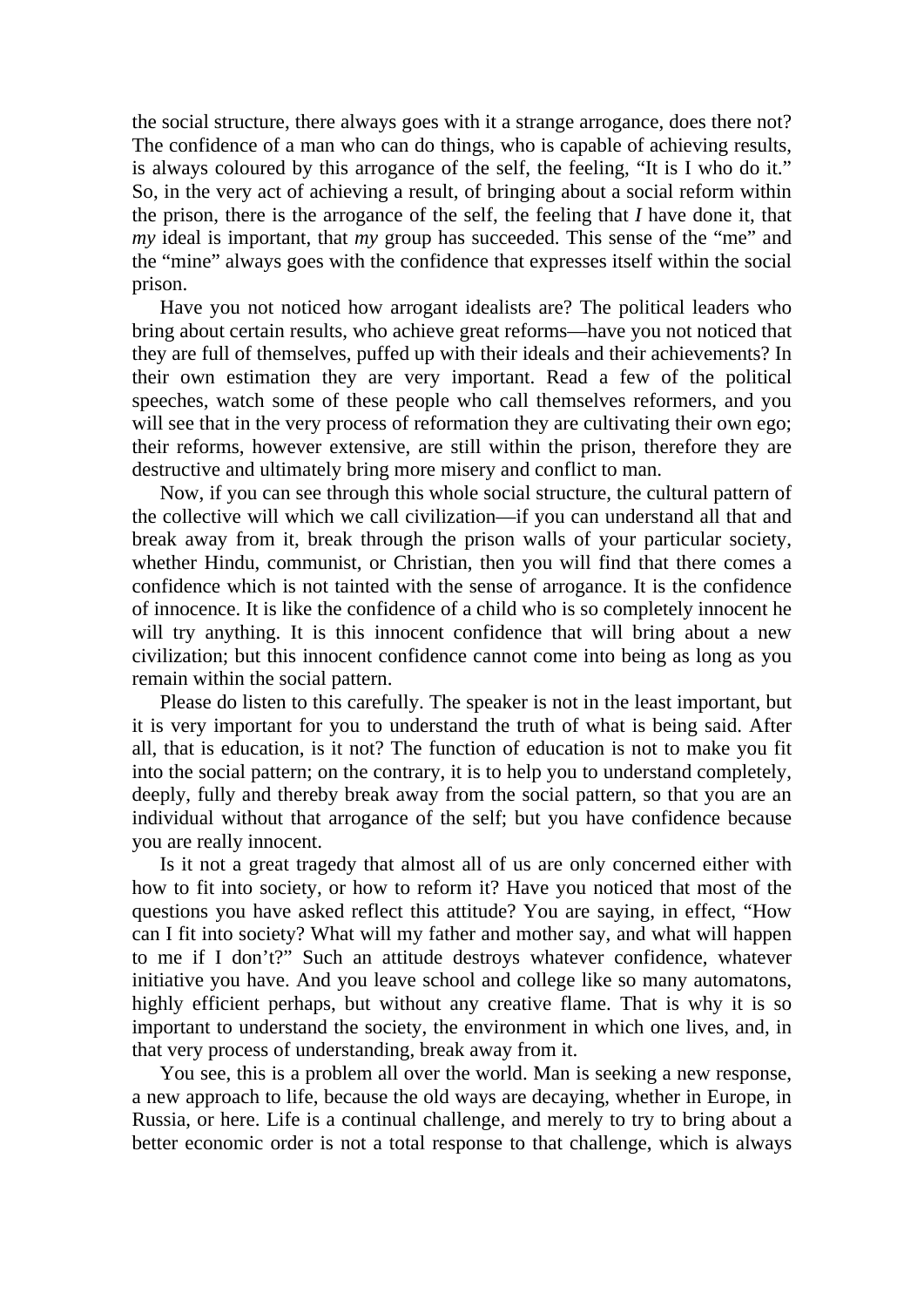the social structure, there always goes with it a strange arrogance, does there not? The confidence of a man who can do things, who is capable of achieving results, is always coloured by this arrogance of the self, the feeling, "It is I who do it." So, in the very act of achieving a result, of bringing about a social reform within the prison, there is the arrogance of the self, the feeling that *I* have done it, that *my* ideal is important, that *my* group has succeeded. This sense of the "me" and the "mine" always goes with the confidence that expresses itself within the social prison.

Have you not noticed how arrogant idealists are? The political leaders who bring about certain results, who achieve great reforms—have you not noticed that they are full of themselves, puffed up with their ideals and their achievements? In their own estimation they are very important. Read a few of the political speeches, watch some of these people who call themselves reformers, and you will see that in the very process of reformation they are cultivating their own ego; their reforms, however extensive, are still within the prison, therefore they are destructive and ultimately bring more misery and conflict to man.

Now, if you can see through this whole social structure, the cultural pattern of the collective will which we call civilization—if you can understand all that and break away from it, break through the prison walls of your particular society, whether Hindu, communist, or Christian, then you will find that there comes a confidence which is not tainted with the sense of arrogance. It is the confidence of innocence. It is like the confidence of a child who is so completely innocent he will try anything. It is this innocent confidence that will bring about a new civilization; but this innocent confidence cannot come into being as long as you remain within the social pattern.

Please do listen to this carefully. The speaker is not in the least important, but it is very important for you to understand the truth of what is being said. After all, that is education, is it not? The function of education is not to make you fit into the social pattern; on the contrary, it is to help you to understand completely, deeply, fully and thereby break away from the social pattern, so that you are an individual without that arrogance of the self; but you have confidence because you are really innocent.

Is it not a great tragedy that almost all of us are only concerned either with how to fit into society, or how to reform it? Have you noticed that most of the questions you have asked reflect this attitude? You are saying, in effect, "How can I fit into society? What will my father and mother say, and what will happen to me if I don't?" Such an attitude destroys whatever confidence, whatever initiative you have. And you leave school and college like so many automatons, highly efficient perhaps, but without any creative flame. That is why it is so important to understand the society, the environment in which one lives, and, in that very process of understanding, break away from it.

You see, this is a problem all over the world. Man is seeking a new response, a new approach to life, because the old ways are decaying, whether in Europe, in Russia, or here. Life is a continual challenge, and merely to try to bring about a better economic order is not a total response to that challenge, which is always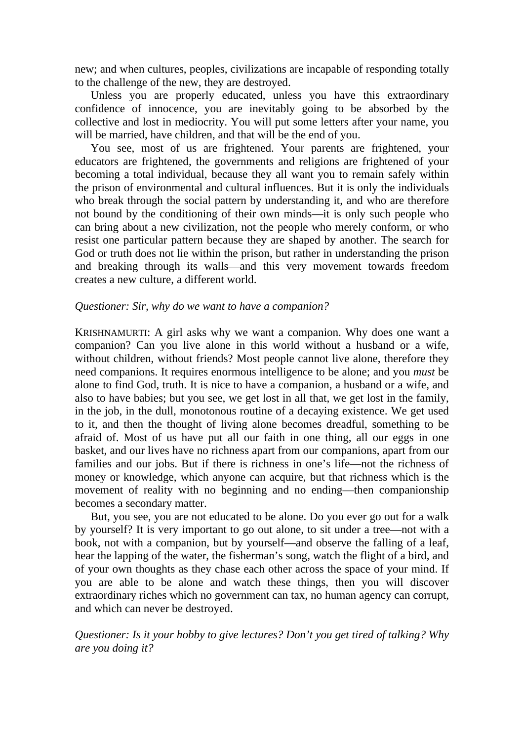new; and when cultures, peoples, civilizations are incapable of responding totally to the challenge of the new, they are destroyed.

Unless you are properly educated, unless you have this extraordinary confidence of innocence, you are inevitably going to be absorbed by the collective and lost in mediocrity. You will put some letters after your name, you will be married, have children, and that will be the end of you.

You see, most of us are frightened. Your parents are frightened, your educators are frightened, the governments and religions are frightened of your becoming a total individual, because they all want you to remain safely within the prison of environmental and cultural influences. But it is only the individuals who break through the social pattern by understanding it, and who are therefore not bound by the conditioning of their own minds—it is only such people who can bring about a new civilization, not the people who merely conform, or who resist one particular pattern because they are shaped by another. The search for God or truth does not lie within the prison, but rather in understanding the prison and breaking through its walls—and this very movement towards freedom creates a new culture, a different world.

*Questioner: Sir, why do we want to have a companion?*

KRISHNAMURTI: A girl asks why we want a companion. Why does one want a companion? Can you live alone in this world without a husband or a wife, without children, without friends? Most people cannot live alone, therefore they need companions. It requires enormous intelligence to be alone; and you *must* be alone to find God, truth. It is nice to have a companion, a husband or a wife, and also to have babies; but you see, we get lost in all that, we get lost in the family, in the job, in the dull, monotonous routine of a decaying existence. We get used to it, and then the thought of living alone becomes dreadful, something to be afraid of. Most of us have put all our faith in one thing, all our eggs in one basket, and our lives have no richness apart from our companions, apart from our families and our jobs. But if there is richness in one's life—not the richness of money or knowledge, which anyone can acquire, but that richness which is the movement of reality with no beginning and no ending—then companionship becomes a secondary matter.

But, you see, you are not educated to be alone. Do you ever go out for a walk by yourself? It is very important to go out alone, to sit under a tree—not with a book, not with a companion, but by yourself—and observe the falling of a leaf, hear the lapping of the water, the fisherman's song, watch the flight of a bird, and of your own thoughts as they chase each other across the space of your mind. If you are able to be alone and watch these things, then you will discover extraordinary riches which no government can tax, no human agency can corrupt, and which can never be destroyed.

*Questioner: Is it your hobby to give lectures? Don't you get tired of talking? Why are you doing it?*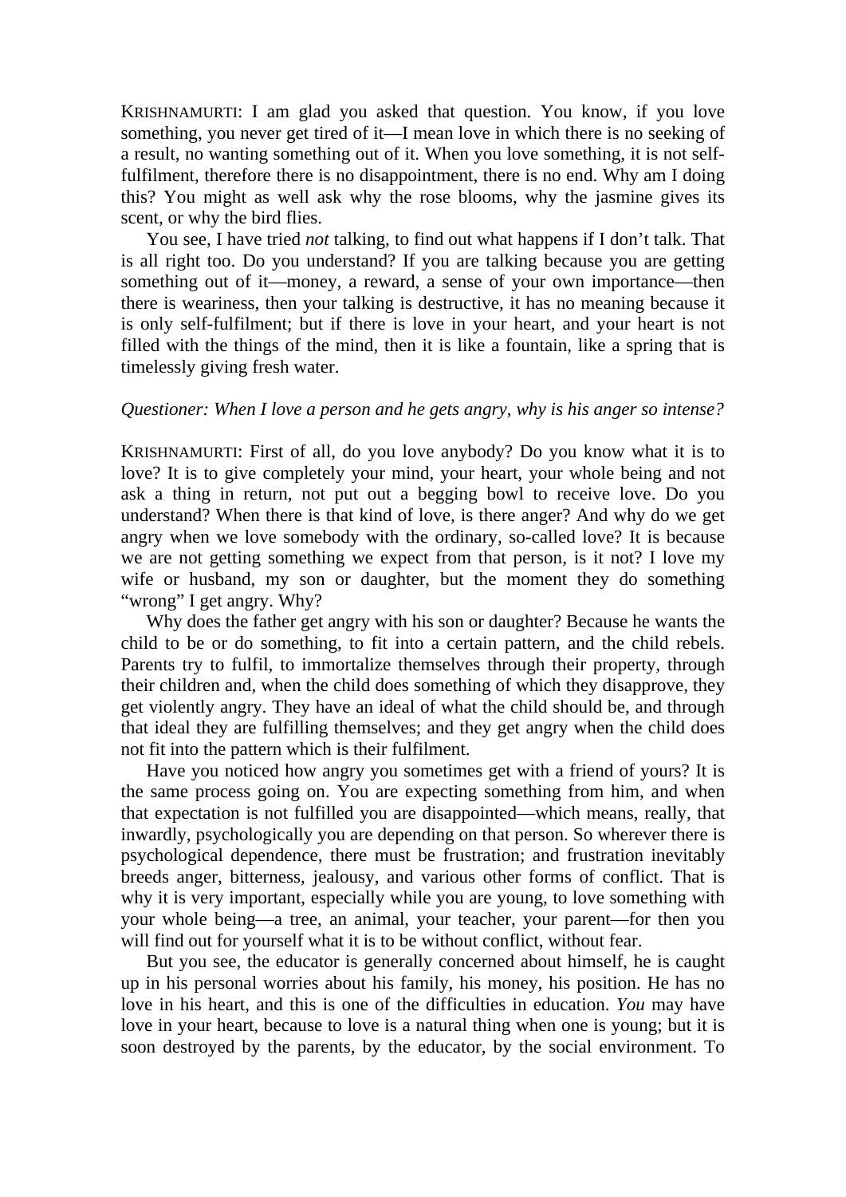KRISHNAMURTI: I am glad you asked that question. You know, if you love something, you never get tired of it—I mean love in which there is no seeking of a result, no wanting something out of it. When you love something, it is not self-fulfilment, therefore there is no disappointment, there is no end. Why am I doing this? You might as well ask why the rose blooms, why the jasmine gives its scent, or why the bird flies.

You see, I have tried *not* talking, to find out what happens if I don't talk. That is all right too. Do you understand? If you are talking because you are getting something out of it—money, a reward, a sense of your own importance—then there is weariness, then your talking is destructive, it has no meaning because it is only self-fulfilment; but if there is love in your heart, and your heart is not filled with the things of the mind, then it is like a fountain, like a spring that is timelessly giving fresh water.

*Questioner: When I love a person and he gets angry, why is his anger so intense?*

KRISHNAMURTI: First of all, do you love anybody? Do you know what it is to love? It is to give completely your mind, your heart, your whole being and not ask a thing in return, not put out a begging bowl to receive love. Do you understand? When there is that kind of love, is there anger? And why do we get angry when we love somebody with the ordinary, so-called love? It is because we are not getting something we expect from that person, is it not? I love my wife or husband, my son or daughter, but the moment they do something "wrong" I get angry. Why?

Why does the father get angry with his son or daughter? Because he wants the child to be or do something, to fit into a certain pattern, and the child rebels. Parents try to fulfil, to immortalize themselves through their property, through their children and, when the child does something of which they disapprove, they get violently angry. They have an ideal of what the child should be, and through that ideal they are fulfilling themselves; and they get angry when the child does not fit into the pattern which is their fulfilment.

Have you noticed how angry you sometimes get with a friend of yours? It is the same process going on. You are expecting something from him, and when that expectation is not fulfilled you are disappointed—which means, really, that inwardly, psychologically you are depending on that person. So wherever there is psychological dependence, there must be frustration; and frustration inevitably breeds anger, bitterness, jealousy, and various other forms of conflict. That is why it is very important, especially while you are young, to love something with your whole being—a tree, an animal, your teacher, your parent—for then you will find out for yourself what it is to be without conflict, without fear.

But you see, the educator is generally concerned about himself, he is caught up in his personal worries about his family, his money, his position. He has no love in his heart, and this is one of the difficulties in education. *You* may have love in your heart, because to love is a natural thing when one is young; but it is soon destroyed by the parents, by the educator, by the social environment. To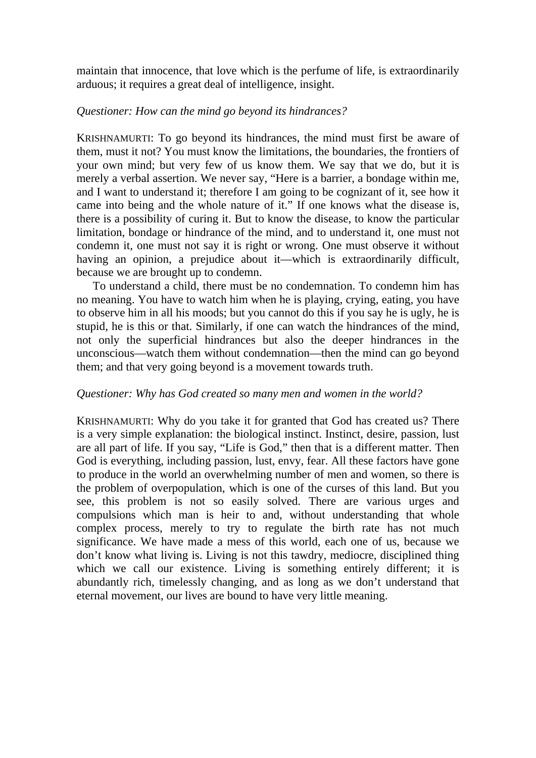maintain that innocence, that love which is the perfume of life, is extraordinarily arduous; it requires a great deal of intelligence, insight.

*Questioner: How can the mind go beyond its hindrances?*

KRISHNAMURTI: To go beyond its hindrances, the mind must first be aware of them, must it not? You must know the limitations, the boundaries, the frontiers of your own mind; but very few of us know them. We say that we do, but it is merely a verbal assertion. We never say, "Here is a barrier, a bondage within me, and I want to understand it; therefore I am going to be cognizant of it, see how it came into being and the whole nature of it." If one knows what the disease is, there is a possibility of curing it. But to know the disease, to know the particular limitation, bondage or hindrance of the mind, and to understand it, one must not condemn it, one must not say it is right or wrong. One must observe it without having an opinion, a prejudice about it—which is extraordinarily difficult, because we are brought up to condemn.

To understand a child, there must be no condemnation. To condemn him has no meaning. You have to watch him when he is playing, crying, eating, you have to observe him in all his moods; but you cannot do this if you say he is ugly, he is stupid, he is this or that. Similarly, if one can watch the hindrances of the mind, not only the superficial hindrances but also the deeper hindrances in the unconscious—watch them without condemnation—then the mind can go beyond them; and that very going beyond is a movement towards truth.

*Questioner: Why has God created so many men and women in the world?*

KRISHNAMURTI: Why do you take it for granted that God has created us? There is a very simple explanation: the biological instinct. Instinct, desire, passion, lust are all part of life. If you say, "Life is God," then that is a different matter. Then God is everything, including passion, lust, envy, fear. All these factors have gone to produce in the world an overwhelming number of men and women, so there is the problem of overpopulation, which is one of the curses of this land. But you see, this problem is not so easily solved. There are various urges and compulsions which man is heir to and, without understanding that whole complex process, merely to try to regulate the birth rate has not much significance. We have made a mess of this world, each one of us, because we don't know what living is. Living is not this tawdry, mediocre, disciplined thing which we call our existence. Living is something entirely different; it is abundantly rich, timelessly changing, and as long as we don't understand that eternal movement, our lives are bound to have very little meaning.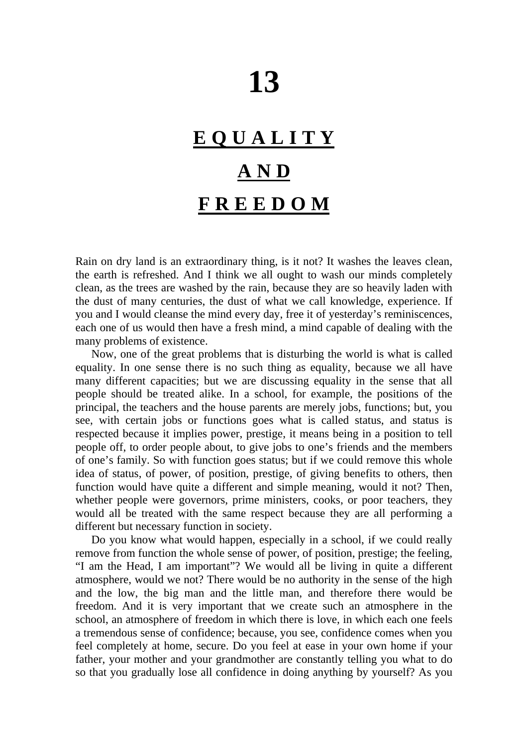# 13

## EQUALITY AND FREEDOM

Rain on dry land is an extraordinary thing, is it not? It washes the leaves clean, the earth is refreshed. And I think we all ought to wash our minds completely clean, as the trees are washed by the rain, because they are so heavily laden with the dust of many centuries, the dust of what we call knowledge, experience. If you and I would cleanse the mind every day, free it of yesterday's reminiscences, each one of us would then have a fresh mind, a mind capable of dealing with the many problems of existence.

Now, one of the great problems that is disturbing the world is what is called equality. In one sense there is no such thing as equality, because we all have many different capacities; but we are discussing equality in the sense that all people should be treated alike. In a school, for example, the positions of the principal, the teachers and the house parents are merely jobs, functions; but, you see, with certain jobs or functions goes what is called status, and status is respected because it implies power, prestige, it means being in a position to tell people off, to order people about, to give jobs to one's friends and the members of one's family. So with function goes status; but if we could remove this whole idea of status, of power, of position, prestige, of giving benefits to others, then function would have quite a different and simple meaning, would it not? Then, whether people were governors, prime ministers, cooks, or poor teachers, they would all be treated with the same respect because they are all performing a different but necessary function in society.

Do you know what would happen, especially in a school, if we could really remove from function the whole sense of power, of position, prestige; the feeling, "I am the Head, I am important"? We would all be living in quite a different atmosphere, would we not? There would be no authority in the sense of the high and the low, the big man and the little man, and therefore there would be freedom. And it is very important that we create such an atmosphere in the school, an atmosphere of freedom in which there is love, in which each one feels a tremendous sense of confidence; because, you see, confidence comes when you feel completely at home, secure. Do you feel at ease in your own home if your father, your mother and your grandmother are constantly telling you what to do so that you gradually lose all confidence in doing anything by yourself? As you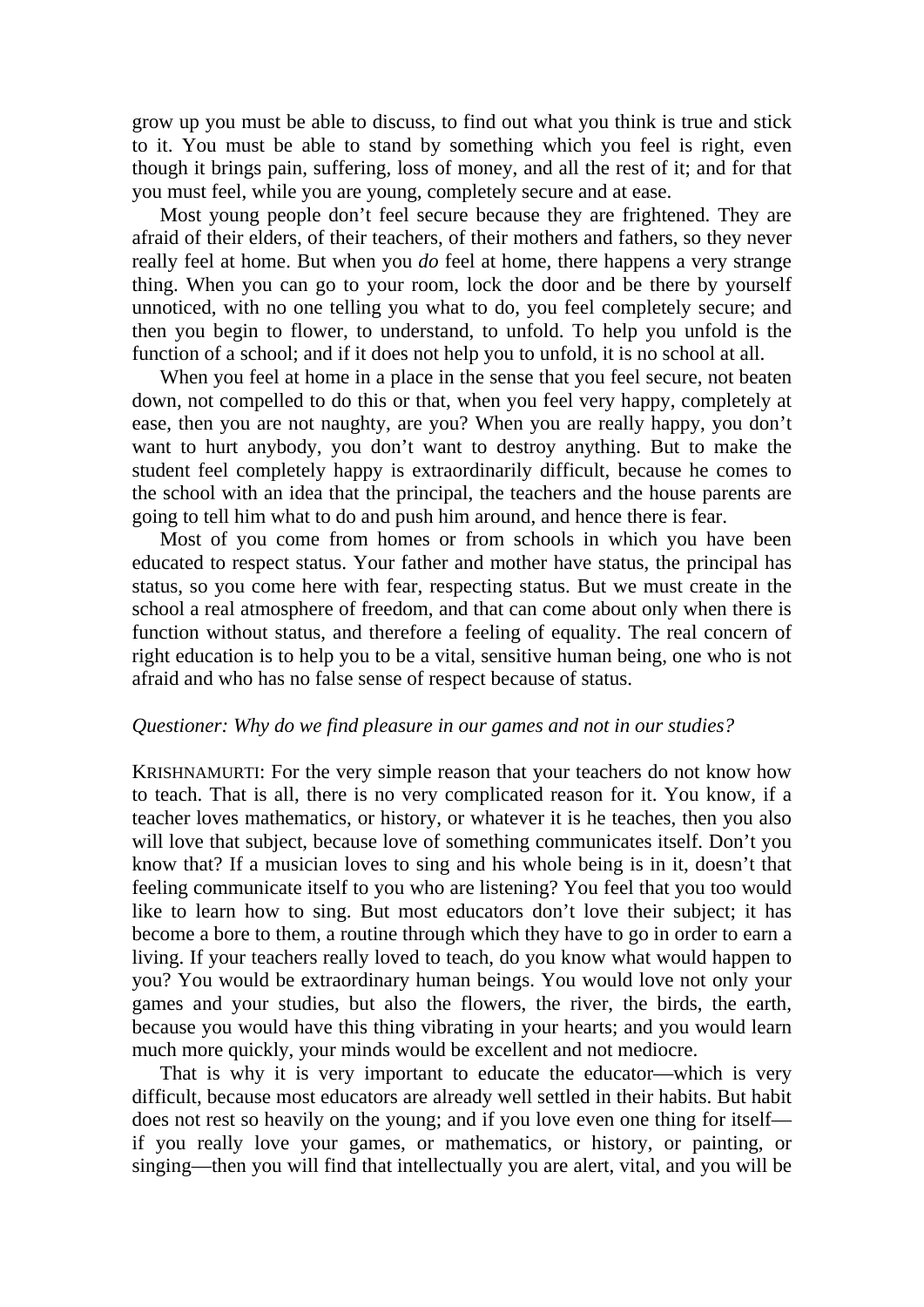grow up you must be able to discuss, to find out what you think is true and stick to it. You must be able to stand by something which you feel is right, even though it brings pain, suffering, loss of money, and all the rest of it; and for that you must feel, while you are young, completely secure and at ease.

Most young people don't feel secure because they are frightened. They are afraid of their elders, of their teachers, of their mothers and fathers, so they never really feel at home. But when you *do* feel at home, there happens a very strange thing. When you can go to your room, lock the door and be there by yourself unnoticed, with no one telling you what to do, you feel completely secure; and then you begin to flower, to understand, to unfold. To help you unfold is the function of a school; and if it does not help you to unfold, it is no school at all.

When you feel at home in a place in the sense that you feel secure, not beaten down, not compelled to do this or that, when you feel very happy, completely at ease, then you are not naughty, are you? When you are really happy, you don't want to hurt anybody, you don't want to destroy anything. But to make the student feel completely happy is extraordinarily difficult, because he comes to the school with an idea that the principal, the teachers and the house parents are going to tell him what to do and push him around, and hence there is fear.

Most of you come from homes or from schools in which you have been educated to respect status. Your father and mother have status, the principal has status, so you come here with fear, respecting status. But we must create in the school a real atmosphere of freedom, and that can come about only when there is function without status, and therefore a feeling of equality. The real concern of right education is to help you to be a vital, sensitive human being, one who is not afraid and who has no false sense of respect because of status.

*Questioner: Why do we find pleasure in our games and not in our studies?*

KRISHNAMURTI: For the very simple reason that your teachers do not know how to teach. That is all, there is no very complicated reason for it. You know, if a teacher loves mathematics, or history, or whatever it is he teaches, then you also will love that subject, because love of something communicates itself. Don't you know that? If a musician loves to sing and his whole being is in it, doesn't that feeling communicate itself to you who are listening? You feel that you too would like to learn how to sing. But most educators don't love their subject; it has become a bore to them, a routine through which they have to go in order to earn a living. If your teachers really loved to teach, do you know what would happen to you? You would be extraordinary human beings. You would love not only your games and your studies, but also the flowers, the river, the birds, the earth, because you would have this thing vibrating in your hearts; and you would learn much more quickly, your minds would be excellent and not mediocre.

That is why it is very important to educate the educator—which is very difficult, because most educators are already well settled in their habits. But habit does not rest so heavily on the young; and if you love even one thing for itself—if you really love your games, or mathematics, or history, or painting, or singing—then you will find that intellectually you are alert, vital, and you will be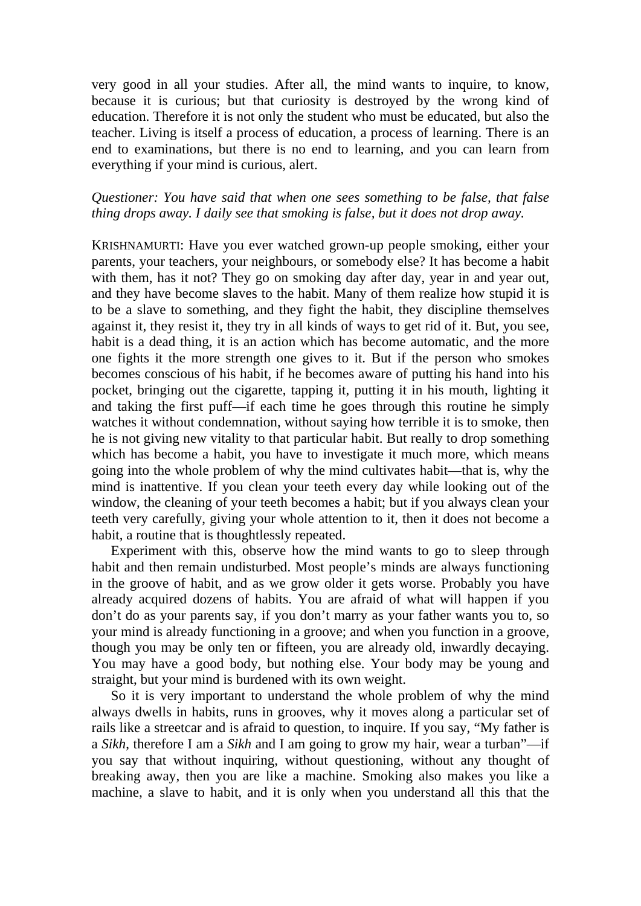very good in all your studies. After all, the mind wants to inquire, to know, because it is curious; but that curiosity is destroyed by the wrong kind of education. Therefore it is not only the student who must be educated, but also the teacher. Living is itself a process of education, a process of learning. There is an end to examinations, but there is no end to learning, and you can learn from everything if your mind is curious, alert.

*Questioner: You have said that when one sees something to be false, that false thing drops away. I daily see that smoking is false, but it does not drop away.*

KRISHNAMURTI: Have you ever watched grown-up people smoking, either your parents, your teachers, your neighbours, or somebody else? It has become a habit with them, has it not? They go on smoking day after day, year in and year out, and they have become slaves to the habit. Many of them realize how stupid it is to be a slave to something, and they fight the habit, they discipline themselves against it, they resist it, they try in all kinds of ways to get rid of it. But, you see, habit is a dead thing, it is an action which has become automatic, and the more one fights it the more strength one gives to it. But if the person who smokes becomes conscious of his habit, if he becomes aware of putting his hand into his pocket, bringing out the cigarette, tapping it, putting it in his mouth, lighting it and taking the first puff—if each time he goes through this routine he simply watches it without condemnation, without saying how terrible it is to smoke, then he is not giving new vitality to that particular habit. But really to drop something which has become a habit, you have to investigate it much more, which means going into the whole problem of why the mind cultivates habit—that is, why the mind is inattentive. If you clean your teeth every day while looking out of the window, the cleaning of your teeth becomes a habit; but if you always clean your teeth very carefully, giving your whole attention to it, then it does not become a habit, a routine that is thoughtlessly repeated.

Experiment with this, observe how the mind wants to go to sleep through habit and then remain undisturbed. Most people's minds are always functioning in the groove of habit, and as we grow older it gets worse. Probably you have already acquired dozens of habits. You are afraid of what will happen if you don't do as your parents say, if you don't marry as your father wants you to, so your mind is already functioning in a groove; and when you function in a groove, though you may be only ten or fifteen, you are already old, inwardly decaying. You may have a good body, but nothing else. Your body may be young and straight, but your mind is burdened with its own weight.

So it is very important to understand the whole problem of why the mind always dwells in habits, runs in grooves, why it moves along a particular set of rails like a streetcar and is afraid to question, to inquire. If you say, "My father is a *Sikh*, therefore I am a *Sikh* and I am going to grow my hair, wear a turban"—if you say that without inquiring, without questioning, without any thought of breaking away, then you are like a machine. Smoking also makes you like a machine, a slave to habit, and it is only when you understand all this that the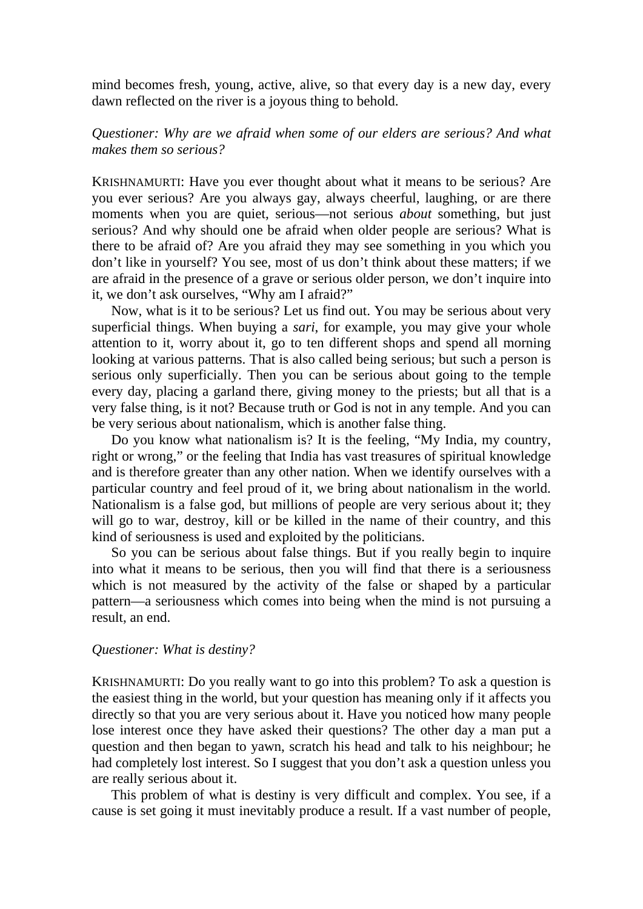mind becomes fresh, young, active, alive, so that every day is a new day, every dawn reflected on the river is a joyous thing to behold.

*Questioner: Why are we afraid when some of our elders are serious? And what makes them so serious?*

KRISHNAMURTI: Have you ever thought about what it means to be serious? Are you ever serious? Are you always gay, always cheerful, laughing, or are there moments when you are quiet, serious—not serious *about* something, but just serious? And why should one be afraid when older people are serious? What is there to be afraid of? Are you afraid they may see something in you which you don't like in yourself? You see, most of us don't think about these matters; if we are afraid in the presence of a grave or serious older person, we don't inquire into it, we don't ask ourselves, "Why am I afraid?"

Now, what is it to be serious? Let us find out. You may be serious about very superficial things. When buying a *sari*, for example, you may give your whole attention to it, worry about it, go to ten different shops and spend all morning looking at various patterns. That is also called being serious; but such a person is serious only superficially. Then you can be serious about going to the temple every day, placing a garland there, giving money to the priests; but all that is a very false thing, is it not? Because truth or God is not in any temple. And you can be very serious about nationalism, which is another false thing.

Do you know what nationalism is? It is the feeling, "My India, my country, right or wrong," or the feeling that India has vast treasures of spiritual knowledge and is therefore greater than any other nation. When we identify ourselves with a particular country and feel proud of it, we bring about nationalism in the world. Nationalism is a false god, but millions of people are very serious about it; they will go to war, destroy, kill or be killed in the name of their country, and this kind of seriousness is used and exploited by the politicians.

So you can be serious about false things. But if you really begin to inquire into what it means to be serious, then you will find that there is a seriousness which is not measured by the activity of the false or shaped by a particular pattern—a seriousness which comes into being when the mind is not pursuing a result, an end.

*Questioner: What is destiny?*

KRISHNAMURTI: Do you really want to go into this problem? To ask a question is the easiest thing in the world, but your question has meaning only if it affects you directly so that you are very serious about it. Have you noticed how many people lose interest once they have asked their questions? The other day a man put a question and then began to yawn, scratch his head and talk to his neighbour; he had completely lost interest. So I suggest that you don't ask a question unless you are really serious about it.

This problem of what is destiny is very difficult and complex. You see, if a cause is set going it must inevitably produce a result. If a vast number of people,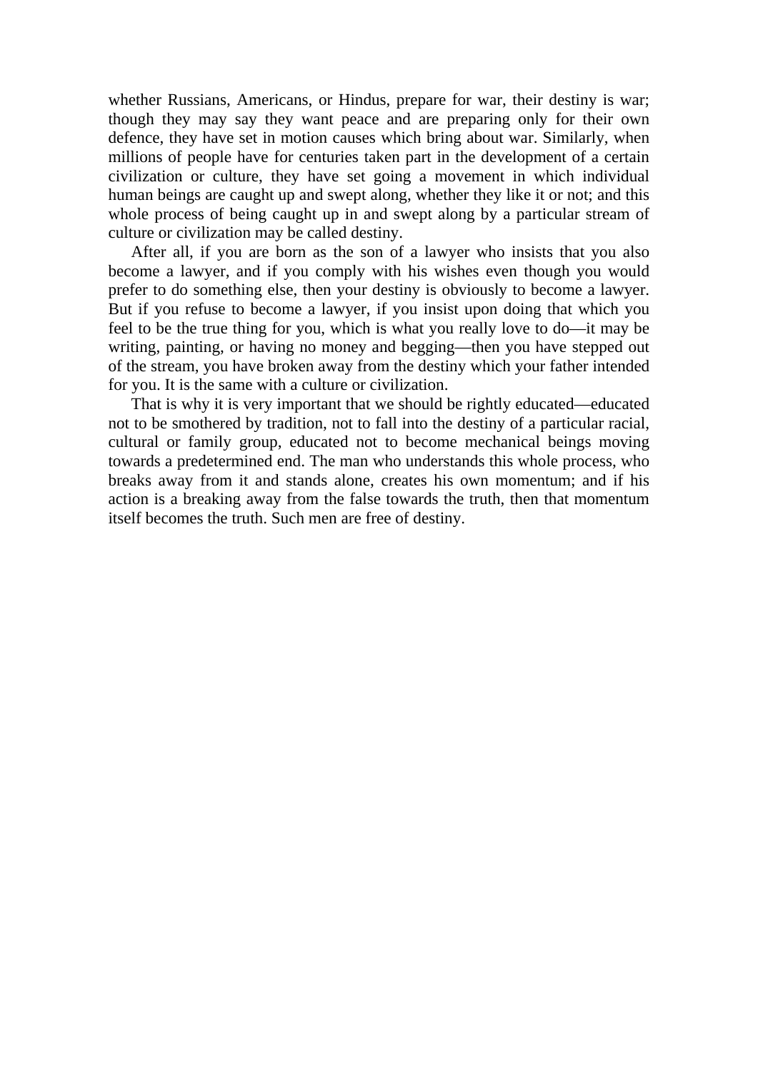whether Russians, Americans, or Hindus, prepare for war, their destiny is war; though they may say they want peace and are preparing only for their own defence, they have set in motion causes which bring about war. Similarly, when millions of people have for centuries taken part in the development of a certain civilization or culture, they have set going a movement in which individual human beings are caught up and swept along, whether they like it or not; and this whole process of being caught up in and swept along by a particular stream of culture or civilization may be called destiny.

After all, if you are born as the son of a lawyer who insists that you also become a lawyer, and if you comply with his wishes even though you would prefer to do something else, then your destiny is obviously to become a lawyer. But if you refuse to become a lawyer, if you insist upon doing that which you feel to be the true thing for you, which is what you really love to do—it may be writing, painting, or having no money and begging—then you have stepped out of the stream, you have broken away from the destiny which your father intended for you. It is the same with a culture or civilization.

That is why it is very important that we should be rightly educated—educated not to be smothered by tradition, not to fall into the destiny of a particular racial, cultural or family group, educated not to become mechanical beings moving towards a predetermined end. The man who understands this whole process, who breaks away from it and stands alone, creates his own momentum; and if his action is a breaking away from the false towards the truth, then that momentum itself becomes the truth. Such men are free of destiny.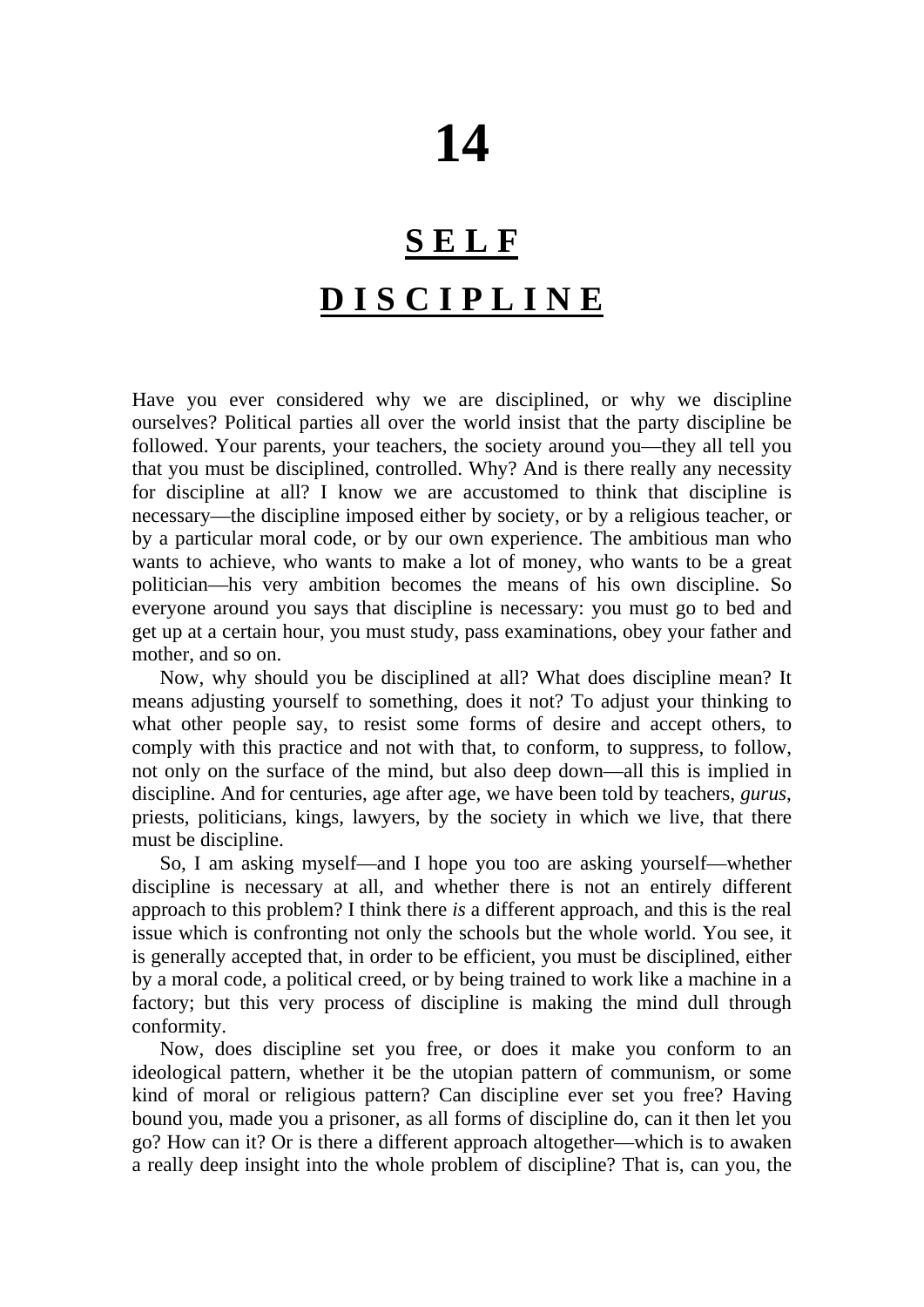# 14

## SELF DISCIPLINE

Have you ever considered why we are disciplined, or why we discipline ourselves? Political parties all over the world insist that the party discipline be followed. Your parents, your teachers, the society around you—they all tell you that you must be disciplined, controlled. Why? And is there really any necessity for discipline at all? I know we are accustomed to think that discipline is necessary—the discipline imposed either by society, or by a religious teacher, or by a particular moral code, or by our own experience. The ambitious man who wants to achieve, who wants to make a lot of money, who wants to be a great politician—his very ambition becomes the means of his own discipline. So everyone around you says that discipline is necessary: you must go to bed and get up at a certain hour, you must study, pass examinations, obey your father and mother, and so on.

Now, why should you be disciplined at all? What does discipline mean? It means adjusting yourself to something, does it not? To adjust your thinking to what other people say, to resist some forms of desire and accept others, to comply with this practice and not with that, to conform, to suppress, to follow, not only on the surface of the mind, but also deep down—all this is implied in discipline. And for centuries, age after age, we have been told by teachers, *gurus*, priests, politicians, kings, lawyers, by the society in which we live, that there must be discipline.

So, I am asking myself—and I hope you too are asking yourself—whether discipline is necessary at all, and whether there is not an entirely different approach to this problem? I think there *is* a different approach, and this is the real issue which is confronting not only the schools but the whole world. You see, it is generally accepted that, in order to be efficient, you must be disciplined, either by a moral code, a political creed, or by being trained to work like a machine in a factory; but this very process of discipline is making the mind dull through conformity.

Now, does discipline set you free, or does it make you conform to an ideological pattern, whether it be the utopian pattern of communism, or some kind of moral or religious pattern? Can discipline ever set you free? Having bound you, made you a prisoner, as all forms of discipline do, can it then let you go? How can it? Or is there a different approach altogether—which is to awaken a really deep insight into the whole problem of discipline? That is, can you, the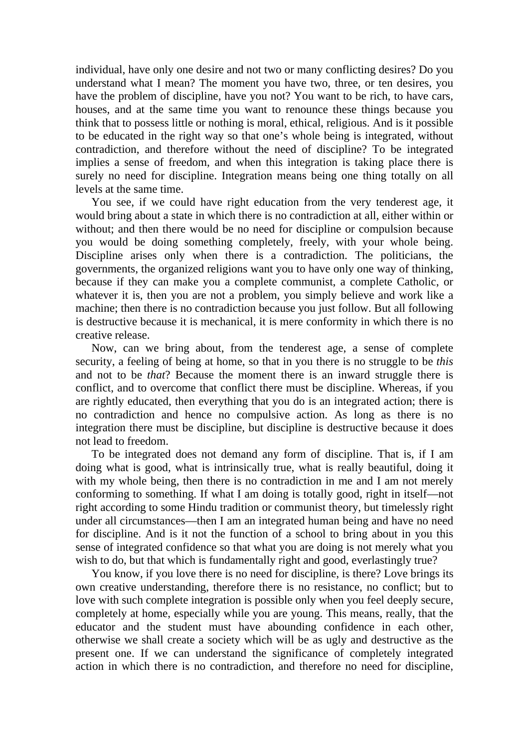individual, have only one desire and not two or many conflicting desires? Do you understand what I mean? The moment you have two, three, or ten desires, you have the problem of discipline, have you not? You want to be rich, to have cars, houses, and at the same time you want to renounce these things because you think that to possess little or nothing is moral, ethical, religious. And is it possible to be educated in the right way so that one's whole being is integrated, without contradiction, and therefore without the need of discipline? To be integrated implies a sense of freedom, and when this integration is taking place there is surely no need for discipline. Integration means being one thing totally on all levels at the same time.

You see, if we could have right education from the very tenderest age, it would bring about a state in which there is no contradiction at all, either within or without; and then there would be no need for discipline or compulsion because you would be doing something completely, freely, with your whole being. Discipline arises only when there is a contradiction. The politicians, the governments, the organized religions want you to have only one way of thinking, because if they can make you a complete communist, a complete Catholic, or whatever it is, then you are not a problem, you simply believe and work like a machine; then there is no contradiction because you just follow. But all following is destructive because it is mechanical, it is mere conformity in which there is no creative release.

Now, can we bring about, from the tenderest age, a sense of complete security, a feeling of being at home, so that in you there is no struggle to be *this* and not to be *that*? Because the moment there is an inward struggle there is conflict, and to overcome that conflict there must be discipline. Whereas, if you are rightly educated, then everything that you do is an integrated action; there is no contradiction and hence no compulsive action. As long as there is no integration there must be discipline, but discipline is destructive because it does not lead to freedom.

To be integrated does not demand any form of discipline. That is, if I am doing what is good, what is intrinsically true, what is really beautiful, doing it with my whole being, then there is no contradiction in me and I am not merely conforming to something. If what I am doing is totally good, right in itself—not right according to some Hindu tradition or communist theory, but timelessly right under all circumstances—then I am an integrated human being and have no need for discipline. And is it not the function of a school to bring about in you this sense of integrated confidence so that what you are doing is not merely what you wish to do, but that which is fundamentally right and good, everlastingly true?

You know, if you love there is no need for discipline, is there? Love brings its own creative understanding, therefore there is no resistance, no conflict; but to love with such complete integration is possible only when you feel deeply secure, completely at home, especially while you are young. This means, really, that the educator and the student must have abounding confidence in each other, otherwise we shall create a society which will be as ugly and destructive as the present one. If we can understand the significance of completely integrated action in which there is no contradiction, and therefore no need for discipline,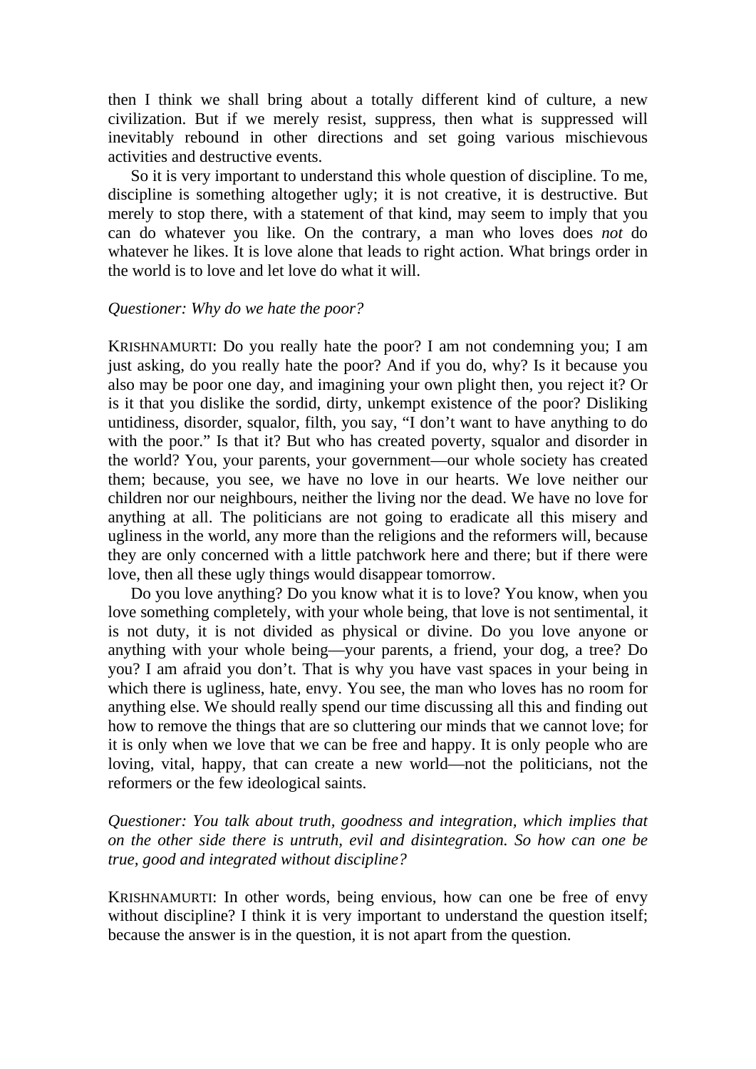then I think we shall bring about a totally different kind of culture, a new civilization. But if we merely resist, suppress, then what is suppressed will inevitably rebound in other directions and set going various mischievous activities and destructive events.

So it is very important to understand this whole question of discipline. To me, discipline is something altogether ugly; it is not creative, it is destructive. But merely to stop there, with a statement of that kind, may seem to imply that you can do whatever you like. On the contrary, a man who loves does *not* do whatever he likes. It is love alone that leads to right action. What brings order in the world is to love and let love do what it will.

*Questioner: Why do we hate the poor?*

KRISHNAMURTI: Do you really hate the poor? I am not condemning you; I am just asking, do you really hate the poor? And if you do, why? Is it because you also may be poor one day, and imagining your own plight then, you reject it? Or is it that you dislike the sordid, dirty, unkempt existence of the poor? Disliking untidiness, disorder, squalor, filth, you say, "I don't want to have anything to do with the poor." Is that it? But who has created poverty, squalor and disorder in the world? You, your parents, your government—our whole society has created them; because, you see, we have no love in our hearts. We love neither our children nor our neighbours, neither the living nor the dead. We have no love for anything at all. The politicians are not going to eradicate all this misery and ugliness in the world, any more than the religions and the reformers will, because they are only concerned with a little patchwork here and there; but if there were love, then all these ugly things would disappear tomorrow.

Do you love anything? Do you know what it is to love? You know, when you love something completely, with your whole being, that love is not sentimental, it is not duty, it is not divided as physical or divine. Do you love anyone or anything with your whole being—your parents, a friend, your dog, a tree? Do you? I am afraid you don't. That is why you have vast spaces in your being in which there is ugliness, hate, envy. You see, the man who loves has no room for anything else. We should really spend our time discussing all this and finding out how to remove the things that are so cluttering our minds that we cannot love; for it is only when we love that we can be free and happy. It is only people who are loving, vital, happy, that can create a new world—not the politicians, not the reformers or the few ideological saints.

*Questioner: You talk about truth, goodness and integration, which implies that on the other side there is untruth, evil and disintegration. So how can one be true, good and integrated without discipline?*

KRISHNAMURTI: In other words, being envious, how can one be free of envy without discipline? I think it is very important to understand the question itself; because the answer is in the question, it is not apart from the question.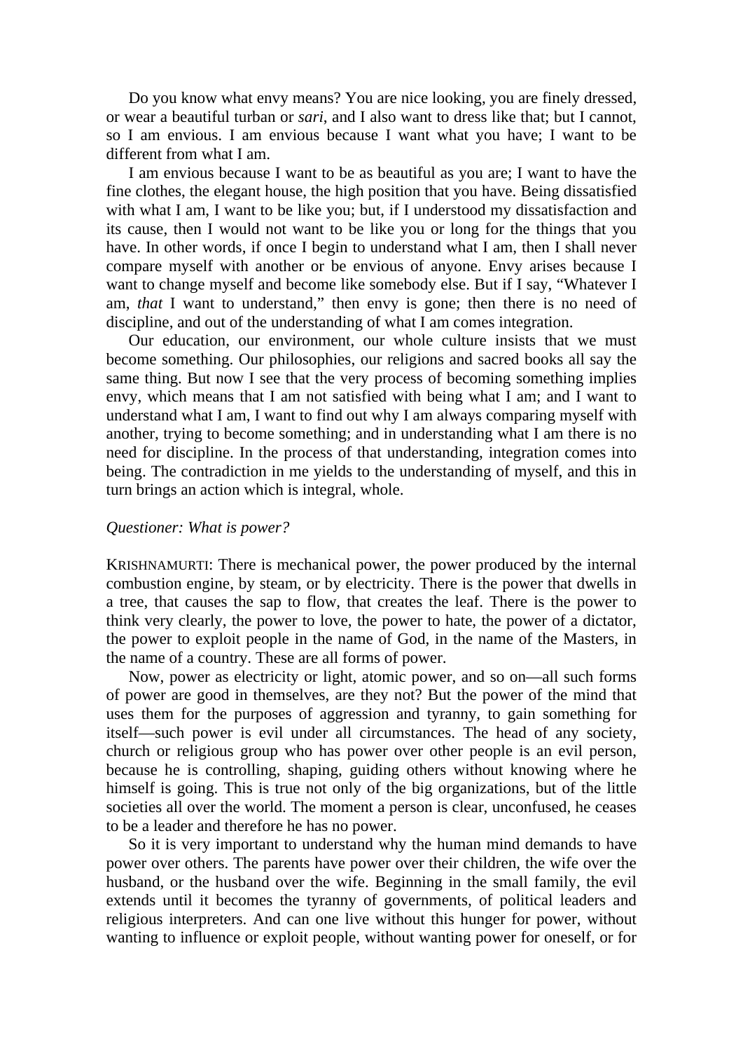Do you know what envy means? You are nice looking, you are finely dressed, or wear a beautiful turban or *sari*, and I also want to dress like that; but I cannot, so I am envious. I am envious because I want what you have; I want to be different from what I am.

I am envious because I want to be as beautiful as you are; I want to have the fine clothes, the elegant house, the high position that you have. Being dissatisfied with what I am, I want to be like you; but, if I understood my dissatisfaction and its cause, then I would not want to be like you or long for the things that you have. In other words, if once I begin to understand what I am, then I shall never compare myself with another or be envious of anyone. Envy arises because I want to change myself and become like somebody else. But if I say, "Whatever I am, *that* I want to understand," then envy is gone; then there is no need of discipline, and out of the understanding of what I am comes integration.

Our education, our environment, our whole culture insists that we must become something. Our philosophies, our religions and sacred books all say the same thing. But now I see that the very process of becoming something implies envy, which means that I am not satisfied with being what I am; and I want to understand what I am, I want to find out why I am always comparing myself with another, trying to become something; and in understanding what I am there is no need for discipline. In the process of that understanding, integration comes into being. The contradiction in me yields to the understanding of myself, and this in turn brings an action which is integral, whole.

*Questioner: What is power?*

KRISHNAMURTI: There is mechanical power, the power produced by the internal combustion engine, by steam, or by electricity. There is the power that dwells in a tree, that causes the sap to flow, that creates the leaf. There is the power to think very clearly, the power to love, the power to hate, the power of a dictator, the power to exploit people in the name of God, in the name of the Masters, in the name of a country. These are all forms of power.

Now, power as electricity or light, atomic power, and so on—all such forms of power are good in themselves, are they not? But the power of the mind that uses them for the purposes of aggression and tyranny, to gain something for itself—such power is evil under all circumstances. The head of any society, church or religious group who has power over other people is an evil person, because he is controlling, shaping, guiding others without knowing where he himself is going. This is true not only of the big organizations, but of the little societies all over the world. The moment a person is clear, unconfused, he ceases to be a leader and therefore he has no power.

So it is very important to understand why the human mind demands to have power over others. The parents have power over their children, the wife over the husband, or the husband over the wife. Beginning in the small family, the evil extends until it becomes the tyranny of governments, of political leaders and religious interpreters. And can one live without this hunger for power, without wanting to influence or exploit people, without wanting power for oneself, or for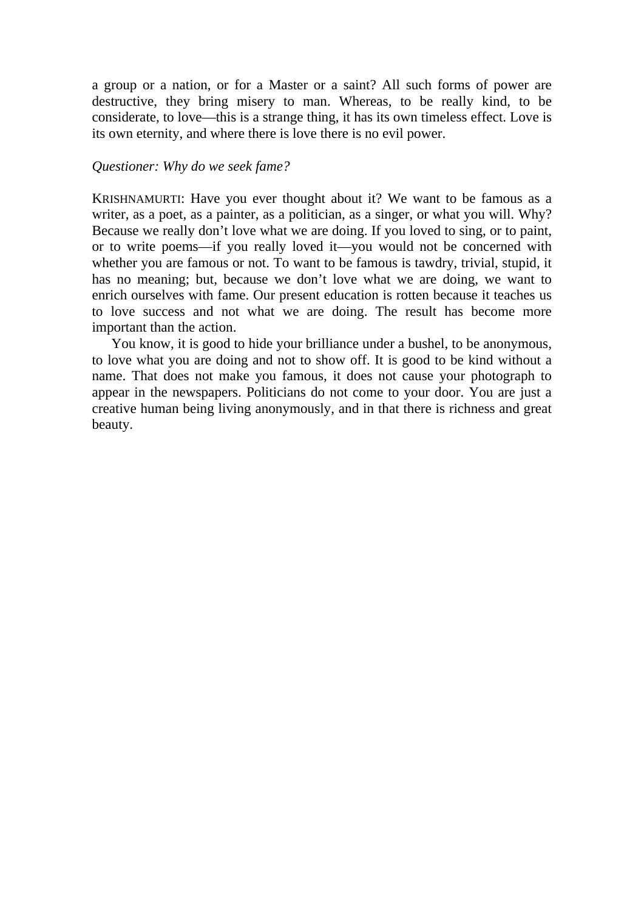a group or a nation, or for a Master or a saint? All such forms of power are destructive, they bring misery to man. Whereas, to be really kind, to be considerate, to love—this is a strange thing, it has its own timeless effect. Love is its own eternity, and where there is love there is no evil power.

*Questioner: Why do we seek fame?*

KRISHNAMURTI: Have you ever thought about it? We want to be famous as a writer, as a poet, as a painter, as a politician, as a singer, or what you will. Why? Because we really don't love what we are doing. If you loved to sing, or to paint, or to write poems—if you really loved it—you would not be concerned with whether you are famous or not. To want to be famous is tawdry, trivial, stupid, it has no meaning; but, because we don't love what we are doing, we want to enrich ourselves with fame. Our present education is rotten because it teaches us to love success and not what we are doing. The result has become more important than the action.

You know, it is good to hide your brilliance under a bushel, to be anonymous, to love what you are doing and not to show off. It is good to be kind without a name. That does not make you famous, it does not cause your photograph to appear in the newspapers. Politicians do not come to your door. You are just a creative human being living anonymously, and in that there is richness and great beauty.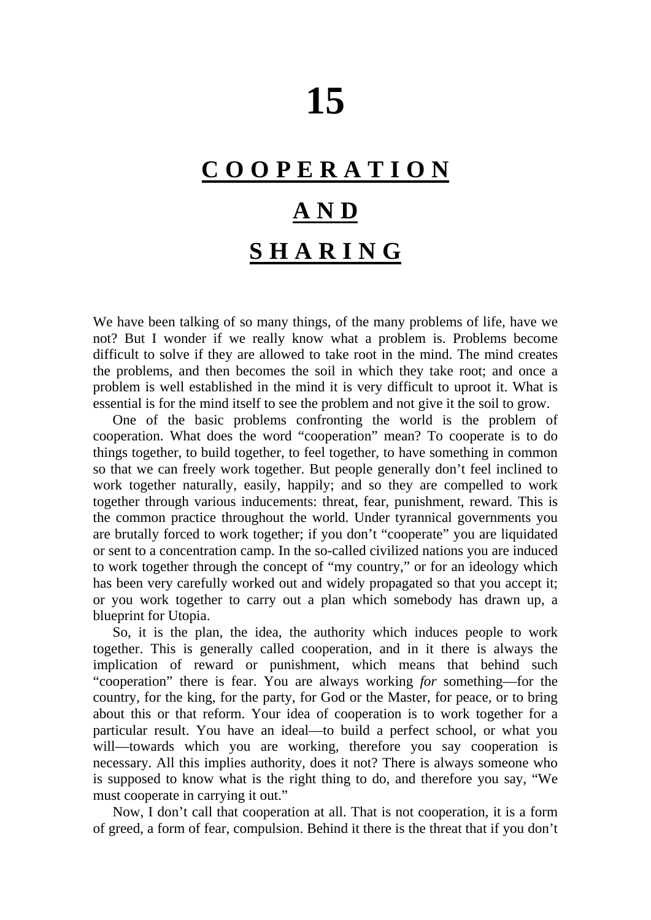# 15

## COOPERATION AND SHARING

We have been talking of so many things, of the many problems of life, have we not? But I wonder if we really know what a problem is. Problems become difficult to solve if they are allowed to take root in the mind. The mind creates the problems, and then becomes the soil in which they take root; and once a problem is well established in the mind it is very difficult to uproot it. What is essential is for the mind itself to see the problem and not give it the soil to grow.

One of the basic problems confronting the world is the problem of cooperation. What does the word "cooperation" mean? To cooperate is to do things together, to build together, to feel together, to have something in common so that we can freely work together. But people generally don't feel inclined to work together naturally, easily, happily; and so they are compelled to work together through various inducements: threat, fear, punishment, reward. This is the common practice throughout the world. Under tyrannical governments you are brutally forced to work together; if you don't "cooperate" you are liquidated or sent to a concentration camp. In the so-called civilized nations you are induced to work together through the concept of "my country," or for an ideology which has been very carefully worked out and widely propagated so that you accept it; or you work together to carry out a plan which somebody has drawn up, a blueprint for Utopia.

So, it is the plan, the idea, the authority which induces people to work together. This is generally called cooperation, and in it there is always the implication of reward or punishment, which means that behind such "cooperation" there is fear. You are always working *for* something—for the country, for the king, for the party, for God or the Master, for peace, or to bring about this or that reform. Your idea of cooperation is to work together for a particular result. You have an ideal—to build a perfect school, or what you will—towards which you are working, therefore you say cooperation is necessary. All this implies authority, does it not? There is always someone who is supposed to know what is the right thing to do, and therefore you say, "We must cooperate in carrying it out."

Now, I don't call that cooperation at all. That is not cooperation, it is a form of greed, a form of fear, compulsion. Behind it there is the threat that if you don't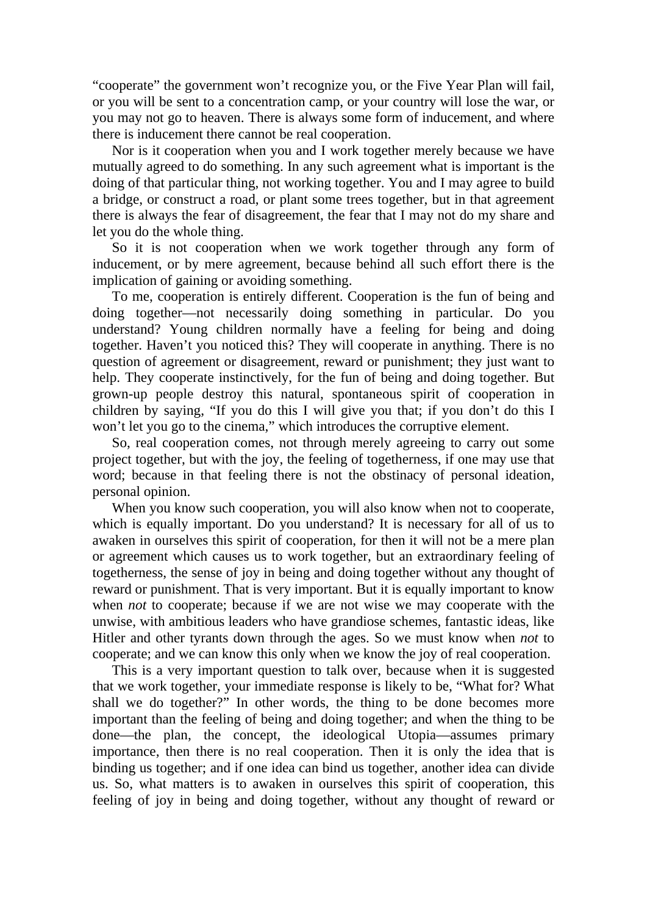"cooperate" the government won't recognize you, or the Five Year Plan will fail, or you will be sent to a concentration camp, or your country will lose the war, or you may not go to heaven. There is always some form of inducement, and where there is inducement there cannot be real cooperation.

Nor is it cooperation when you and I work together merely because we have mutually agreed to do something. In any such agreement what is important is the doing of that particular thing, not working together. You and I may agree to build a bridge, or construct a road, or plant some trees together, but in that agreement there is always the fear of disagreement, the fear that I may not do my share and let you do the whole thing.

So it is not cooperation when we work together through any form of inducement, or by mere agreement, because behind all such effort there is the implication of gaining or avoiding something.

To me, cooperation is entirely different. Cooperation is the fun of being and doing together—not necessarily doing something in particular. Do you understand? Young children normally have a feeling for being and doing together. Haven't you noticed this? They will cooperate in anything. There is no question of agreement or disagreement, reward or punishment; they just want to help. They cooperate instinctively, for the fun of being and doing together. But grown-up people destroy this natural, spontaneous spirit of cooperation in children by saying, "If you do this I will give you that; if you don't do this I won't let you go to the cinema," which introduces the corruptive element.

So, real cooperation comes, not through merely agreeing to carry out some project together, but with the joy, the feeling of togetherness, if one may use that word; because in that feeling there is not the obstinacy of personal ideation, personal opinion.

When you know such cooperation, you will also know when not to cooperate, which is equally important. Do you understand? It is necessary for all of us to awaken in ourselves this spirit of cooperation, for then it will not be a mere plan or agreement which causes us to work together, but an extraordinary feeling of togetherness, the sense of joy in being and doing together without any thought of reward or punishment. That is very important. But it is equally important to know when *not* to cooperate; because if we are not wise we may cooperate with the unwise, with ambitious leaders who have grandiose schemes, fantastic ideas, like Hitler and other tyrants down through the ages. So we must know when *not* to cooperate; and we can know this only when we know the joy of real cooperation.

This is a very important question to talk over, because when it is suggested that we work together, your immediate response is likely to be, "What for? What shall we do together?" In other words, the thing to be done becomes more important than the feeling of being and doing together; and when the thing to be done—the plan, the concept, the ideological Utopia—assumes primary importance, then there is no real cooperation. Then it is only the idea that is binding us together; and if one idea can bind us together, another idea can divide us. So, what matters is to awaken in ourselves this spirit of cooperation, this feeling of joy in being and doing together, without any thought of reward or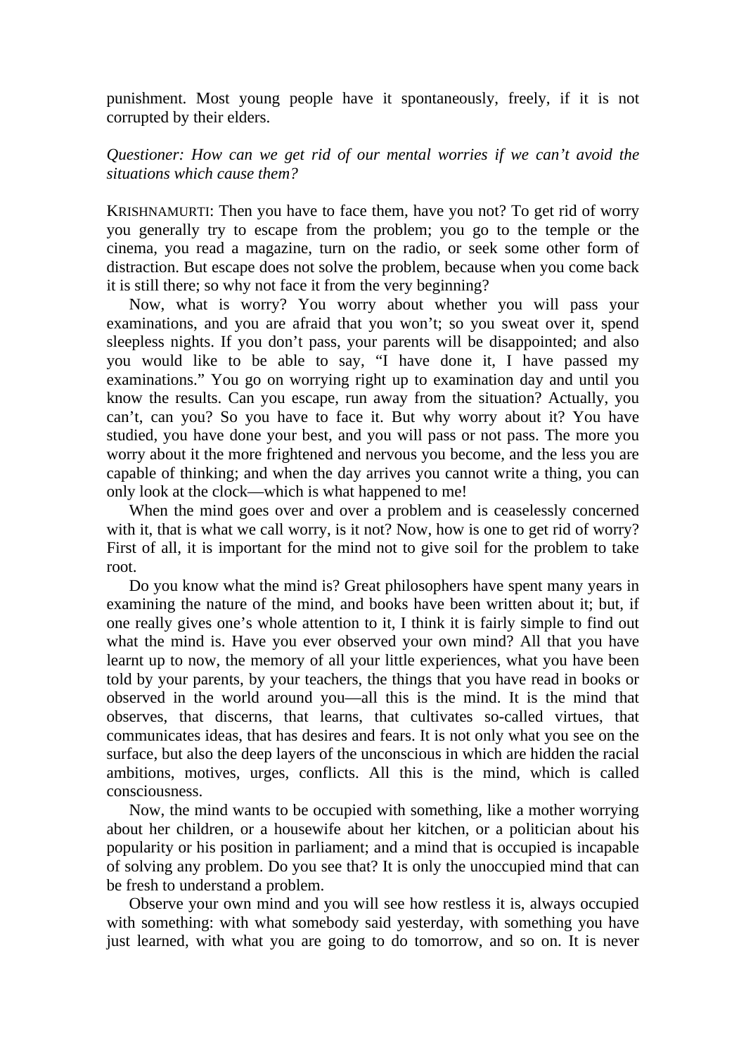punishment. Most young people have it spontaneously, freely, if it is not corrupted by their elders.

*Questioner: How can we get rid of our mental worries if we can't avoid the situations which cause them?*

KRISHNAMURTI: Then you have to face them, have you not? To get rid of worry you generally try to escape from the problem; you go to the temple or the cinema, you read a magazine, turn on the radio, or seek some other form of distraction. But escape does not solve the problem, because when you come back it is still there; so why not face it from the very beginning?

Now, what is worry? You worry about whether you will pass your examinations, and you are afraid that you won't; so you sweat over it, spend sleepless nights. If you don't pass, your parents will be disappointed; and also you would like to be able to say, "I have done it, I have passed my examinations." You go on worrying right up to examination day and until you know the results. Can you escape, run away from the situation? Actually, you can't, can you? So you have to face it. But why worry about it? You have studied, you have done your best, and you will pass or not pass. The more you worry about it the more frightened and nervous you become, and the less you are capable of thinking; and when the day arrives you cannot write a thing, you can only look at the clock—which is what happened to me!

When the mind goes over and over a problem and is ceaselessly concerned with it, that is what we call worry, is it not? Now, how is one to get rid of worry? First of all, it is important for the mind not to give soil for the problem to take root.

Do you know what the mind is? Great philosophers have spent many years in examining the nature of the mind, and books have been written about it; but, if one really gives one's whole attention to it, I think it is fairly simple to find out what the mind is. Have you ever observed your own mind? All that you have learnt up to now, the memory of all your little experiences, what you have been told by your parents, by your teachers, the things that you have read in books or observed in the world around you—all this is the mind. It is the mind that observes, that discerns, that learns, that cultivates so-called virtues, that communicates ideas, that has desires and fears. It is not only what you see on the surface, but also the deep layers of the unconscious in which are hidden the racial ambitions, motives, urges, conflicts. All this is the mind, which is called consciousness.

Now, the mind wants to be occupied with something, like a mother worrying about her children, or a housewife about her kitchen, or a politician about his popularity or his position in parliament; and a mind that is occupied is incapable of solving any problem. Do you see that? It is only the unoccupied mind that can be fresh to understand a problem.

Observe your own mind and you will see how restless it is, always occupied with something: with what somebody said yesterday, with something you have just learned, with what you are going to do tomorrow, and so on. It is never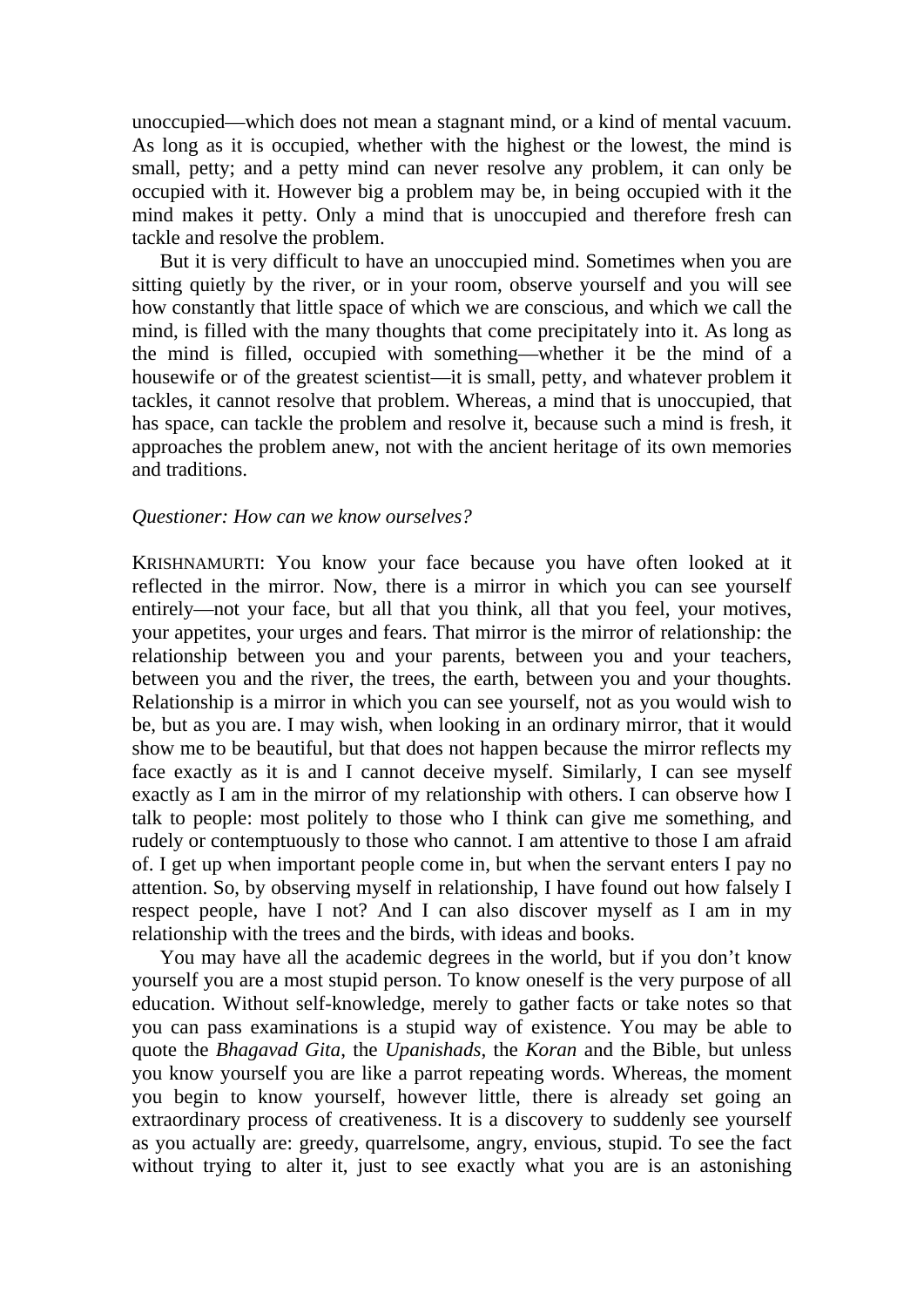unoccupied—which does not mean a stagnant mind, or a kind of mental vacuum. As long as it is occupied, whether with the highest or the lowest, the mind is small, petty; and a petty mind can never resolve any problem, it can only be occupied with it. However big a problem may be, in being occupied with it the mind makes it petty. Only a mind that is unoccupied and therefore fresh can tackle and resolve the problem.

But it is very difficult to have an unoccupied mind. Sometimes when you are sitting quietly by the river, or in your room, observe yourself and you will see how constantly that little space of which we are conscious, and which we call the mind, is filled with the many thoughts that come precipitately into it. As long as the mind is filled, occupied with something—whether it be the mind of a housewife or of the greatest scientist—it is small, petty, and whatever problem it tackles, it cannot resolve that problem. Whereas, a mind that is unoccupied, that has space, can tackle the problem and resolve it, because such a mind is fresh, it approaches the problem anew, not with the ancient heritage of its own memories and traditions.

*Questioner: How can we know ourselves?*

KRISHNAMURTI: You know your face because you have often looked at it reflected in the mirror. Now, there is a mirror in which you can see yourself entirely—not your face, but all that you think, all that you feel, your motives, your appetites, your urges and fears. That mirror is the mirror of relationship: the relationship between you and your parents, between you and your teachers, between you and the river, the trees, the earth, between you and your thoughts. Relationship is a mirror in which you can see yourself, not as you would wish to be, but as you are. I may wish, when looking in an ordinary mirror, that it would show me to be beautiful, but that does not happen because the mirror reflects my face exactly as it is and I cannot deceive myself. Similarly, I can see myself exactly as I am in the mirror of my relationship with others. I can observe how I talk to people: most politely to those who I think can give me something, and rudely or contemptuously to those who cannot. I am attentive to those I am afraid of. I get up when important people come in, but when the servant enters I pay no attention. So, by observing myself in relationship, I have found out how falsely I respect people, have I not? And I can also discover myself as I am in my relationship with the trees and the birds, with ideas and books.

You may have all the academic degrees in the world, but if you don't know yourself you are a most stupid person. To know oneself is the very purpose of all education. Without self-knowledge, merely to gather facts or take notes so that you can pass examinations is a stupid way of existence. You may be able to quote the *Bhagavad Gita*, the *Upanishads*, the *Koran* and the Bible, but unless you know yourself you are like a parrot repeating words. Whereas, the moment you begin to know yourself, however little, there is already set going an extraordinary process of creativeness. It is a discovery to suddenly see yourself as you actually are: greedy, quarrelsome, angry, envious, stupid. To see the fact without trying to alter it, just to see exactly what you are is an astonishing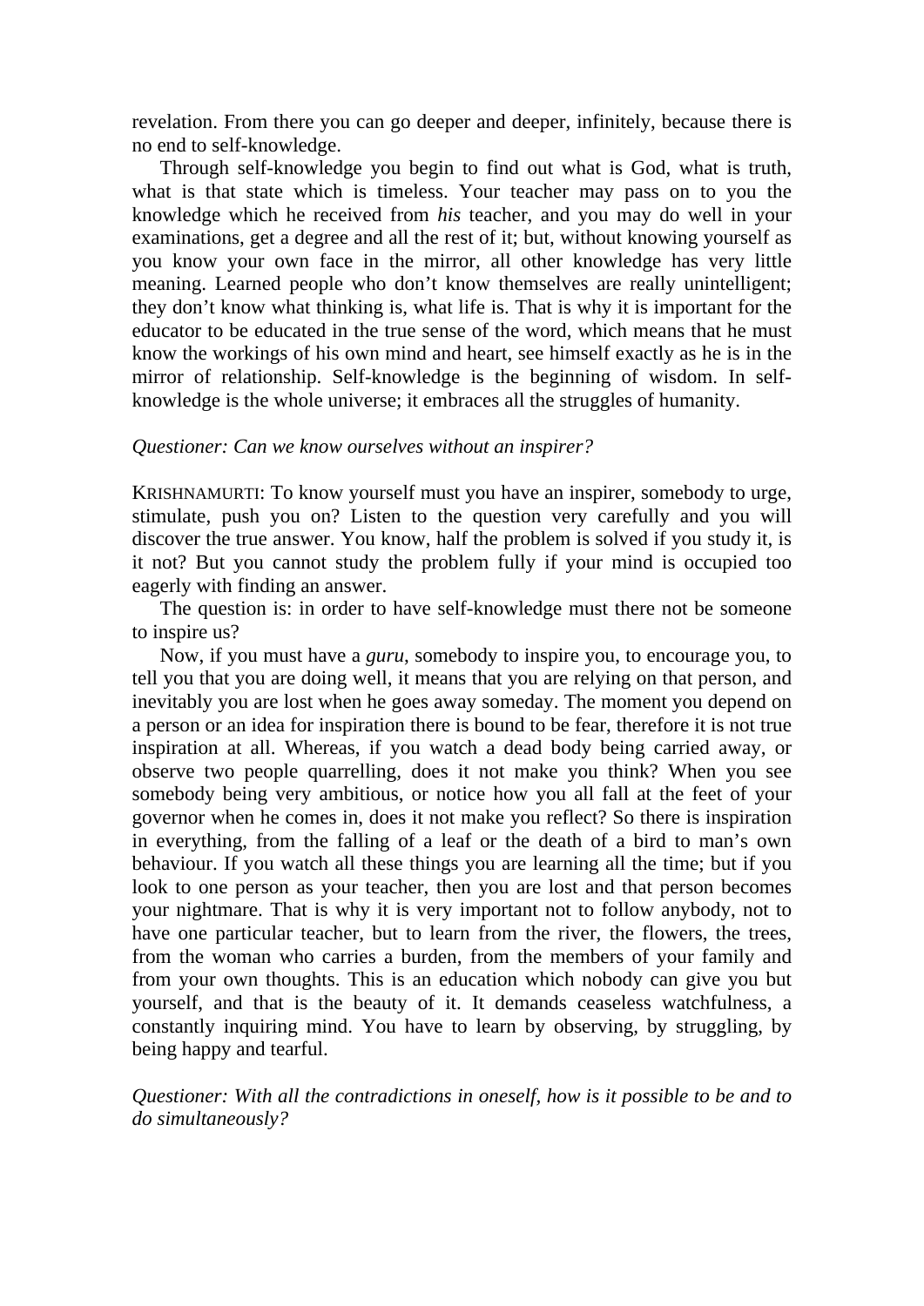revelation. From there you can go deeper and deeper, infinitely, because there is no end to self-knowledge.

Through self-knowledge you begin to find out what is God, what is truth, what is that state which is timeless. Your teacher may pass on to you the knowledge which he received from *his* teacher, and you may do well in your examinations, get a degree and all the rest of it; but, without knowing yourself as you know your own face in the mirror, all other knowledge has very little meaning. Learned people who don't know themselves are really unintelligent; they don't know what thinking is, what life is. That is why it is important for the educator to be educated in the true sense of the word, which means that he must know the workings of his own mind and heart, see himself exactly as he is in the mirror of relationship. Self-knowledge is the beginning of wisdom. In self-knowledge is the whole universe; it embraces all the struggles of humanity.

*Questioner: Can we know ourselves without an inspirer?*

KRISHNAMURTI: To know yourself must you have an inspirer, somebody to urge, stimulate, push you on? Listen to the question very carefully and you will discover the true answer. You know, half the problem is solved if you study it, is it not? But you cannot study the problem fully if your mind is occupied too eagerly with finding an answer.

The question is: in order to have self-knowledge must there not be someone to inspire us?

Now, if you must have a *guru*, somebody to inspire you, to encourage you, to tell you that you are doing well, it means that you are relying on that person, and inevitably you are lost when he goes away someday. The moment you depend on a person or an idea for inspiration there is bound to be fear, therefore it is not true inspiration at all. Whereas, if you watch a dead body being carried away, or observe two people quarrelling, does it not make you think? When you see somebody being very ambitious, or notice how you all fall at the feet of your governor when he comes in, does it not make you reflect? So there is inspiration in everything, from the falling of a leaf or the death of a bird to man's own behaviour. If you watch all these things you are learning all the time; but if you look to one person as your teacher, then you are lost and that person becomes your nightmare. That is why it is very important not to follow anybody, not to have one particular teacher, but to learn from the river, the flowers, the trees, from the woman who carries a burden, from the members of your family and from your own thoughts. This is an education which nobody can give you but yourself, and that is the beauty of it. It demands ceaseless watchfulness, a constantly inquiring mind. You have to learn by observing, by struggling, by being happy and tearful.

*Questioner: With all the contradictions in oneself, how is it possible to be and to do simultaneously?*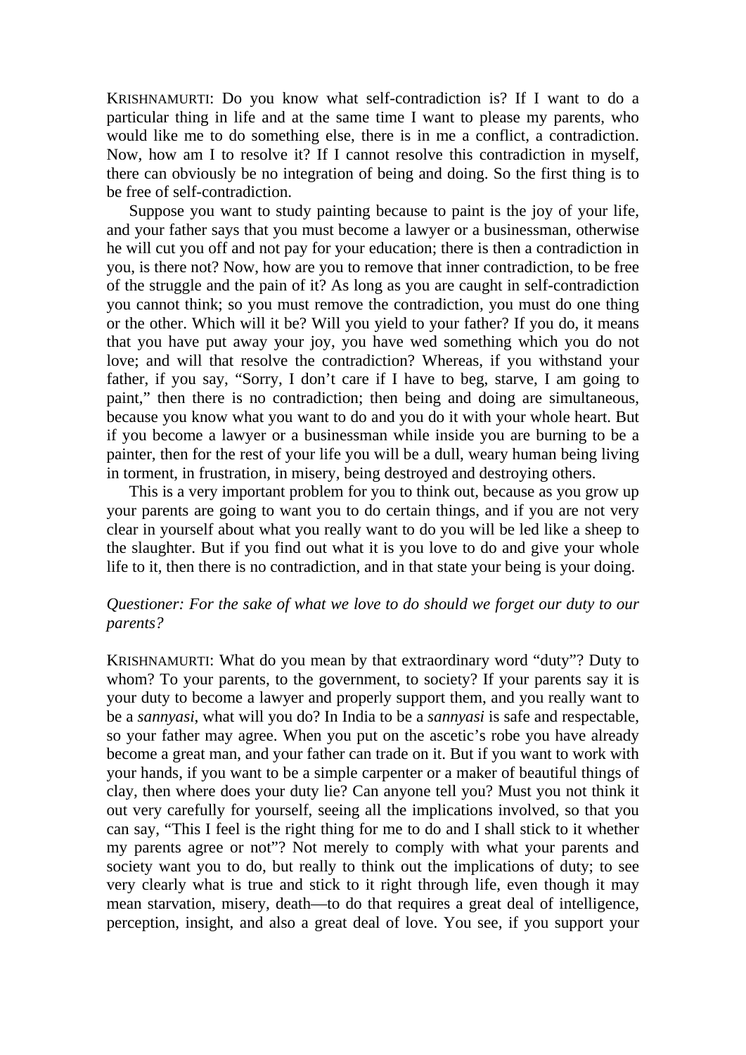KRISHNAMURTI: Do you know what self-contradiction is? If I want to do a particular thing in life and at the same time I want to please my parents, who would like me to do something else, there is in me a conflict, a contradiction. Now, how am I to resolve it? If I cannot resolve this contradiction in myself, there can obviously be no integration of being and doing. So the first thing is to be free of self-contradiction.

Suppose you want to study painting because to paint is the joy of your life, and your father says that you must become a lawyer or a businessman, otherwise he will cut you off and not pay for your education; there is then a contradiction in you, is there not? Now, how are you to remove that inner contradiction, to be free of the struggle and the pain of it? As long as you are caught in self-contradiction you cannot think; so you must remove the contradiction, you must do one thing or the other. Which will it be? Will you yield to your father? If you do, it means that you have put away your joy, you have wed something which you do not love; and will that resolve the contradiction? Whereas, if you withstand your father, if you say, "Sorry, I don't care if I have to beg, starve, I am going to paint," then there is no contradiction; then being and doing are simultaneous, because you know what you want to do and you do it with your whole heart. But if you become a lawyer or a businessman while inside you are burning to be a painter, then for the rest of your life you will be a dull, weary human being living in torment, in frustration, in misery, being destroyed and destroying others.

This is a very important problem for you to think out, because as you grow up your parents are going to want you to do certain things, and if you are not very clear in yourself about what you really want to do you will be led like a sheep to the slaughter. But if you find out what it is you love to do and give your whole life to it, then there is no contradiction, and in that state your being is your doing.

*Questioner: For the sake of what we love to do should we forget our duty to our parents?*

KRISHNAMURTI: What do you mean by that extraordinary word "duty"? Duty to whom? To your parents, to the government, to society? If your parents say it is your duty to become a lawyer and properly support them, and you really want to be a *sannyasi*, what will you do? In India to be a *sannyasi* is safe and respectable, so your father may agree. When you put on the ascetic's robe you have already become a great man, and your father can trade on it. But if you want to work with your hands, if you want to be a simple carpenter or a maker of beautiful things of clay, then where does your duty lie? Can anyone tell you? Must you not think it out very carefully for yourself, seeing all the implications involved, so that you can say, "This I feel is the right thing for me to do and I shall stick to it whether my parents agree or not"? Not merely to comply with what your parents and society want you to do, but really to think out the implications of duty; to see very clearly what is true and stick to it right through life, even though it may mean starvation, misery, death—to do that requires a great deal of intelligence, perception, insight, and also a great deal of love. You see, if you support your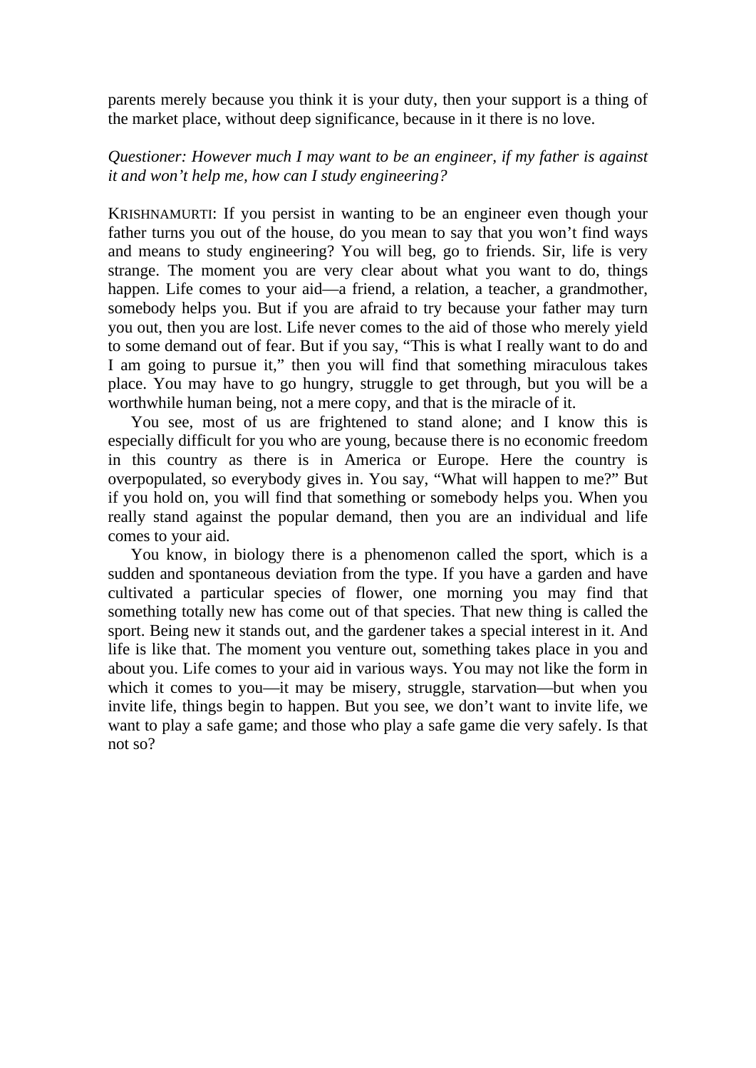parents merely because you think it is your duty, then your support is a thing of the market place, without deep significance, because in it there is no love.

*Questioner: However much I may want to be an engineer, if my father is against it and won't help me, how can I study engineering?*

KRISHNAMURTI: If you persist in wanting to be an engineer even though your father turns you out of the house, do you mean to say that you won't find ways and means to study engineering? You will beg, go to friends. Sir, life is very strange. The moment you are very clear about what you want to do, things happen. Life comes to your aid—a friend, a relation, a teacher, a grandmother, somebody helps you. But if you are afraid to try because your father may turn you out, then you are lost. Life never comes to the aid of those who merely yield to some demand out of fear. But if you say, "This is what I really want to do and I am going to pursue it," then you will find that something miraculous takes place. You may have to go hungry, struggle to get through, but you will be a worthwhile human being, not a mere copy, and that is the miracle of it.

You see, most of us are frightened to stand alone; and I know this is especially difficult for you who are young, because there is no economic freedom in this country as there is in America or Europe. Here the country is overpopulated, so everybody gives in. You say, "What will happen to me?" But if you hold on, you will find that something or somebody helps you. When you really stand against the popular demand, then you are an individual and life comes to your aid.

You know, in biology there is a phenomenon called the sport, which is a sudden and spontaneous deviation from the type. If you have a garden and have cultivated a particular species of flower, one morning you may find that something totally new has come out of that species. That new thing is called the sport. Being new it stands out, and the gardener takes a special interest in it. And life is like that. The moment you venture out, something takes place in you and about you. Life comes to your aid in various ways. You may not like the form in which it comes to you—it may be misery, struggle, starvation—but when you invite life, things begin to happen. But you see, we don't want to invite life, we want to play a safe game; and those who play a safe game die very safely. Is that not so?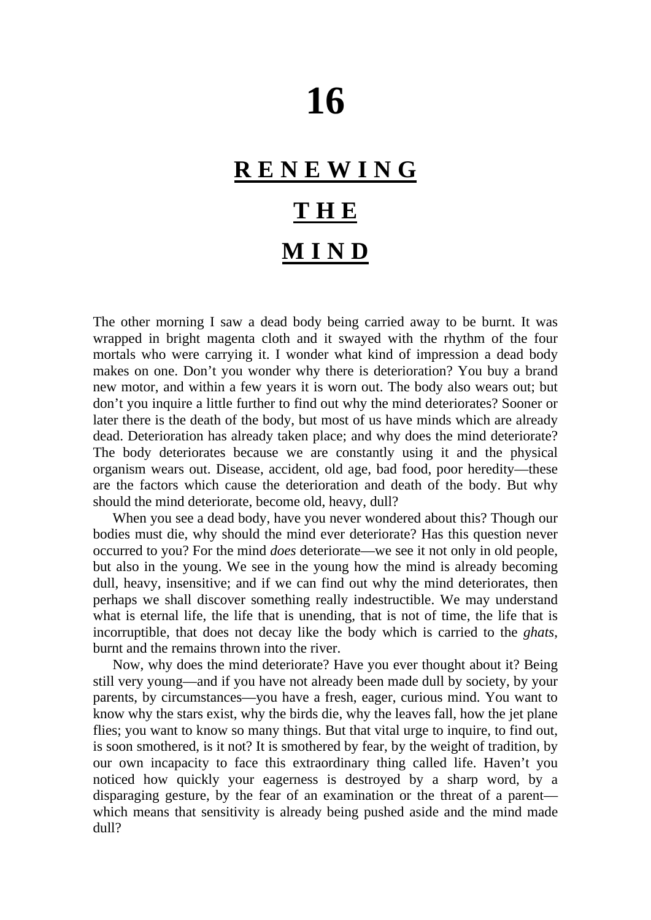# 16

## RENEWING THE MIND

The other morning I saw a dead body being carried away to be burnt. It was wrapped in bright magenta cloth and it swayed with the rhythm of the four mortals who were carrying it. I wonder what kind of impression a dead body makes on one. Don't you wonder why there is deterioration? You buy a brand new motor, and within a few years it is worn out. The body also wears out; but don't you inquire a little further to find out why the mind deteriorates? Sooner or later there is the death of the body, but most of us have minds which are already dead. Deterioration has already taken place; and why does the mind deteriorate? The body deteriorates because we are constantly using it and the physical organism wears out. Disease, accident, old age, bad food, poor heredity—these are the factors which cause the deterioration and death of the body. But why should the mind deteriorate, become old, heavy, dull?

When you see a dead body, have you never wondered about this? Though our bodies must die, why should the mind ever deteriorate? Has this question never occurred to you? For the mind *does* deteriorate—we see it not only in old people, but also in the young. We see in the young how the mind is already becoming dull, heavy, insensitive; and if we can find out why the mind deteriorates, then perhaps we shall discover something really indestructible. We may understand what is eternal life, the life that is unending, that is not of time, the life that is incorruptible, that does not decay like the body which is carried to the *ghats*, burnt and the remains thrown into the river.

Now, why does the mind deteriorate? Have you ever thought about it? Being still very young—and if you have not already been made dull by society, by your parents, by circumstances—you have a fresh, eager, curious mind. You want to know why the stars exist, why the birds die, why the leaves fall, how the jet plane flies; you want to know so many things. But that vital urge to inquire, to find out, is soon smothered, is it not? It is smothered by fear, by the weight of tradition, by our own incapacity to face this extraordinary thing called life. Haven't you noticed how quickly your eagerness is destroyed by a sharp word, by a disparaging gesture, by the fear of an examination or the threat of a parent—which means that sensitivity is already being pushed aside and the mind made dull?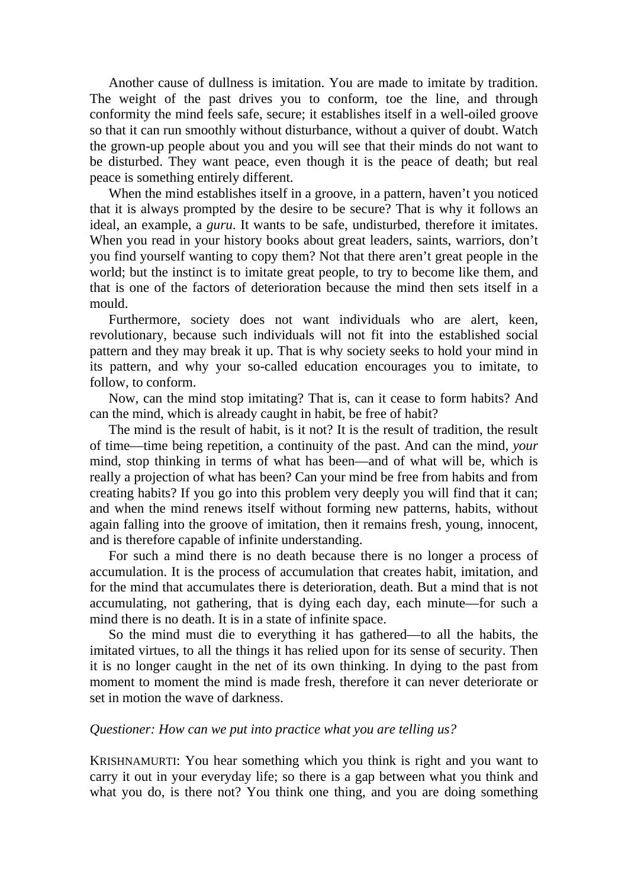Another cause of dullness is imitation. You are made to imitate by tradition. The weight of the past drives you to conform, toe the line, and through conformity the mind feels safe, secure; it establishes itself in a well-oiled groove so that it can run smoothly without disturbance, without a quiver of doubt. Watch the grown-up people about you and you will see that their minds do not want to be disturbed. They want peace, even though it is the peace of death; but real peace is something entirely different.

When the mind establishes itself in a groove, in a pattern, haven't you noticed that it is always prompted by the desire to be secure? That is why it follows an ideal, an example, a *guru*. It wants to be safe, undisturbed, therefore it imitates. When you read in your history books about great leaders, saints, warriors, don't you find yourself wanting to copy them? Not that there aren't great people in the world; but the instinct is to imitate great people, to try to become like them, and that is one of the factors of deterioration because the mind then sets itself in a mould.

Furthermore, society does not want individuals who are alert, keen, revolutionary, because such individuals will not fit into the established social pattern and they may break it up. That is why society seeks to hold your mind in its pattern, and why your so-called education encourages you to imitate, to follow, to conform.

Now, can the mind stop imitating? That is, can it cease to form habits? And can the mind, which is already caught in habit, be free of habit?

The mind is the result of habit, is it not? It is the result of tradition, the result of time—time being repetition, a continuity of the past. And can the mind, *your* mind, stop thinking in terms of what has been—and of what will be, which is really a projection of what has been? Can your mind be free from habits and from creating habits? If you go into this problem very deeply you will find that it can; and when the mind renews itself without forming new patterns, habits, without again falling into the groove of imitation, then it remains fresh, young, innocent, and is therefore capable of infinite understanding.

For such a mind there is no death because there is no longer a process of accumulation. It is the process of accumulation that creates habit, imitation, and for the mind that accumulates there is deterioration, death. But a mind that is not accumulating, not gathering, that is dying each day, each minute—for such a mind there is no death. It is in a state of infinite space.

So the mind must die to everything it has gathered—to all the habits, the imitated virtues, to all the things it has relied upon for its sense of security. Then it is no longer caught in the net of its own thinking. In dying to the past from moment to moment the mind is made fresh, therefore it can never deteriorate or set in motion the wave of darkness.

*Questioner: How can we put into practice what you are telling us?*

KRISHNAMURTI: You hear something which you think is right and you want to carry it out in your everyday life; so there is a gap between what you think and what you do, is there not? You think one thing, and you are doing something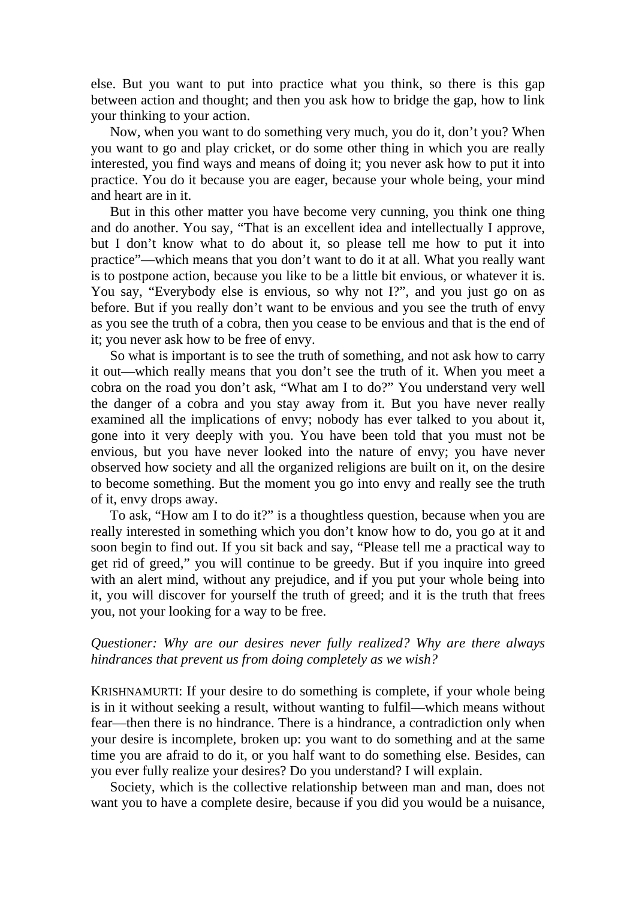else. But you want to put into practice what you think, so there is this gap between action and thought; and then you ask how to bridge the gap, how to link your thinking to your action.

Now, when you want to do something very much, you do it, don't you? When you want to go and play cricket, or do some other thing in which you are really interested, you find ways and means of doing it; you never ask how to put it into practice. You do it because you are eager, because your whole being, your mind and heart are in it.

But in this other matter you have become very cunning, you think one thing and do another. You say, "That is an excellent idea and intellectually I approve, but I don't know what to do about it, so please tell me how to put it into practice"—which means that you don't want to do it at all. What you really want is to postpone action, because you like to be a little bit envious, or whatever it is. You say, "Everybody else is envious, so why not I?", and you just go on as before. But if you really don't want to be envious and you see the truth of envy as you see the truth of a cobra, then you cease to be envious and that is the end of it; you never ask how to be free of envy.

So what is important is to see the truth of something, and not ask how to carry it out—which really means that you don't see the truth of it. When you meet a cobra on the road you don't ask, "What am I to do?" You understand very well the danger of a cobra and you stay away from it. But you have never really examined all the implications of envy; nobody has ever talked to you about it, gone into it very deeply with you. You have been told that you must not be envious, but you have never looked into the nature of envy; you have never observed how society and all the organized religions are built on it, on the desire to become something. But the moment you go into envy and really see the truth of it, envy drops away.

To ask, "How am I to do it?" is a thoughtless question, because when you are really interested in something which you don't know how to do, you go at it and soon begin to find out. If you sit back and say, "Please tell me a practical way to get rid of greed," you will continue to be greedy. But if you inquire into greed with an alert mind, without any prejudice, and if you put your whole being into it, you will discover for yourself the truth of greed; and it is the truth that frees you, not your looking for a way to be free.

*Questioner: Why are our desires never fully realized? Why are there always hindrances that prevent us from doing completely as we wish?*

KRISHNAMURTI: If your desire to do something is complete, if your whole being is in it without seeking a result, without wanting to fulfil—which means without fear—then there is no hindrance. There is a hindrance, a contradiction only when your desire is incomplete, broken up: you want to do something and at the same time you are afraid to do it, or you half want to do something else. Besides, can you ever fully realize your desires? Do you understand? I will explain.

Society, which is the collective relationship between man and man, does not want you to have a complete desire, because if you did you would be a nuisance,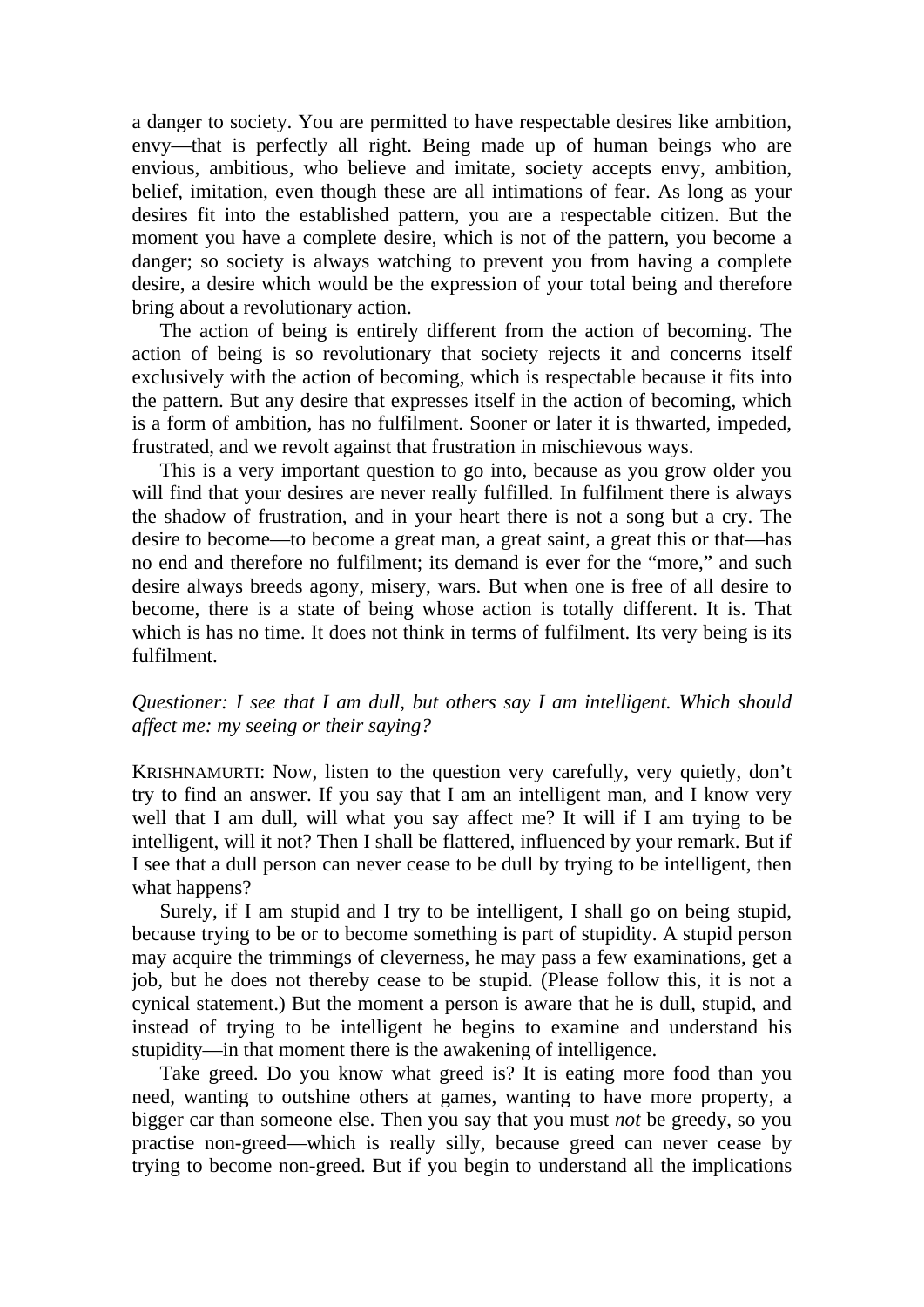a danger to society. You are permitted to have respectable desires like ambition, envy—that is perfectly all right. Being made up of human beings who are envious, ambitious, who believe and imitate, society accepts envy, ambition, belief, imitation, even though these are all intimations of fear. As long as your desires fit into the established pattern, you are a respectable citizen. But the moment you have a complete desire, which is not of the pattern, you become a danger; so society is always watching to prevent you from having a complete desire, a desire which would be the expression of your total being and therefore bring about a revolutionary action.

The action of being is entirely different from the action of becoming. The action of being is so revolutionary that society rejects it and concerns itself exclusively with the action of becoming, which is respectable because it fits into the pattern. But any desire that expresses itself in the action of becoming, which is a form of ambition, has no fulfilment. Sooner or later it is thwarted, impeded, frustrated, and we revolt against that frustration in mischievous ways.

This is a very important question to go into, because as you grow older you will find that your desires are never really fulfilled. In fulfilment there is always the shadow of frustration, and in your heart there is not a song but a cry. The desire to become—to become a great man, a great saint, a great this or that—has no end and therefore no fulfilment; its demand is ever for the "more," and such desire always breeds agony, misery, wars. But when one is free of all desire to become, there is a state of being whose action is totally different. It is. That which is has no time. It does not think in terms of fulfilment. Its very being is its fulfilment.

*Questioner: I see that I am dull, but others say I am intelligent. Which should affect me: my seeing or their saying?*

KRISHNAMURTI: Now, listen to the question very carefully, very quietly, don't try to find an answer. If you say that I am an intelligent man, and I know very well that I am dull, will what you say affect me? It will if I am trying to be intelligent, will it not? Then I shall be flattered, influenced by your remark. But if I see that a dull person can never cease to be dull by trying to be intelligent, then what happens?

Surely, if I am stupid and I try to be intelligent, I shall go on being stupid, because trying to be or to become something is part of stupidity. A stupid person may acquire the trimmings of cleverness, he may pass a few examinations, get a job, but he does not thereby cease to be stupid. (Please follow this, it is not a cynical statement.) But the moment a person is aware that he is dull, stupid, and instead of trying to be intelligent he begins to examine and understand his stupidity—in that moment there is the awakening of intelligence.

Take greed. Do you know what greed is? It is eating more food than you need, wanting to outshine others at games, wanting to have more property, a bigger car than someone else. Then you say that you must *not* be greedy, so you practise non-greed—which is really silly, because greed can never cease by trying to become non-greed. But if you begin to understand all the implications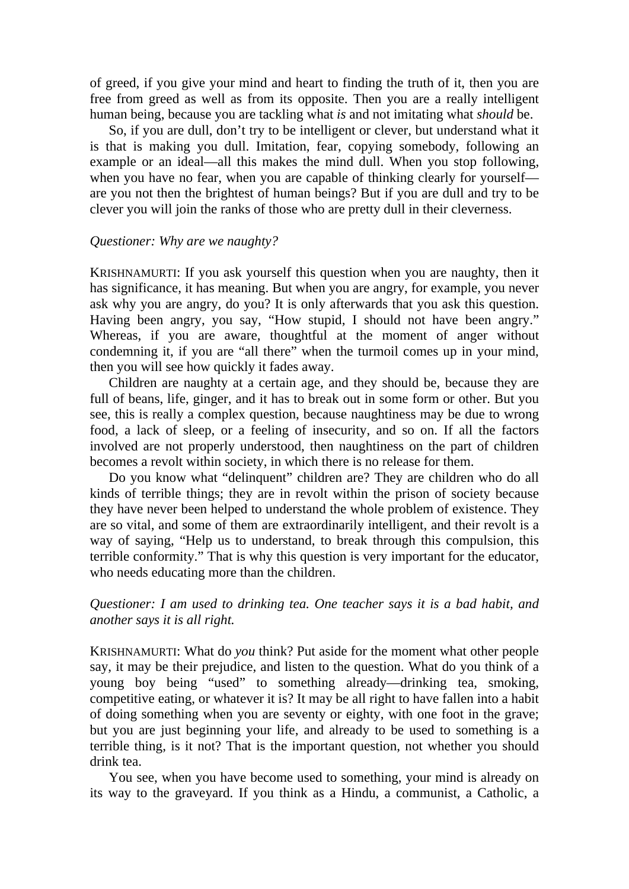of greed, if you give your mind and heart to finding the truth of it, then you are free from greed as well as from its opposite. Then you are a really intelligent human being, because you are tackling what *is* and not imitating what *should* be.

So, if you are dull, don't try to be intelligent or clever, but understand what it is that is making you dull. Imitation, fear, copying somebody, following an example or an ideal—all this makes the mind dull. When you stop following, when you have no fear, when you are capable of thinking clearly for yourself—are you not then the brightest of human beings? But if you are dull and try to be clever you will join the ranks of those who are pretty dull in their cleverness.

*Questioner: Why are we naughty?*

KRISHNAMURTI: If you ask yourself this question when you are naughty, then it has significance, it has meaning. But when you are angry, for example, you never ask why you are angry, do you? It is only afterwards that you ask this question. Having been angry, you say, "How stupid, I should not have been angry." Whereas, if you are aware, thoughtful at the moment of anger without condemning it, if you are "all there" when the turmoil comes up in your mind, then you will see how quickly it fades away.

Children are naughty at a certain age, and they should be, because they are full of beans, life, ginger, and it has to break out in some form or other. But you see, this is really a complex question, because naughtiness may be due to wrong food, a lack of sleep, or a feeling of insecurity, and so on. If all the factors involved are not properly understood, then naughtiness on the part of children becomes a revolt within society, in which there is no release for them.

Do you know what "delinquent" children are? They are children who do all kinds of terrible things; they are in revolt within the prison of society because they have never been helped to understand the whole problem of existence. They are so vital, and some of them are extraordinarily intelligent, and their revolt is a way of saying, "Help us to understand, to break through this compulsion, this terrible conformity." That is why this question is very important for the educator, who needs educating more than the children.

*Questioner: I am used to drinking tea. One teacher says it is a bad habit, and another says it is all right.*

KRISHNAMURTI: What do *you* think? Put aside for the moment what other people say, it may be their prejudice, and listen to the question. What do you think of a young boy being "used" to something already—drinking tea, smoking, competitive eating, or whatever it is? It may be all right to have fallen into a habit of doing something when you are seventy or eighty, with one foot in the grave; but you are just beginning your life, and already to be used to something is a terrible thing, is it not? That is the important question, not whether you should drink tea.

You see, when you have become used to something, your mind is already on its way to the graveyard. If you think as a Hindu, a communist, a Catholic, a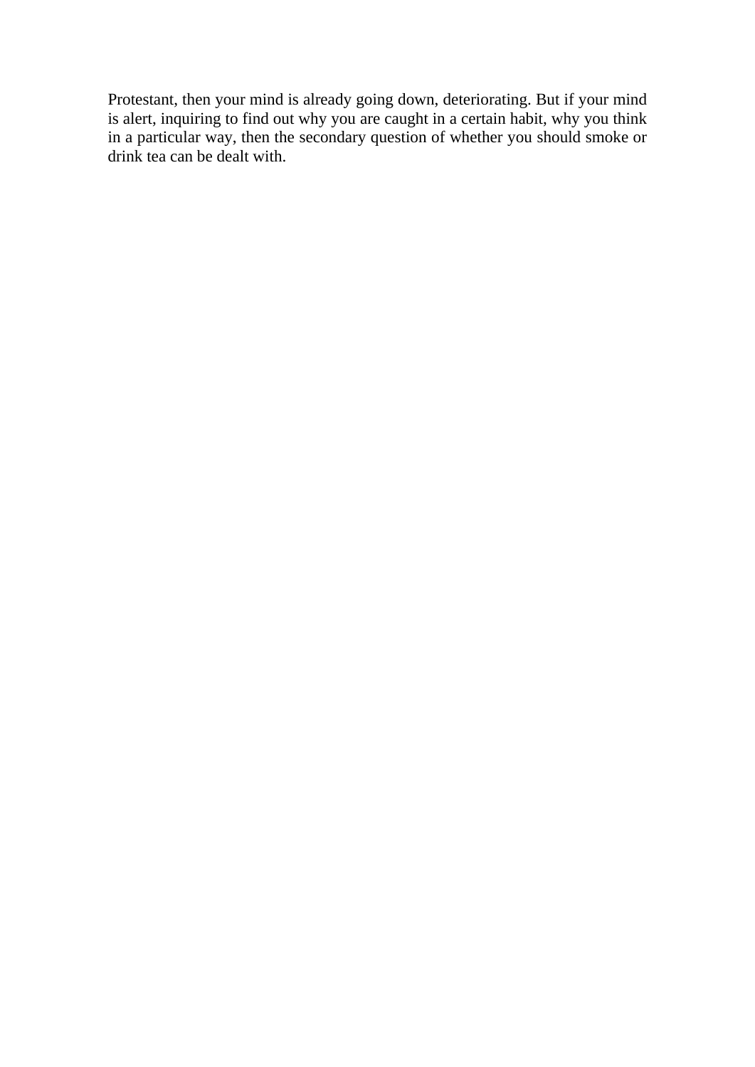Protestant, then your mind is already going down, deteriorating. But if your mind is alert, inquiring to find out why you are caught in a certain habit, why you think in a particular way, then the secondary question of whether you should smoke or drink tea can be dealt with.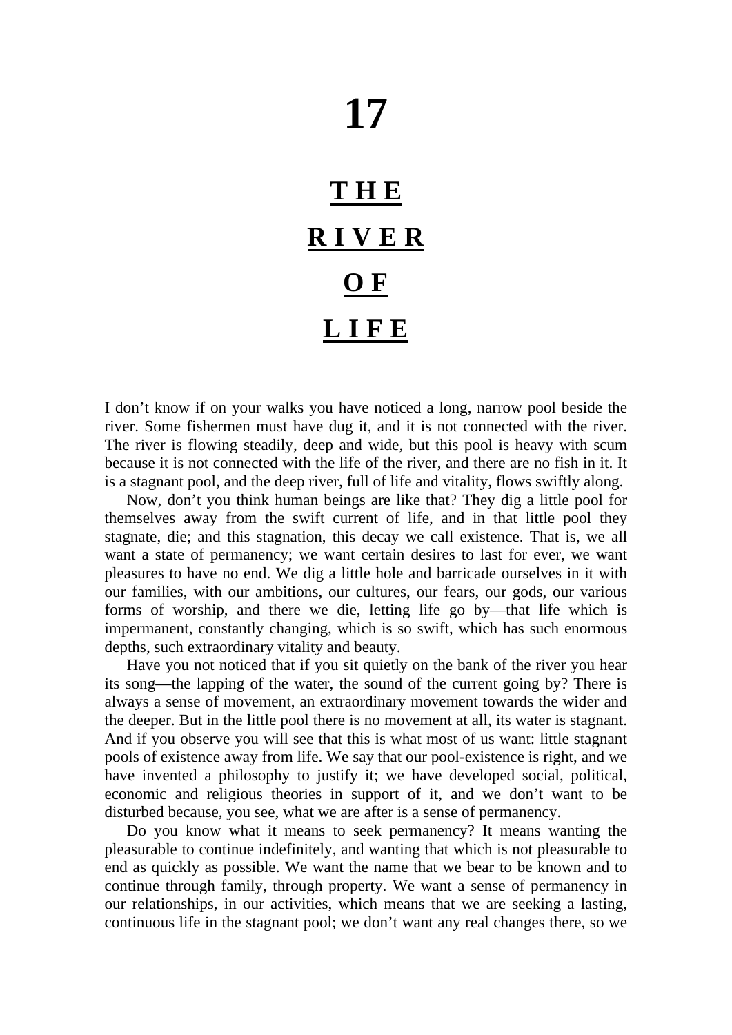# 17

## THE RIVER OF LIFE

I don't know if on your walks you have noticed a long, narrow pool beside the river. Some fishermen must have dug it, and it is not connected with the river. The river is flowing steadily, deep and wide, but this pool is heavy with scum because it is not connected with the life of the river, and there are no fish in it. It is a stagnant pool, and the deep river, full of life and vitality, flows swiftly along.

Now, don't you think human beings are like that? They dig a little pool for themselves away from the swift current of life, and in that little pool they stagnate, die; and this stagnation, this decay we call existence. That is, we all want a state of permanency; we want certain desires to last for ever, we want pleasures to have no end. We dig a little hole and barricade ourselves in it with our families, with our ambitions, our cultures, our fears, our gods, our various forms of worship, and there we die, letting life go by—that life which is impermanent, constantly changing, which is so swift, which has such enormous depths, such extraordinary vitality and beauty.

Have you not noticed that if you sit quietly on the bank of the river you hear its song—the lapping of the water, the sound of the current going by? There is always a sense of movement, an extraordinary movement towards the wider and the deeper. But in the little pool there is no movement at all, its water is stagnant. And if you observe you will see that this is what most of us want: little stagnant pools of existence away from life. We say that our pool-existence is right, and we have invented a philosophy to justify it; we have developed social, political, economic and religious theories in support of it, and we don't want to be disturbed because, you see, what we are after is a sense of permanency.

Do you know what it means to seek permanency? It means wanting the pleasurable to continue indefinitely, and wanting that which is not pleasurable to end as quickly as possible. We want the name that we bear to be known and to continue through family, through property. We want a sense of permanency in our relationships, in our activities, which means that we are seeking a lasting, continuous life in the stagnant pool; we don't want any real changes there, so we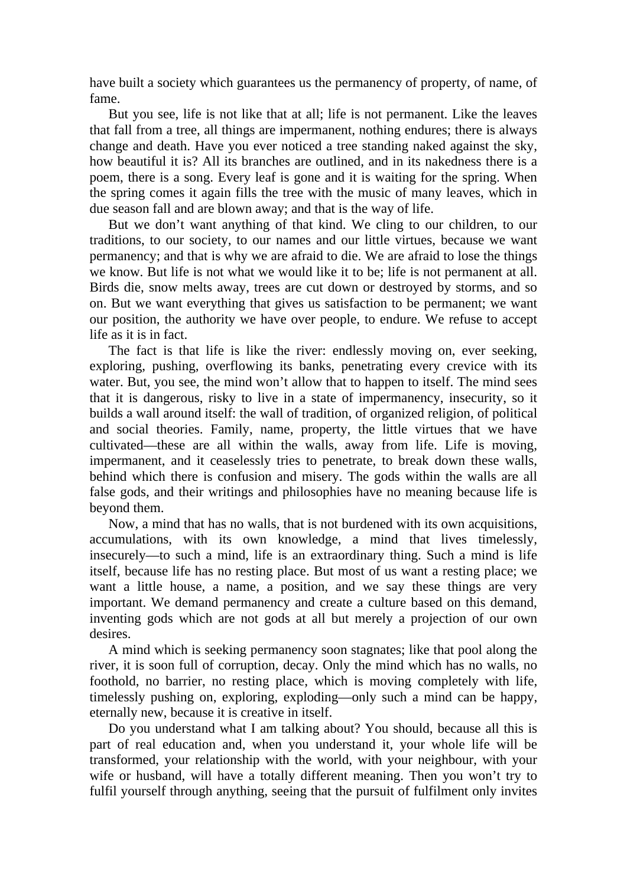have built a society which guarantees us the permanency of property, of name, of fame.

But you see, life is not like that at all; life is not permanent. Like the leaves that fall from a tree, all things are impermanent, nothing endures; there is always change and death. Have you ever noticed a tree standing naked against the sky, how beautiful it is? All its branches are outlined, and in its nakedness there is a poem, there is a song. Every leaf is gone and it is waiting for the spring. When the spring comes it again fills the tree with the music of many leaves, which in due season fall and are blown away; and that is the way of life.

But we don't want anything of that kind. We cling to our children, to our traditions, to our society, to our names and our little virtues, because we want permanency; and that is why we are afraid to die. We are afraid to lose the things we know. But life is not what we would like it to be; life is not permanent at all. Birds die, snow melts away, trees are cut down or destroyed by storms, and so on. But we want everything that gives us satisfaction to be permanent; we want our position, the authority we have over people, to endure. We refuse to accept life as it is in fact.

The fact is that life is like the river: endlessly moving on, ever seeking, exploring, pushing, overflowing its banks, penetrating every crevice with its water. But, you see, the mind won't allow that to happen to itself. The mind sees that it is dangerous, risky to live in a state of impermanency, insecurity, so it builds a wall around itself: the wall of tradition, of organized religion, of political and social theories. Family, name, property, the little virtues that we have cultivated—these are all within the walls, away from life. Life is moving, impermanent, and it ceaselessly tries to penetrate, to break down these walls, behind which there is confusion and misery. The gods within the walls are all false gods, and their writings and philosophies have no meaning because life is beyond them.

Now, a mind that has no walls, that is not burdened with its own acquisitions, accumulations, with its own knowledge, a mind that lives timelessly, insecurely—to such a mind, life is an extraordinary thing. Such a mind is life itself, because life has no resting place. But most of us want a resting place; we want a little house, a name, a position, and we say these things are very important. We demand permanency and create a culture based on this demand, inventing gods which are not gods at all but merely a projection of our own desires.

A mind which is seeking permanency soon stagnates; like that pool along the river, it is soon full of corruption, decay. Only the mind which has no walls, no foothold, no barrier, no resting place, which is moving completely with life, timelessly pushing on, exploring, exploding—only such a mind can be happy, eternally new, because it is creative in itself.

Do you understand what I am talking about? You should, because all this is part of real education and, when you understand it, your whole life will be transformed, your relationship with the world, with your neighbour, with your wife or husband, will have a totally different meaning. Then you won't try to fulfil yourself through anything, seeing that the pursuit of fulfilment only invites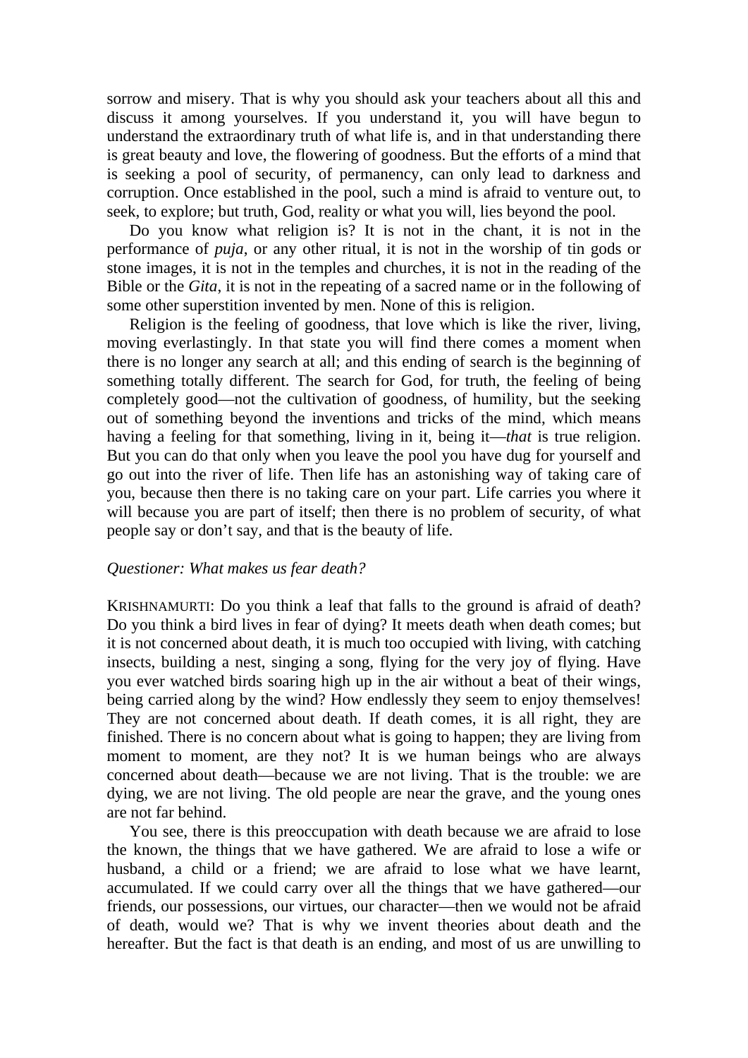sorrow and misery. That is why you should ask your teachers about all this and discuss it among yourselves. If you understand it, you will have begun to understand the extraordinary truth of what life is, and in that understanding there is great beauty and love, the flowering of goodness. But the efforts of a mind that is seeking a pool of security, of permanency, can only lead to darkness and corruption. Once established in the pool, such a mind is afraid to venture out, to seek, to explore; but truth, God, reality or what you will, lies beyond the pool.

Do you know what religion is? It is not in the chant, it is not in the performance of *puja*, or any other ritual, it is not in the worship of tin gods or stone images, it is not in the temples and churches, it is not in the reading of the Bible or the *Gita*, it is not in the repeating of a sacred name or in the following of some other superstition invented by men. None of this is religion.

Religion is the feeling of goodness, that love which is like the river, living, moving everlastingly. In that state you will find there comes a moment when there is no longer any search at all; and this ending of search is the beginning of something totally different. The search for God, for truth, the feeling of being completely good—not the cultivation of goodness, of humility, but the seeking out of something beyond the inventions and tricks of the mind, which means having a feeling for that something, living in it, being it—*that* is true religion. But you can do that only when you leave the pool you have dug for yourself and go out into the river of life. Then life has an astonishing way of taking care of you, because then there is no taking care on your part. Life carries you where it will because you are part of itself; then there is no problem of security, of what people say or don't say, and that is the beauty of life.

*Questioner: What makes us fear death?*

KRISHNAMURTI: Do you think a leaf that falls to the ground is afraid of death? Do you think a bird lives in fear of dying? It meets death when death comes; but it is not concerned about death, it is much too occupied with living, with catching insects, building a nest, singing a song, flying for the very joy of flying. Have you ever watched birds soaring high up in the air without a beat of their wings, being carried along by the wind? How endlessly they seem to enjoy themselves! They are not concerned about death. If death comes, it is all right, they are finished. There is no concern about what is going to happen; they are living from moment to moment, are they not? It is we human beings who are always concerned about death—because we are not living. That is the trouble: we are dying, we are not living. The old people are near the grave, and the young ones are not far behind.

You see, there is this preoccupation with death because we are afraid to lose the known, the things that we have gathered. We are afraid to lose a wife or husband, a child or a friend; we are afraid to lose what we have learnt, accumulated. If we could carry over all the things that we have gathered—our friends, our possessions, our virtues, our character—then we would not be afraid of death, would we? That is why we invent theories about death and the hereafter. But the fact is that death is an ending, and most of us are unwilling to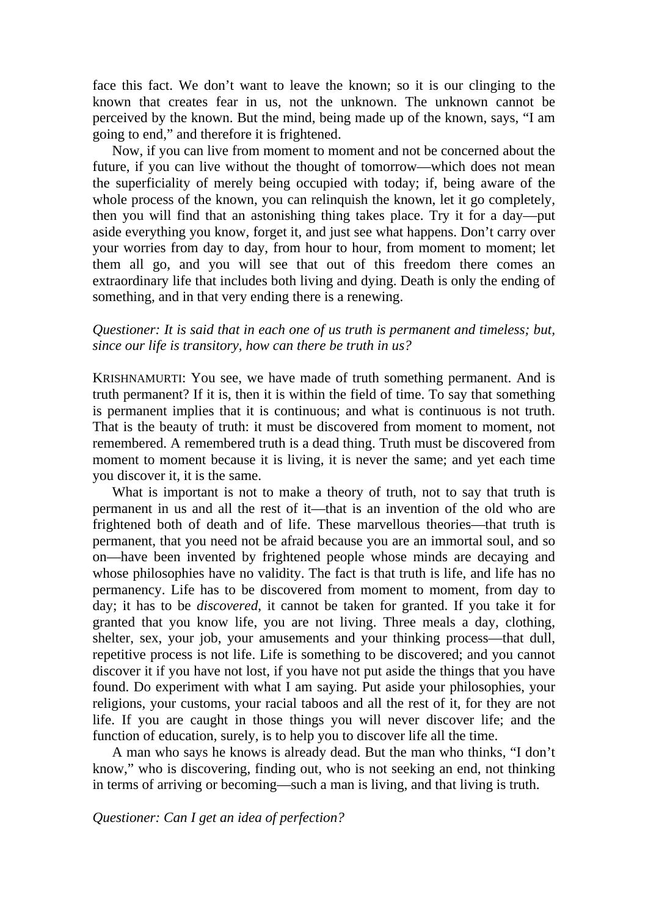face this fact. We don't want to leave the known; so it is our clinging to the known that creates fear in us, not the unknown. The unknown cannot be perceived by the known. But the mind, being made up of the known, says, "I am going to end," and therefore it is frightened.

Now, if you can live from moment to moment and not be concerned about the future, if you can live without the thought of tomorrow—which does not mean the superficiality of merely being occupied with today; if, being aware of the whole process of the known, you can relinquish the known, let it go completely, then you will find that an astonishing thing takes place. Try it for a day—put aside everything you know, forget it, and just see what happens. Don't carry over your worries from day to day, from hour to hour, from moment to moment; let them all go, and you will see that out of this freedom there comes an extraordinary life that includes both living and dying. Death is only the ending of something, and in that very ending there is a renewing.

*Questioner: It is said that in each one of us truth is permanent and timeless; but, since our life is transitory, how can there be truth in us?*

KRISHNAMURTI: You see, we have made of truth something permanent. And is truth permanent? If it is, then it is within the field of time. To say that something is permanent implies that it is continuous; and what is continuous is not truth. That is the beauty of truth: it must be discovered from moment to moment, not remembered. A remembered truth is a dead thing. Truth must be discovered from moment to moment because it is living, it is never the same; and yet each time you discover it, it is the same.

What is important is not to make a theory of truth, not to say that truth is permanent in us and all the rest of it—that is an invention of the old who are frightened both of death and of life. These marvellous theories—that truth is permanent, that you need not be afraid because you are an immortal soul, and so on—have been invented by frightened people whose minds are decaying and whose philosophies have no validity. The fact is that truth is life, and life has no permanency. Life has to be discovered from moment to moment, from day to day; it has to be *discovered*, it cannot be taken for granted. If you take it for granted that you know life, you are not living. Three meals a day, clothing, shelter, sex, your job, your amusements and your thinking process—that dull, repetitive process is not life. Life is something to be discovered; and you cannot discover it if you have not lost, if you have not put aside the things that you have found. Do experiment with what I am saying. Put aside your philosophies, your religions, your customs, your racial taboos and all the rest of it, for they are not life. If you are caught in those things you will never discover life; and the function of education, surely, is to help you to discover life all the time.

A man who says he knows is already dead. But the man who thinks, "I don't know," who is discovering, finding out, who is not seeking an end, not thinking in terms of arriving or becoming—such a man is living, and that living is truth.

*Questioner: Can I get an idea of perfection?*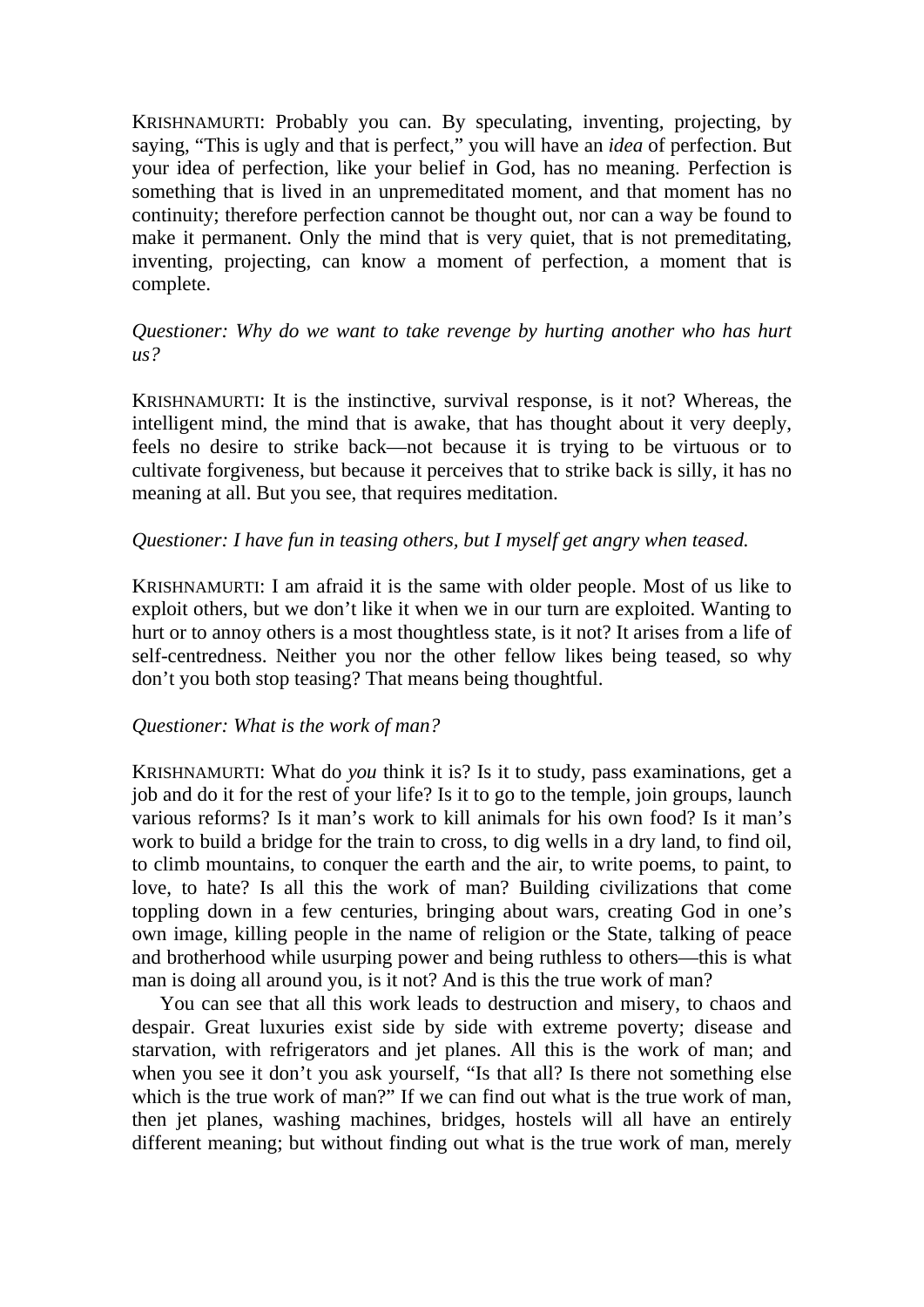KRISHNAMURTI: Probably you can. By speculating, inventing, projecting, by saying, "This is ugly and that is perfect," you will have an *idea* of perfection. But your idea of perfection, like your belief in God, has no meaning. Perfection is something that is lived in an unpremeditated moment, and that moment has no continuity; therefore perfection cannot be thought out, nor can a way be found to make it permanent. Only the mind that is very quiet, that is not premeditating, inventing, projecting, can know a moment of perfection, a moment that is complete.

*Questioner: Why do we want to take revenge by hurting another who has hurt us?*

KRISHNAMURTI: It is the instinctive, survival response, is it not? Whereas, the intelligent mind, the mind that is awake, that has thought about it very deeply, feels no desire to strike back—not because it is trying to be virtuous or to cultivate forgiveness, but because it perceives that to strike back is silly, it has no meaning at all. But you see, that requires meditation.

*Questioner: I have fun in teasing others, but I myself get angry when teased.*

KRISHNAMURTI: I am afraid it is the same with older people. Most of us like to exploit others, but we don't like it when we in our turn are exploited. Wanting to hurt or to annoy others is a most thoughtless state, is it not? It arises from a life of self-centredness. Neither you nor the other fellow likes being teased, so why don't you both stop teasing? That means being thoughtful.

*Questioner: What is the work of man?*

KRISHNAMURTI: What do *you* think it is? Is it to study, pass examinations, get a job and do it for the rest of your life? Is it to go to the temple, join groups, launch various reforms? Is it man's work to kill animals for his own food? Is it man's work to build a bridge for the train to cross, to dig wells in a dry land, to find oil, to climb mountains, to conquer the earth and the air, to write poems, to paint, to love, to hate? Is all this the work of man? Building civilizations that come toppling down in a few centuries, bringing about wars, creating God in one's own image, killing people in the name of religion or the State, talking of peace and brotherhood while usurping power and being ruthless to others—this is what man is doing all around you, is it not? And is this the true work of man?

You can see that all this work leads to destruction and misery, to chaos and despair. Great luxuries exist side by side with extreme poverty; disease and starvation, with refrigerators and jet planes. All this is the work of man; and when you see it don't you ask yourself, "Is that all? Is there not something else which is the true work of man?" If we can find out what is the true work of man, then jet planes, washing machines, bridges, hostels will all have an entirely different meaning; but without finding out what is the true work of man, merely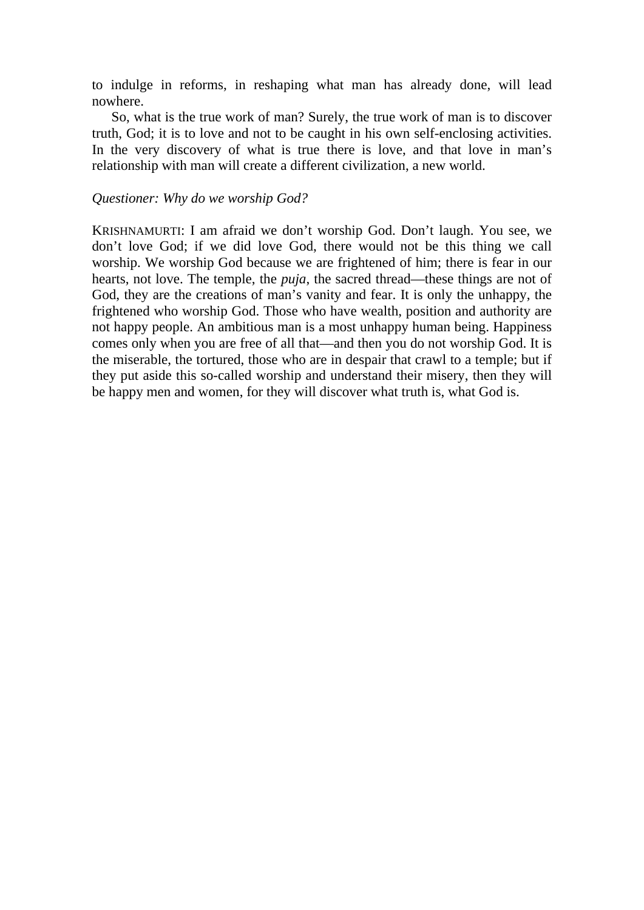to indulge in reforms, in reshaping what man has already done, will lead nowhere.

So, what is the true work of man? Surely, the true work of man is to discover truth, God; it is to love and not to be caught in his own self-enclosing activities. In the very discovery of what is true there is love, and that love in man's relationship with man will create a different civilization, a new world.

*Questioner: Why do we worship God?*

KRISHNAMURTI: I am afraid we don't worship God. Don't laugh. You see, we don't love God; if we did love God, there would not be this thing we call worship. We worship God because we are frightened of him; there is fear in our hearts, not love. The temple, the *puja*, the sacred thread—these things are not of God, they are the creations of man's vanity and fear. It is only the unhappy, the frightened who worship God. Those who have wealth, position and authority are not happy people. An ambitious man is a most unhappy human being. Happiness comes only when you are free of all that—and then you do not worship God. It is the miserable, the tortured, those who are in despair that crawl to a temple; but if they put aside this so-called worship and understand their misery, then they will be happy men and women, for they will discover what truth is, what God is.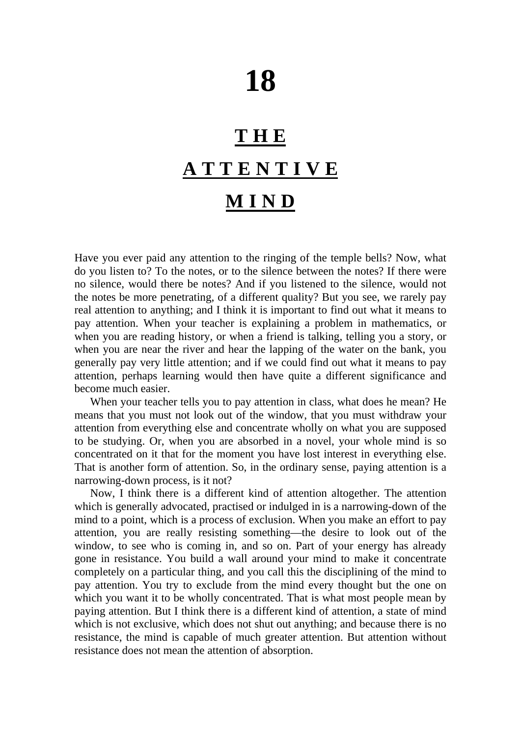# 18

## THE ATTENTIVE MIND

Have you ever paid any attention to the ringing of the temple bells? Now, what do you listen to? To the notes, or to the silence between the notes? If there were no silence, would there be notes? And if you listened to the silence, would not the notes be more penetrating, of a different quality? But you see, we rarely pay real attention to anything; and I think it is important to find out what it means to pay attention. When your teacher is explaining a problem in mathematics, or when you are reading history, or when a friend is talking, telling you a story, or when you are near the river and hear the lapping of the water on the bank, you generally pay very little attention; and if we could find out what it means to pay attention, perhaps learning would then have quite a different significance and become much easier.

When your teacher tells you to pay attention in class, what does he mean? He means that you must not look out of the window, that you must withdraw your attention from everything else and concentrate wholly on what you are supposed to be studying. Or, when you are absorbed in a novel, your whole mind is so concentrated on it that for the moment you have lost interest in everything else. That is another form of attention. So, in the ordinary sense, paying attention is a narrowing-down process, is it not?

Now, I think there is a different kind of attention altogether. The attention which is generally advocated, practised or indulged in is a narrowing-down of the mind to a point, which is a process of exclusion. When you make an effort to pay attention, you are really resisting something—the desire to look out of the window, to see who is coming in, and so on. Part of your energy has already gone in resistance. You build a wall around your mind to make it concentrate completely on a particular thing, and you call this the disciplining of the mind to pay attention. You try to exclude from the mind every thought but the one on which you want it to be wholly concentrated. That is what most people mean by paying attention. But I think there is a different kind of attention, a state of mind which is not exclusive, which does not shut out anything; and because there is no resistance, the mind is capable of much greater attention. But attention without resistance does not mean the attention of absorption.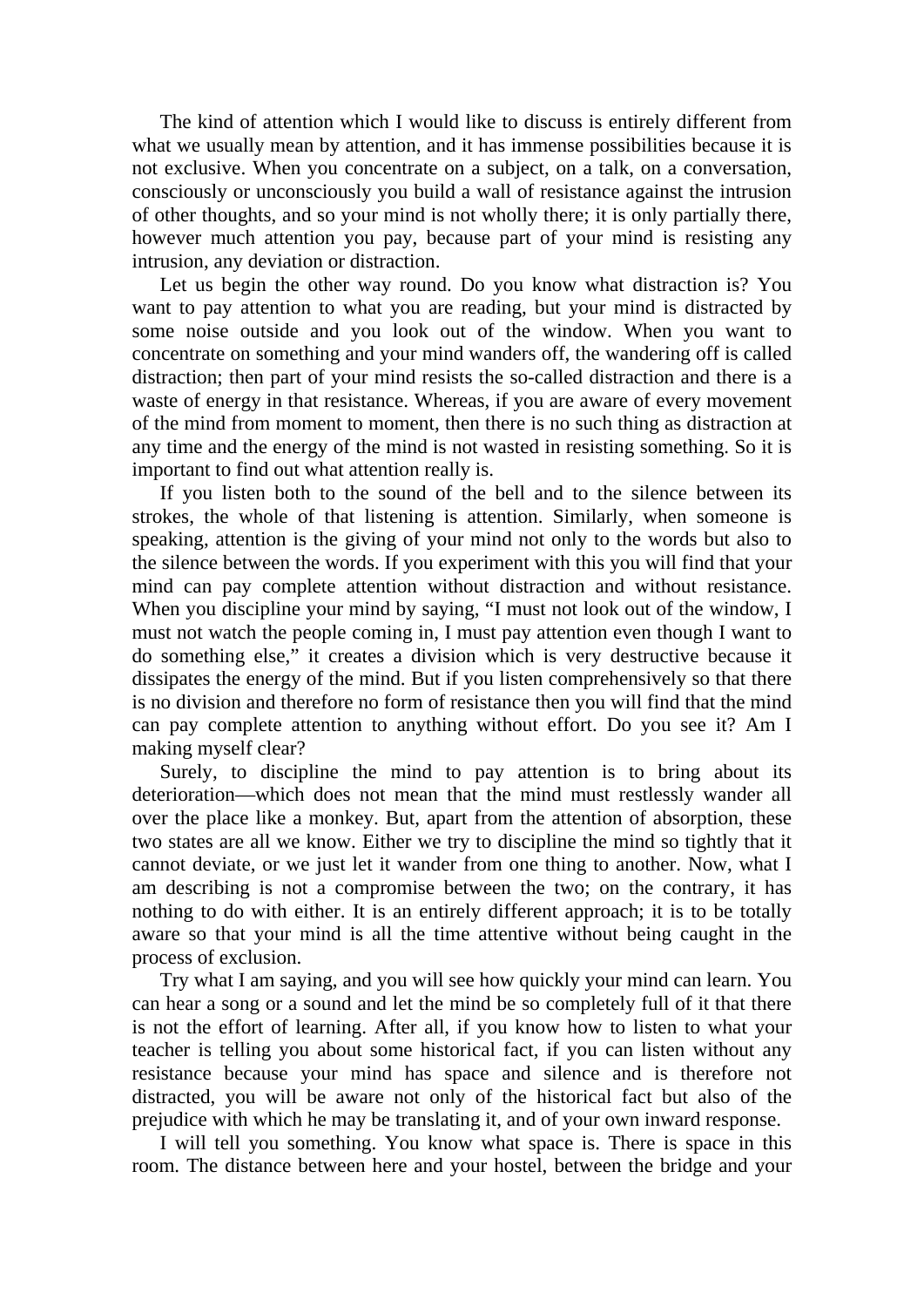The kind of attention which I would like to discuss is entirely different from what we usually mean by attention, and it has immense possibilities because it is not exclusive. When you concentrate on a subject, on a talk, on a conversation, consciously or unconsciously you build a wall of resistance against the intrusion of other thoughts, and so your mind is not wholly there; it is only partially there, however much attention you pay, because part of your mind is resisting any intrusion, any deviation or distraction.

Let us begin the other way round. Do you know what distraction is? You want to pay attention to what you are reading, but your mind is distracted by some noise outside and you look out of the window. When you want to concentrate on something and your mind wanders off, the wandering off is called distraction; then part of your mind resists the so-called distraction and there is a waste of energy in that resistance. Whereas, if you are aware of every movement of the mind from moment to moment, then there is no such thing as distraction at any time and the energy of the mind is not wasted in resisting something. So it is important to find out what attention really is.

If you listen both to the sound of the bell and to the silence between its strokes, the whole of that listening is attention. Similarly, when someone is speaking, attention is the giving of your mind not only to the words but also to the silence between the words. If you experiment with this you will find that your mind can pay complete attention without distraction and without resistance. When you discipline your mind by saying, “I must not look out of the window, I must not watch the people coming in, I must pay attention even though I want to do something else,” it creates a division which is very destructive because it dissipates the energy of the mind. But if you listen comprehensively so that there is no division and therefore no form of resistance then you will find that the mind can pay complete attention to anything without effort. Do you see it? Am I making myself clear?

Surely, to discipline the mind to pay attention is to bring about its deterioration—which does not mean that the mind must restlessly wander all over the place like a monkey. But, apart from the attention of absorption, these two states are all we know. Either we try to discipline the mind so tightly that it cannot deviate, or we just let it wander from one thing to another. Now, what I am describing is not a compromise between the two; on the contrary, it has nothing to do with either. It is an entirely different approach; it is to be totally aware so that your mind is all the time attentive without being caught in the process of exclusion.

Try what I am saying, and you will see how quickly your mind can learn. You can hear a song or a sound and let the mind be so completely full of it that there is not the effort of learning. After all, if you know how to listen to what your teacher is telling you about some historical fact, if you can listen without any resistance because your mind has space and silence and is therefore not distracted, you will be aware not only of the historical fact but also of the prejudice with which he may be translating it, and of your own inward response.

I will tell you something. You know what space is. There is space in this room. The distance between here and your hostel, between the bridge and your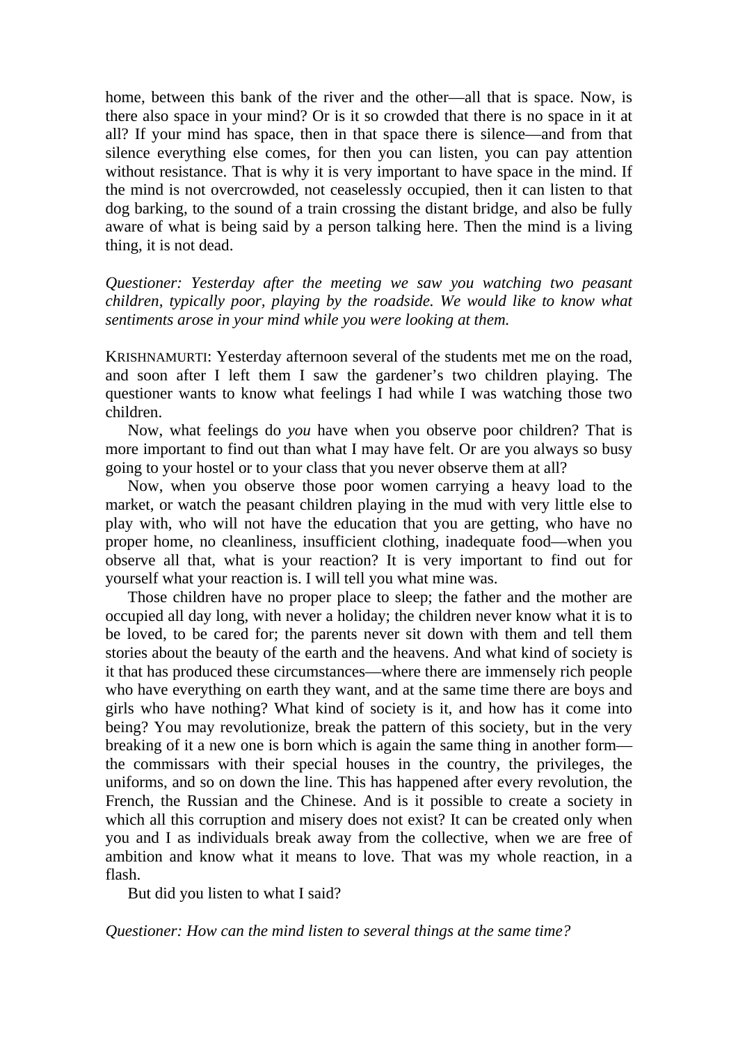home, between this bank of the river and the other—all that is space. Now, is there also space in your mind? Or is it so crowded that there is no space in it at all? If your mind has space, then in that space there is silence—and from that silence everything else comes, for then you can listen, you can pay attention without resistance. That is why it is very important to have space in the mind. If the mind is not overcrowded, not ceaselessly occupied, then it can listen to that dog barking, to the sound of a train crossing the distant bridge, and also be fully aware of what is being said by a person talking here. Then the mind is a living thing, it is not dead.

*Questioner: Yesterday after the meeting we saw you watching two peasant children, typically poor, playing by the roadside. We would like to know what sentiments arose in your mind while you were looking at them.*

KRISHNAMURTI: Yesterday afternoon several of the students met me on the road, and soon after I left them I saw the gardener's two children playing. The questioner wants to know what feelings I had while I was watching those two children.

Now, what feelings do *you* have when you observe poor children? That is more important to find out than what I may have felt. Or are you always so busy going to your hostel or to your class that you never observe them at all?

Now, when you observe those poor women carrying a heavy load to the market, or watch the peasant children playing in the mud with very little else to play with, who will not have the education that you are getting, who have no proper home, no cleanliness, insufficient clothing, inadequate food—when you observe all that, what is your reaction? It is very important to find out for yourself what your reaction is. I will tell you what mine was.

Those children have no proper place to sleep; the father and the mother are occupied all day long, with never a holiday; the children never know what it is to be loved, to be cared for; the parents never sit down with them and tell them stories about the beauty of the earth and the heavens. And what kind of society is it that has produced these circumstances—where there are immensely rich people who have everything on earth they want, and at the same time there are boys and girls who have nothing? What kind of society is it, and how has it come into being? You may revolutionize, break the pattern of this society, but in the very breaking of it a new one is born which is again the same thing in another form—the commissars with their special houses in the country, the privileges, the uniforms, and so on down the line. This has happened after every revolution, the French, the Russian and the Chinese. And is it possible to create a society in which all this corruption and misery does not exist? It can be created only when you and I as individuals break away from the collective, when we are free of ambition and know what it means to love. That was my whole reaction, in a flash.

But did you listen to what I said?

*Questioner: How can the mind listen to several things at the same time?*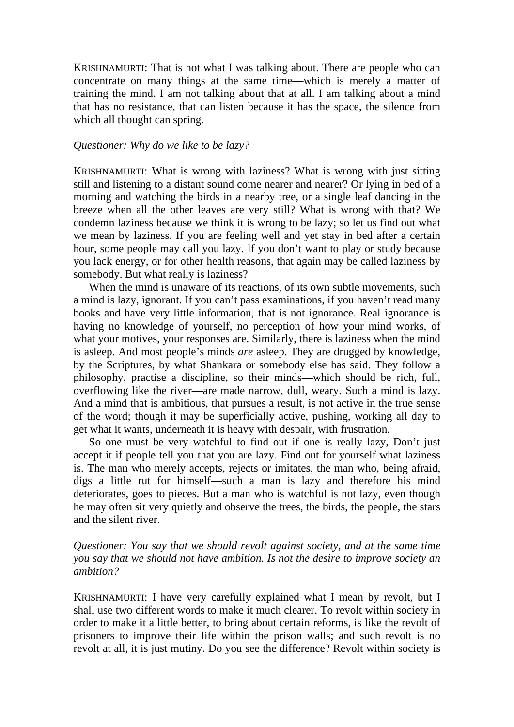KRISHNAMURTI: That is not what I was talking about. There are people who can concentrate on many things at the same time—which is merely a matter of training the mind. I am not talking about that at all. I am talking about a mind that has no resistance, that can listen because it has the space, the silence from which all thought can spring.

*Questioner: Why do we like to be lazy?*

KRISHNAMURTI: What is wrong with laziness? What is wrong with just sitting still and listening to a distant sound come nearer and nearer? Or lying in bed of a morning and watching the birds in a nearby tree, or a single leaf dancing in the breeze when all the other leaves are very still? What is wrong with that? We condemn laziness because we think it is wrong to be lazy; so let us find out what we mean by laziness. If you are feeling well and yet stay in bed after a certain hour, some people may call you lazy. If you don't want to play or study because you lack energy, or for other health reasons, that again may be called laziness by somebody. But what really is laziness?

When the mind is unaware of its reactions, of its own subtle movements, such a mind is lazy, ignorant. If you can't pass examinations, if you haven't read many books and have very little information, that is not ignorance. Real ignorance is having no knowledge of yourself, no perception of how your mind works, of what your motives, your responses are. Similarly, there is laziness when the mind is asleep. And most people's minds *are* asleep. They are drugged by knowledge, by the Scriptures, by what Shankara or somebody else has said. They follow a philosophy, practise a discipline, so their minds—which should be rich, full, overflowing like the river—are made narrow, dull, weary. Such a mind is lazy. And a mind that is ambitious, that pursues a result, is not active in the true sense of the word; though it may be superficially active, pushing, working all day to get what it wants, underneath it is heavy with despair, with frustration.

So one must be very watchful to find out if one is really lazy, Don't just accept it if people tell you that you are lazy. Find out for yourself what laziness is. The man who merely accepts, rejects or imitates, the man who, being afraid, digs a little rut for himself—such a man is lazy and therefore his mind deteriorates, goes to pieces. But a man who is watchful is not lazy, even though he may often sit very quietly and observe the trees, the birds, the people, the stars and the silent river.

*Questioner: You say that we should revolt against society, and at the same time you say that we should not have ambition. Is not the desire to improve society an ambition?*

KRISHNAMURTI: I have very carefully explained what I mean by revolt, but I shall use two different words to make it much clearer. To revolt within society in order to make it a little better, to bring about certain reforms, is like the revolt of prisoners to improve their life within the prison walls; and such revolt is no revolt at all, it is just mutiny. Do you see the difference? Revolt within society is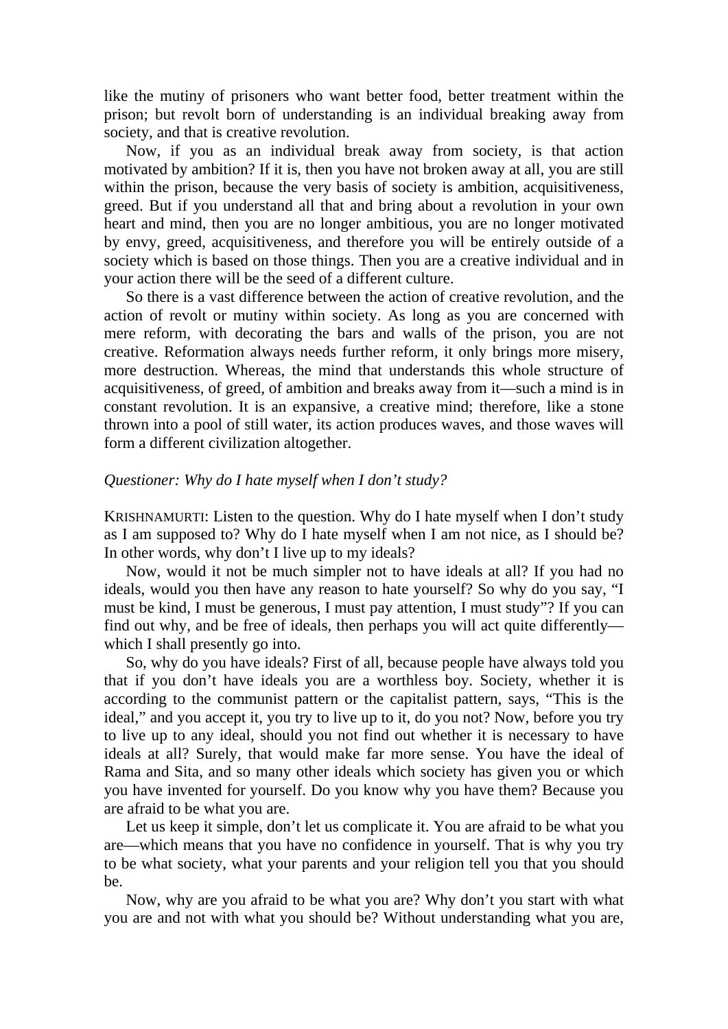like the mutiny of prisoners who want better food, better treatment within the prison; but revolt born of understanding is an individual breaking away from society, and that is creative revolution.

Now, if you as an individual break away from society, is that action motivated by ambition? If it is, then you have not broken away at all, you are still within the prison, because the very basis of society is ambition, acquisitiveness, greed. But if you understand all that and bring about a revolution in your own heart and mind, then you are no longer ambitious, you are no longer motivated by envy, greed, acquisitiveness, and therefore you will be entirely outside of a society which is based on those things. Then you are a creative individual and in your action there will be the seed of a different culture.

So there is a vast difference between the action of creative revolution, and the action of revolt or mutiny within society. As long as you are concerned with mere reform, with decorating the bars and walls of the prison, you are not creative. Reformation always needs further reform, it only brings more misery, more destruction. Whereas, the mind that understands this whole structure of acquisitiveness, of greed, of ambition and breaks away from it—such a mind is in constant revolution. It is an expansive, a creative mind; therefore, like a stone thrown into a pool of still water, its action produces waves, and those waves will form a different civilization altogether.

*Questioner: Why do I hate myself when I don't study?*

KRISHNAMURTI: Listen to the question. Why do I hate myself when I don't study as I am supposed to? Why do I hate myself when I am not nice, as I should be? In other words, why don't I live up to my ideals?

Now, would it not be much simpler not to have ideals at all? If you had no ideals, would you then have any reason to hate yourself? So why do you say, "I must be kind, I must be generous, I must pay attention, I must study"? If you can find out why, and be free of ideals, then perhaps you will act quite differently—which I shall presently go into.

So, why do you have ideals? First of all, because people have always told you that if you don't have ideals you are a worthless boy. Society, whether it is according to the communist pattern or the capitalist pattern, says, "This is the ideal," and you accept it, you try to live up to it, do you not? Now, before you try to live up to any ideal, should you not find out whether it is necessary to have ideals at all? Surely, that would make far more sense. You have the ideal of Rama and Sita, and so many other ideals which society has given you or which you have invented for yourself. Do you know why you have them? Because you are afraid to be what you are.

Let us keep it simple, don't let us complicate it. You are afraid to be what you are—which means that you have no confidence in yourself. That is why you try to be what society, what your parents and your religion tell you that you should be.

Now, why are you afraid to be what you are? Why don't you start with what you are and not with what you should be? Without understanding what you are,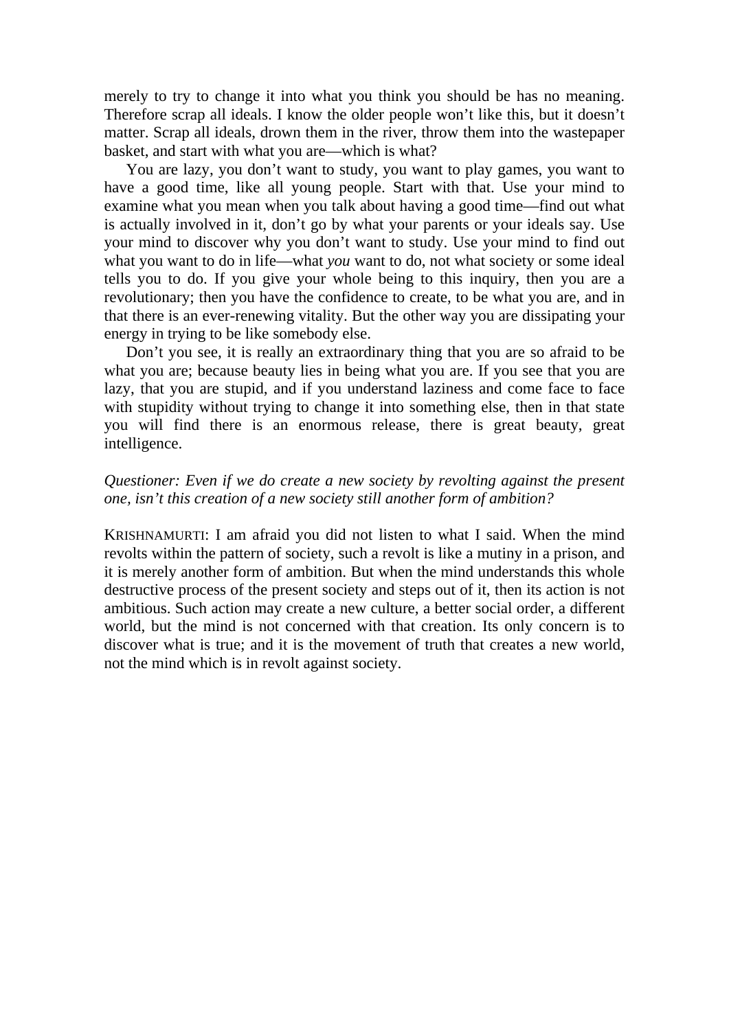merely to try to change it into what you think you should be has no meaning. Therefore scrap all ideals. I know the older people won't like this, but it doesn't matter. Scrap all ideals, drown them in the river, throw them into the wastepaper basket, and start with what you are—which is what?

You are lazy, you don't want to study, you want to play games, you want to have a good time, like all young people. Start with that. Use your mind to examine what you mean when you talk about having a good time—find out what is actually involved in it, don't go by what your parents or your ideals say. Use your mind to discover why you don't want to study. Use your mind to find out what you want to do in life—what *you* want to do, not what society or some ideal tells you to do. If you give your whole being to this inquiry, then you are a revolutionary; then you have the confidence to create, to be what you are, and in that there is an ever-renewing vitality. But the other way you are dissipating your energy in trying to be like somebody else.

Don't you see, it is really an extraordinary thing that you are so afraid to be what you are; because beauty lies in being what you are. If you see that you are lazy, that you are stupid, and if you understand laziness and come face to face with stupidity without trying to change it into something else, then in that state you will find there is an enormous release, there is great beauty, great intelligence.

*Questioner: Even if we do create a new society by revolting against the present one, isn't this creation of a new society still another form of ambition?*

KRISHNAMURTI: I am afraid you did not listen to what I said. When the mind revolts within the pattern of society, such a revolt is like a mutiny in a prison, and it is merely another form of ambition. But when the mind understands this whole destructive process of the present society and steps out of it, then its action is not ambitious. Such action may create a new culture, a better social order, a different world, but the mind is not concerned with that creation. Its only concern is to discover what is true; and it is the movement of truth that creates a new world, not the mind which is in revolt against society.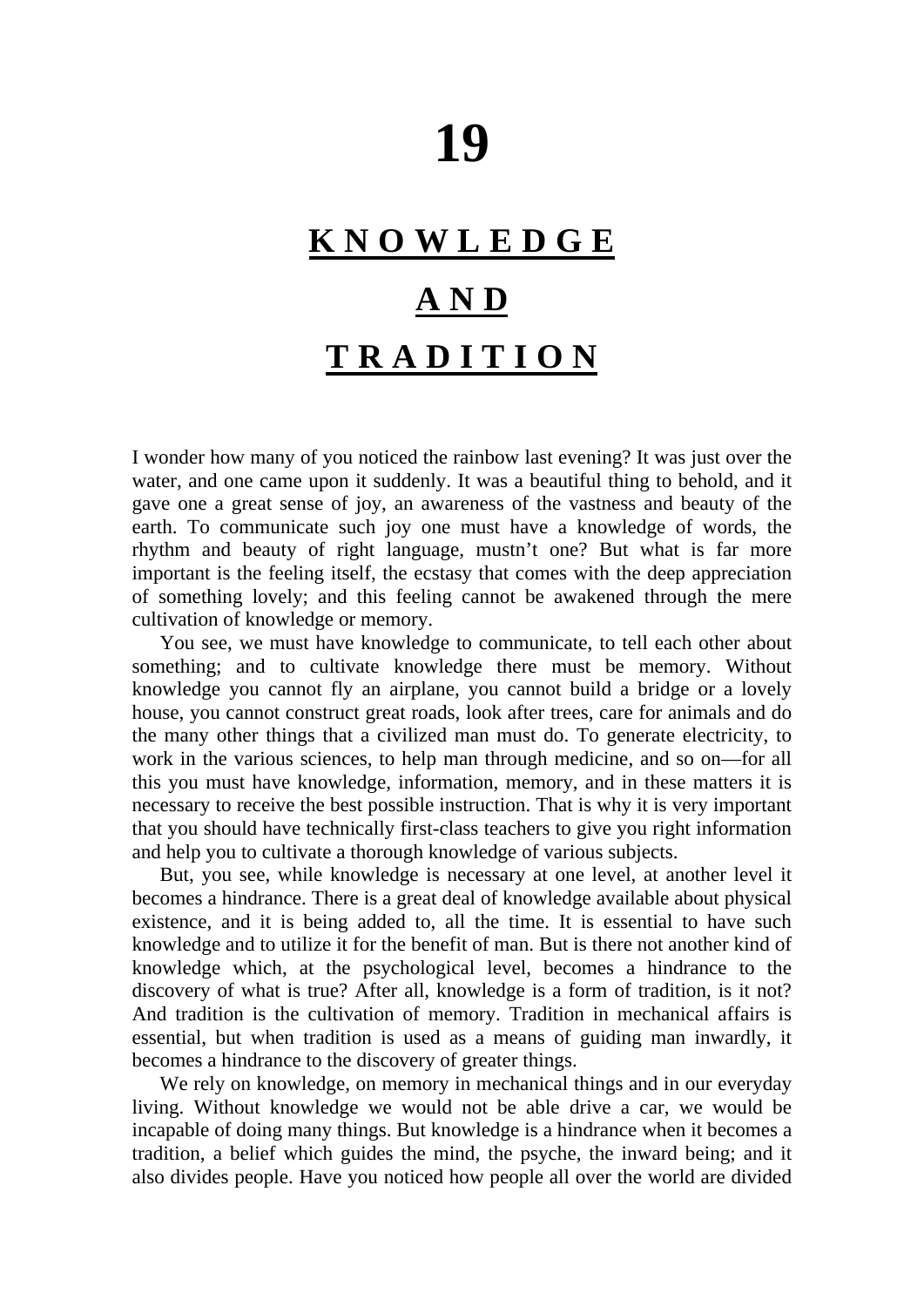# 19

## KNOWLEDGE AND TRADITION

I wonder how many of you noticed the rainbow last evening? It was just over the water, and one came upon it suddenly. It was a beautiful thing to behold, and it gave one a great sense of joy, an awareness of the vastness and beauty of the earth. To communicate such joy one must have a knowledge of words, the rhythm and beauty of right language, mustn't one? But what is far more important is the feeling itself, the ecstasy that comes with the deep appreciation of something lovely; and this feeling cannot be awakened through the mere cultivation of knowledge or memory.

You see, we must have knowledge to communicate, to tell each other about something; and to cultivate knowledge there must be memory. Without knowledge you cannot fly an airplane, you cannot build a bridge or a lovely house, you cannot construct great roads, look after trees, care for animals and do the many other things that a civilized man must do. To generate electricity, to work in the various sciences, to help man through medicine, and so on—for all this you must have knowledge, information, memory, and in these matters it is necessary to receive the best possible instruction. That is why it is very important that you should have technically first-class teachers to give you right information and help you to cultivate a thorough knowledge of various subjects.

But, you see, while knowledge is necessary at one level, at another level it becomes a hindrance. There is a great deal of knowledge available about physical existence, and it is being added to, all the time. It is essential to have such knowledge and to utilize it for the benefit of man. But is there not another kind of knowledge which, at the psychological level, becomes a hindrance to the discovery of what is true? After all, knowledge is a form of tradition, is it not? And tradition is the cultivation of memory. Tradition in mechanical affairs is essential, but when tradition is used as a means of guiding man inwardly, it becomes a hindrance to the discovery of greater things.

We rely on knowledge, on memory in mechanical things and in our everyday living. Without knowledge we would not be able drive a car, we would be incapable of doing many things. But knowledge is a hindrance when it becomes a tradition, a belief which guides the mind, the psyche, the inward being; and it also divides people. Have you noticed how people all over the world are divided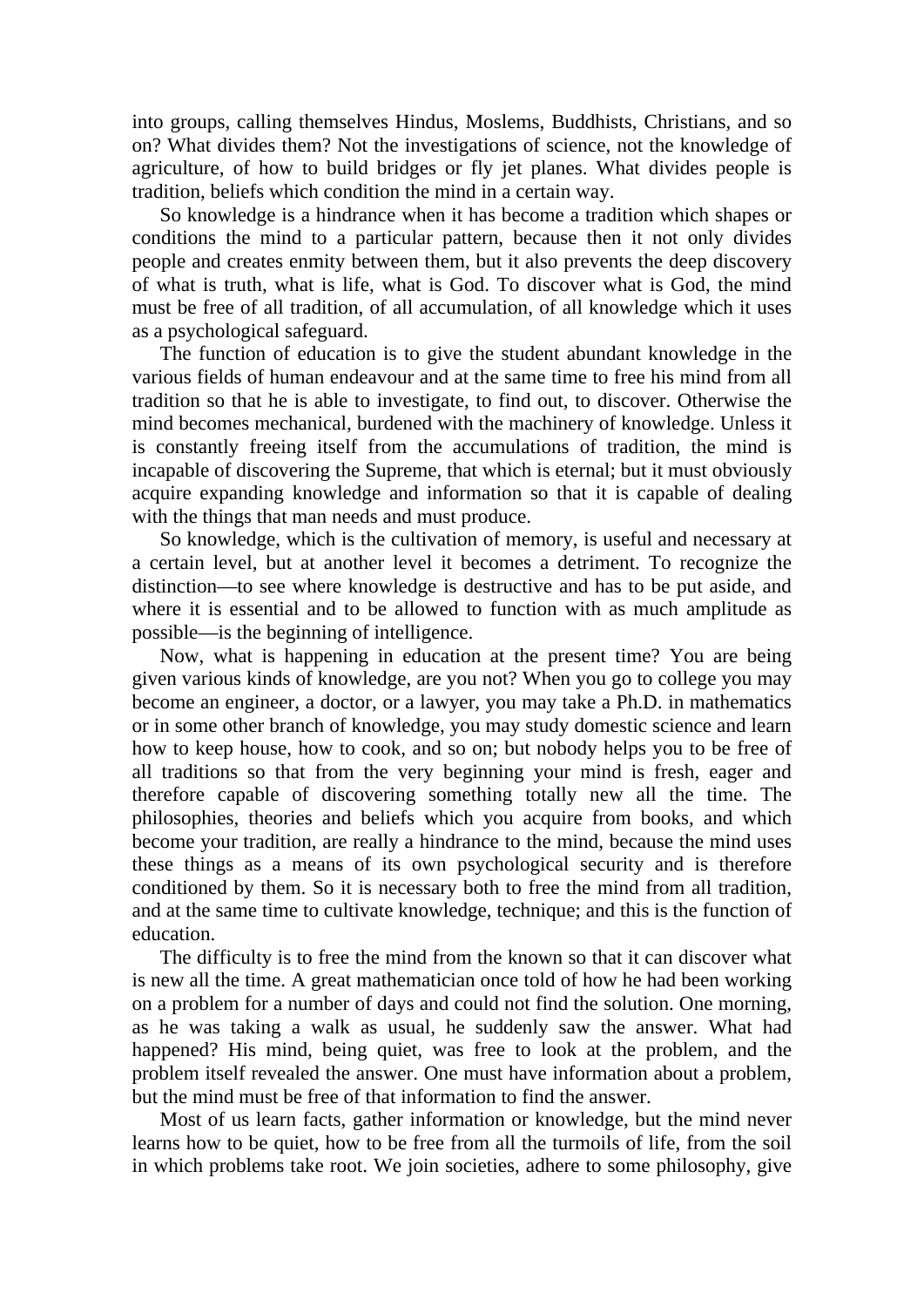into groups, calling themselves Hindus, Moslems, Buddhists, Christians, and so on? What divides them? Not the investigations of science, not the knowledge of agriculture, of how to build bridges or fly jet planes. What divides people is tradition, beliefs which condition the mind in a certain way.

So knowledge is a hindrance when it has become a tradition which shapes or conditions the mind to a particular pattern, because then it not only divides people and creates enmity between them, but it also prevents the deep discovery of what is truth, what is life, what is God. To discover what is God, the mind must be free of all tradition, of all accumulation, of all knowledge which it uses as a psychological safeguard.

The function of education is to give the student abundant knowledge in the various fields of human endeavour and at the same time to free his mind from all tradition so that he is able to investigate, to find out, to discover. Otherwise the mind becomes mechanical, burdened with the machinery of knowledge. Unless it is constantly freeing itself from the accumulations of tradition, the mind is incapable of discovering the Supreme, that which is eternal; but it must obviously acquire expanding knowledge and information so that it is capable of dealing with the things that man needs and must produce.

So knowledge, which is the cultivation of memory, is useful and necessary at a certain level, but at another level it becomes a detriment. To recognize the distinction—to see where knowledge is destructive and has to be put aside, and where it is essential and to be allowed to function with as much amplitude as possible—is the beginning of intelligence.

Now, what is happening in education at the present time? You are being given various kinds of knowledge, are you not? When you go to college you may become an engineer, a doctor, or a lawyer, you may take a Ph.D. in mathematics or in some other branch of knowledge, you may study domestic science and learn how to keep house, how to cook, and so on; but nobody helps you to be free of all traditions so that from the very beginning your mind is fresh, eager and therefore capable of discovering something totally new all the time. The philosophies, theories and beliefs which you acquire from books, and which become your tradition, are really a hindrance to the mind, because the mind uses these things as a means of its own psychological security and is therefore conditioned by them. So it is necessary both to free the mind from all tradition, and at the same time to cultivate knowledge, technique; and this is the function of education.

The difficulty is to free the mind from the known so that it can discover what is new all the time. A great mathematician once told of how he had been working on a problem for a number of days and could not find the solution. One morning, as he was taking a walk as usual, he suddenly saw the answer. What had happened? His mind, being quiet, was free to look at the problem, and the problem itself revealed the answer. One must have information about a problem, but the mind must be free of that information to find the answer.

Most of us learn facts, gather information or knowledge, but the mind never learns how to be quiet, how to be free from all the turmoils of life, from the soil in which problems take root. We join societies, adhere to some philosophy, give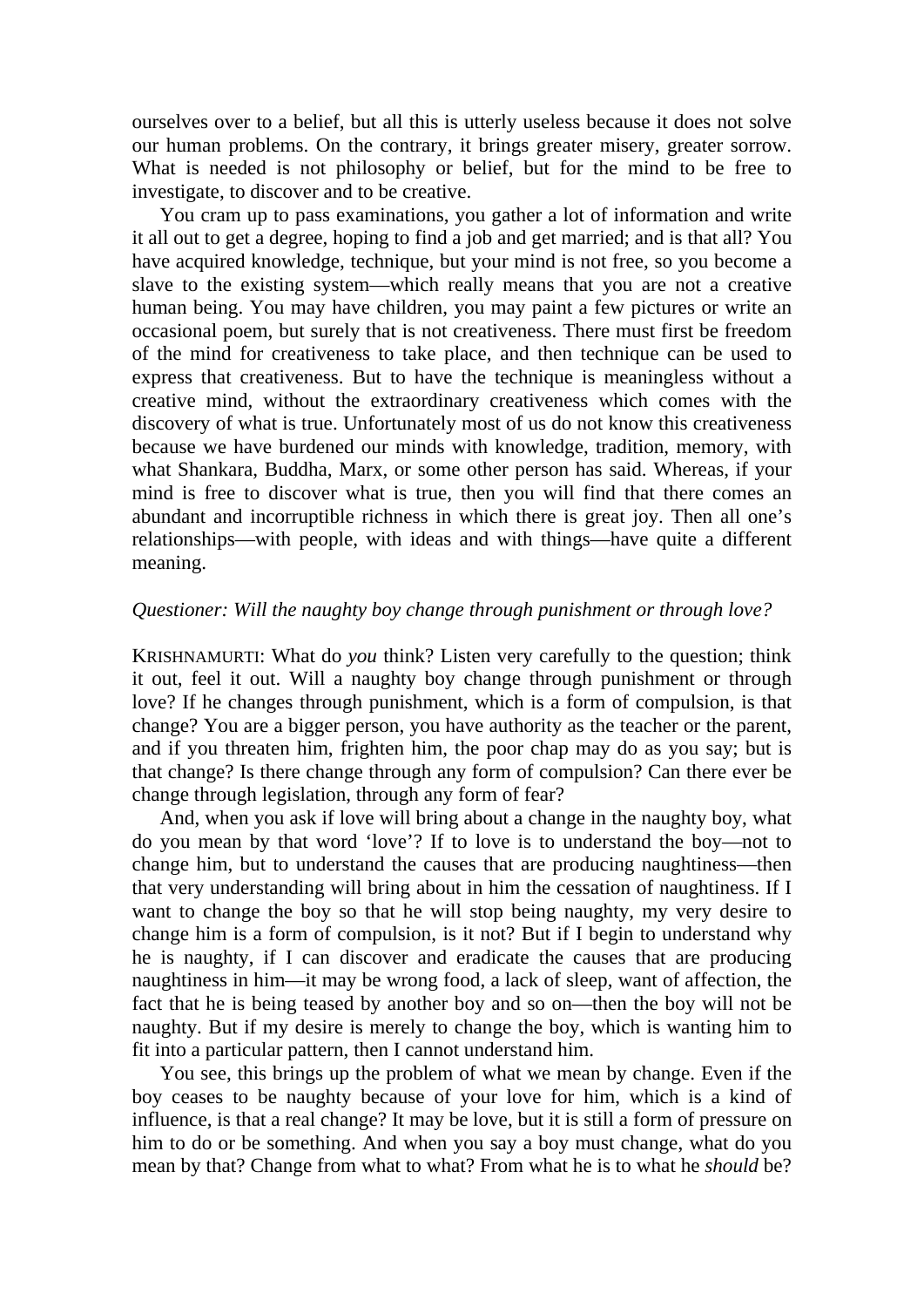ourselves over to a belief, but all this is utterly useless because it does not solve our human problems. On the contrary, it brings greater misery, greater sorrow. What is needed is not philosophy or belief, but for the mind to be free to investigate, to discover and to be creative.

You cram up to pass examinations, you gather a lot of information and write it all out to get a degree, hoping to find a job and get married; and is that all? You have acquired knowledge, technique, but your mind is not free, so you become a slave to the existing system—which really means that you are not a creative human being. You may have children, you may paint a few pictures or write an occasional poem, but surely that is not creativeness. There must first be freedom of the mind for creativeness to take place, and then technique can be used to express that creativeness. But to have the technique is meaningless without a creative mind, without the extraordinary creativeness which comes with the discovery of what is true. Unfortunately most of us do not know this creativeness because we have burdened our minds with knowledge, tradition, memory, with what Shankara, Buddha, Marx, or some other person has said. Whereas, if your mind is free to discover what is true, then you will find that there comes an abundant and incorruptible richness in which there is great joy. Then all one's relationships—with people, with ideas and with things—have quite a different meaning.

*Questioner: Will the naughty boy change through punishment or through love?*

KRISHNAMURTI: What do *you* think? Listen very carefully to the question; think it out, feel it out. Will a naughty boy change through punishment or through love? If he changes through punishment, which is a form of compulsion, is that change? You are a bigger person, you have authority as the teacher or the parent, and if you threaten him, frighten him, the poor chap may do as you say; but is that change? Is there change through any form of compulsion? Can there ever be change through legislation, through any form of fear?

And, when you ask if love will bring about a change in the naughty boy, what do you mean by that word 'love'? If to love is to understand the boy—not to change him, but to understand the causes that are producing naughtiness—then that very understanding will bring about in him the cessation of naughtiness. If I want to change the boy so that he will stop being naughty, my very desire to change him is a form of compulsion, is it not? But if I begin to understand why he is naughty, if I can discover and eradicate the causes that are producing naughtiness in him—it may be wrong food, a lack of sleep, want of affection, the fact that he is being teased by another boy and so on—then the boy will not be naughty. But if my desire is merely to change the boy, which is wanting him to fit into a particular pattern, then I cannot understand him.

You see, this brings up the problem of what we mean by change. Even if the boy ceases to be naughty because of your love for him, which is a kind of influence, is that a real change? It may be love, but it is still a form of pressure on him to do or be something. And when you say a boy must change, what do you mean by that? Change from what to what? From what he is to what he *should* be?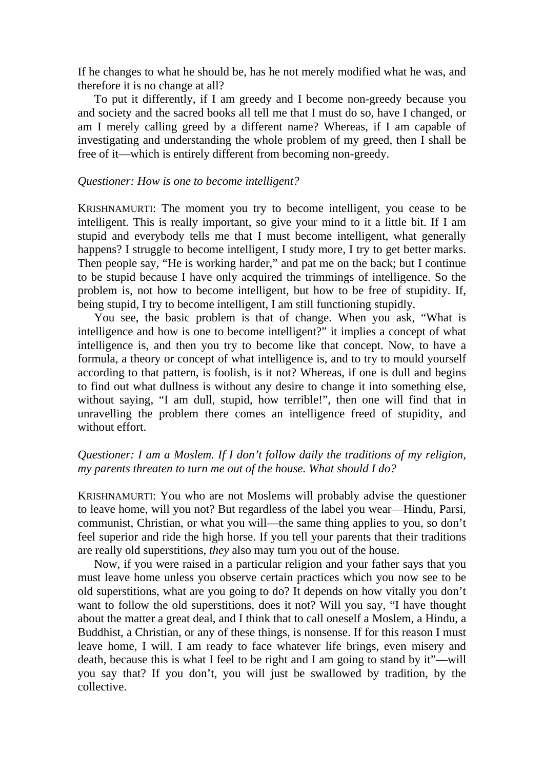If he changes to what he should be, has he not merely modified what he was, and therefore it is no change at all?

To put it differently, if I am greedy and I become non-greedy because you and society and the sacred books all tell me that I must do so, have I changed, or am I merely calling greed by a different name? Whereas, if I am capable of investigating and understanding the whole problem of my greed, then I shall be free of it—which is entirely different from becoming non-greedy.

*Questioner: How is one to become intelligent?*

KRISHNAMURTI: The moment you try to become intelligent, you cease to be intelligent. This is really important, so give your mind to it a little bit. If I am stupid and everybody tells me that I must become intelligent, what generally happens? I struggle to become intelligent, I study more, I try to get better marks. Then people say, "He is working harder," and pat me on the back; but I continue to be stupid because I have only acquired the trimmings of intelligence. So the problem is, not how to become intelligent, but how to be free of stupidity. If, being stupid, I try to become intelligent, I am still functioning stupidly.

You see, the basic problem is that of change. When you ask, "What is intelligence and how is one to become intelligent?" it implies a concept of what intelligence is, and then you try to become like that concept. Now, to have a formula, a theory or concept of what intelligence is, and to try to mould yourself according to that pattern, is foolish, is it not? Whereas, if one is dull and begins to find out what dullness is without any desire to change it into something else, without saying, "I am dull, stupid, how terrible!", then one will find that in unravelling the problem there comes an intelligence freed of stupidity, and without effort.

*Questioner: I am a Moslem. If I don't follow daily the traditions of my religion, my parents threaten to turn me out of the house. What should I do?*

KRISHNAMURTI: You who are not Moslems will probably advise the questioner to leave home, will you not? But regardless of the label you wear—Hindu, Parsi, communist, Christian, or what you will—the same thing applies to you, so don't feel superior and ride the high horse. If you tell your parents that their traditions are really old superstitions, *they* also may turn you out of the house.

Now, if you were raised in a particular religion and your father says that you must leave home unless you observe certain practices which you now see to be old superstitions, what are you going to do? It depends on how vitally you don't want to follow the old superstitions, does it not? Will you say, "I have thought about the matter a great deal, and I think that to call oneself a Moslem, a Hindu, a Buddhist, a Christian, or any of these things, is nonsense. If for this reason I must leave home, I will. I am ready to face whatever life brings, even misery and death, because this is what I feel to be right and I am going to stand by it"—will you say that? If you don't, you will just be swallowed by tradition, by the collective.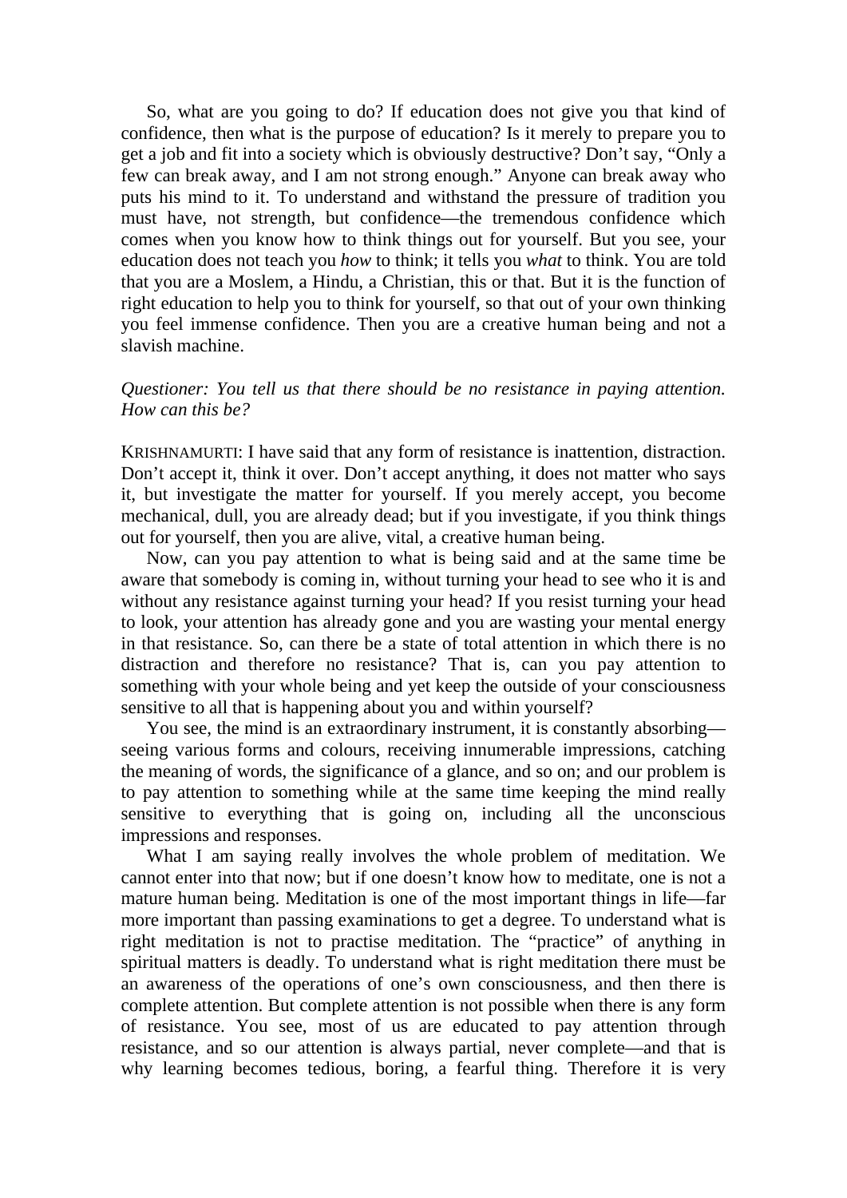So, what are you going to do? If education does not give you that kind of confidence, then what is the purpose of education? Is it merely to prepare you to get a job and fit into a society which is obviously destructive? Don't say, "Only a few can break away, and I am not strong enough." Anyone can break away who puts his mind to it. To understand and withstand the pressure of tradition you must have, not strength, but confidence—the tremendous confidence which comes when you know how to think things out for yourself. But you see, your education does not teach you *how* to think; it tells you *what* to think. You are told that you are a Moslem, a Hindu, a Christian, this or that. But it is the function of right education to help you to think for yourself, so that out of your own thinking you feel immense confidence. Then you are a creative human being and not a slavish machine.

*Questioner: You tell us that there should be no resistance in paying attention. How can this be?*

KRISHNAMURTI: I have said that any form of resistance is inattention, distraction. Don't accept it, think it over. Don't accept anything, it does not matter who says it, but investigate the matter for yourself. If you merely accept, you become mechanical, dull, you are already dead; but if you investigate, if you think things out for yourself, then you are alive, vital, a creative human being.

Now, can you pay attention to what is being said and at the same time be aware that somebody is coming in, without turning your head to see who it is and without any resistance against turning your head? If you resist turning your head to look, your attention has already gone and you are wasting your mental energy in that resistance. So, can there be a state of total attention in which there is no distraction and therefore no resistance? That is, can you pay attention to something with your whole being and yet keep the outside of your consciousness sensitive to all that is happening about you and within yourself?

You see, the mind is an extraordinary instrument, it is constantly absorbing—seeing various forms and colours, receiving innumerable impressions, catching the meaning of words, the significance of a glance, and so on; and our problem is to pay attention to something while at the same time keeping the mind really sensitive to everything that is going on, including all the unconscious impressions and responses.

What I am saying really involves the whole problem of meditation. We cannot enter into that now; but if one doesn't know how to meditate, one is not a mature human being. Meditation is one of the most important things in life—far more important than passing examinations to get a degree. To understand what is right meditation is not to practise meditation. The "practice" of anything in spiritual matters is deadly. To understand what is right meditation there must be an awareness of the operations of one's own consciousness, and then there is complete attention. But complete attention is not possible when there is any form of resistance. You see, most of us are educated to pay attention through resistance, and so our attention is always partial, never complete—and that is why learning becomes tedious, boring, a fearful thing. Therefore it is very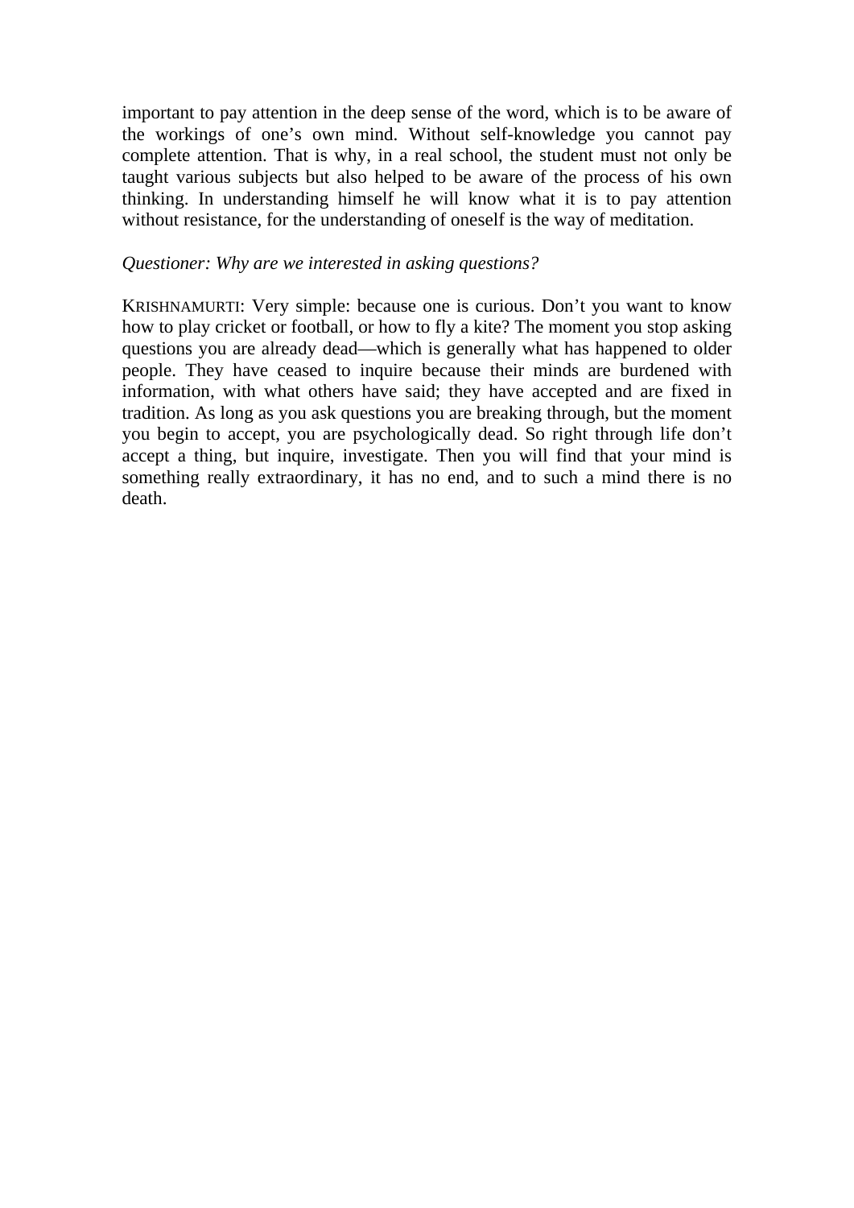important to pay attention in the deep sense of the word, which is to be aware of the workings of one's own mind. Without self-knowledge you cannot pay complete attention. That is why, in a real school, the student must not only be taught various subjects but also helped to be aware of the process of his own thinking. In understanding himself he will know what it is to pay attention without resistance, for the understanding of oneself is the way of meditation.

*Questioner: Why are we interested in asking questions?*

KRISHNAMURTI: Very simple: because one is curious. Don't you want to know how to play cricket or football, or how to fly a kite? The moment you stop asking questions you are already dead—which is generally what has happened to older people. They have ceased to inquire because their minds are burdened with information, with what others have said; they have accepted and are fixed in tradition. As long as you ask questions you are breaking through, but the moment you begin to accept, you are psychologically dead. So right through life don't accept a thing, but inquire, investigate. Then you will find that your mind is something really extraordinary, it has no end, and to such a mind there is no death.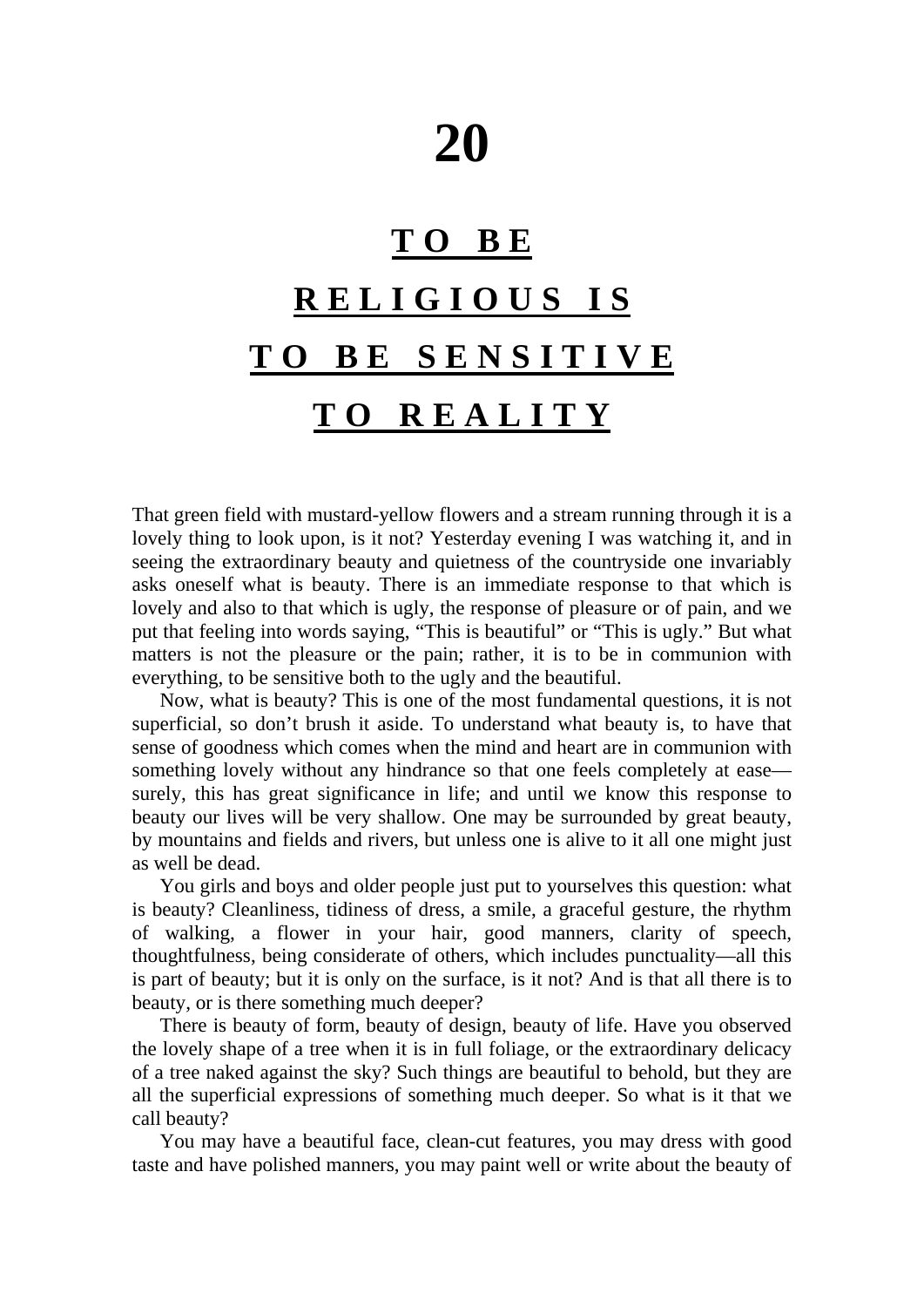# 20

## TO BE RELIGIOUS IS TO BE SENSITIVE TO REALITY

That green field with mustard-yellow flowers and a stream running through it is a lovely thing to look upon, is it not? Yesterday evening I was watching it, and in seeing the extraordinary beauty and quietness of the countryside one invariably asks oneself what is beauty. There is an immediate response to that which is lovely and also to that which is ugly, the response of pleasure or of pain, and we put that feeling into words saying, "This is beautiful" or "This is ugly." But what matters is not the pleasure or the pain; rather, it is to be in communion with everything, to be sensitive both to the ugly and the beautiful.

Now, what is beauty? This is one of the most fundamental questions, it is not superficial, so don't brush it aside. To understand what beauty is, to have that sense of goodness which comes when the mind and heart are in communion with something lovely without any hindrance so that one feels completely at ease—surely, this has great significance in life; and until we know this response to beauty our lives will be very shallow. One may be surrounded by great beauty, by mountains and fields and rivers, but unless one is alive to it all one might just as well be dead.

You girls and boys and older people just put to yourselves this question: what is beauty? Cleanliness, tidiness of dress, a smile, a graceful gesture, the rhythm of walking, a flower in your hair, good manners, clarity of speech, thoughtfulness, being considerate of others, which includes punctuality—all this is part of beauty; but it is only on the surface, is it not? And is that all there is to beauty, or is there something much deeper?

There is beauty of form, beauty of design, beauty of life. Have you observed the lovely shape of a tree when it is in full foliage, or the extraordinary delicacy of a tree naked against the sky? Such things are beautiful to behold, but they are all the superficial expressions of something much deeper. So what is it that we call beauty?

You may have a beautiful face, clean-cut features, you may dress with good taste and have polished manners, you may paint well or write about the beauty of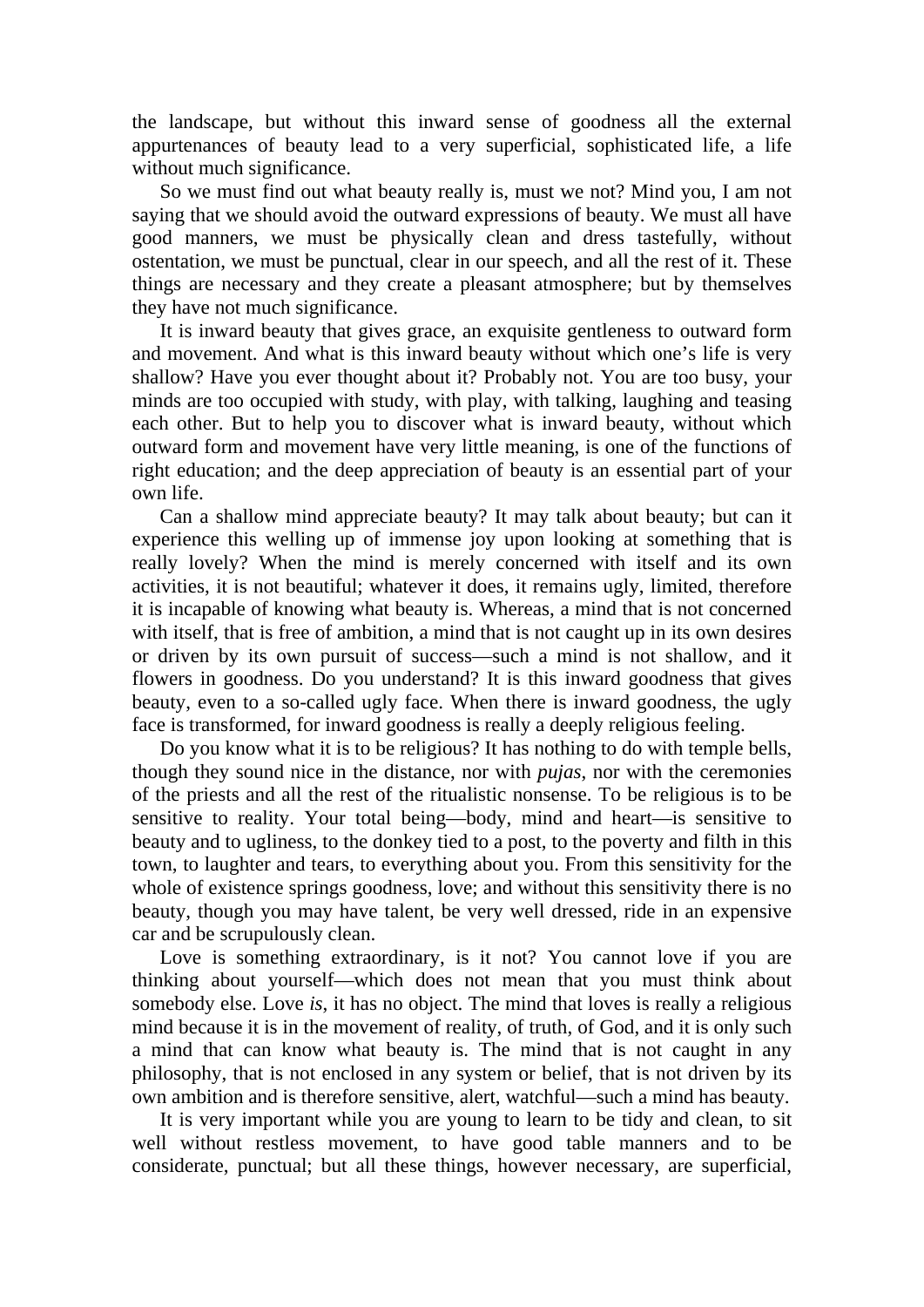the landscape, but without this inward sense of goodness all the external appurtenances of beauty lead to a very superficial, sophisticated life, a life without much significance.

So we must find out what beauty really is, must we not? Mind you, I am not saying that we should avoid the outward expressions of beauty. We must all have good manners, we must be physically clean and dress tastefully, without ostentation, we must be punctual, clear in our speech, and all the rest of it. These things are necessary and they create a pleasant atmosphere; but by themselves they have not much significance.

It is inward beauty that gives grace, an exquisite gentleness to outward form and movement. And what is this inward beauty without which one's life is very shallow? Have you ever thought about it? Probably not. You are too busy, your minds are too occupied with study, with play, with talking, laughing and teasing each other. But to help you to discover what is inward beauty, without which outward form and movement have very little meaning, is one of the functions of right education; and the deep appreciation of beauty is an essential part of your own life.

Can a shallow mind appreciate beauty? It may talk about beauty; but can it experience this welling up of immense joy upon looking at something that is really lovely? When the mind is merely concerned with itself and its own activities, it is not beautiful; whatever it does, it remains ugly, limited, therefore it is incapable of knowing what beauty is. Whereas, a mind that is not concerned with itself, that is free of ambition, a mind that is not caught up in its own desires or driven by its own pursuit of success—such a mind is not shallow, and it flowers in goodness. Do you understand? It is this inward goodness that gives beauty, even to a so-called ugly face. When there is inward goodness, the ugly face is transformed, for inward goodness is really a deeply religious feeling.

Do you know what it is to be religious? It has nothing to do with temple bells, though they sound nice in the distance, nor with *pujas*, nor with the ceremonies of the priests and all the rest of the ritualistic nonsense. To be religious is to be sensitive to reality. Your total being—body, mind and heart—is sensitive to beauty and to ugliness, to the donkey tied to a post, to the poverty and filth in this town, to laughter and tears, to everything about you. From this sensitivity for the whole of existence springs goodness, love; and without this sensitivity there is no beauty, though you may have talent, be very well dressed, ride in an expensive car and be scrupulously clean.

Love is something extraordinary, is it not? You cannot love if you are thinking about yourself—which does not mean that you must think about somebody else. Love *is*, it has no object. The mind that loves is really a religious mind because it is in the movement of reality, of truth, of God, and it is only such a mind that can know what beauty is. The mind that is not caught in any philosophy, that is not enclosed in any system or belief, that is not driven by its own ambition and is therefore sensitive, alert, watchful—such a mind has beauty.

It is very important while you are young to learn to be tidy and clean, to sit well without restless movement, to have good table manners and to be considerate, punctual; but all these things, however necessary, are superficial,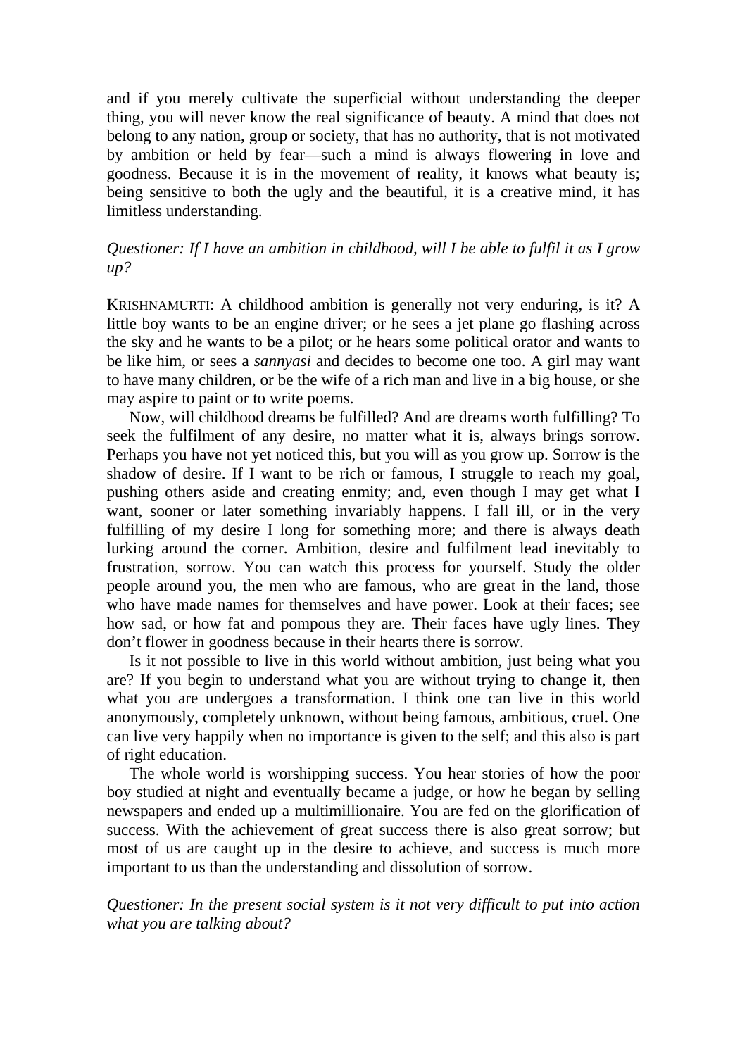and if you merely cultivate the superficial without understanding the deeper thing, you will never know the real significance of beauty. A mind that does not belong to any nation, group or society, that has no authority, that is not motivated by ambition or held by fear—such a mind is always flowering in love and goodness. Because it is in the movement of reality, it knows what beauty is; being sensitive to both the ugly and the beautiful, it is a creative mind, it has limitless understanding.

*Questioner: If I have an ambition in childhood, will I be able to fulfil it as I grow up?*

KRISHNAMURTI: A childhood ambition is generally not very enduring, is it? A little boy wants to be an engine driver; or he sees a jet plane go flashing across the sky and he wants to be a pilot; or he hears some political orator and wants to be like him, or sees a *sannyasi* and decides to become one too. A girl may want to have many children, or be the wife of a rich man and live in a big house, or she may aspire to paint or to write poems.

Now, will childhood dreams be fulfilled? And are dreams worth fulfilling? To seek the fulfilment of any desire, no matter what it is, always brings sorrow. Perhaps you have not yet noticed this, but you will as you grow up. Sorrow is the shadow of desire. If I want to be rich or famous, I struggle to reach my goal, pushing others aside and creating enmity; and, even though I may get what I want, sooner or later something invariably happens. I fall ill, or in the very fulfilling of my desire I long for something more; and there is always death lurking around the corner. Ambition, desire and fulfilment lead inevitably to frustration, sorrow. You can watch this process for yourself. Study the older people around you, the men who are famous, who are great in the land, those who have made names for themselves and have power. Look at their faces; see how sad, or how fat and pompous they are. Their faces have ugly lines. They don't flower in goodness because in their hearts there is sorrow.

Is it not possible to live in this world without ambition, just being what you are? If you begin to understand what you are without trying to change it, then what you are undergoes a transformation. I think one can live in this world anonymously, completely unknown, without being famous, ambitious, cruel. One can live very happily when no importance is given to the self; and this also is part of right education.

The whole world is worshipping success. You hear stories of how the poor boy studied at night and eventually became a judge, or how he began by selling newspapers and ended up a multimillionaire. You are fed on the glorification of success. With the achievement of great success there is also great sorrow; but most of us are caught up in the desire to achieve, and success is much more important to us than the understanding and dissolution of sorrow.

*Questioner: In the present social system is it not very difficult to put into action what you are talking about?*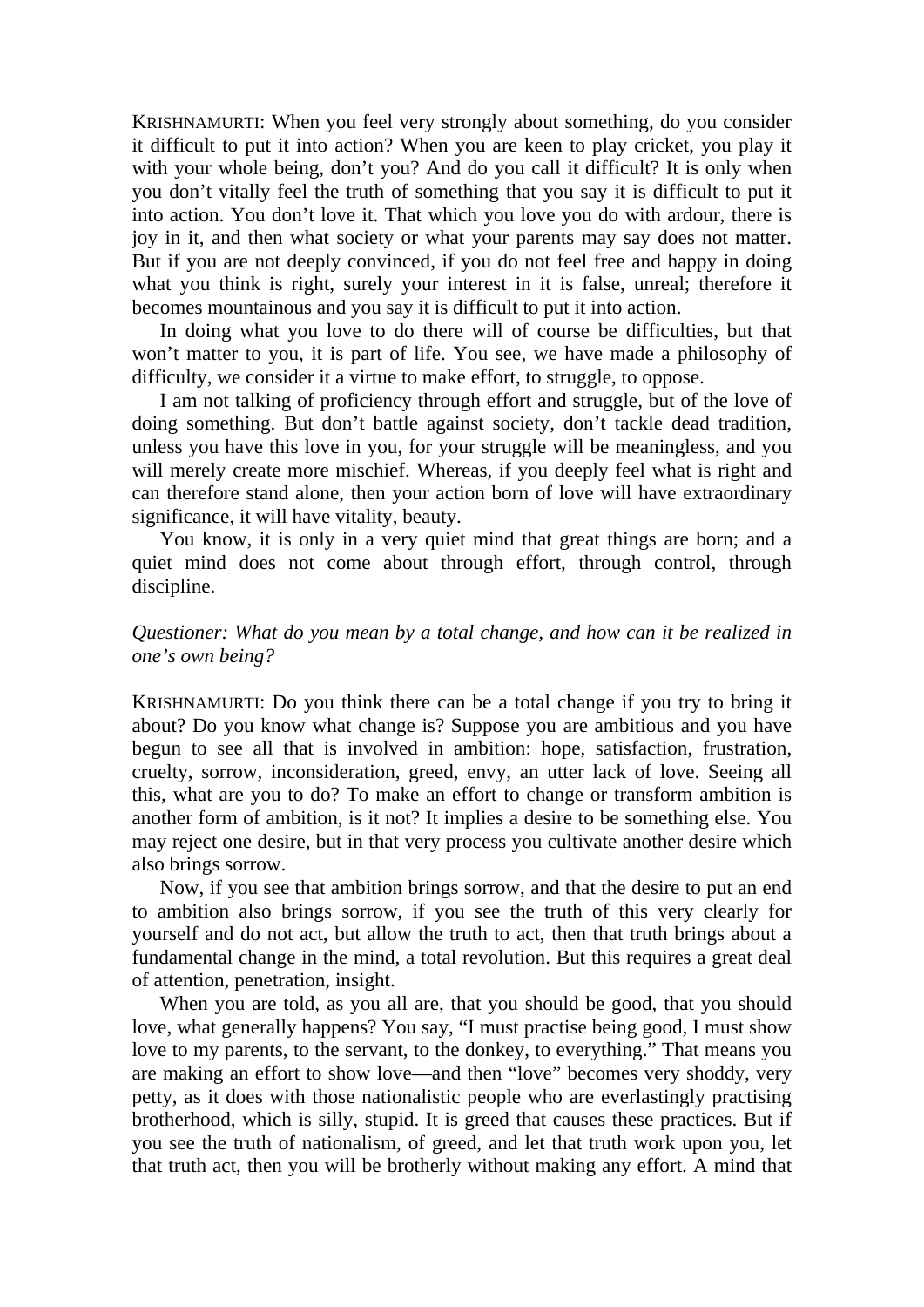KRISHNAMURTI: When you feel very strongly about something, do you consider it difficult to put it into action? When you are keen to play cricket, you play it with your whole being, don't you? And do you call it difficult? It is only when you don't vitally feel the truth of something that you say it is difficult to put it into action. You don't love it. That which you love you do with ardour, there is joy in it, and then what society or what your parents may say does not matter. But if you are not deeply convinced, if you do not feel free and happy in doing what you think is right, surely your interest in it is false, unreal; therefore it becomes mountainous and you say it is difficult to put it into action.

In doing what you love to do there will of course be difficulties, but that won't matter to you, it is part of life. You see, we have made a philosophy of difficulty, we consider it a virtue to make effort, to struggle, to oppose.

I am not talking of proficiency through effort and struggle, but of the love of doing something. But don't battle against society, don't tackle dead tradition, unless you have this love in you, for your struggle will be meaningless, and you will merely create more mischief. Whereas, if you deeply feel what is right and can therefore stand alone, then your action born of love will have extraordinary significance, it will have vitality, beauty.

You know, it is only in a very quiet mind that great things are born; and a quiet mind does not come about through effort, through control, through discipline.

*Questioner: What do you mean by a total change, and how can it be realized in one's own being?*

KRISHNAMURTI: Do you think there can be a total change if you try to bring it about? Do you know what change is? Suppose you are ambitious and you have begun to see all that is involved in ambition: hope, satisfaction, frustration, cruelty, sorrow, inconsideration, greed, envy, an utter lack of love. Seeing all this, what are you to do? To make an effort to change or transform ambition is another form of ambition, is it not? It implies a desire to be something else. You may reject one desire, but in that very process you cultivate another desire which also brings sorrow.

Now, if you see that ambition brings sorrow, and that the desire to put an end to ambition also brings sorrow, if you see the truth of this very clearly for yourself and do not act, but allow the truth to act, then that truth brings about a fundamental change in the mind, a total revolution. But this requires a great deal of attention, penetration, insight.

When you are told, as you all are, that you should be good, that you should love, what generally happens? You say, "I must practise being good, I must show love to my parents, to the servant, to the donkey, to everything." That means you are making an effort to show love—and then "love" becomes very shoddy, very petty, as it does with those nationalistic people who are everlastingly practising brotherhood, which is silly, stupid. It is greed that causes these practices. But if you see the truth of nationalism, of greed, and let that truth work upon you, let that truth act, then you will be brotherly without making any effort. A mind that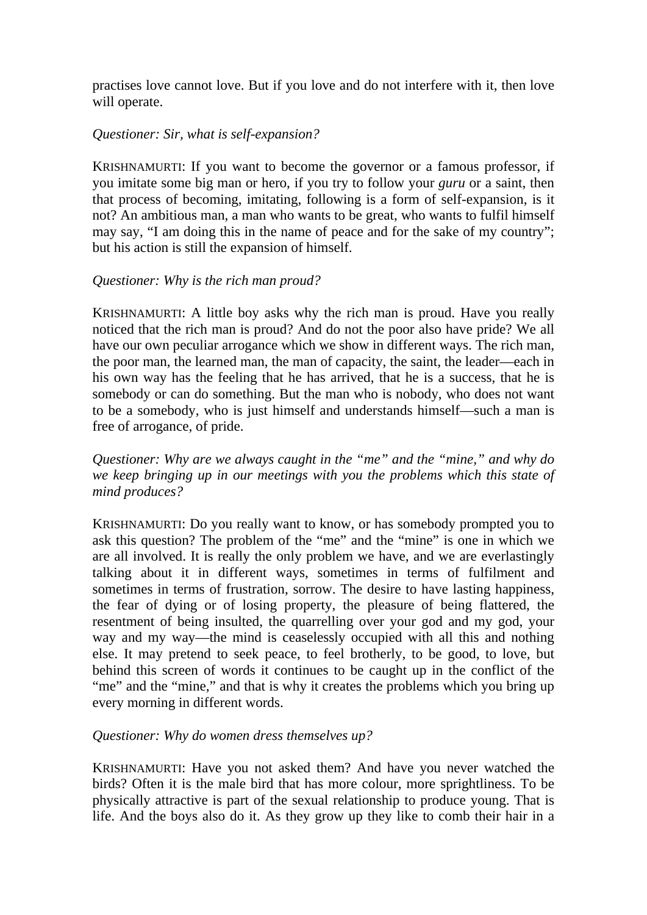practises love cannot love. But if you love and do not interfere with it, then love will operate.

*Questioner: Sir, what is self-expansion?*

KRISHNAMURTI: If you want to become the governor or a famous professor, if you imitate some big man or hero, if you try to follow your *guru* or a saint, then that process of becoming, imitating, following is a form of self-expansion, is it not? An ambitious man, a man who wants to be great, who wants to fulfil himself may say, "I am doing this in the name of peace and for the sake of my country"; but his action is still the expansion of himself.

*Questioner: Why is the rich man proud?*

KRISHNAMURTI: A little boy asks why the rich man is proud. Have you really noticed that the rich man is proud? And do not the poor also have pride? We all have our own peculiar arrogance which we show in different ways. The rich man, the poor man, the learned man, the man of capacity, the saint, the leader—each in his own way has the feeling that he has arrived, that he is a success, that he is somebody or can do something. But the man who is nobody, who does not want to be a somebody, who is just himself and understands himself—such a man is free of arrogance, of pride.

*Questioner: Why are we always caught in the "me" and the "mine," and why do we keep bringing up in our meetings with you the problems which this state of mind produces?*

KRISHNAMURTI: Do you really want to know, or has somebody prompted you to ask this question? The problem of the "me" and the "mine" is one in which we are all involved. It is really the only problem we have, and we are everlastingly talking about it in different ways, sometimes in terms of fulfilment and sometimes in terms of frustration, sorrow. The desire to have lasting happiness, the fear of dying or of losing property, the pleasure of being flattered, the resentment of being insulted, the quarrelling over your god and my god, your way and my way—the mind is ceaselessly occupied with all this and nothing else. It may pretend to seek peace, to feel brotherly, to be good, to love, but behind this screen of words it continues to be caught up in the conflict of the "me" and the "mine," and that is why it creates the problems which you bring up every morning in different words.

*Questioner: Why do women dress themselves up?*

KRISHNAMURTI: Have you not asked them? And have you never watched the birds? Often it is the male bird that has more colour, more sprightliness. To be physically attractive is part of the sexual relationship to produce young. That is life. And the boys also do it. As they grow up they like to comb their hair in a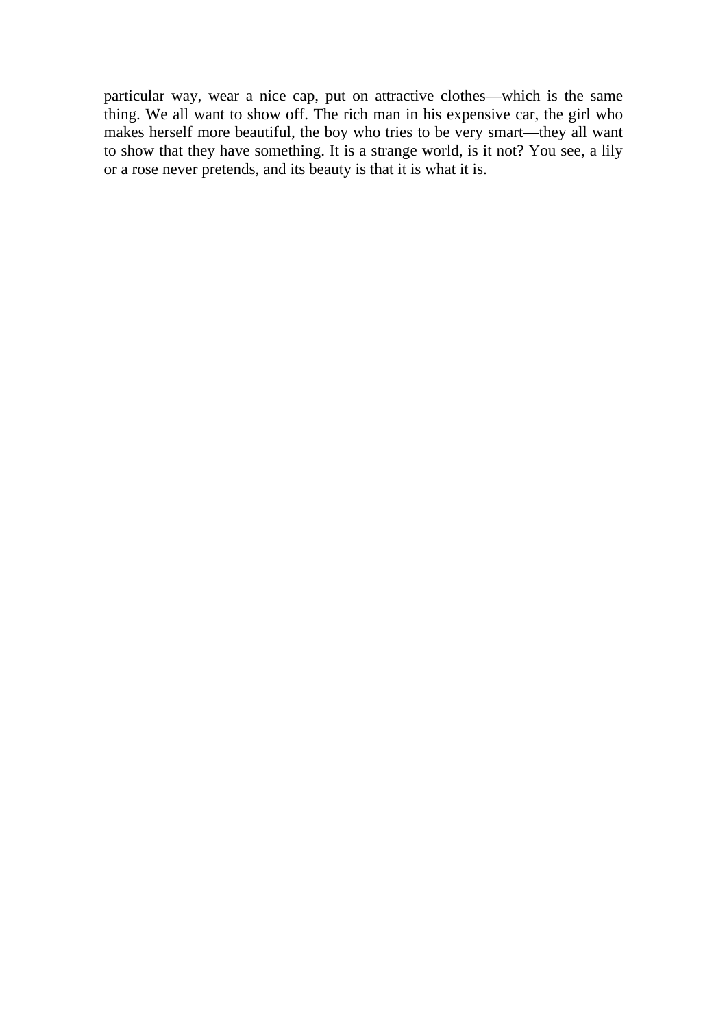particular way, wear a nice cap, put on attractive clothes—which is the same thing. We all want to show off. The rich man in his expensive car, the girl who makes herself more beautiful, the boy who tries to be very smart—they all want to show that they have something. It is a strange world, is it not? You see, a lily or a rose never pretends, and its beauty is that it is what it is.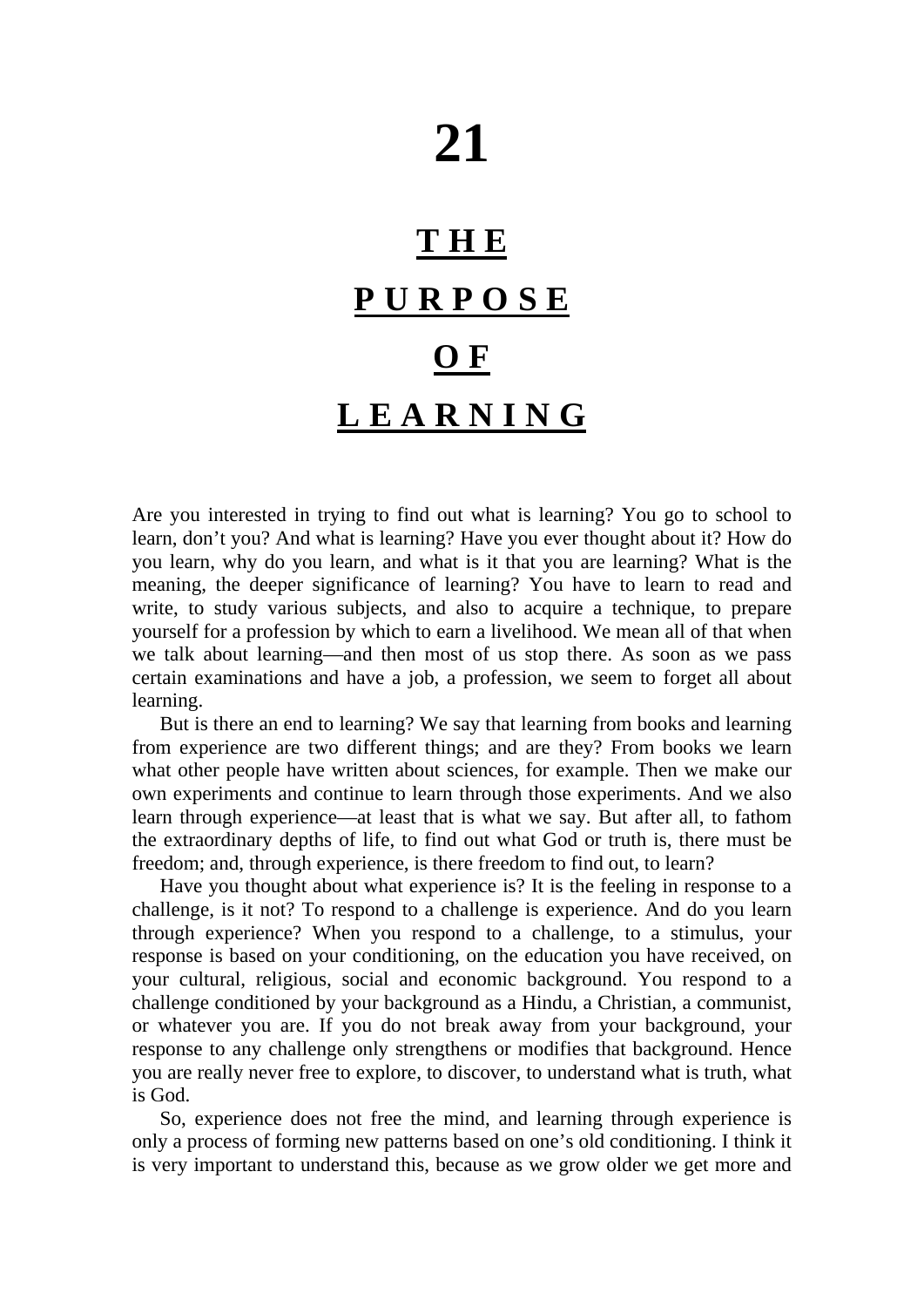# 21

## THE PURPOSE OF LEARNING

Are you interested in trying to find out what is learning? You go to school to learn, don't you? And what is learning? Have you ever thought about it? How do you learn, why do you learn, and what is it that you are learning? What is the meaning, the deeper significance of learning? You have to learn to read and write, to study various subjects, and also to acquire a technique, to prepare yourself for a profession by which to earn a livelihood. We mean all of that when we talk about learning—and then most of us stop there. As soon as we pass certain examinations and have a job, a profession, we seem to forget all about learning.

But is there an end to learning? We say that learning from books and learning from experience are two different things; and are they? From books we learn what other people have written about sciences, for example. Then we make our own experiments and continue to learn through those experiments. And we also learn through experience—at least that is what we say. But after all, to fathom the extraordinary depths of life, to find out what God or truth is, there must be freedom; and, through experience, is there freedom to find out, to learn?

Have you thought about what experience is? It is the feeling in response to a challenge, is it not? To respond to a challenge is experience. And do you learn through experience? When you respond to a challenge, to a stimulus, your response is based on your conditioning, on the education you have received, on your cultural, religious, social and economic background. You respond to a challenge conditioned by your background as a Hindu, a Christian, a communist, or whatever you are. If you do not break away from your background, your response to any challenge only strengthens or modifies that background. Hence you are really never free to explore, to discover, to understand what is truth, what is God.

So, experience does not free the mind, and learning through experience is only a process of forming new patterns based on one's old conditioning. I think it is very important to understand this, because as we grow older we get more and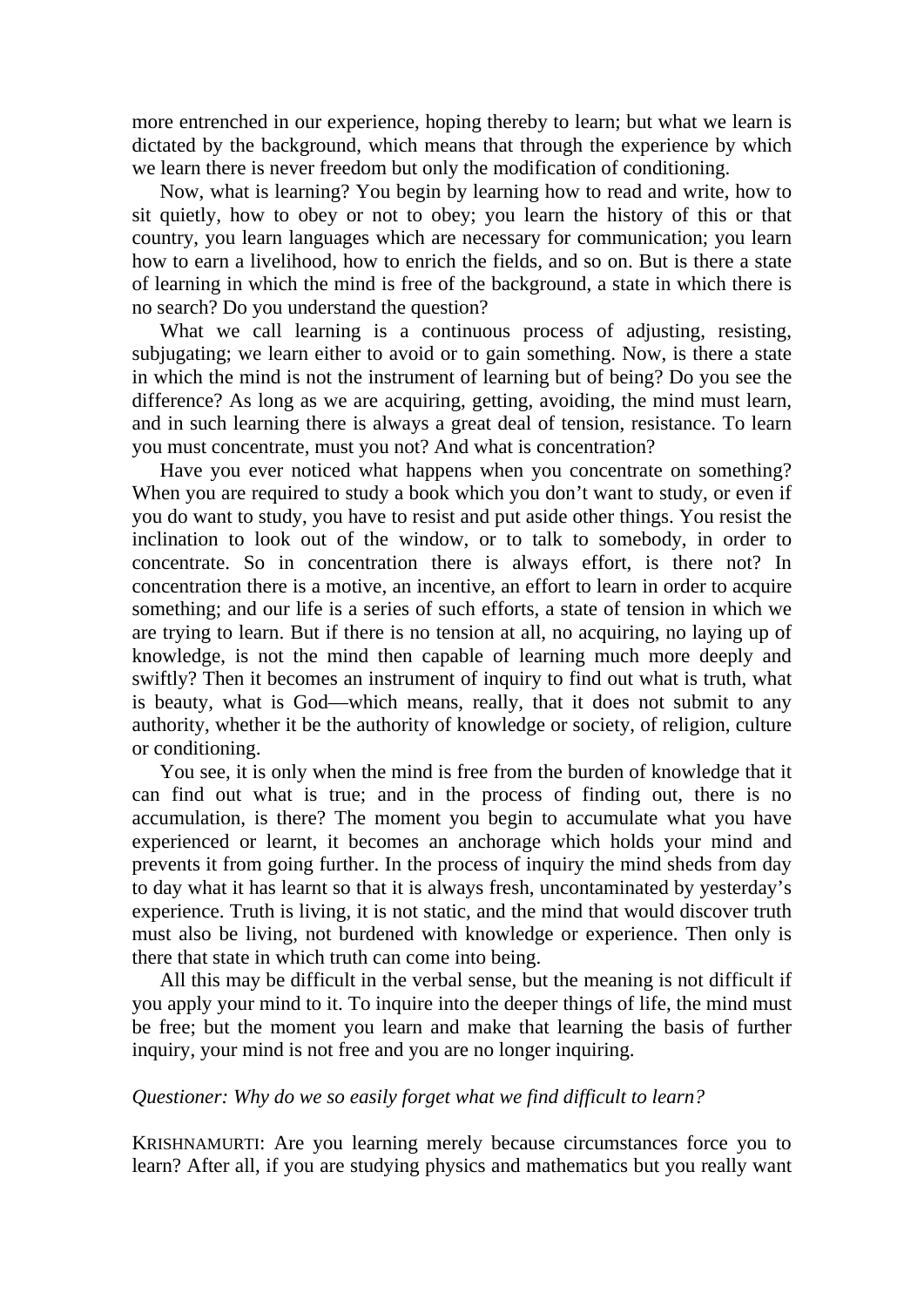more entrenched in our experience, hoping thereby to learn; but what we learn is dictated by the background, which means that through the experience by which we learn there is never freedom but only the modification of conditioning.

Now, what is learning? You begin by learning how to read and write, how to sit quietly, how to obey or not to obey; you learn the history of this or that country, you learn languages which are necessary for communication; you learn how to earn a livelihood, how to enrich the fields, and so on. But is there a state of learning in which the mind is free of the background, a state in which there is no search? Do you understand the question?

What we call learning is a continuous process of adjusting, resisting, subjugating; we learn either to avoid or to gain something. Now, is there a state in which the mind is not the instrument of learning but of being? Do you see the difference? As long as we are acquiring, getting, avoiding, the mind must learn, and in such learning there is always a great deal of tension, resistance. To learn you must concentrate, must you not? And what is concentration?

Have you ever noticed what happens when you concentrate on something? When you are required to study a book which you don't want to study, or even if you do want to study, you have to resist and put aside other things. You resist the inclination to look out of the window, or to talk to somebody, in order to concentrate. So in concentration there is always effort, is there not? In concentration there is a motive, an incentive, an effort to learn in order to acquire something; and our life is a series of such efforts, a state of tension in which we are trying to learn. But if there is no tension at all, no acquiring, no laying up of knowledge, is not the mind then capable of learning much more deeply and swiftly? Then it becomes an instrument of inquiry to find out what is truth, what is beauty, what is God—which means, really, that it does not submit to any authority, whether it be the authority of knowledge or society, of religion, culture or conditioning.

You see, it is only when the mind is free from the burden of knowledge that it can find out what is true; and in the process of finding out, there is no accumulation, is there? The moment you begin to accumulate what you have experienced or learnt, it becomes an anchorage which holds your mind and prevents it from going further. In the process of inquiry the mind sheds from day to day what it has learnt so that it is always fresh, uncontaminated by yesterday's experience. Truth is living, it is not static, and the mind that would discover truth must also be living, not burdened with knowledge or experience. Then only is there that state in which truth can come into being.

All this may be difficult in the verbal sense, but the meaning is not difficult if you apply your mind to it. To inquire into the deeper things of life, the mind must be free; but the moment you learn and make that learning the basis of further inquiry, your mind is not free and you are no longer inquiring.

*Questioner: Why do we so easily forget what we find difficult to learn?*

KRISHNAMURTI: Are you learning merely because circumstances force you to learn? After all, if you are studying physics and mathematics but you really want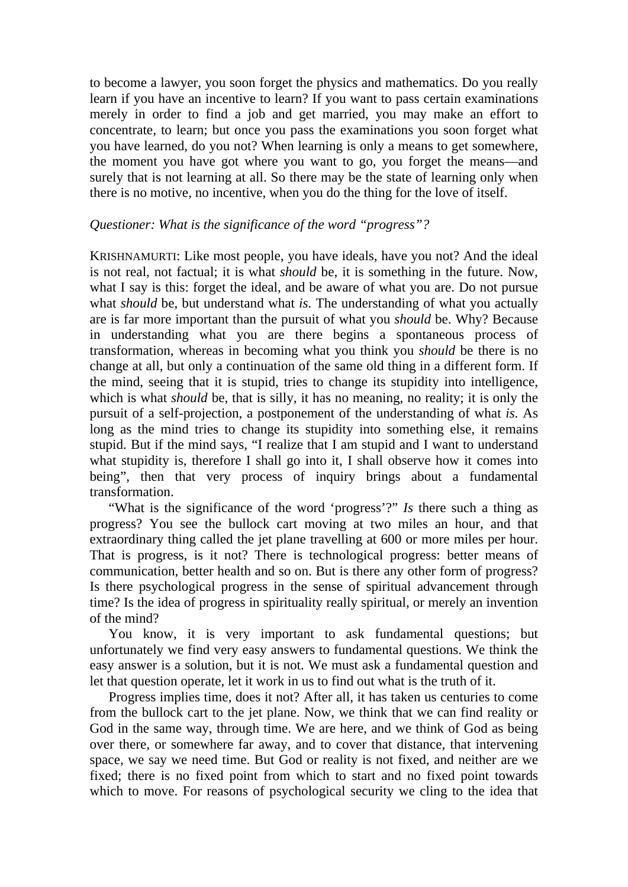to become a lawyer, you soon forget the physics and mathematics. Do you really learn if you have an incentive to learn? If you want to pass certain examinations merely in order to find a job and get married, you may make an effort to concentrate, to learn; but once you pass the examinations you soon forget what you have learned, do you not? When learning is only a means to get somewhere, the moment you have got where you want to go, you forget the means—and surely that is not learning at all. So there may be the state of learning only when there is no motive, no incentive, when you do the thing for the love of itself.

*Questioner: What is the significance of the word "progress"?*

KRISHNAMURTI: Like most people, you have ideals, have you not? And the ideal is not real, not factual; it is what *should* be, it is something in the future. Now, what I say is this: forget the ideal, and be aware of what you are. Do not pursue what *should* be, but understand what *is*. The understanding of what you actually are is far more important than the pursuit of what you *should* be. Why? Because in understanding what you are there begins a spontaneous process of transformation, whereas in becoming what you think you *should* be there is no change at all, but only a continuation of the same old thing in a different form. If the mind, seeing that it is stupid, tries to change its stupidity into intelligence, which is what *should* be, that is silly, it has no meaning, no reality; it is only the pursuit of a self-projection, a postponement of the understanding of what *is*. As long as the mind tries to change its stupidity into something else, it remains stupid. But if the mind says, "I realize that I am stupid and I want to understand what stupidity is, therefore I shall go into it, I shall observe how it comes into being", then that very process of inquiry brings about a fundamental transformation.

"What is the significance of the word 'progress'?" *Is* there such a thing as progress? You see the bullock cart moving at two miles an hour, and that extraordinary thing called the jet plane travelling at 600 or more miles per hour. That is progress, is it not? There is technological progress: better means of communication, better health and so on. But is there any other form of progress? Is there psychological progress in the sense of spiritual advancement through time? Is the idea of progress in spirituality really spiritual, or merely an invention of the mind?

You know, it is very important to ask fundamental questions; but unfortunately we find very easy answers to fundamental questions. We think the easy answer is a solution, but it is not. We must ask a fundamental question and let that question operate, let it work in us to find out what is the truth of it.

Progress implies time, does it not? After all, it has taken us centuries to come from the bullock cart to the jet plane. Now, we think that we can find reality or God in the same way, through time. We are here, and we think of God as being over there, or somewhere far away, and to cover that distance, that intervening space, we say we need time. But God or reality is not fixed, and neither are we fixed; there is no fixed point from which to start and no fixed point towards which to move. For reasons of psychological security we cling to the idea that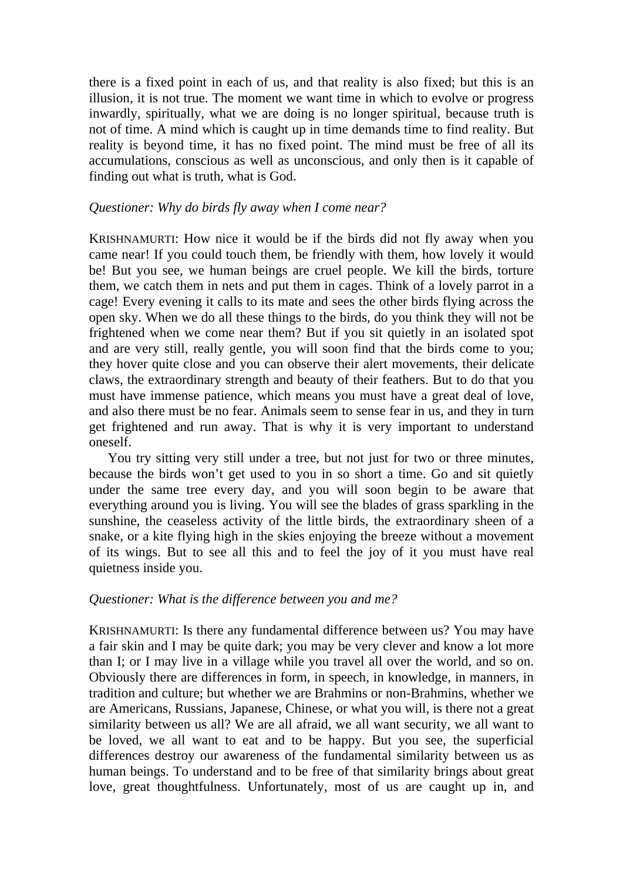there is a fixed point in each of us, and that reality is also fixed; but this is an illusion, it is not true. The moment we want time in which to evolve or progress inwardly, spiritually, what we are doing is no longer spiritual, because truth is not of time. A mind which is caught up in time demands time to find reality. But reality is beyond time, it has no fixed point. The mind must be free of all its accumulations, conscious as well as unconscious, and only then is it capable of finding out what is truth, what is God.

*Questioner: Why do birds fly away when I come near?*

KRISHNAMURTI: How nice it would be if the birds did not fly away when you came near! If you could touch them, be friendly with them, how lovely it would be! But you see, we human beings are cruel people. We kill the birds, torture them, we catch them in nets and put them in cages. Think of a lovely parrot in a cage! Every evening it calls to its mate and sees the other birds flying across the open sky. When we do all these things to the birds, do you think they will not be frightened when we come near them? But if you sit quietly in an isolated spot and are very still, really gentle, you will soon find that the birds come to you; they hover quite close and you can observe their alert movements, their delicate claws, the extraordinary strength and beauty of their feathers. But to do that you must have immense patience, which means you must have a great deal of love, and also there must be no fear. Animals seem to sense fear in us, and they in turn get frightened and run away. That is why it is very important to understand oneself.

You try sitting very still under a tree, but not just for two or three minutes, because the birds won't get used to you in so short a time. Go and sit quietly under the same tree every day, and you will soon begin to be aware that everything around you is living. You will see the blades of grass sparkling in the sunshine, the ceaseless activity of the little birds, the extraordinary sheen of a snake, or a kite flying high in the skies enjoying the breeze without a movement of its wings. But to see all this and to feel the joy of it you must have real quietness inside you.

*Questioner: What is the difference between you and me?*

KRISHNAMURTI: Is there any fundamental difference between us? You may have a fair skin and I may be quite dark; you may be very clever and know a lot more than I; or I may live in a village while you travel all over the world, and so on. Obviously there are differences in form, in speech, in knowledge, in manners, in tradition and culture; but whether we are Brahmins or non-Brahmins, whether we are Americans, Russians, Japanese, Chinese, or what you will, is there not a great similarity between us all? We are all afraid, we all want security, we all want to be loved, we all want to eat and to be happy. But you see, the superficial differences destroy our awareness of the fundamental similarity between us as human beings. To understand and to be free of that similarity brings about great love, great thoughtfulness. Unfortunately, most of us are caught up in, and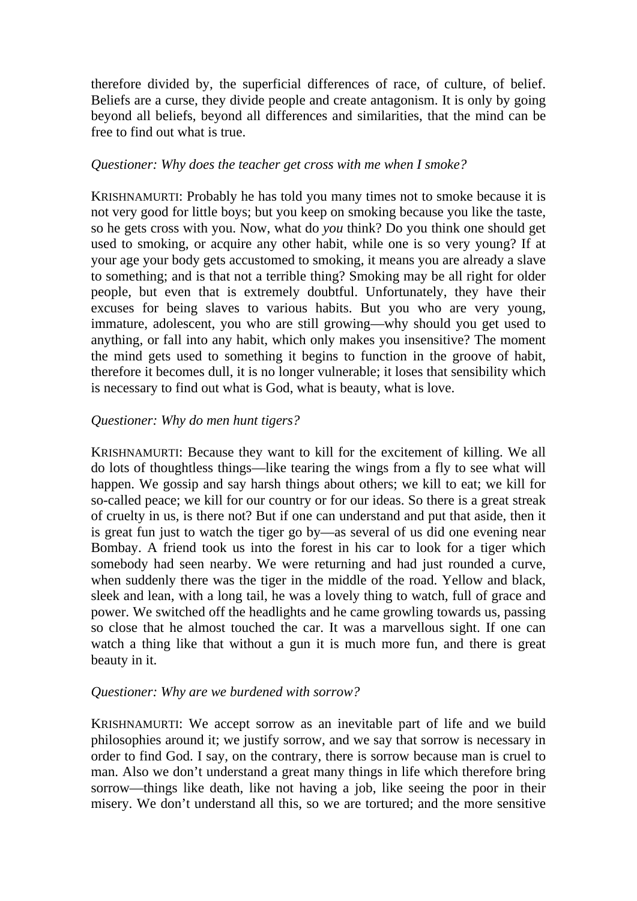therefore divided by, the superficial differences of race, of culture, of belief. Beliefs are a curse, they divide people and create antagonism. It is only by going beyond all beliefs, beyond all differences and similarities, that the mind can be free to find out what is true.

*Questioner: Why does the teacher get cross with me when I smoke?*

KRISHNAMURTI: Probably he has told you many times not to smoke because it is not very good for little boys; but you keep on smoking because you like the taste, so he gets cross with you. Now, what do *you* think? Do you think one should get used to smoking, or acquire any other habit, while one is so very young? If at your age your body gets accustomed to smoking, it means you are already a slave to something; and is that not a terrible thing? Smoking may be all right for older people, but even that is extremely doubtful. Unfortunately, they have their excuses for being slaves to various habits. But you who are very young, immature, adolescent, you who are still growing—why should you get used to anything, or fall into any habit, which only makes you insensitive? The moment the mind gets used to something it begins to function in the groove of habit, therefore it becomes dull, it is no longer vulnerable; it loses that sensibility which is necessary to find out what is God, what is beauty, what is love.

*Questioner: Why do men hunt tigers?*

KRISHNAMURTI: Because they want to kill for the excitement of killing. We all do lots of thoughtless things—like tearing the wings from a fly to see what will happen. We gossip and say harsh things about others; we kill to eat; we kill for so-called peace; we kill for our country or for our ideas. So there is a great streak of cruelty in us, is there not? But if one can understand and put that aside, then it is great fun just to watch the tiger go by—as several of us did one evening near Bombay. A friend took us into the forest in his car to look for a tiger which somebody had seen nearby. We were returning and had just rounded a curve, when suddenly there was the tiger in the middle of the road. Yellow and black, sleek and lean, with a long tail, he was a lovely thing to watch, full of grace and power. We switched off the headlights and he came growling towards us, passing so close that he almost touched the car. It was a marvellous sight. If one can watch a thing like that without a gun it is much more fun, and there is great beauty in it.

*Questioner: Why are we burdened with sorrow?*

KRISHNAMURTI: We accept sorrow as an inevitable part of life and we build philosophies around it; we justify sorrow, and we say that sorrow is necessary in order to find God. I say, on the contrary, there is sorrow because man is cruel to man. Also we don't understand a great many things in life which therefore bring sorrow—things like death, like not having a job, like seeing the poor in their misery. We don't understand all this, so we are tortured; and the more sensitive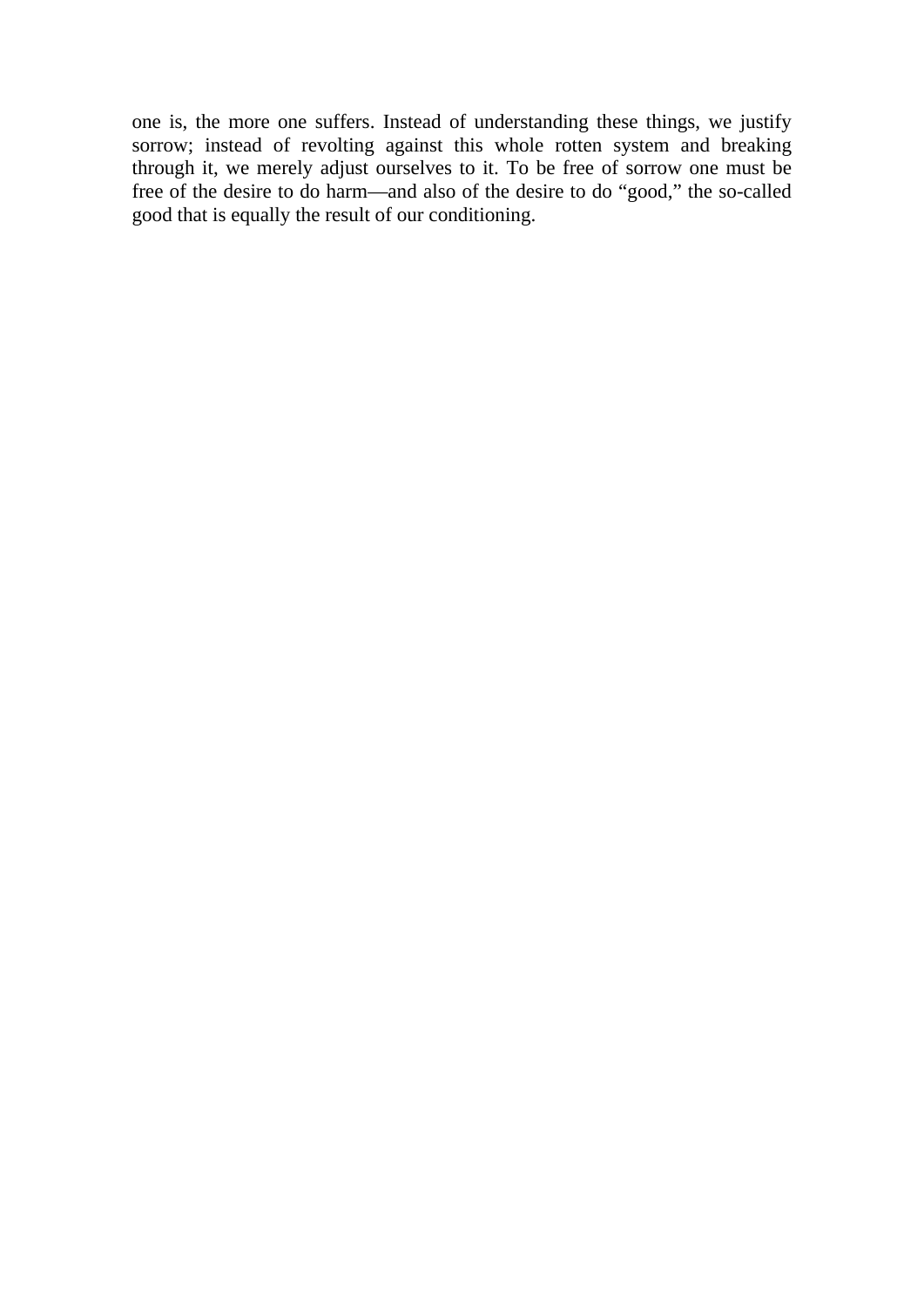one is, the more one suffers. Instead of understanding these things, we justify sorrow; instead of revolting against this whole rotten system and breaking through it, we merely adjust ourselves to it. To be free of sorrow one must be free of the desire to do harm—and also of the desire to do "good," the so-called good that is equally the result of our conditioning.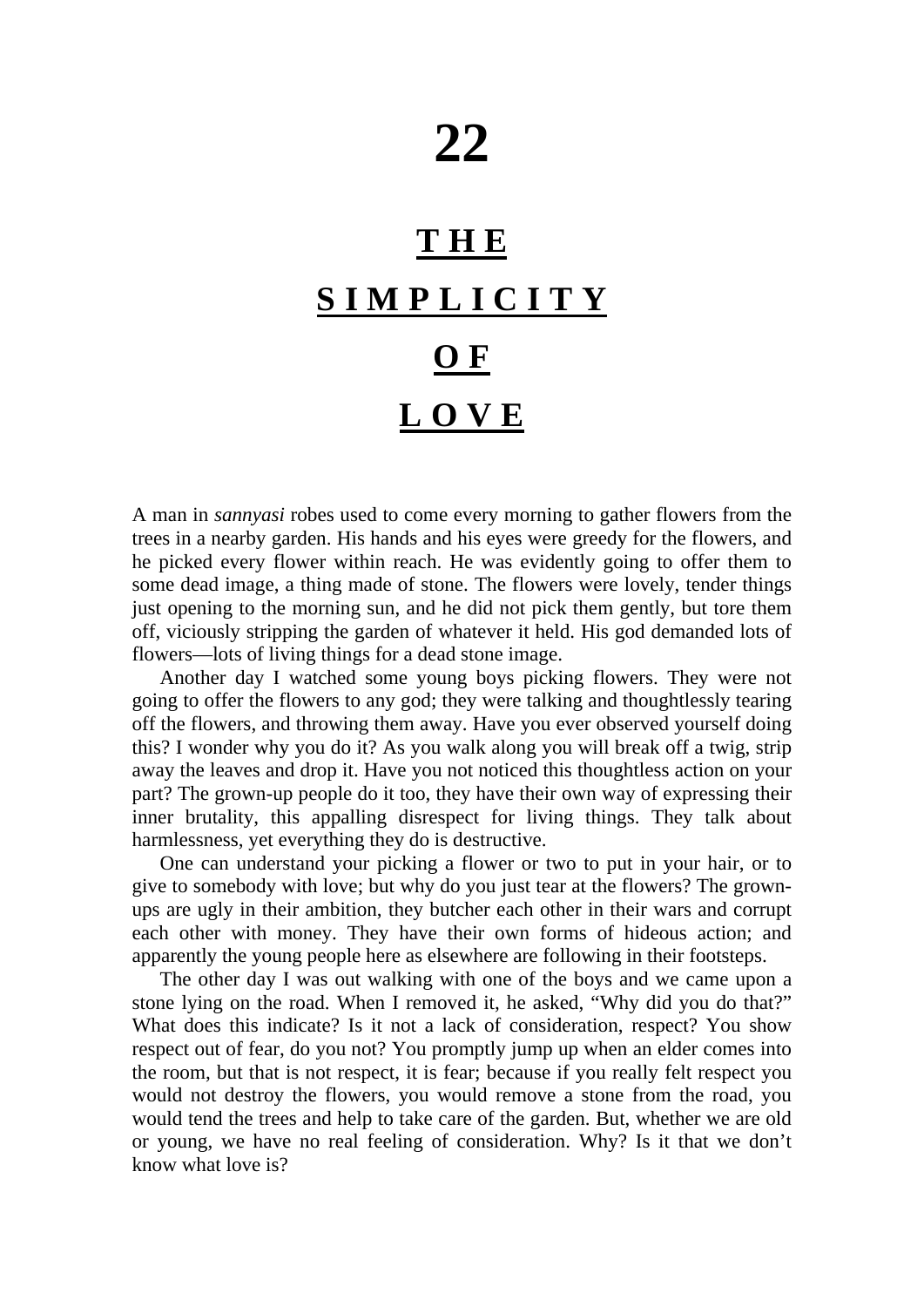# 22

# THE SIMPLICITY OF LOVE

A man in *sannyasi* robes used to come every morning to gather flowers from the trees in a nearby garden. His hands and his eyes were greedy for the flowers, and he picked every flower within reach. He was evidently going to offer them to some dead image, a thing made of stone. The flowers were lovely, tender things just opening to the morning sun, and he did not pick them gently, but tore them off, viciously stripping the garden of whatever it held. His god demanded lots of flowers—lots of living things for a dead stone image.

Another day I watched some young boys picking flowers. They were not going to offer the flowers to any god; they were talking and thoughtlessly tearing off the flowers, and throwing them away. Have you ever observed yourself doing this? I wonder why you do it? As you walk along you will break off a twig, strip away the leaves and drop it. Have you not noticed this thoughtless action on your part? The grown-up people do it too, they have their own way of expressing their inner brutality, this appalling disrespect for living things. They talk about harmlessness, yet everything they do is destructive.

One can understand your picking a flower or two to put in your hair, or to give to somebody with love; but why do you just tear at the flowers? The grown-ups are ugly in their ambition, they butcher each other in their wars and corrupt each other with money. They have their own forms of hideous action; and apparently the young people here as elsewhere are following in their footsteps.

The other day I was out walking with one of the boys and we came upon a stone lying on the road. When I removed it, he asked, “Why did you do that?” What does this indicate? Is it not a lack of consideration, respect? You show respect out of fear, do you not? You promptly jump up when an elder comes into the room, but that is not respect, it is fear; because if you really felt respect you would not destroy the flowers, you would remove a stone from the road, you would tend the trees and help to take care of the garden. But, whether we are old or young, we have no real feeling of consideration. Why? Is it that we don’t know what love is?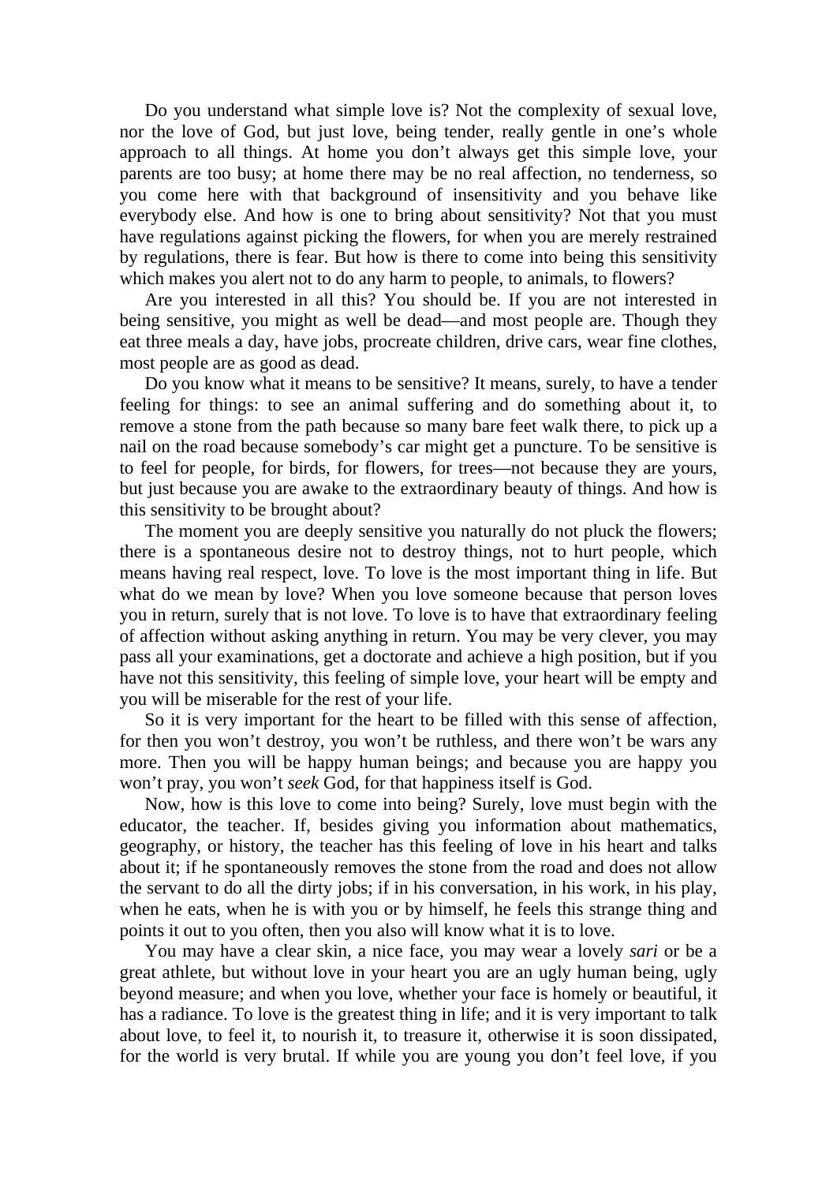Do you understand what simple love is? Not the complexity of sexual love, nor the love of God, but just love, being tender, really gentle in one's whole approach to all things. At home you don't always get this simple love, your parents are too busy; at home there may be no real affection, no tenderness, so you come here with that background of insensitivity and you behave like everybody else. And how is one to bring about sensitivity? Not that you must have regulations against picking the flowers, for when you are merely restrained by regulations, there is fear. But how is there to come into being this sensitivity which makes you alert not to do any harm to people, to animals, to flowers?

Are you interested in all this? You should be. If you are not interested in being sensitive, you might as well be dead—and most people are. Though they eat three meals a day, have jobs, procreate children, drive cars, wear fine clothes, most people are as good as dead.

Do you know what it means to be sensitive? It means, surely, to have a tender feeling for things: to see an animal suffering and do something about it, to remove a stone from the path because so many bare feet walk there, to pick up a nail on the road because somebody's car might get a puncture. To be sensitive is to feel for people, for birds, for flowers, for trees—not because they are yours, but just because you are awake to the extraordinary beauty of things. And how is this sensitivity to be brought about?

The moment you are deeply sensitive you naturally do not pluck the flowers; there is a spontaneous desire not to destroy things, not to hurt people, which means having real respect, love. To love is the most important thing in life. But what do we mean by love? When you love someone because that person loves you in return, surely that is not love. To love is to have that extraordinary feeling of affection without asking anything in return. You may be very clever, you may pass all your examinations, get a doctorate and achieve a high position, but if you have not this sensitivity, this feeling of simple love, your heart will be empty and you will be miserable for the rest of your life.

So it is very important for the heart to be filled with this sense of affection, for then you won't destroy, you won't be ruthless, and there won't be wars any more. Then you will be happy human beings; and because you are happy you won't pray, you won't *seek* God, for that happiness itself is God.

Now, how is this love to come into being? Surely, love must begin with the educator, the teacher. If, besides giving you information about mathematics, geography, or history, the teacher has this feeling of love in his heart and talks about it; if he spontaneously removes the stone from the road and does not allow the servant to do all the dirty jobs; if in his conversation, in his work, in his play, when he eats, when he is with you or by himself, he feels this strange thing and points it out to you often, then you also will know what it is to love.

You may have a clear skin, a nice face, you may wear a lovely *sari* or be a great athlete, but without love in your heart you are an ugly human being, ugly beyond measure; and when you love, whether your face is homely or beautiful, it has a radiance. To love is the greatest thing in life; and it is very important to talk about love, to feel it, to nourish it, to treasure it, otherwise it is soon dissipated, for the world is very brutal. If while you are young you don't feel love, if you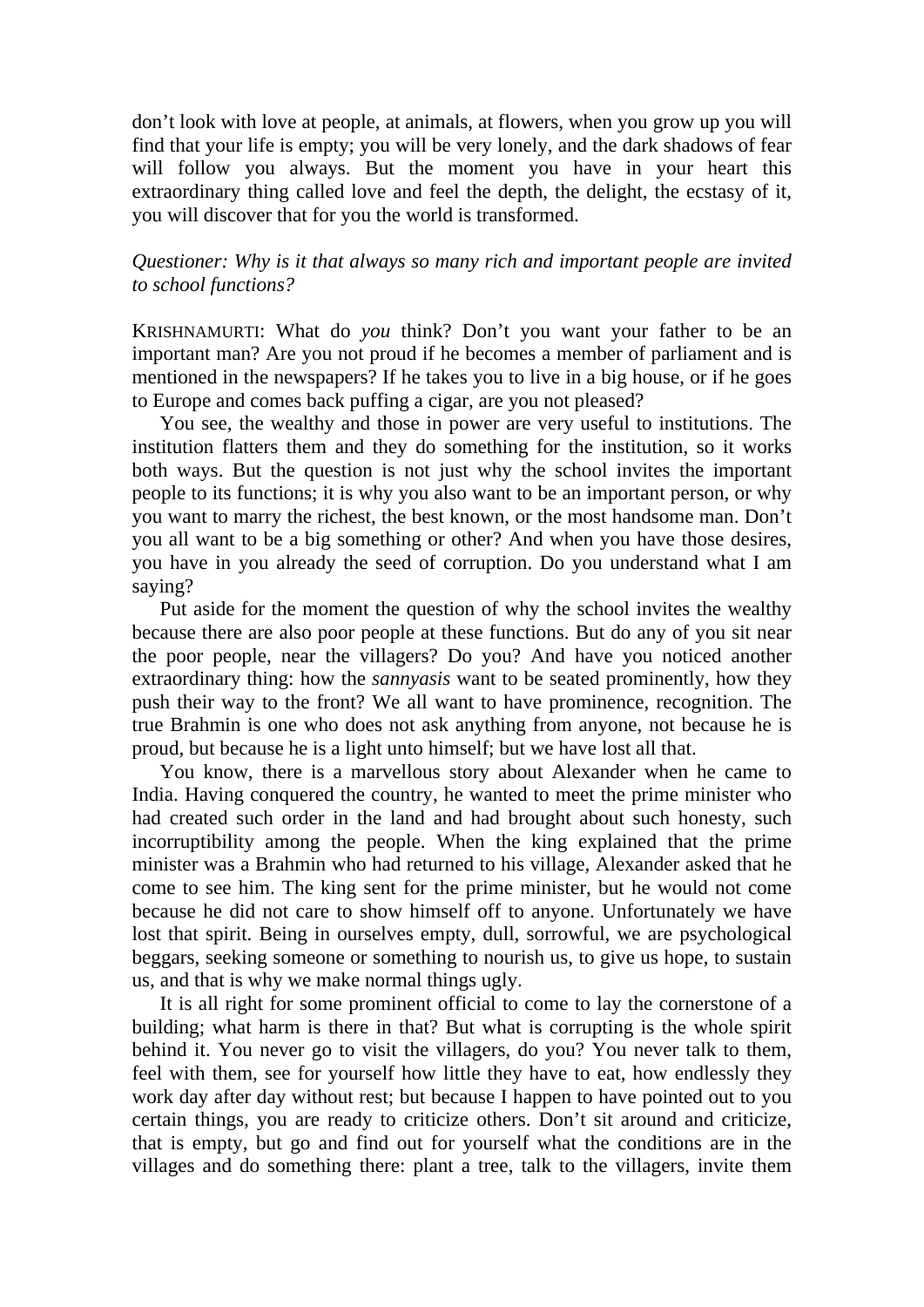don't look with love at people, at animals, at flowers, when you grow up you will find that your life is empty; you will be very lonely, and the dark shadows of fear will follow you always. But the moment you have in your heart this extraordinary thing called love and feel the depth, the delight, the ecstasy of it, you will discover that for you the world is transformed.

*Questioner: Why is it that always so many rich and important people are invited to school functions?*

KRISHNAMURTI: What do *you* think? Don't you want your father to be an important man? Are you not proud if he becomes a member of parliament and is mentioned in the newspapers? If he takes you to live in a big house, or if he goes to Europe and comes back puffing a cigar, are you not pleased?

You see, the wealthy and those in power are very useful to institutions. The institution flatters them and they do something for the institution, so it works both ways. But the question is not just why the school invites the important people to its functions; it is why you also want to be an important person, or why you want to marry the richest, the best known, or the most handsome man. Don't you all want to be a big something or other? And when you have those desires, you have in you already the seed of corruption. Do you understand what I am saying?

Put aside for the moment the question of why the school invites the wealthy because there are also poor people at these functions. But do any of you sit near the poor people, near the villagers? Do you? And have you noticed another extraordinary thing: how the *sannyasis* want to be seated prominently, how they push their way to the front? We all want to have prominence, recognition. The true Brahmin is one who does not ask anything from anyone, not because he is proud, but because he is a light unto himself; but we have lost all that.

You know, there is a marvellous story about Alexander when he came to India. Having conquered the country, he wanted to meet the prime minister who had created such order in the land and had brought about such honesty, such incorruptibility among the people. When the king explained that the prime minister was a Brahmin who had returned to his village, Alexander asked that he come to see him. The king sent for the prime minister, but he would not come because he did not care to show himself off to anyone. Unfortunately we have lost that spirit. Being in ourselves empty, dull, sorrowful, we are psychological beggars, seeking someone or something to nourish us, to give us hope, to sustain us, and that is why we make normal things ugly.

It is all right for some prominent official to come to lay the cornerstone of a building; what harm is there in that? But what is corrupting is the whole spirit behind it. You never go to visit the villagers, do you? You never talk to them, feel with them, see for yourself how little they have to eat, how endlessly they work day after day without rest; but because I happen to have pointed out to you certain things, you are ready to criticize others. Don't sit around and criticize, that is empty, but go and find out for yourself what the conditions are in the villages and do something there: plant a tree, talk to the villagers, invite them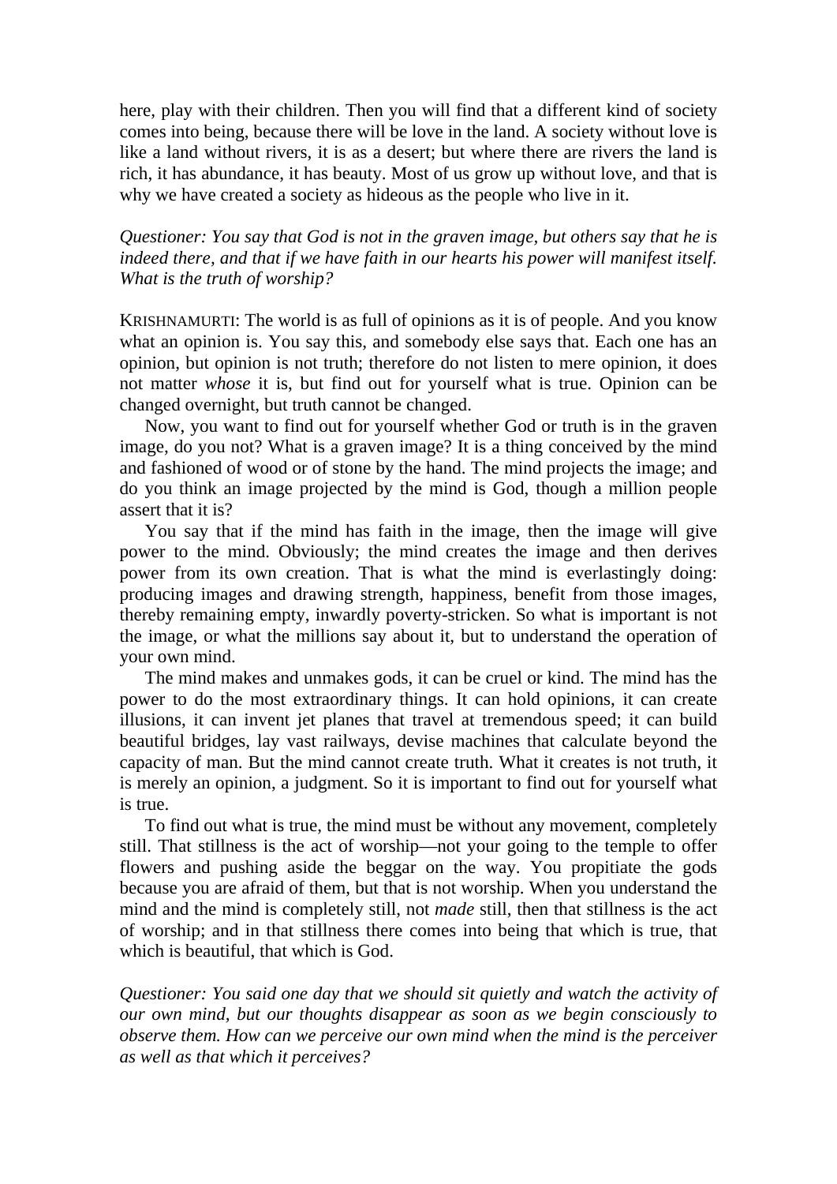here, play with their children. Then you will find that a different kind of society comes into being, because there will be love in the land. A society without love is like a land without rivers, it is as a desert; but where there are rivers the land is rich, it has abundance, it has beauty. Most of us grow up without love, and that is why we have created a society as hideous as the people who live in it.

*Questioner: You say that God is not in the graven image, but others say that he is indeed there, and that if we have faith in our hearts his power will manifest itself. What is the truth of worship?*

KRISHNAMURTI: The world is as full of opinions as it is of people. And you know what an opinion is. You say this, and somebody else says that. Each one has an opinion, but opinion is not truth; therefore do not listen to mere opinion, it does not matter *whose* it is, but find out for yourself what is true. Opinion can be changed overnight, but truth cannot be changed.

Now, you want to find out for yourself whether God or truth is in the graven image, do you not? What is a graven image? It is a thing conceived by the mind and fashioned of wood or of stone by the hand. The mind projects the image; and do you think an image projected by the mind is God, though a million people assert that it is?

You say that if the mind has faith in the image, then the image will give power to the mind. Obviously; the mind creates the image and then derives power from its own creation. That is what the mind is everlastingly doing: producing images and drawing strength, happiness, benefit from those images, thereby remaining empty, inwardly poverty-stricken. So what is important is not the image, or what the millions say about it, but to understand the operation of your own mind.

The mind makes and unmakes gods, it can be cruel or kind. The mind has the power to do the most extraordinary things. It can hold opinions, it can create illusions, it can invent jet planes that travel at tremendous speed; it can build beautiful bridges, lay vast railways, devise machines that calculate beyond the capacity of man. But the mind cannot create truth. What it creates is not truth, it is merely an opinion, a judgment. So it is important to find out for yourself what is true.

To find out what is true, the mind must be without any movement, completely still. That stillness is the act of worship—not your going to the temple to offer flowers and pushing aside the beggar on the way. You propitiate the gods because you are afraid of them, but that is not worship. When you understand the mind and the mind is completely still, not *made* still, then that stillness is the act of worship; and in that stillness there comes into being that which is true, that which is beautiful, that which is God.

*Questioner: You said one day that we should sit quietly and watch the activity of our own mind, but our thoughts disappear as soon as we begin consciously to observe them. How can we perceive our own mind when the mind is the perceiver as well as that which it perceives?*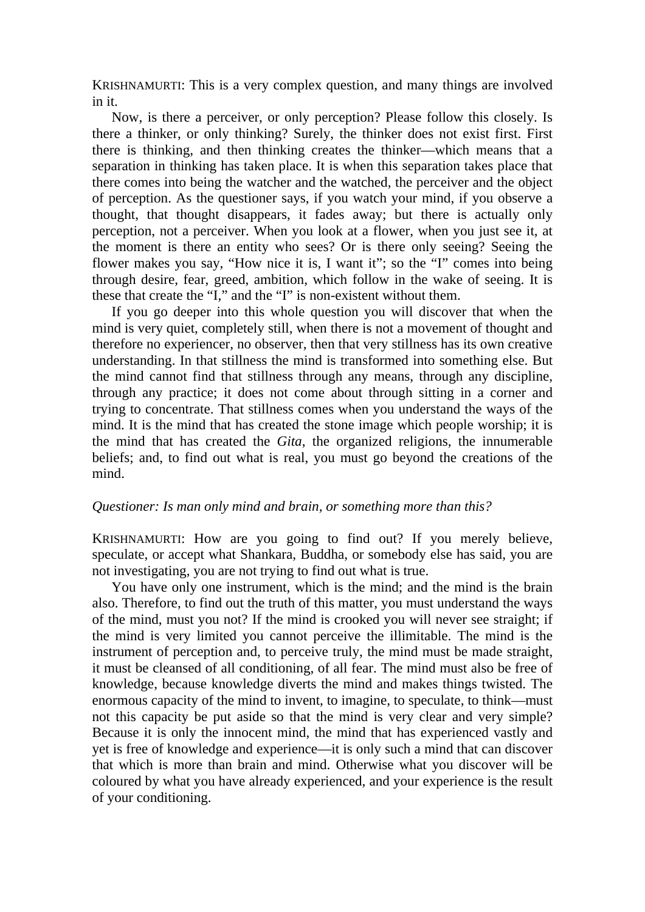KRISHNAMURTI: This is a very complex question, and many things are involved in it.

Now, is there a perceiver, or only perception? Please follow this closely. Is there a thinker, or only thinking? Surely, the thinker does not exist first. First there is thinking, and then thinking creates the thinker—which means that a separation in thinking has taken place. It is when this separation takes place that there comes into being the watcher and the watched, the perceiver and the object of perception. As the questioner says, if you watch your mind, if you observe a thought, that thought disappears, it fades away; but there is actually only perception, not a perceiver. When you look at a flower, when you just see it, at the moment is there an entity who sees? Or is there only seeing? Seeing the flower makes you say, "How nice it is, I want it"; so the "I" comes into being through desire, fear, greed, ambition, which follow in the wake of seeing. It is these that create the "I," and the "I" is non-existent without them.

If you go deeper into this whole question you will discover that when the mind is very quiet, completely still, when there is not a movement of thought and therefore no experiencer, no observer, then that very stillness has its own creative understanding. In that stillness the mind is transformed into something else. But the mind cannot find that stillness through any means, through any discipline, through any practice; it does not come about through sitting in a corner and trying to concentrate. That stillness comes when you understand the ways of the mind. It is the mind that has created the stone image which people worship; it is the mind that has created the *Gita*, the organized religions, the innumerable beliefs; and, to find out what is real, you must go beyond the creations of the mind.

*Questioner: Is man only mind and brain, or something more than this?*

KRISHNAMURTI: How are you going to find out? If you merely believe, speculate, or accept what Shankara, Buddha, or somebody else has said, you are not investigating, you are not trying to find out what is true.

You have only one instrument, which is the mind; and the mind is the brain also. Therefore, to find out the truth of this matter, you must understand the ways of the mind, must you not? If the mind is crooked you will never see straight; if the mind is very limited you cannot perceive the illimitable. The mind is the instrument of perception and, to perceive truly, the mind must be made straight, it must be cleansed of all conditioning, of all fear. The mind must also be free of knowledge, because knowledge diverts the mind and makes things twisted. The enormous capacity of the mind to invent, to imagine, to speculate, to think—must not this capacity be put aside so that the mind is very clear and very simple? Because it is only the innocent mind, the mind that has experienced vastly and yet is free of knowledge and experience—it is only such a mind that can discover that which is more than brain and mind. Otherwise what you discover will be coloured by what you have already experienced, and your experience is the result of your conditioning.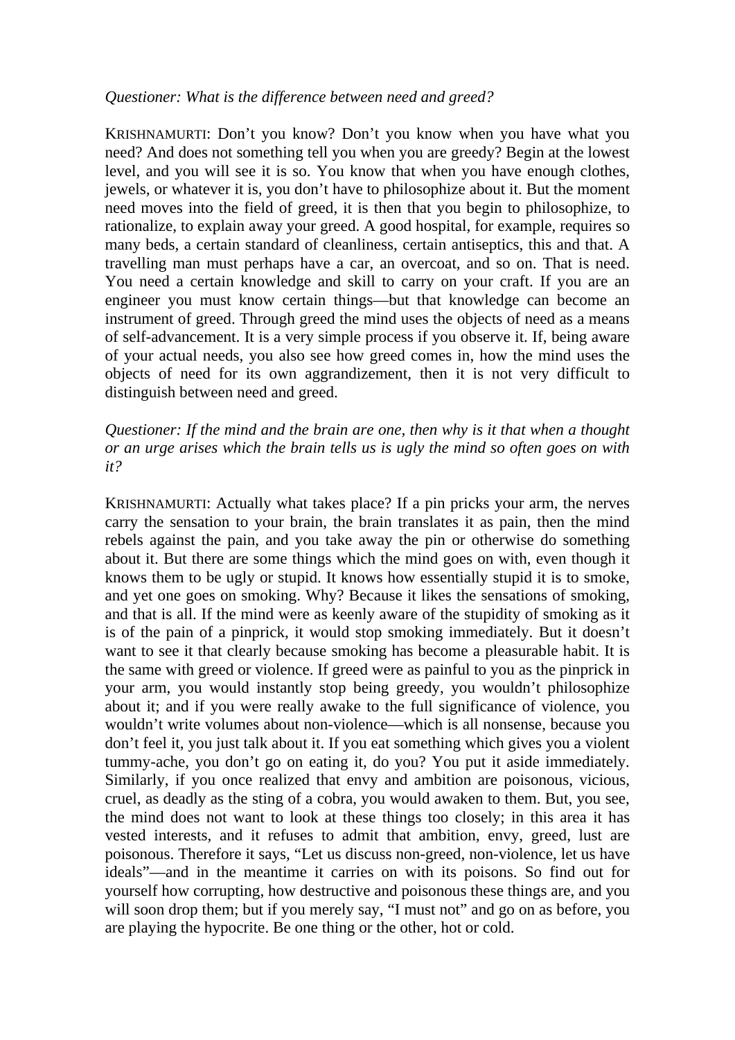*Questioner: What is the difference between need and greed?*

KRISHNAMURTI: Don't you know? Don't you know when you have what you need? And does not something tell you when you are greedy? Begin at the lowest level, and you will see it is so. You know that when you have enough clothes, jewels, or whatever it is, you don't have to philosophize about it. But the moment need moves into the field of greed, it is then that you begin to philosophize, to rationalize, to explain away your greed. A good hospital, for example, requires so many beds, a certain standard of cleanliness, certain antiseptics, this and that. A travelling man must perhaps have a car, an overcoat, and so on. That is need. You need a certain knowledge and skill to carry on your craft. If you are an engineer you must know certain things—but that knowledge can become an instrument of greed. Through greed the mind uses the objects of need as a means of self-advancement. It is a very simple process if you observe it. If, being aware of your actual needs, you also see how greed comes in, how the mind uses the objects of need for its own aggrandizement, then it is not very difficult to distinguish between need and greed.

*Questioner: If the mind and the brain are one, then why is it that when a thought or an urge arises which the brain tells us is ugly the mind so often goes on with it?*

KRISHNAMURTI: Actually what takes place? If a pin pricks your arm, the nerves carry the sensation to your brain, the brain translates it as pain, then the mind rebels against the pain, and you take away the pin or otherwise do something about it. But there are some things which the mind goes on with, even though it knows them to be ugly or stupid. It knows how essentially stupid it is to smoke, and yet one goes on smoking. Why? Because it likes the sensations of smoking, and that is all. If the mind were as keenly aware of the stupidity of smoking as it is of the pain of a pinprick, it would stop smoking immediately. But it doesn't want to see it that clearly because smoking has become a pleasurable habit. It is the same with greed or violence. If greed were as painful to you as the pinprick in your arm, you would instantly stop being greedy, you wouldn't philosophize about it; and if you were really awake to the full significance of violence, you wouldn't write volumes about non-violence—which is all nonsense, because you don't feel it, you just talk about it. If you eat something which gives you a violent tummy-ache, you don't go on eating it, do you? You put it aside immediately. Similarly, if you once realized that envy and ambition are poisonous, vicious, cruel, as deadly as the sting of a cobra, you would awaken to them. But, you see, the mind does not want to look at these things too closely; in this area it has vested interests, and it refuses to admit that ambition, envy, greed, lust are poisonous. Therefore it says, "Let us discuss non-greed, non-violence, let us have ideals"—and in the meantime it carries on with its poisons. So find out for yourself how corrupting, how destructive and poisonous these things are, and you will soon drop them; but if you merely say, "I must not" and go on as before, you are playing the hypocrite. Be one thing or the other, hot or cold.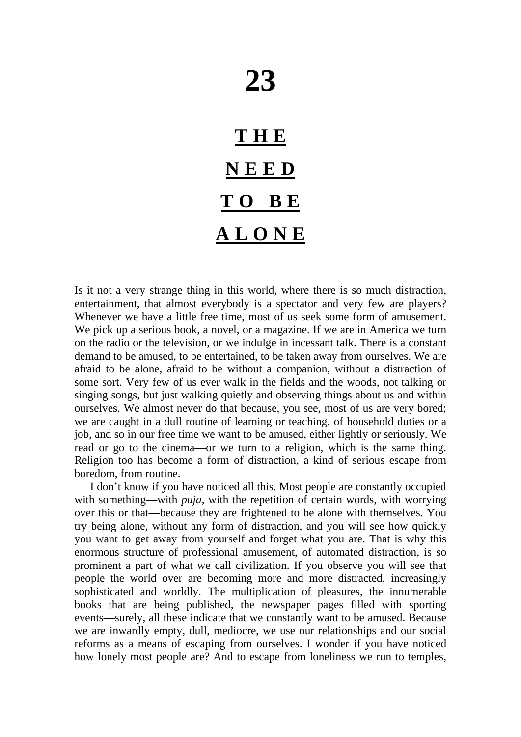# 23

## THE NEED TO BE ALONE

Is it not a very strange thing in this world, where there is so much distraction, entertainment, that almost everybody is a spectator and very few are players? Whenever we have a little free time, most of us seek some form of amusement. We pick up a serious book, a novel, or a magazine. If we are in America we turn on the radio or the television, or we indulge in incessant talk. There is a constant demand to be amused, to be entertained, to be taken away from ourselves. We are afraid to be alone, afraid to be without a companion, without a distraction of some sort. Very few of us ever walk in the fields and the woods, not talking or singing songs, but just walking quietly and observing things about us and within ourselves. We almost never do that because, you see, most of us are very bored; we are caught in a dull routine of learning or teaching, of household duties or a job, and so in our free time we want to be amused, either lightly or seriously. We read or go to the cinema—or we turn to a religion, which is the same thing. Religion too has become a form of distraction, a kind of serious escape from boredom, from routine.

I don't know if you have noticed all this. Most people are constantly occupied with something—with *puja*, with the repetition of certain words, with worrying over this or that—because they are frightened to be alone with themselves. You try being alone, without any form of distraction, and you will see how quickly you want to get away from yourself and forget what you are. That is why this enormous structure of professional amusement, of automated distraction, is so prominent a part of what we call civilization. If you observe you will see that people the world over are becoming more and more distracted, increasingly sophisticated and worldly. The multiplication of pleasures, the innumerable books that are being published, the newspaper pages filled with sporting events—surely, all these indicate that we constantly want to be amused. Because we are inwardly empty, dull, mediocre, we use our relationships and our social reforms as a means of escaping from ourselves. I wonder if you have noticed how lonely most people are? And to escape from loneliness we run to temples,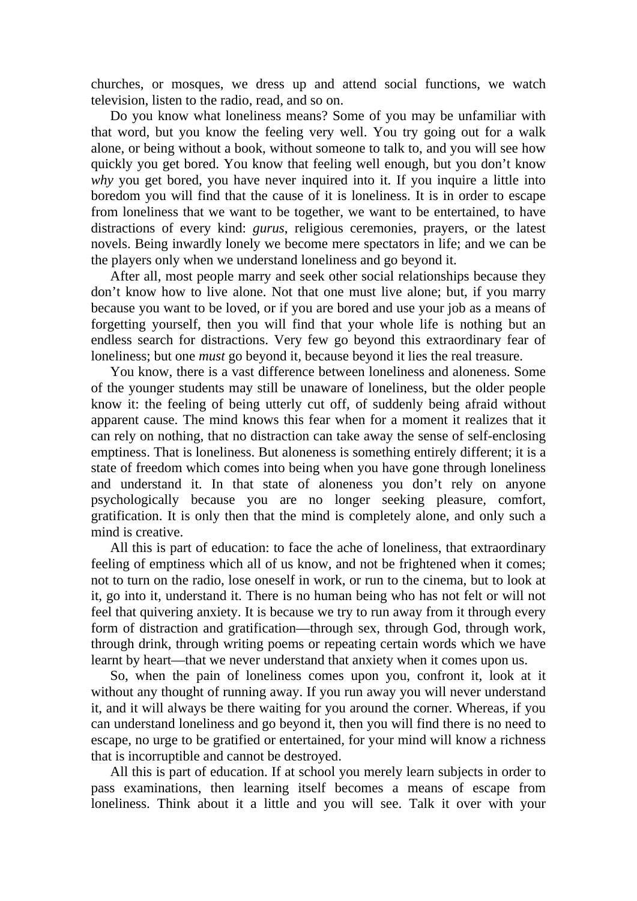churches, or mosques, we dress up and attend social functions, we watch television, listen to the radio, read, and so on.

Do you know what loneliness means? Some of you may be unfamiliar with that word, but you know the feeling very well. You try going out for a walk alone, or being without a book, without someone to talk to, and you will see how quickly you get bored. You know that feeling well enough, but you don't know *why* you get bored, you have never inquired into it. If you inquire a little into boredom you will find that the cause of it is loneliness. It is in order to escape from loneliness that we want to be together, we want to be entertained, to have distractions of every kind: *gurus*, religious ceremonies, prayers, or the latest novels. Being inwardly lonely we become mere spectators in life; and we can be the players only when we understand loneliness and go beyond it.

After all, most people marry and seek other social relationships because they don't know how to live alone. Not that one must live alone; but, if you marry because you want to be loved, or if you are bored and use your job as a means of forgetting yourself, then you will find that your whole life is nothing but an endless search for distractions. Very few go beyond this extraordinary fear of loneliness; but one *must* go beyond it, because beyond it lies the real treasure.

You know, there is a vast difference between loneliness and aloneness. Some of the younger students may still be unaware of loneliness, but the older people know it: the feeling of being utterly cut off, of suddenly being afraid without apparent cause. The mind knows this fear when for a moment it realizes that it can rely on nothing, that no distraction can take away the sense of self-enclosing emptiness. That is loneliness. But aloneness is something entirely different; it is a state of freedom which comes into being when you have gone through loneliness and understand it. In that state of aloneness you don't rely on anyone psychologically because you are no longer seeking pleasure, comfort, gratification. It is only then that the mind is completely alone, and only such a mind is creative.

All this is part of education: to face the ache of loneliness, that extraordinary feeling of emptiness which all of us know, and not be frightened when it comes; not to turn on the radio, lose oneself in work, or run to the cinema, but to look at it, go into it, understand it. There is no human being who has not felt or will not feel that quivering anxiety. It is because we try to run away from it through every form of distraction and gratification—through sex, through God, through work, through drink, through writing poems or repeating certain words which we have learnt by heart—that we never understand that anxiety when it comes upon us.

So, when the pain of loneliness comes upon you, confront it, look at it without any thought of running away. If you run away you will never understand it, and it will always be there waiting for you around the corner. Whereas, if you can understand loneliness and go beyond it, then you will find there is no need to escape, no urge to be gratified or entertained, for your mind will know a richness that is incorruptible and cannot be destroyed.

All this is part of education. If at school you merely learn subjects in order to pass examinations, then learning itself becomes a means of escape from loneliness. Think about it a little and you will see. Talk it over with your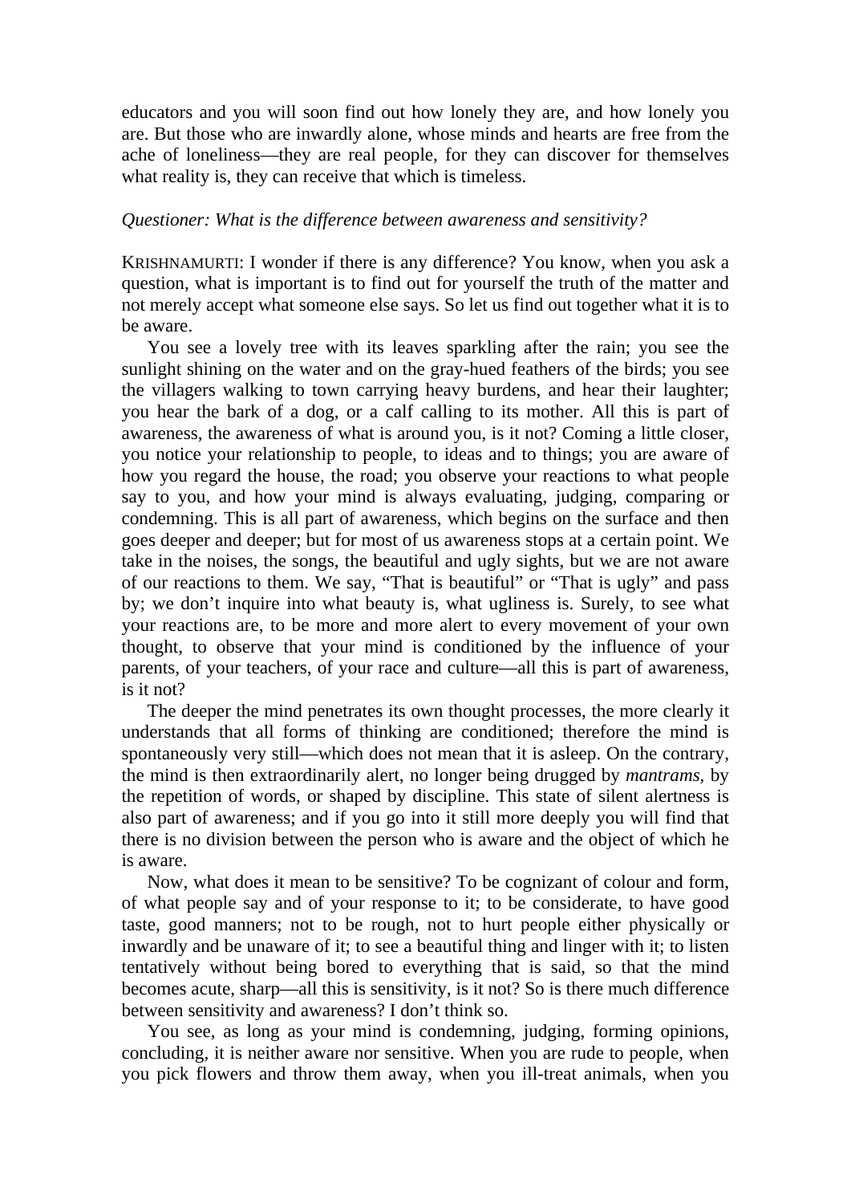educators and you will soon find out how lonely they are, and how lonely you are. But those who are inwardly alone, whose minds and hearts are free from the ache of loneliness—they are real people, for they can discover for themselves what reality is, they can receive that which is timeless.

*Questioner: What is the difference between awareness and sensitivity?*

KRISHNAMURTI: I wonder if there is any difference? You know, when you ask a question, what is important is to find out for yourself the truth of the matter and not merely accept what someone else says. So let us find out together what it is to be aware.

You see a lovely tree with its leaves sparkling after the rain; you see the sunlight shining on the water and on the gray-hued feathers of the birds; you see the villagers walking to town carrying heavy burdens, and hear their laughter; you hear the bark of a dog, or a calf calling to its mother. All this is part of awareness, the awareness of what is around you, is it not? Coming a little closer, you notice your relationship to people, to ideas and to things; you are aware of how you regard the house, the road; you observe your reactions to what people say to you, and how your mind is always evaluating, judging, comparing or condemning. This is all part of awareness, which begins on the surface and then goes deeper and deeper; but for most of us awareness stops at a certain point. We take in the noises, the songs, the beautiful and ugly sights, but we are not aware of our reactions to them. We say, "That is beautiful" or "That is ugly" and pass by; we don't inquire into what beauty is, what ugliness is. Surely, to see what your reactions are, to be more and more alert to every movement of your own thought, to observe that your mind is conditioned by the influence of your parents, of your teachers, of your race and culture—all this is part of awareness, is it not?

The deeper the mind penetrates its own thought processes, the more clearly it understands that all forms of thinking are conditioned; therefore the mind is spontaneously very still—which does not mean that it is asleep. On the contrary, the mind is then extraordinarily alert, no longer being drugged by *mantrams*, by the repetition of words, or shaped by discipline. This state of silent alertness is also part of awareness; and if you go into it still more deeply you will find that there is no division between the person who is aware and the object of which he is aware.

Now, what does it mean to be sensitive? To be cognizant of colour and form, of what people say and of your response to it; to be considerate, to have good taste, good manners; not to be rough, not to hurt people either physically or inwardly and be unaware of it; to see a beautiful thing and linger with it; to listen tentatively without being bored to everything that is said, so that the mind becomes acute, sharp—all this is sensitivity, is it not? So is there much difference between sensitivity and awareness? I don't think so.

You see, as long as your mind is condemning, judging, forming opinions, concluding, it is neither aware nor sensitive. When you are rude to people, when you pick flowers and throw them away, when you ill-treat animals, when you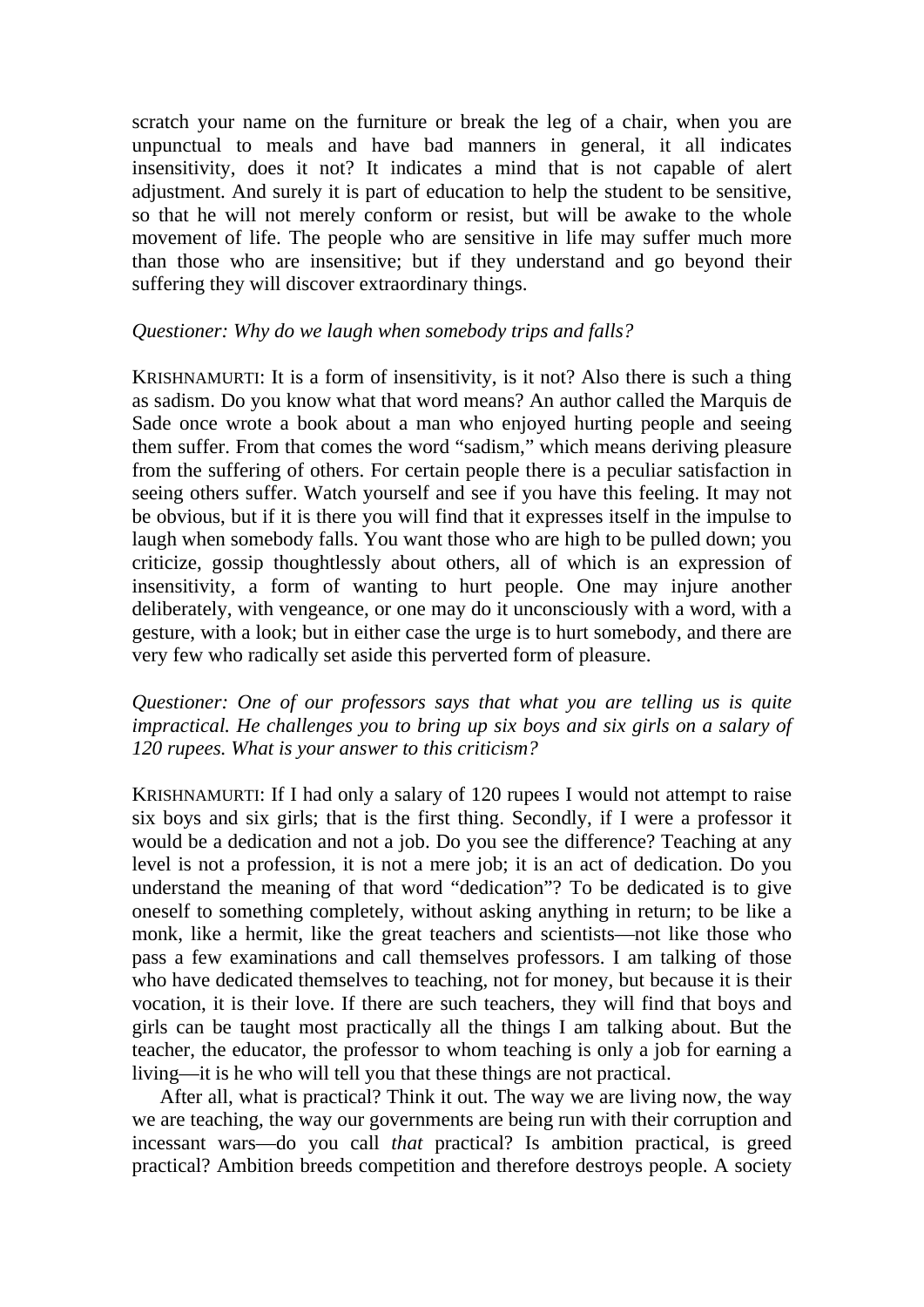scratch your name on the furniture or break the leg of a chair, when you are unpunctual to meals and have bad manners in general, it all indicates insensitivity, does it not? It indicates a mind that is not capable of alert adjustment. And surely it is part of education to help the student to be sensitive, so that he will not merely conform or resist, but will be awake to the whole movement of life. The people who are sensitive in life may suffer much more than those who are insensitive; but if they understand and go beyond their suffering they will discover extraordinary things.

*Questioner: Why do we laugh when somebody trips and falls?*

KRISHNAMURTI: It is a form of insensitivity, is it not? Also there is such a thing as sadism. Do you know what that word means? An author called the Marquis de Sade once wrote a book about a man who enjoyed hurting people and seeing them suffer. From that comes the word "sadism," which means deriving pleasure from the suffering of others. For certain people there is a peculiar satisfaction in seeing others suffer. Watch yourself and see if you have this feeling. It may not be obvious, but if it is there you will find that it expresses itself in the impulse to laugh when somebody falls. You want those who are high to be pulled down; you criticize, gossip thoughtlessly about others, all of which is an expression of insensitivity, a form of wanting to hurt people. One may injure another deliberately, with vengeance, or one may do it unconsciously with a word, with a gesture, with a look; but in either case the urge is to hurt somebody, and there are very few who radically set aside this perverted form of pleasure.

*Questioner: One of our professors says that what you are telling us is quite impractical. He challenges you to bring up six boys and six girls on a salary of 120 rupees. What is your answer to this criticism?*

KRISHNAMURTI: If I had only a salary of 120 rupees I would not attempt to raise six boys and six girls; that is the first thing. Secondly, if I were a professor it would be a dedication and not a job. Do you see the difference? Teaching at any level is not a profession, it is not a mere job; it is an act of dedication. Do you understand the meaning of that word "dedication"? To be dedicated is to give oneself to something completely, without asking anything in return; to be like a monk, like a hermit, like the great teachers and scientists—not like those who pass a few examinations and call themselves professors. I am talking of those who have dedicated themselves to teaching, not for money, but because it is their vocation, it is their love. If there are such teachers, they will find that boys and girls can be taught most practically all the things I am talking about. But the teacher, the educator, the professor to whom teaching is only a job for earning a living—it is he who will tell you that these things are not practical.

After all, what is practical? Think it out. The way we are living now, the way we are teaching, the way our governments are being run with their corruption and incessant wars—do you call *that* practical? Is ambition practical, is greed practical? Ambition breeds competition and therefore destroys people. A society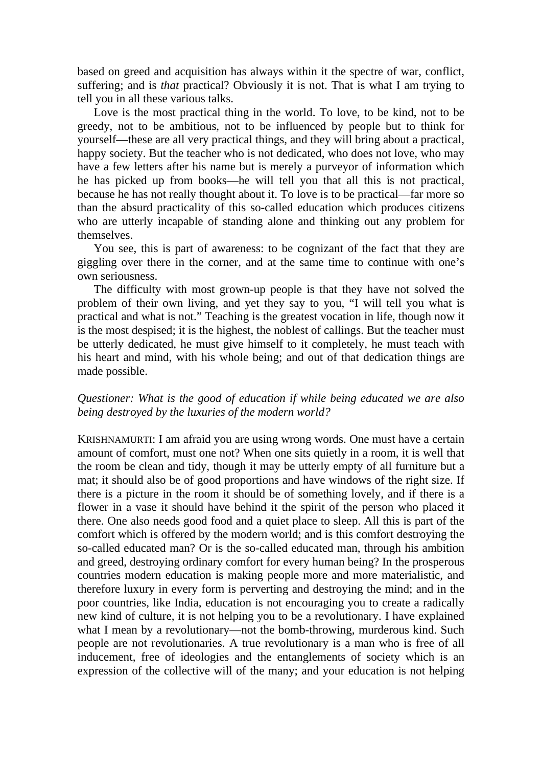based on greed and acquisition has always within it the spectre of war, conflict, suffering; and is *that* practical? Obviously it is not. That is what I am trying to tell you in all these various talks.

Love is the most practical thing in the world. To love, to be kind, not to be greedy, not to be ambitious, not to be influenced by people but to think for yourself—these are all very practical things, and they will bring about a practical, happy society. But the teacher who is not dedicated, who does not love, who may have a few letters after his name but is merely a purveyor of information which he has picked up from books—he will tell you that all this is not practical, because he has not really thought about it. To love is to be practical—far more so than the absurd practicality of this so-called education which produces citizens who are utterly incapable of standing alone and thinking out any problem for themselves.

You see, this is part of awareness: to be cognizant of the fact that they are giggling over there in the corner, and at the same time to continue with one's own seriousness.

The difficulty with most grown-up people is that they have not solved the problem of their own living, and yet they say to you, "I will tell you what is practical and what is not." Teaching is the greatest vocation in life, though now it is the most despised; it is the highest, the noblest of callings. But the teacher must be utterly dedicated, he must give himself to it completely, he must teach with his heart and mind, with his whole being; and out of that dedication things are made possible.

*Questioner: What is the good of education if while being educated we are also being destroyed by the luxuries of the modern world?*

KRISHNAMURTI: I am afraid you are using wrong words. One must have a certain amount of comfort, must one not? When one sits quietly in a room, it is well that the room be clean and tidy, though it may be utterly empty of all furniture but a mat; it should also be of good proportions and have windows of the right size. If there is a picture in the room it should be of something lovely, and if there is a flower in a vase it should have behind it the spirit of the person who placed it there. One also needs good food and a quiet place to sleep. All this is part of the comfort which is offered by the modern world; and is this comfort destroying the so-called educated man? Or is the so-called educated man, through his ambition and greed, destroying ordinary comfort for every human being? In the prosperous countries modern education is making people more and more materialistic, and therefore luxury in every form is perverting and destroying the mind; and in the poor countries, like India, education is not encouraging you to create a radically new kind of culture, it is not helping you to be a revolutionary. I have explained what I mean by a revolutionary—not the bomb-throwing, murderous kind. Such people are not revolutionaries. A true revolutionary is a man who is free of all inducement, free of ideologies and the entanglements of society which is an expression of the collective will of the many; and your education is not helping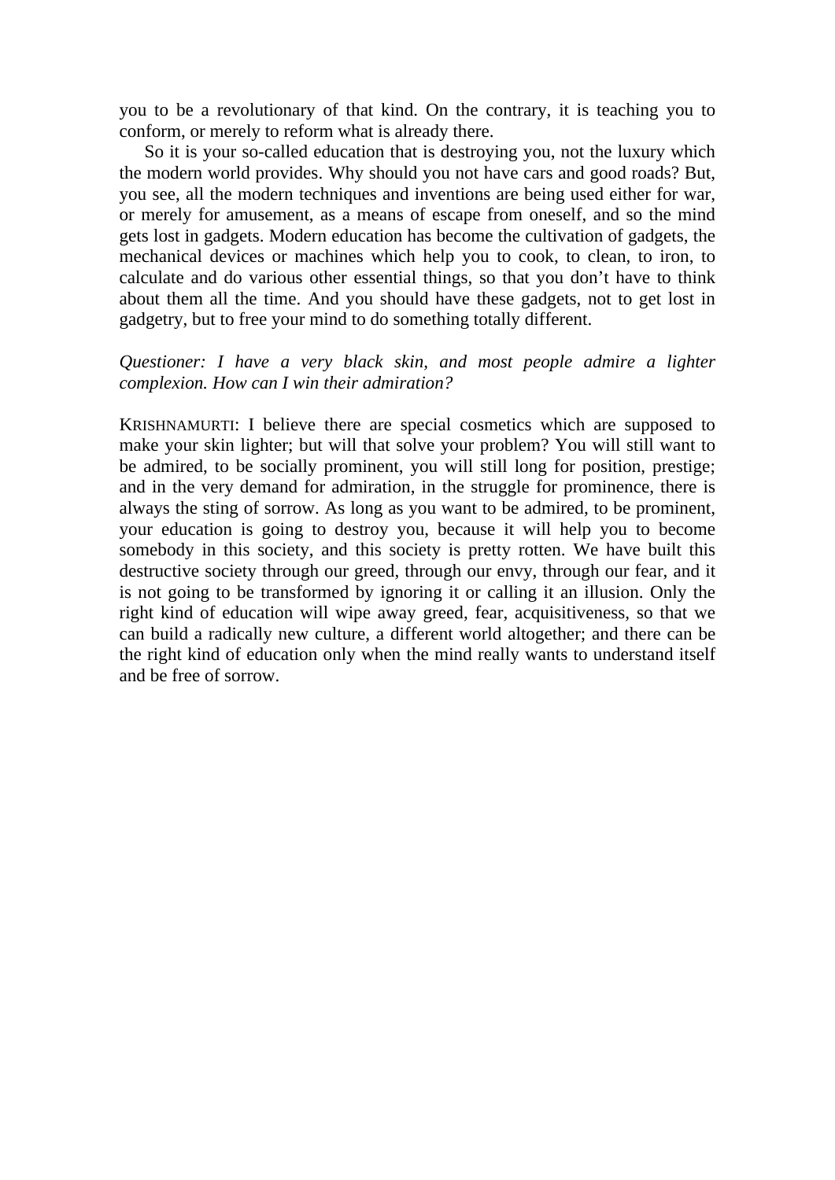you to be a revolutionary of that kind. On the contrary, it is teaching you to conform, or merely to reform what is already there.

So it is your so-called education that is destroying you, not the luxury which the modern world provides. Why should you not have cars and good roads? But, you see, all the modern techniques and inventions are being used either for war, or merely for amusement, as a means of escape from oneself, and so the mind gets lost in gadgets. Modern education has become the cultivation of gadgets, the mechanical devices or machines which help you to cook, to clean, to iron, to calculate and do various other essential things, so that you don't have to think about them all the time. And you should have these gadgets, not to get lost in gadgetry, but to free your mind to do something totally different.

*Questioner: I have a very black skin, and most people admire a lighter complexion. How can I win their admiration?*

KRISHNAMURTI: I believe there are special cosmetics which are supposed to make your skin lighter; but will that solve your problem? You will still want to be admired, to be socially prominent, you will still long for position, prestige; and in the very demand for admiration, in the struggle for prominence, there is always the sting of sorrow. As long as you want to be admired, to be prominent, your education is going to destroy you, because it will help you to become somebody in this society, and this society is pretty rotten. We have built this destructive society through our greed, through our envy, through our fear, and it is not going to be transformed by ignoring it or calling it an illusion. Only the right kind of education will wipe away greed, fear, acquisitiveness, so that we can build a radically new culture, a different world altogether; and there can be the right kind of education only when the mind really wants to understand itself and be free of sorrow.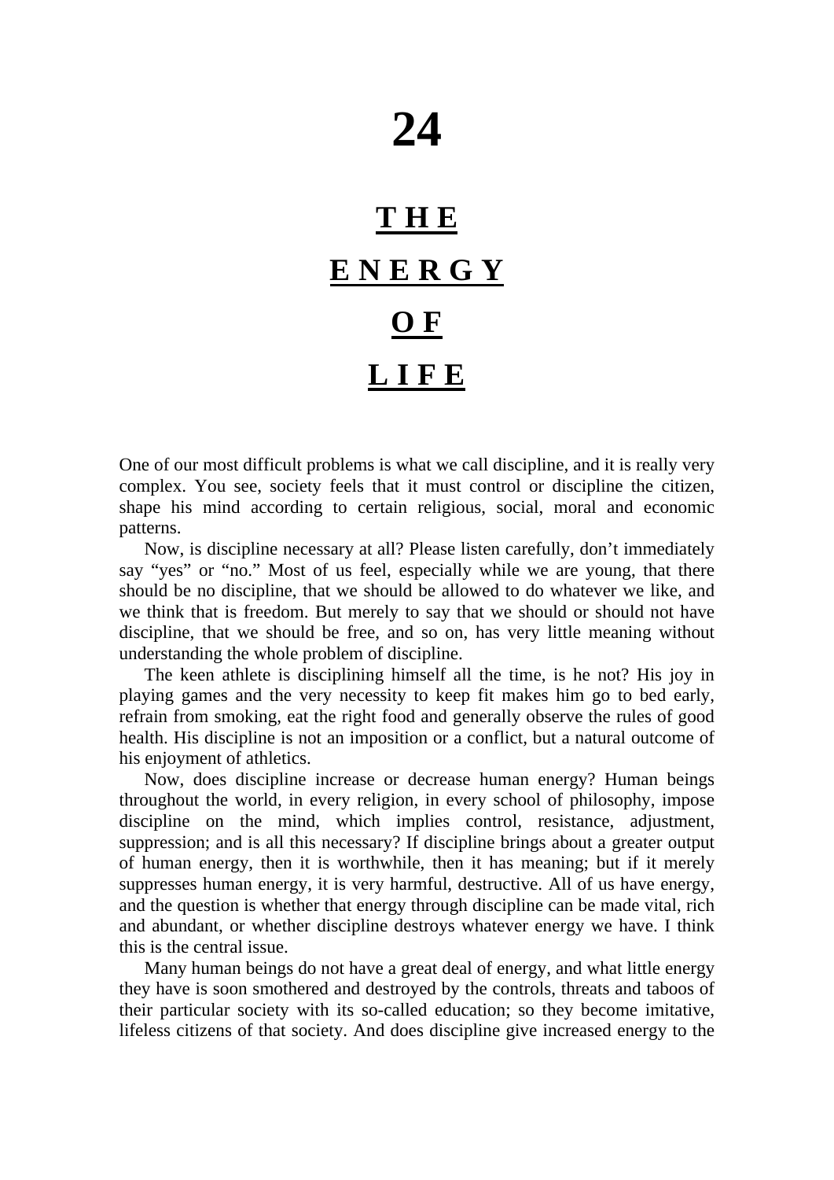# 24

## THE ENERGY OF LIFE

One of our most difficult problems is what we call discipline, and it is really very complex. You see, society feels that it must control or discipline the citizen, shape his mind according to certain religious, social, moral and economic patterns.

Now, is discipline necessary at all? Please listen carefully, don't immediately say "yes" or "no." Most of us feel, especially while we are young, that there should be no discipline, that we should be allowed to do whatever we like, and we think that is freedom. But merely to say that we should or should not have discipline, that we should be free, and so on, has very little meaning without understanding the whole problem of discipline.

The keen athlete is disciplining himself all the time, is he not? His joy in playing games and the very necessity to keep fit makes him go to bed early, refrain from smoking, eat the right food and generally observe the rules of good health. His discipline is not an imposition or a conflict, but a natural outcome of his enjoyment of athletics.

Now, does discipline increase or decrease human energy? Human beings throughout the world, in every religion, in every school of philosophy, impose discipline on the mind, which implies control, resistance, adjustment, suppression; and is all this necessary? If discipline brings about a greater output of human energy, then it is worthwhile, then it has meaning; but if it merely suppresses human energy, it is very harmful, destructive. All of us have energy, and the question is whether that energy through discipline can be made vital, rich and abundant, or whether discipline destroys whatever energy we have. I think this is the central issue.

Many human beings do not have a great deal of energy, and what little energy they have is soon smothered and destroyed by the controls, threats and taboos of their particular society with its so-called education; so they become imitative, lifeless citizens of that society. And does discipline give increased energy to the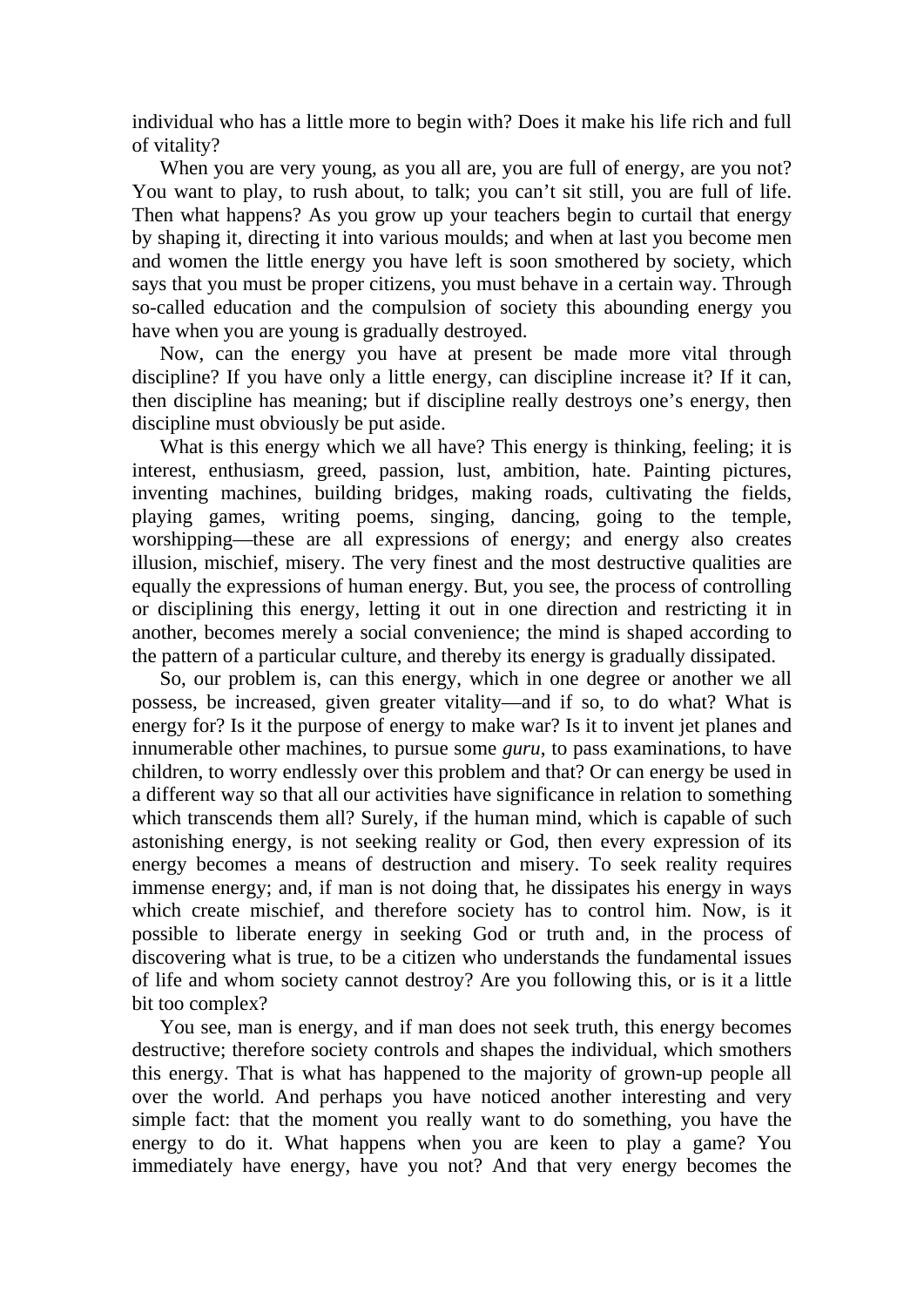individual who has a little more to begin with? Does it make his life rich and full of vitality?

When you are very young, as you all are, you are full of energy, are you not? You want to play, to rush about, to talk; you can't sit still, you are full of life. Then what happens? As you grow up your teachers begin to curtail that energy by shaping it, directing it into various moulds; and when at last you become men and women the little energy you have left is soon smothered by society, which says that you must be proper citizens, you must behave in a certain way. Through so-called education and the compulsion of society this abounding energy you have when you are young is gradually destroyed.

Now, can the energy you have at present be made more vital through discipline? If you have only a little energy, can discipline increase it? If it can, then discipline has meaning; but if discipline really destroys one's energy, then discipline must obviously be put aside.

What is this energy which we all have? This energy is thinking, feeling; it is interest, enthusiasm, greed, passion, lust, ambition, hate. Painting pictures, inventing machines, building bridges, making roads, cultivating the fields, playing games, writing poems, singing, dancing, going to the temple, worshipping—these are all expressions of energy; and energy also creates illusion, mischief, misery. The very finest and the most destructive qualities are equally the expressions of human energy. But, you see, the process of controlling or disciplining this energy, letting it out in one direction and restricting it in another, becomes merely a social convenience; the mind is shaped according to the pattern of a particular culture, and thereby its energy is gradually dissipated.

So, our problem is, can this energy, which in one degree or another we all possess, be increased, given greater vitality—and if so, to do what? What is energy for? Is it the purpose of energy to make war? Is it to invent jet planes and innumerable other machines, to pursue some *guru*, to pass examinations, to have children, to worry endlessly over this problem and that? Or can energy be used in a different way so that all our activities have significance in relation to something which transcends them all? Surely, if the human mind, which is capable of such astonishing energy, is not seeking reality or God, then every expression of its energy becomes a means of destruction and misery. To seek reality requires immense energy; and, if man is not doing that, he dissipates his energy in ways which create mischief, and therefore society has to control him. Now, is it possible to liberate energy in seeking God or truth and, in the process of discovering what is true, to be a citizen who understands the fundamental issues of life and whom society cannot destroy? Are you following this, or is it a little bit too complex?

You see, man is energy, and if man does not seek truth, this energy becomes destructive; therefore society controls and shapes the individual, which smothers this energy. That is what has happened to the majority of grown-up people all over the world. And perhaps you have noticed another interesting and very simple fact: that the moment you really want to do something, you have the energy to do it. What happens when you are keen to play a game? You immediately have energy, have you not? And that very energy becomes the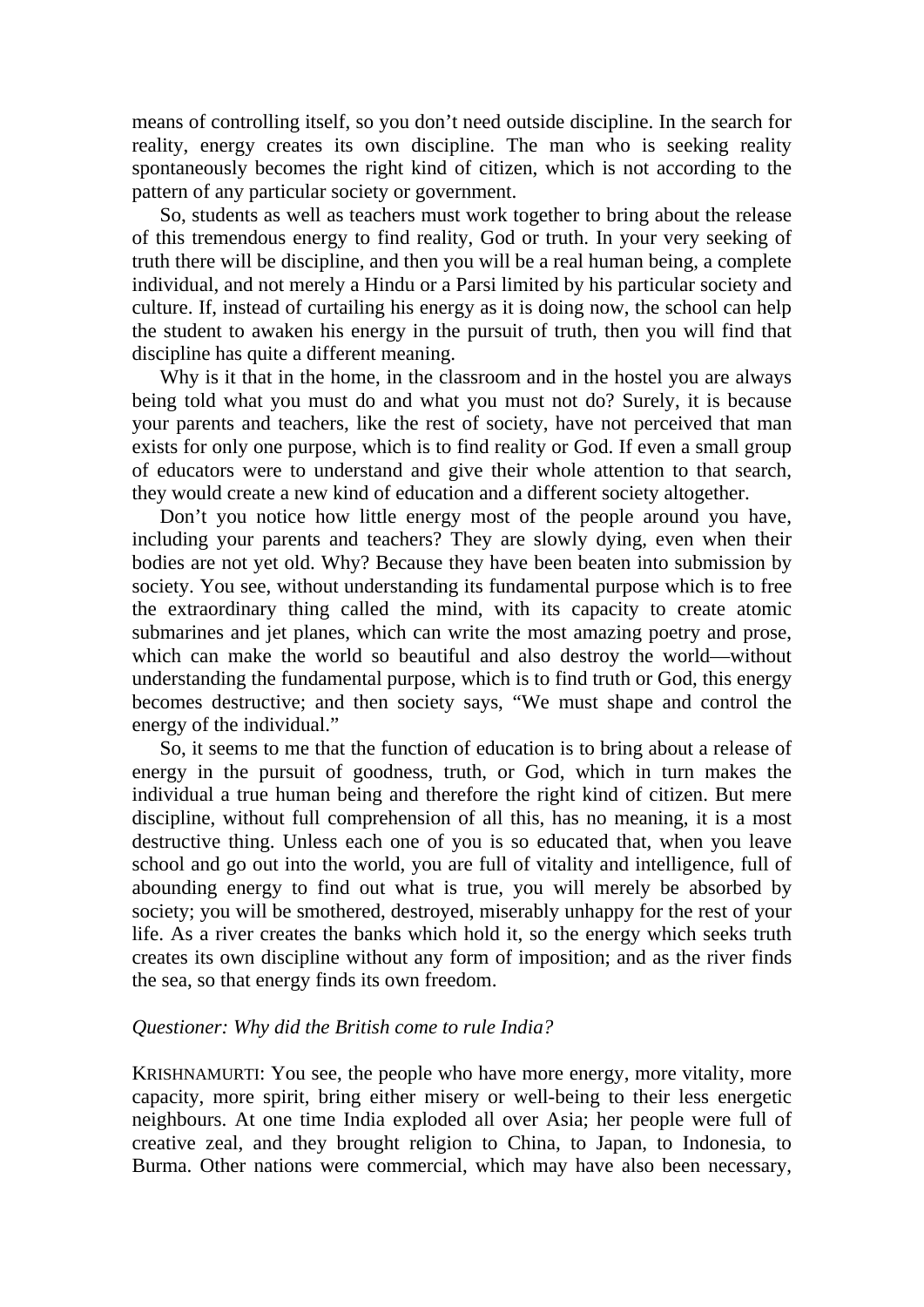means of controlling itself, so you don't need outside discipline. In the search for reality, energy creates its own discipline. The man who is seeking reality spontaneously becomes the right kind of citizen, which is not according to the pattern of any particular society or government.

So, students as well as teachers must work together to bring about the release of this tremendous energy to find reality, God or truth. In your very seeking of truth there will be discipline, and then you will be a real human being, a complete individual, and not merely a Hindu or a Parsi limited by his particular society and culture. If, instead of curtailing his energy as it is doing now, the school can help the student to awaken his energy in the pursuit of truth, then you will find that discipline has quite a different meaning.

Why is it that in the home, in the classroom and in the hostel you are always being told what you must do and what you must not do? Surely, it is because your parents and teachers, like the rest of society, have not perceived that man exists for only one purpose, which is to find reality or God. If even a small group of educators were to understand and give their whole attention to that search, they would create a new kind of education and a different society altogether.

Don't you notice how little energy most of the people around you have, including your parents and teachers? They are slowly dying, even when their bodies are not yet old. Why? Because they have been beaten into submission by society. You see, without understanding its fundamental purpose which is to free the extraordinary thing called the mind, with its capacity to create atomic submarines and jet planes, which can write the most amazing poetry and prose, which can make the world so beautiful and also destroy the world—without understanding the fundamental purpose, which is to find truth or God, this energy becomes destructive; and then society says, "We must shape and control the energy of the individual."

So, it seems to me that the function of education is to bring about a release of energy in the pursuit of goodness, truth, or God, which in turn makes the individual a true human being and therefore the right kind of citizen. But mere discipline, without full comprehension of all this, has no meaning, it is a most destructive thing. Unless each one of you is so educated that, when you leave school and go out into the world, you are full of vitality and intelligence, full of abounding energy to find out what is true, you will merely be absorbed by society; you will be smothered, destroyed, miserably unhappy for the rest of your life. As a river creates the banks which hold it, so the energy which seeks truth creates its own discipline without any form of imposition; and as the river finds the sea, so that energy finds its own freedom.

*Questioner: Why did the British come to rule India?*

KRISHNAMURTI: You see, the people who have more energy, more vitality, more capacity, more spirit, bring either misery or well-being to their less energetic neighbours. At one time India exploded all over Asia; her people were full of creative zeal, and they brought religion to China, to Japan, to Indonesia, to Burma. Other nations were commercial, which may have also been necessary,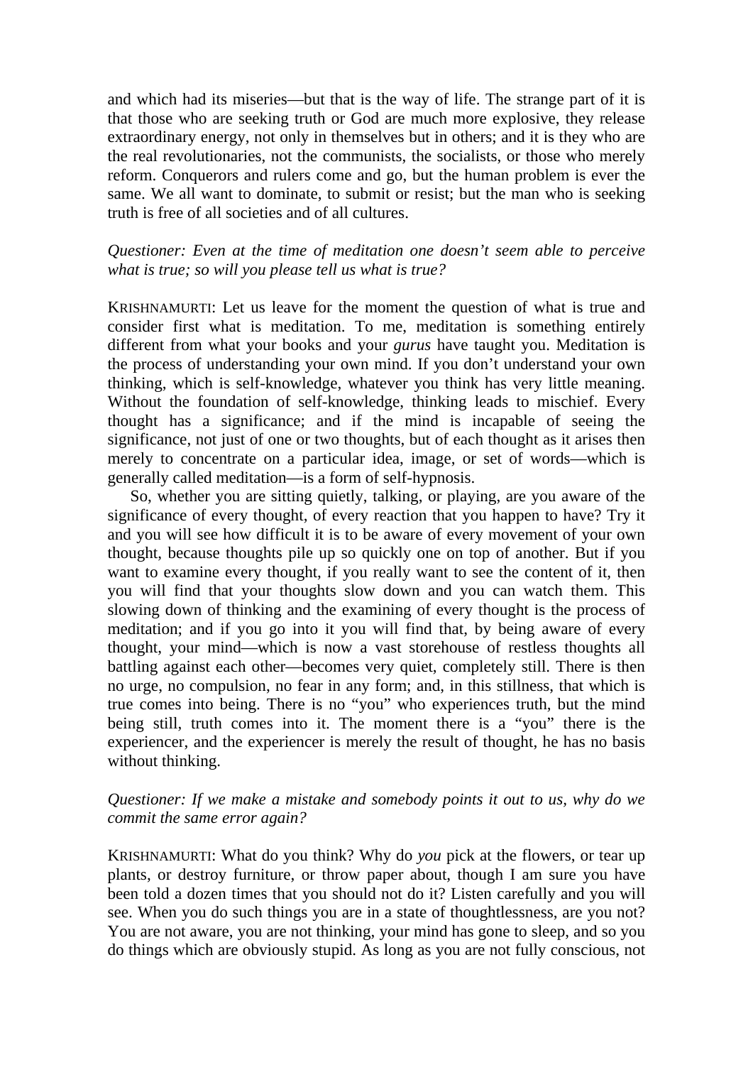and which had its miseries—but that is the way of life. The strange part of it is that those who are seeking truth or God are much more explosive, they release extraordinary energy, not only in themselves but in others; and it is they who are the real revolutionaries, not the communists, the socialists, or those who merely reform. Conquerors and rulers come and go, but the human problem is ever the same. We all want to dominate, to submit or resist; but the man who is seeking truth is free of all societies and of all cultures.

*Questioner: Even at the time of meditation one doesn't seem able to perceive what is true; so will you please tell us what is true?*

KRISHNAMURTI: Let us leave for the moment the question of what is true and consider first what is meditation. To me, meditation is something entirely different from what your books and your *gurus* have taught you. Meditation is the process of understanding your own mind. If you don't understand your own thinking, which is self-knowledge, whatever you think has very little meaning. Without the foundation of self-knowledge, thinking leads to mischief. Every thought has a significance; and if the mind is incapable of seeing the significance, not just of one or two thoughts, but of each thought as it arises then merely to concentrate on a particular idea, image, or set of words—which is generally called meditation—is a form of self-hypnosis.

So, whether you are sitting quietly, talking, or playing, are you aware of the significance of every thought, of every reaction that you happen to have? Try it and you will see how difficult it is to be aware of every movement of your own thought, because thoughts pile up so quickly one on top of another. But if you want to examine every thought, if you really want to see the content of it, then you will find that your thoughts slow down and you can watch them. This slowing down of thinking and the examining of every thought is the process of meditation; and if you go into it you will find that, by being aware of every thought, your mind—which is now a vast storehouse of restless thoughts all battling against each other—becomes very quiet, completely still. There is then no urge, no compulsion, no fear in any form; and, in this stillness, that which is true comes into being. There is no "you" who experiences truth, but the mind being still, truth comes into it. The moment there is a "you" there is the experiencer, and the experiencer is merely the result of thought, he has no basis without thinking.

*Questioner: If we make a mistake and somebody points it out to us, why do we commit the same error again?*

KRISHNAMURTI: What do you think? Why do *you* pick at the flowers, or tear up plants, or destroy furniture, or throw paper about, though I am sure you have been told a dozen times that you should not do it? Listen carefully and you will see. When you do such things you are in a state of thoughtlessness, are you not? You are not aware, you are not thinking, your mind has gone to sleep, and so you do things which are obviously stupid. As long as you are not fully conscious, not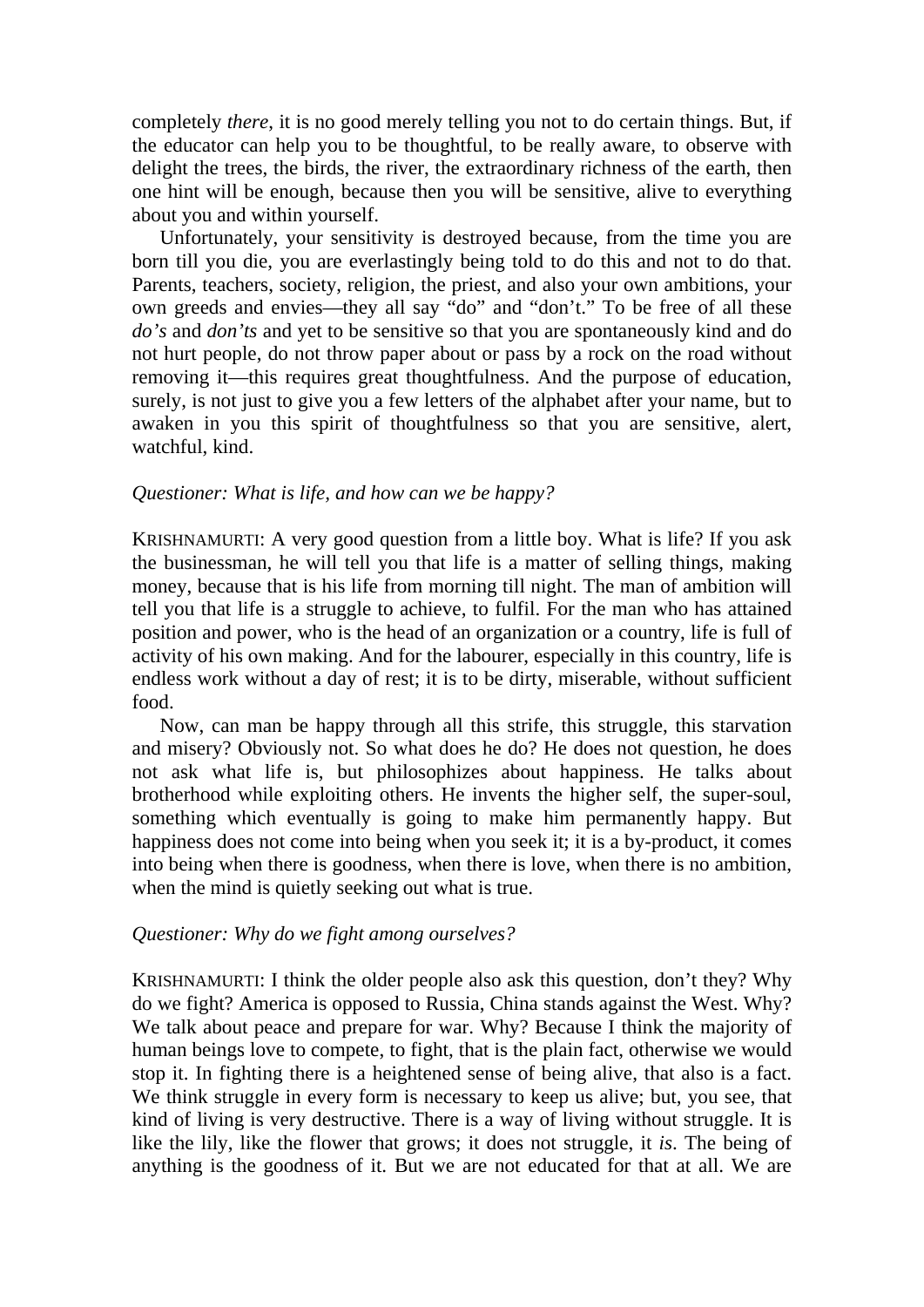completely *there*, it is no good merely telling you not to do certain things. But, if the educator can help you to be thoughtful, to be really aware, to observe with delight the trees, the birds, the river, the extraordinary richness of the earth, then one hint will be enough, because then you will be sensitive, alive to everything about you and within yourself.

Unfortunately, your sensitivity is destroyed because, from the time you are born till you die, you are everlastingly being told to do this and not to do that. Parents, teachers, society, religion, the priest, and also your own ambitions, your own greeds and envies—they all say "do" and "don't." To be free of all these *do's* and *don'ts* and yet to be sensitive so that you are spontaneously kind and do not hurt people, do not throw paper about or pass by a rock on the road without removing it—this requires great thoughtfulness. And the purpose of education, surely, is not just to give you a few letters of the alphabet after your name, but to awaken in you this spirit of thoughtfulness so that you are sensitive, alert, watchful, kind.

*Questioner: What is life, and how can we be happy?*

KRISHNAMURTI: A very good question from a little boy. What is life? If you ask the businessman, he will tell you that life is a matter of selling things, making money, because that is his life from morning till night. The man of ambition will tell you that life is a struggle to achieve, to fulfil. For the man who has attained position and power, who is the head of an organization or a country, life is full of activity of his own making. And for the labourer, especially in this country, life is endless work without a day of rest; it is to be dirty, miserable, without sufficient food.

Now, can man be happy through all this strife, this struggle, this starvation and misery? Obviously not. So what does he do? He does not question, he does not ask what life is, but philosophizes about happiness. He talks about brotherhood while exploiting others. He invents the higher self, the super-soul, something which eventually is going to make him permanently happy. But happiness does not come into being when you seek it; it is a by-product, it comes into being when there is goodness, when there is love, when there is no ambition, when the mind is quietly seeking out what is true.

*Questioner: Why do we fight among ourselves?*

KRISHNAMURTI: I think the older people also ask this question, don't they? Why do we fight? America is opposed to Russia, China stands against the West. Why? We talk about peace and prepare for war. Why? Because I think the majority of human beings love to compete, to fight, that is the plain fact, otherwise we would stop it. In fighting there is a heightened sense of being alive, that also is a fact. We think struggle in every form is necessary to keep us alive; but, you see, that kind of living is very destructive. There is a way of living without struggle. It is like the lily, like the flower that grows; it does not struggle, it *is*. The being of anything is the goodness of it. But we are not educated for that at all. We are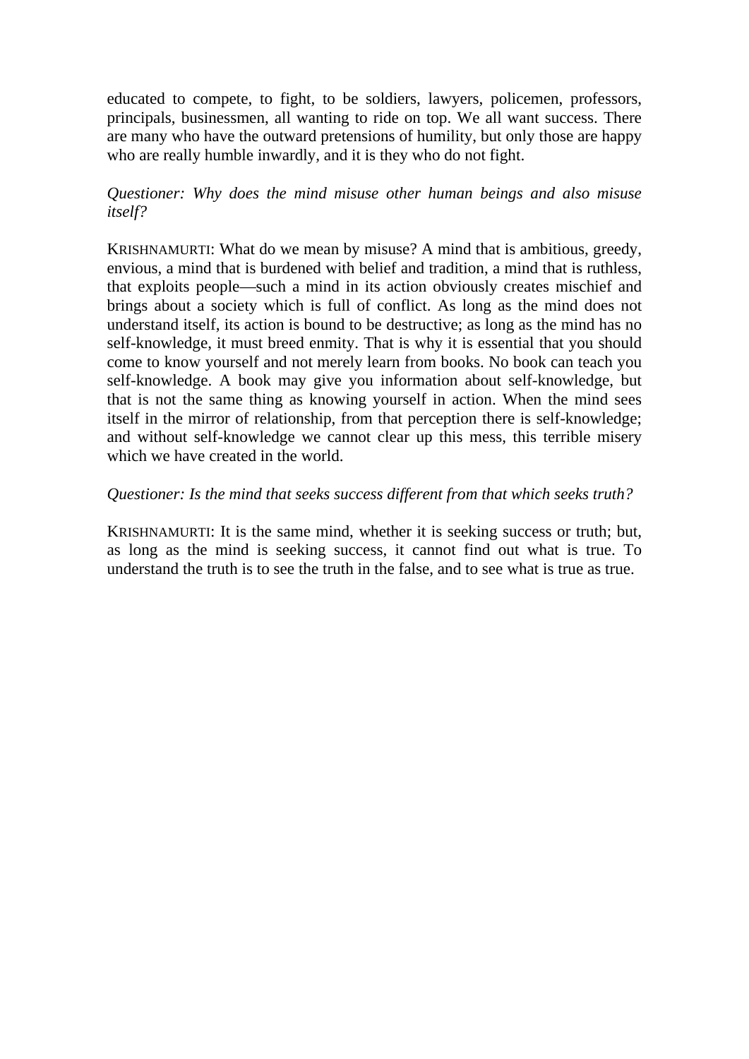educated to compete, to fight, to be soldiers, lawyers, policemen, professors, principals, businessmen, all wanting to ride on top. We all want success. There are many who have the outward pretensions of humility, but only those are happy who are really humble inwardly, and it is they who do not fight.

*Questioner: Why does the mind misuse other human beings and also misuse itself?*

KRISHNAMURTI: What do we mean by misuse? A mind that is ambitious, greedy, envious, a mind that is burdened with belief and tradition, a mind that is ruthless, that exploits people—such a mind in its action obviously creates mischief and brings about a society which is full of conflict. As long as the mind does not understand itself, its action is bound to be destructive; as long as the mind has no self-knowledge, it must breed enmity. That is why it is essential that you should come to know yourself and not merely learn from books. No book can teach you self-knowledge. A book may give you information about self-knowledge, but that is not the same thing as knowing yourself in action. When the mind sees itself in the mirror of relationship, from that perception there is self-knowledge; and without self-knowledge we cannot clear up this mess, this terrible misery which we have created in the world.

*Questioner: Is the mind that seeks success different from that which seeks truth?*

KRISHNAMURTI: It is the same mind, whether it is seeking success or truth; but, as long as the mind is seeking success, it cannot find out what is true. To understand the truth is to see the truth in the false, and to see what is true as true.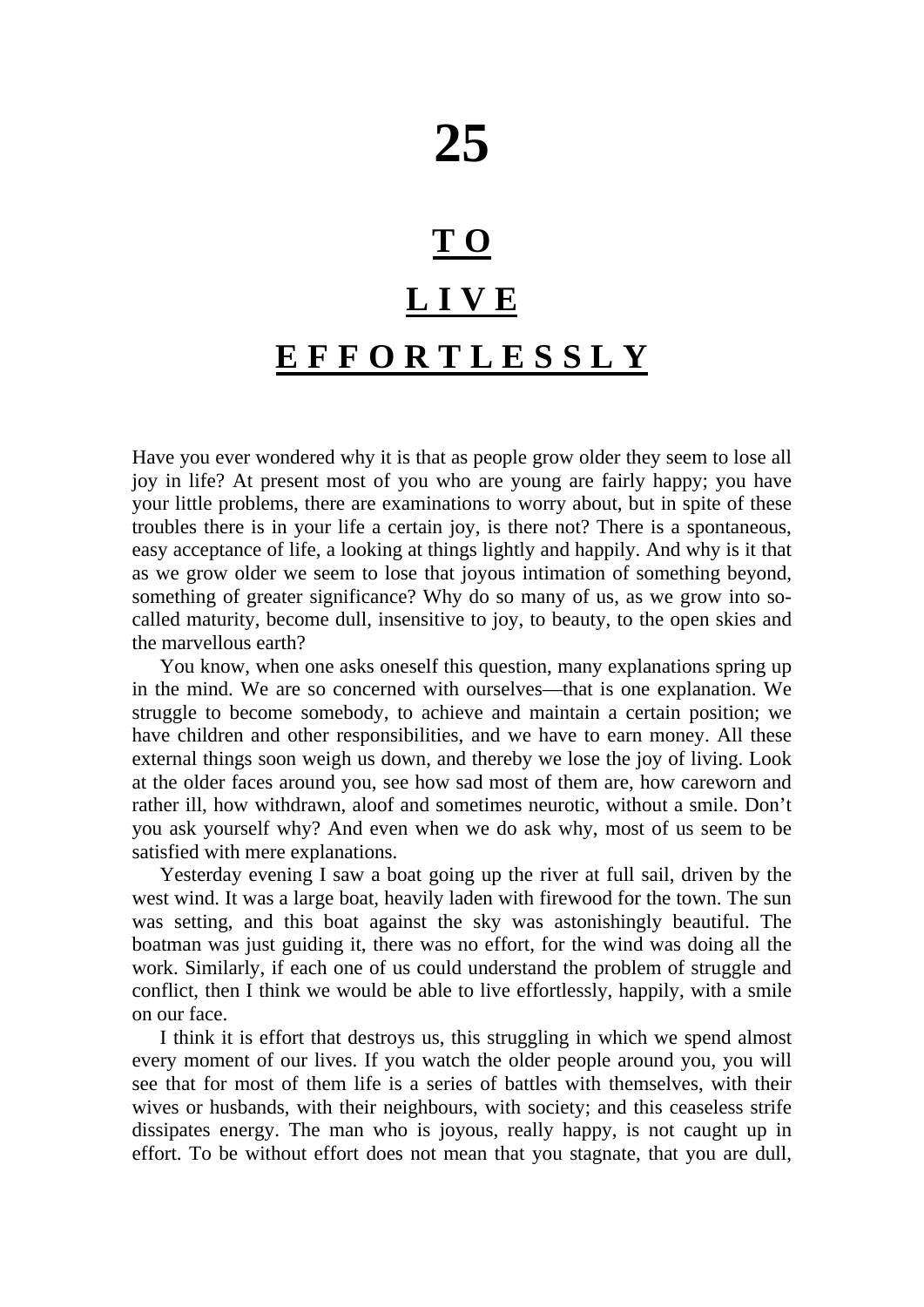# 25

## TO LIVE EFFORTLESSLY

Have you ever wondered why it is that as people grow older they seem to lose all joy in life? At present most of you who are young are fairly happy; you have your little problems, there are examinations to worry about, but in spite of these troubles there is in your life a certain joy, is there not? There is a spontaneous, easy acceptance of life, a looking at things lightly and happily. And why is it that as we grow older we seem to lose that joyous intimation of something beyond, something of greater significance? Why do so many of us, as we grow into so-called maturity, become dull, insensitive to joy, to beauty, to the open skies and the marvellous earth?

You know, when one asks oneself this question, many explanations spring up in the mind. We are so concerned with ourselves—that is one explanation. We struggle to become somebody, to achieve and maintain a certain position; we have children and other responsibilities, and we have to earn money. All these external things soon weigh us down, and thereby we lose the joy of living. Look at the older faces around you, see how sad most of them are, how careworn and rather ill, how withdrawn, aloof and sometimes neurotic, without a smile. Don't you ask yourself why? And even when we do ask why, most of us seem to be satisfied with mere explanations.

Yesterday evening I saw a boat going up the river at full sail, driven by the west wind. It was a large boat, heavily laden with firewood for the town. The sun was setting, and this boat against the sky was astonishingly beautiful. The boatman was just guiding it, there was no effort, for the wind was doing all the work. Similarly, if each one of us could understand the problem of struggle and conflict, then I think we would be able to live effortlessly, happily, with a smile on our face.

I think it is effort that destroys us, this struggling in which we spend almost every moment of our lives. If you watch the older people around you, you will see that for most of them life is a series of battles with themselves, with their wives or husbands, with their neighbours, with society; and this ceaseless strife dissipates energy. The man who is joyous, really happy, is not caught up in effort. To be without effort does not mean that you stagnate, that you are dull,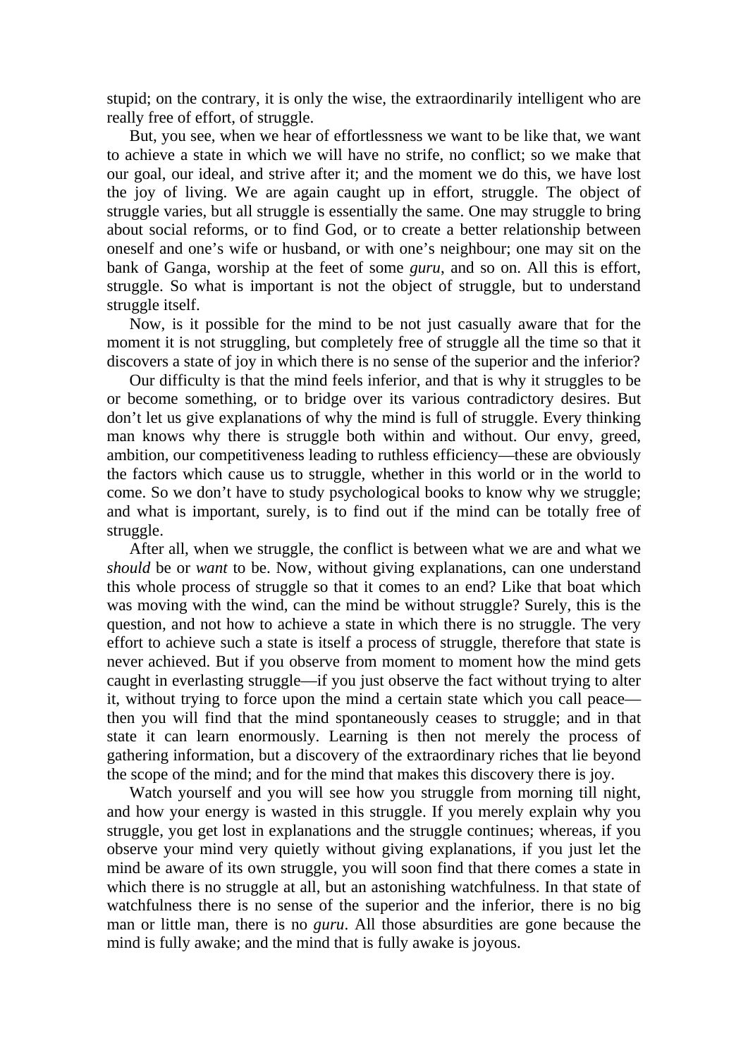stupid; on the contrary, it is only the wise, the extraordinarily intelligent who are really free of effort, of struggle.

But, you see, when we hear of effortlessness we want to be like that, we want to achieve a state in which we will have no strife, no conflict; so we make that our goal, our ideal, and strive after it; and the moment we do this, we have lost the joy of living. We are again caught up in effort, struggle. The object of struggle varies, but all struggle is essentially the same. One may struggle to bring about social reforms, or to find God, or to create a better relationship between oneself and one's wife or husband, or with one's neighbour; one may sit on the bank of Ganga, worship at the feet of some *guru*, and so on. All this is effort, struggle. So what is important is not the object of struggle, but to understand struggle itself.

Now, is it possible for the mind to be not just casually aware that for the moment it is not struggling, but completely free of struggle all the time so that it discovers a state of joy in which there is no sense of the superior and the inferior?

Our difficulty is that the mind feels inferior, and that is why it struggles to be or become something, or to bridge over its various contradictory desires. But don't let us give explanations of why the mind is full of struggle. Every thinking man knows why there is struggle both within and without. Our envy, greed, ambition, our competitiveness leading to ruthless efficiency—these are obviously the factors which cause us to struggle, whether in this world or in the world to come. So we don't have to study psychological books to know why we struggle; and what is important, surely, is to find out if the mind can be totally free of struggle.

After all, when we struggle, the conflict is between what we are and what we *should* be or *want* to be. Now, without giving explanations, can one understand this whole process of struggle so that it comes to an end? Like that boat which was moving with the wind, can the mind be without struggle? Surely, this is the question, and not how to achieve a state in which there is no struggle. The very effort to achieve such a state is itself a process of struggle, therefore that state is never achieved. But if you observe from moment to moment how the mind gets caught in everlasting struggle—if you just observe the fact without trying to alter it, without trying to force upon the mind a certain state which you call peace—then you will find that the mind spontaneously ceases to struggle; and in that state it can learn enormously. Learning is then not merely the process of gathering information, but a discovery of the extraordinary riches that lie beyond the scope of the mind; and for the mind that makes this discovery there is joy.

Watch yourself and you will see how you struggle from morning till night, and how your energy is wasted in this struggle. If you merely explain why you struggle, you get lost in explanations and the struggle continues; whereas, if you observe your mind very quietly without giving explanations, if you just let the mind be aware of its own struggle, you will soon find that there comes a state in which there is no struggle at all, but an astonishing watchfulness. In that state of watchfulness there is no sense of the superior and the inferior, there is no big man or little man, there is no *guru*. All those absurdities are gone because the mind is fully awake; and the mind that is fully awake is joyous.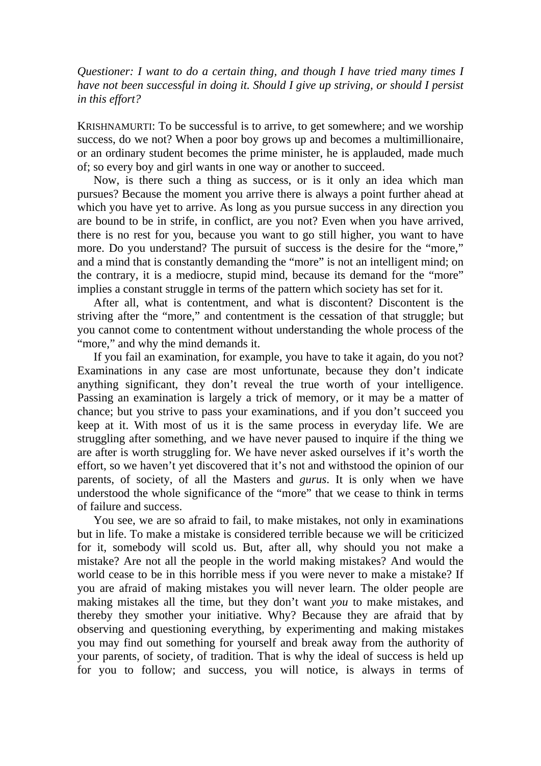*Questioner: I want to do a certain thing, and though I have tried many times I have not been successful in doing it. Should I give up striving, or should I persist in this effort?*

KRISHNAMURTI: To be successful is to arrive, to get somewhere; and we worship success, do we not? When a poor boy grows up and becomes a multimillionaire, or an ordinary student becomes the prime minister, he is applauded, made much of; so every boy and girl wants in one way or another to succeed.

Now, is there such a thing as success, or is it only an idea which man pursues? Because the moment you arrive there is always a point further ahead at which you have yet to arrive. As long as you pursue success in any direction you are bound to be in strife, in conflict, are you not? Even when you have arrived, there is no rest for you, because you want to go still higher, you want to have more. Do you understand? The pursuit of success is the desire for the "more," and a mind that is constantly demanding the "more" is not an intelligent mind; on the contrary, it is a mediocre, stupid mind, because its demand for the "more" implies a constant struggle in terms of the pattern which society has set for it.

After all, what is contentment, and what is discontent? Discontent is the striving after the "more," and contentment is the cessation of that struggle; but you cannot come to contentment without understanding the whole process of the "more," and why the mind demands it.

If you fail an examination, for example, you have to take it again, do you not? Examinations in any case are most unfortunate, because they don't indicate anything significant, they don't reveal the true worth of your intelligence. Passing an examination is largely a trick of memory, or it may be a matter of chance; but you strive to pass your examinations, and if you don't succeed you keep at it. With most of us it is the same process in everyday life. We are struggling after something, and we have never paused to inquire if the thing we are after is worth struggling for. We have never asked ourselves if it's worth the effort, so we haven't yet discovered that it's not and withstood the opinion of our parents, of society, of all the Masters and *gurus*. It is only when we have understood the whole significance of the "more" that we cease to think in terms of failure and success.

You see, we are so afraid to fail, to make mistakes, not only in examinations but in life. To make a mistake is considered terrible because we will be criticized for it, somebody will scold us. But, after all, why should you not make a mistake? Are not all the people in the world making mistakes? And would the world cease to be in this horrible mess if you were never to make a mistake? If you are afraid of making mistakes you will never learn. The older people are making mistakes all the time, but they don't want *you* to make mistakes, and thereby they smother your initiative. Why? Because they are afraid that by observing and questioning everything, by experimenting and making mistakes you may find out something for yourself and break away from the authority of your parents, of society, of tradition. That is why the ideal of success is held up for you to follow; and success, you will notice, is always in terms of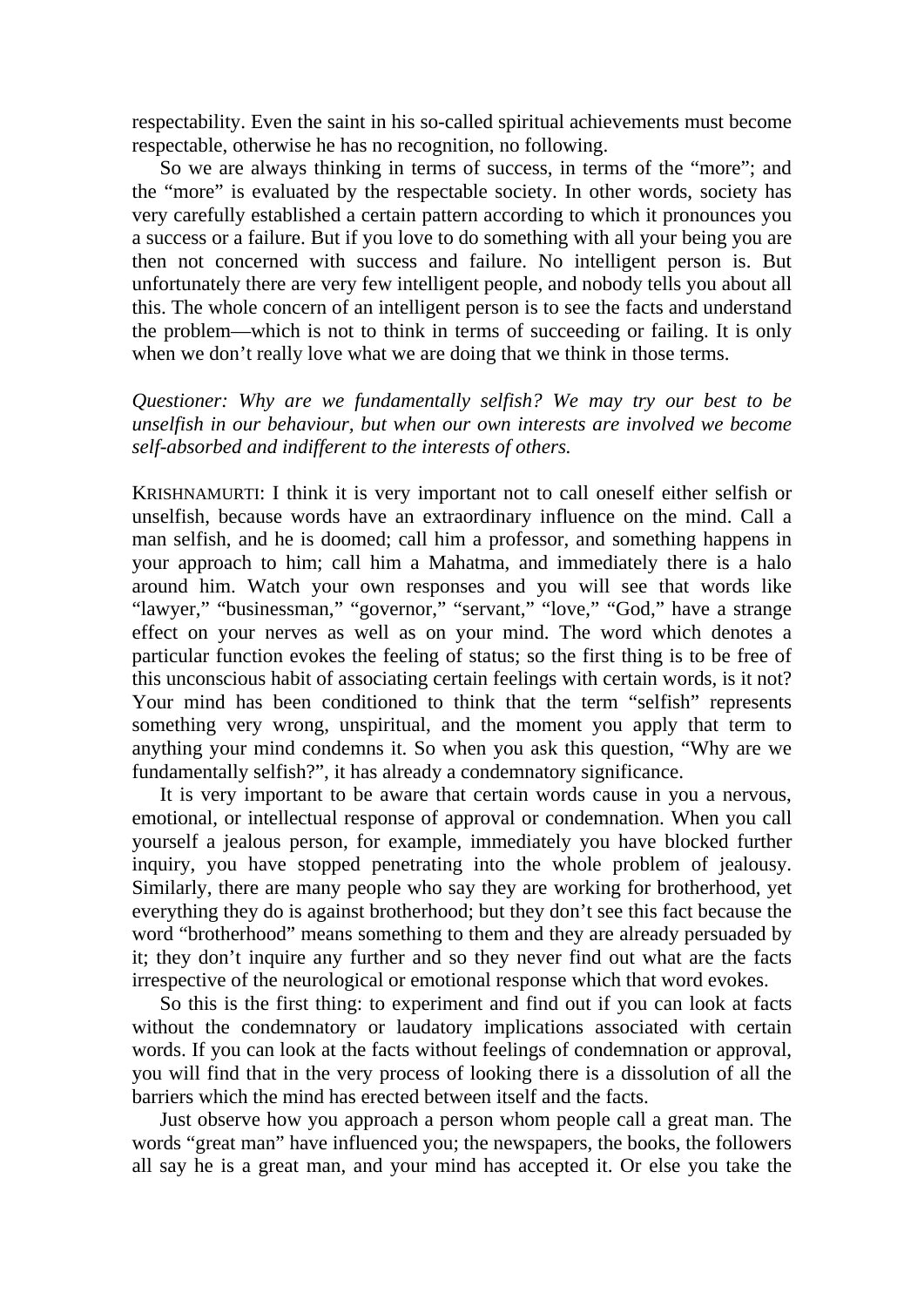respectability. Even the saint in his so-called spiritual achievements must become respectable, otherwise he has no recognition, no following.

So we are always thinking in terms of success, in terms of the “more”; and the “more” is evaluated by the respectable society. In other words, society has very carefully established a certain pattern according to which it pronounces you a success or a failure. But if you love to do something with all your being you are then not concerned with success and failure. No intelligent person is. But unfortunately there are very few intelligent people, and nobody tells you about all this. The whole concern of an intelligent person is to see the facts and understand the problem—which is not to think in terms of succeeding or failing. It is only when we don’t really love what we are doing that we think in those terms.

*Questioner: Why are we fundamentally selfish? We may try our best to be unselfish in our behaviour, but when our own interests are involved we become self-absorbed and indifferent to the interests of others.*

KRISHNAMURTI: I think it is very important not to call oneself either selfish or unselfish, because words have an extraordinary influence on the mind. Call a man selfish, and he is doomed; call him a professor, and something happens in your approach to him; call him a Mahatma, and immediately there is a halo around him. Watch your own responses and you will see that words like “lawyer,” “businessman,” “governor,” “servant,” “love,” “God,” have a strange effect on your nerves as well as on your mind. The word which denotes a particular function evokes the feeling of status; so the first thing is to be free of this unconscious habit of associating certain feelings with certain words, is it not? Your mind has been conditioned to think that the term “selfish” represents something very wrong, unspiritual, and the moment you apply that term to anything your mind condemns it. So when you ask this question, “Why are we fundamentally selfish?”, it has already a condemnatory significance.

It is very important to be aware that certain words cause in you a nervous, emotional, or intellectual response of approval or condemnation. When you call yourself a jealous person, for example, immediately you have blocked further inquiry, you have stopped penetrating into the whole problem of jealousy. Similarly, there are many people who say they are working for brotherhood, yet everything they do is against brotherhood; but they don’t see this fact because the word “brotherhood” means something to them and they are already persuaded by it; they don’t inquire any further and so they never find out what are the facts irrespective of the neurological or emotional response which that word evokes.

So this is the first thing: to experiment and find out if you can look at facts without the condemnatory or laudatory implications associated with certain words. If you can look at the facts without feelings of condemnation or approval, you will find that in the very process of looking there is a dissolution of all the barriers which the mind has erected between itself and the facts.

Just observe how you approach a person whom people call a great man. The words “great man” have influenced you; the newspapers, the books, the followers all say he is a great man, and your mind has accepted it. Or else you take the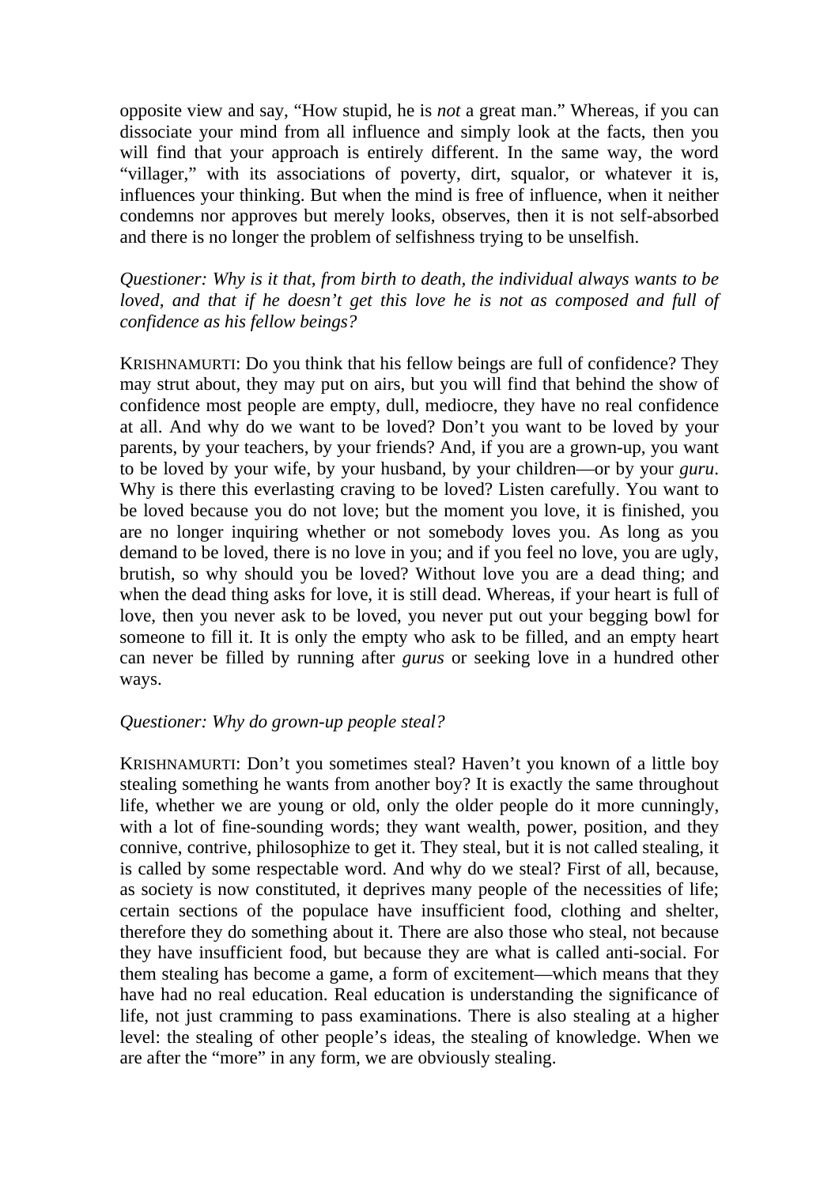opposite view and say, "How stupid, he is *not* a great man." Whereas, if you can dissociate your mind from all influence and simply look at the facts, then you will find that your approach is entirely different. In the same way, the word "villager," with its associations of poverty, dirt, squalor, or whatever it is, influences your thinking. But when the mind is free of influence, when it neither condemns nor approves but merely looks, observes, then it is not self-absorbed and there is no longer the problem of selfishness trying to be unselfish.

*Questioner: Why is it that, from birth to death, the individual always wants to be loved, and that if he doesn't get this love he is not as composed and full of confidence as his fellow beings?*

KRISHNAMURTI: Do you think that his fellow beings are full of confidence? They may strut about, they may put on airs, but you will find that behind the show of confidence most people are empty, dull, mediocre, they have no real confidence at all. And why do we want to be loved? Don't you want to be loved by your parents, by your teachers, by your friends? And, if you are a grown-up, you want to be loved by your wife, by your husband, by your children—or by your *guru*. Why is there this everlasting craving to be loved? Listen carefully. You want to be loved because you do not love; but the moment you love, it is finished, you are no longer inquiring whether or not somebody loves you. As long as you demand to be loved, there is no love in you; and if you feel no love, you are ugly, brutish, so why should you be loved? Without love you are a dead thing; and when the dead thing asks for love, it is still dead. Whereas, if your heart is full of love, then you never ask to be loved, you never put out your begging bowl for someone to fill it. It is only the empty who ask to be filled, and an empty heart can never be filled by running after *gurus* or seeking love in a hundred other ways.

*Questioner: Why do grown-up people steal?*

KRISHNAMURTI: Don't you sometimes steal? Haven't you known of a little boy stealing something he wants from another boy? It is exactly the same throughout life, whether we are young or old, only the older people do it more cunningly, with a lot of fine-sounding words; they want wealth, power, position, and they connive, contrive, philosophize to get it. They steal, but it is not called stealing, it is called by some respectable word. And why do we steal? First of all, because, as society is now constituted, it deprives many people of the necessities of life; certain sections of the populace have insufficient food, clothing and shelter, therefore they do something about it. There are also those who steal, not because they have insufficient food, but because they are what is called anti-social. For them stealing has become a game, a form of excitement—which means that they have had no real education. Real education is understanding the significance of life, not just cramming to pass examinations. There is also stealing at a higher level: the stealing of other people's ideas, the stealing of knowledge. When we are after the "more" in any form, we are obviously stealing.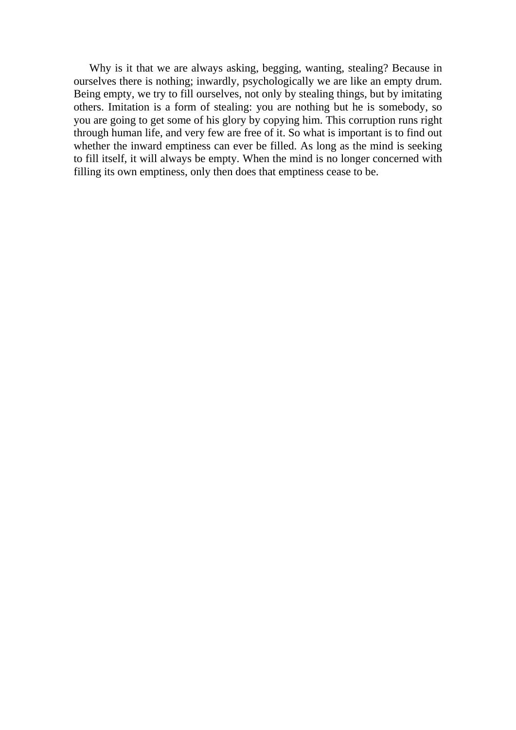Why is it that we are always asking, begging, wanting, stealing? Because in ourselves there is nothing; inwardly, psychologically we are like an empty drum. Being empty, we try to fill ourselves, not only by stealing things, but by imitating others. Imitation is a form of stealing: you are nothing but he is somebody, so you are going to get some of his glory by copying him. This corruption runs right through human life, and very few are free of it. So what is important is to find out whether the inward emptiness can ever be filled. As long as the mind is seeking to fill itself, it will always be empty. When the mind is no longer concerned with filling its own emptiness, only then does that emptiness cease to be.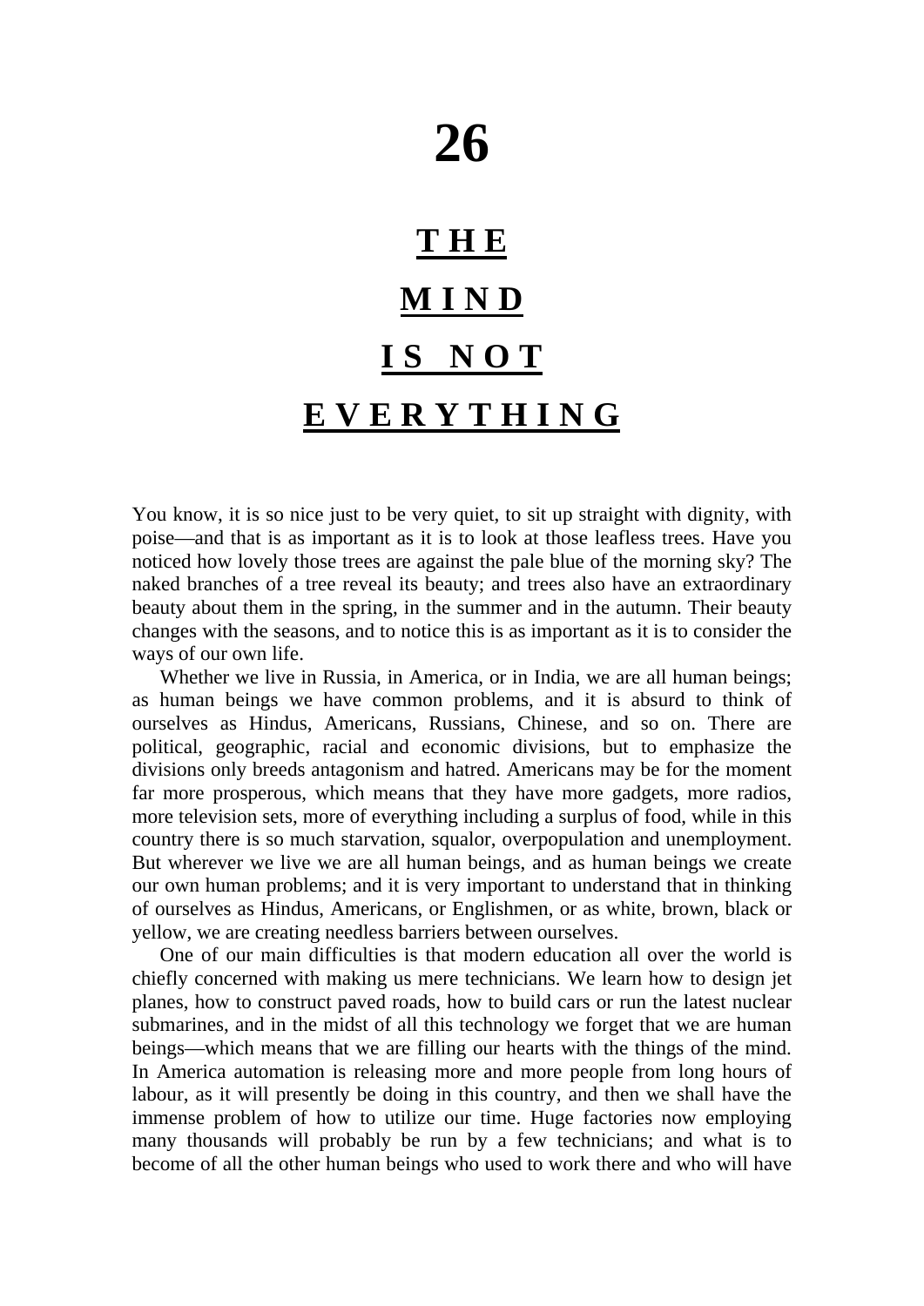# 26

## THE MIND IS NOT EVERYTHING

You know, it is so nice just to be very quiet, to sit up straight with dignity, with poise—and that is as important as it is to look at those leafless trees. Have you noticed how lovely those trees are against the pale blue of the morning sky? The naked branches of a tree reveal its beauty; and trees also have an extraordinary beauty about them in the spring, in the summer and in the autumn. Their beauty changes with the seasons, and to notice this is as important as it is to consider the ways of our own life.

Whether we live in Russia, in America, or in India, we are all human beings; as human beings we have common problems, and it is absurd to think of ourselves as Hindus, Americans, Russians, Chinese, and so on. There are political, geographic, racial and economic divisions, but to emphasize the divisions only breeds antagonism and hatred. Americans may be for the moment far more prosperous, which means that they have more gadgets, more radios, more television sets, more of everything including a surplus of food, while in this country there is so much starvation, squalor, overpopulation and unemployment. But wherever we live we are all human beings, and as human beings we create our own human problems; and it is very important to understand that in thinking of ourselves as Hindus, Americans, or Englishmen, or as white, brown, black or yellow, we are creating needless barriers between ourselves.

One of our main difficulties is that modern education all over the world is chiefly concerned with making us mere technicians. We learn how to design jet planes, how to construct paved roads, how to build cars or run the latest nuclear submarines, and in the midst of all this technology we forget that we are human beings—which means that we are filling our hearts with the things of the mind. In America automation is releasing more and more people from long hours of labour, as it will presently be doing in this country, and then we shall have the immense problem of how to utilize our time. Huge factories now employing many thousands will probably be run by a few technicians; and what is to become of all the other human beings who used to work there and who will have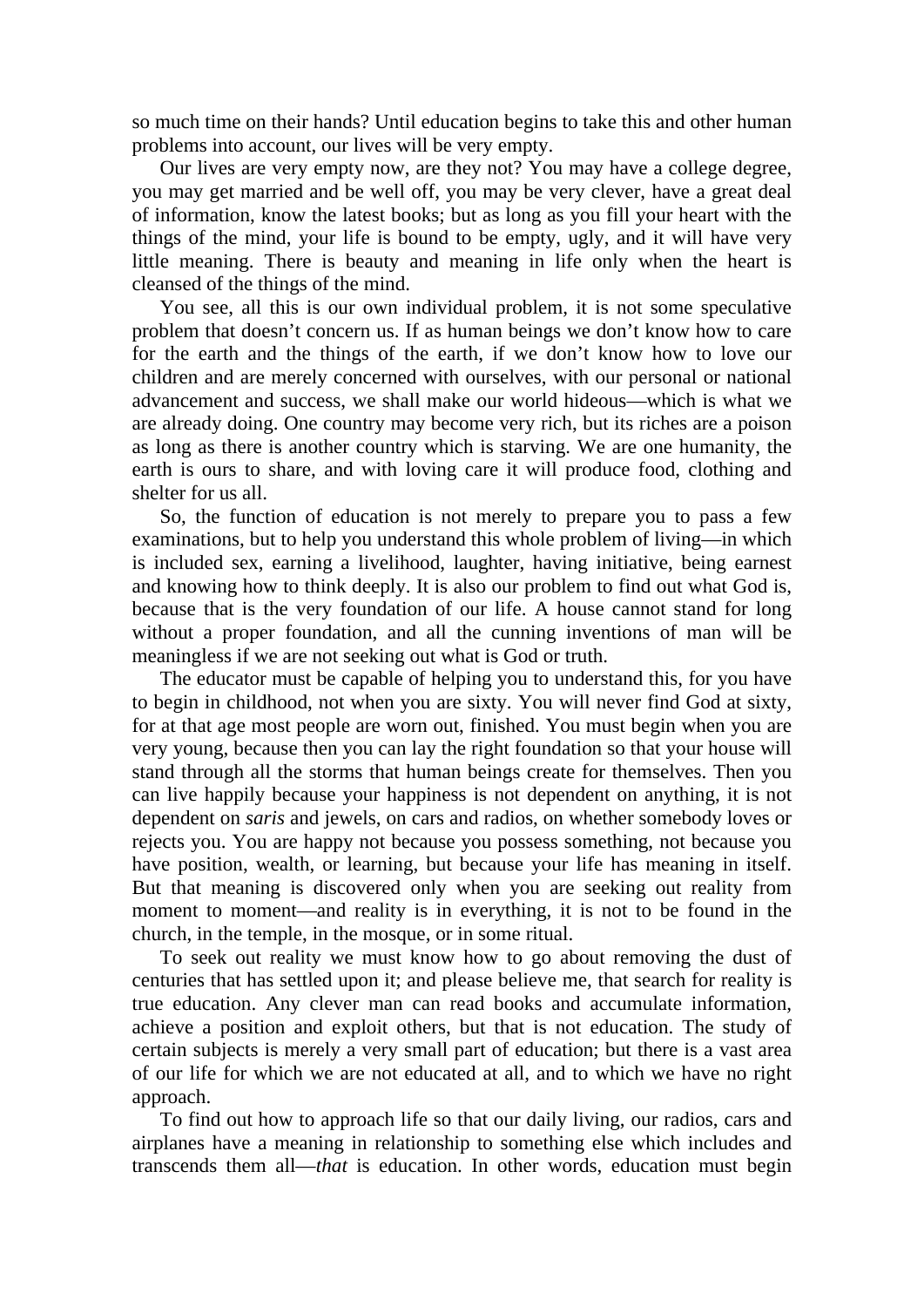so much time on their hands? Until education begins to take this and other human problems into account, our lives will be very empty.

Our lives are very empty now, are they not? You may have a college degree, you may get married and be well off, you may be very clever, have a great deal of information, know the latest books; but as long as you fill your heart with the things of the mind, your life is bound to be empty, ugly, and it will have very little meaning. There is beauty and meaning in life only when the heart is cleansed of the things of the mind.

You see, all this is our own individual problem, it is not some speculative problem that doesn't concern us. If as human beings we don't know how to care for the earth and the things of the earth, if we don't know how to love our children and are merely concerned with ourselves, with our personal or national advancement and success, we shall make our world hideous—which is what we are already doing. One country may become very rich, but its riches are a poison as long as there is another country which is starving. We are one humanity, the earth is ours to share, and with loving care it will produce food, clothing and shelter for us all.

So, the function of education is not merely to prepare you to pass a few examinations, but to help you understand this whole problem of living—in which is included sex, earning a livelihood, laughter, having initiative, being earnest and knowing how to think deeply. It is also our problem to find out what God is, because that is the very foundation of our life. A house cannot stand for long without a proper foundation, and all the cunning inventions of man will be meaningless if we are not seeking out what is God or truth.

The educator must be capable of helping you to understand this, for you have to begin in childhood, not when you are sixty. You will never find God at sixty, for at that age most people are worn out, finished. You must begin when you are very young, because then you can lay the right foundation so that your house will stand through all the storms that human beings create for themselves. Then you can live happily because your happiness is not dependent on anything, it is not dependent on *saris* and jewels, on cars and radios, on whether somebody loves or rejects you. You are happy not because you possess something, not because you have position, wealth, or learning, but because your life has meaning in itself. But that meaning is discovered only when you are seeking out reality from moment to moment—and reality is in everything, it is not to be found in the church, in the temple, in the mosque, or in some ritual.

To seek out reality we must know how to go about removing the dust of centuries that has settled upon it; and please believe me, that search for reality is true education. Any clever man can read books and accumulate information, achieve a position and exploit others, but that is not education. The study of certain subjects is merely a very small part of education; but there is a vast area of our life for which we are not educated at all, and to which we have no right approach.

To find out how to approach life so that our daily living, our radios, cars and airplanes have a meaning in relationship to something else which includes and transcends them all—*that* is education. In other words, education must begin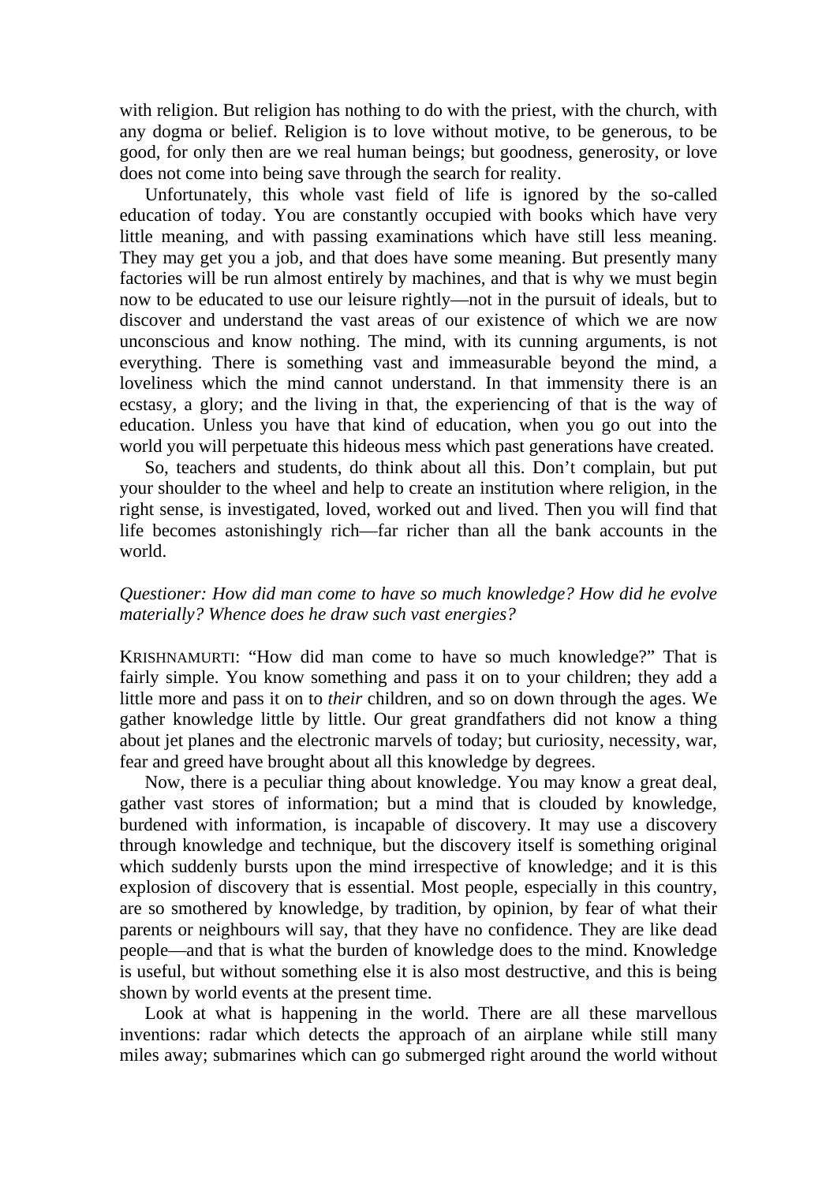with religion. But religion has nothing to do with the priest, with the church, with any dogma or belief. Religion is to love without motive, to be generous, to be good, for only then are we real human beings; but goodness, generosity, or love does not come into being save through the search for reality.

Unfortunately, this whole vast field of life is ignored by the so-called education of today. You are constantly occupied with books which have very little meaning, and with passing examinations which have still less meaning. They may get you a job, and that does have some meaning. But presently many factories will be run almost entirely by machines, and that is why we must begin now to be educated to use our leisure rightly—not in the pursuit of ideals, but to discover and understand the vast areas of our existence of which we are now unconscious and know nothing. The mind, with its cunning arguments, is not everything. There is something vast and immeasurable beyond the mind, a loveliness which the mind cannot understand. In that immensity there is an ecstasy, a glory; and the living in that, the experiencing of that is the way of education. Unless you have that kind of education, when you go out into the world you will perpetuate this hideous mess which past generations have created.

So, teachers and students, do think about all this. Don't complain, but put your shoulder to the wheel and help to create an institution where religion, in the right sense, is investigated, loved, worked out and lived. Then you will find that life becomes astonishingly rich—far richer than all the bank accounts in the world.

*Questioner: How did man come to have so much knowledge? How did he evolve materially? Whence does he draw such vast energies?*

KRISHNAMURTI: "How did man come to have so much knowledge?" That is fairly simple. You know something and pass it on to your children; they add a little more and pass it on to *their* children, and so on down through the ages. We gather knowledge little by little. Our great grandfathers did not know a thing about jet planes and the electronic marvels of today; but curiosity, necessity, war, fear and greed have brought about all this knowledge by degrees.

Now, there is a peculiar thing about knowledge. You may know a great deal, gather vast stores of information; but a mind that is clouded by knowledge, burdened with information, is incapable of discovery. It may use a discovery through knowledge and technique, but the discovery itself is something original which suddenly bursts upon the mind irrespective of knowledge; and it is this explosion of discovery that is essential. Most people, especially in this country, are so smothered by knowledge, by tradition, by opinion, by fear of what their parents or neighbours will say, that they have no confidence. They are like dead people—and that is what the burden of knowledge does to the mind. Knowledge is useful, but without something else it is also most destructive, and this is being shown by world events at the present time.

Look at what is happening in the world. There are all these marvellous inventions: radar which detects the approach of an airplane while still many miles away; submarines which can go submerged right around the world without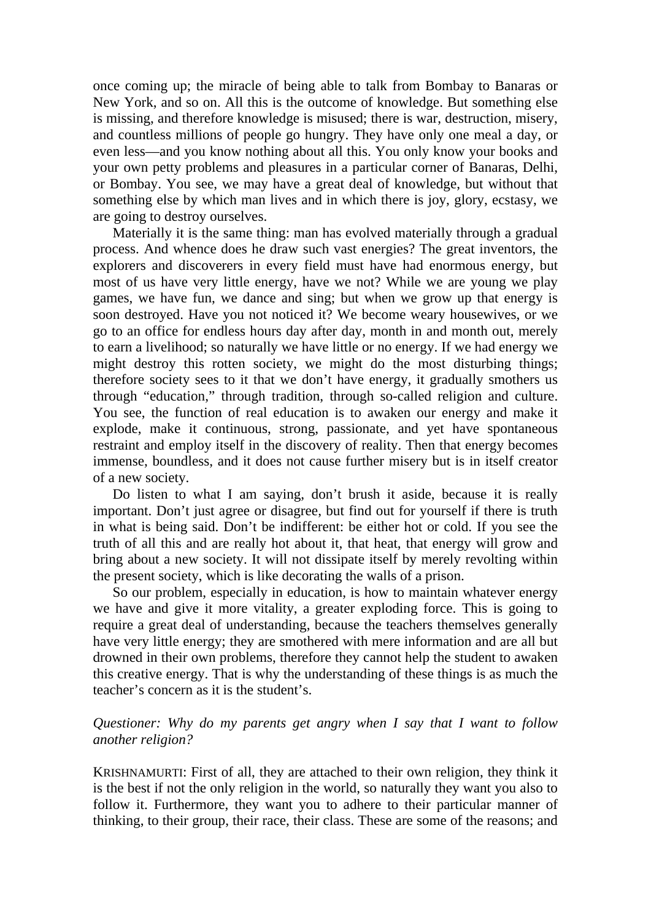once coming up; the miracle of being able to talk from Bombay to Banaras or New York, and so on. All this is the outcome of knowledge. But something else is missing, and therefore knowledge is misused; there is war, destruction, misery, and countless millions of people go hungry. They have only one meal a day, or even less—and you know nothing about all this. You only know your books and your own petty problems and pleasures in a particular corner of Banaras, Delhi, or Bombay. You see, we may have a great deal of knowledge, but without that something else by which man lives and in which there is joy, glory, ecstasy, we are going to destroy ourselves.

Materially it is the same thing: man has evolved materially through a gradual process. And whence does he draw such vast energies? The great inventors, the explorers and discoverers in every field must have had enormous energy, but most of us have very little energy, have we not? While we are young we play games, we have fun, we dance and sing; but when we grow up that energy is soon destroyed. Have you not noticed it? We become weary housewives, or we go to an office for endless hours day after day, month in and month out, merely to earn a livelihood; so naturally we have little or no energy. If we had energy we might destroy this rotten society, we might do the most disturbing things; therefore society sees to it that we don't have energy, it gradually smothers us through "education," through tradition, through so-called religion and culture. You see, the function of real education is to awaken our energy and make it explode, make it continuous, strong, passionate, and yet have spontaneous restraint and employ itself in the discovery of reality. Then that energy becomes immense, boundless, and it does not cause further misery but is in itself creator of a new society.

Do listen to what I am saying, don't brush it aside, because it is really important. Don't just agree or disagree, but find out for yourself if there is truth in what is being said. Don't be indifferent: be either hot or cold. If you see the truth of all this and are really hot about it, that heat, that energy will grow and bring about a new society. It will not dissipate itself by merely revolting within the present society, which is like decorating the walls of a prison.

So our problem, especially in education, is how to maintain whatever energy we have and give it more vitality, a greater exploding force. This is going to require a great deal of understanding, because the teachers themselves generally have very little energy; they are smothered with mere information and are all but drowned in their own problems, therefore they cannot help the student to awaken this creative energy. That is why the understanding of these things is as much the teacher's concern as it is the student's.

*Questioner: Why do my parents get angry when I say that I want to follow another religion?*

KRISHNAMURTI: First of all, they are attached to their own religion, they think it is the best if not the only religion in the world, so naturally they want you also to follow it. Furthermore, they want you to adhere to their particular manner of thinking, to their group, their race, their class. These are some of the reasons; and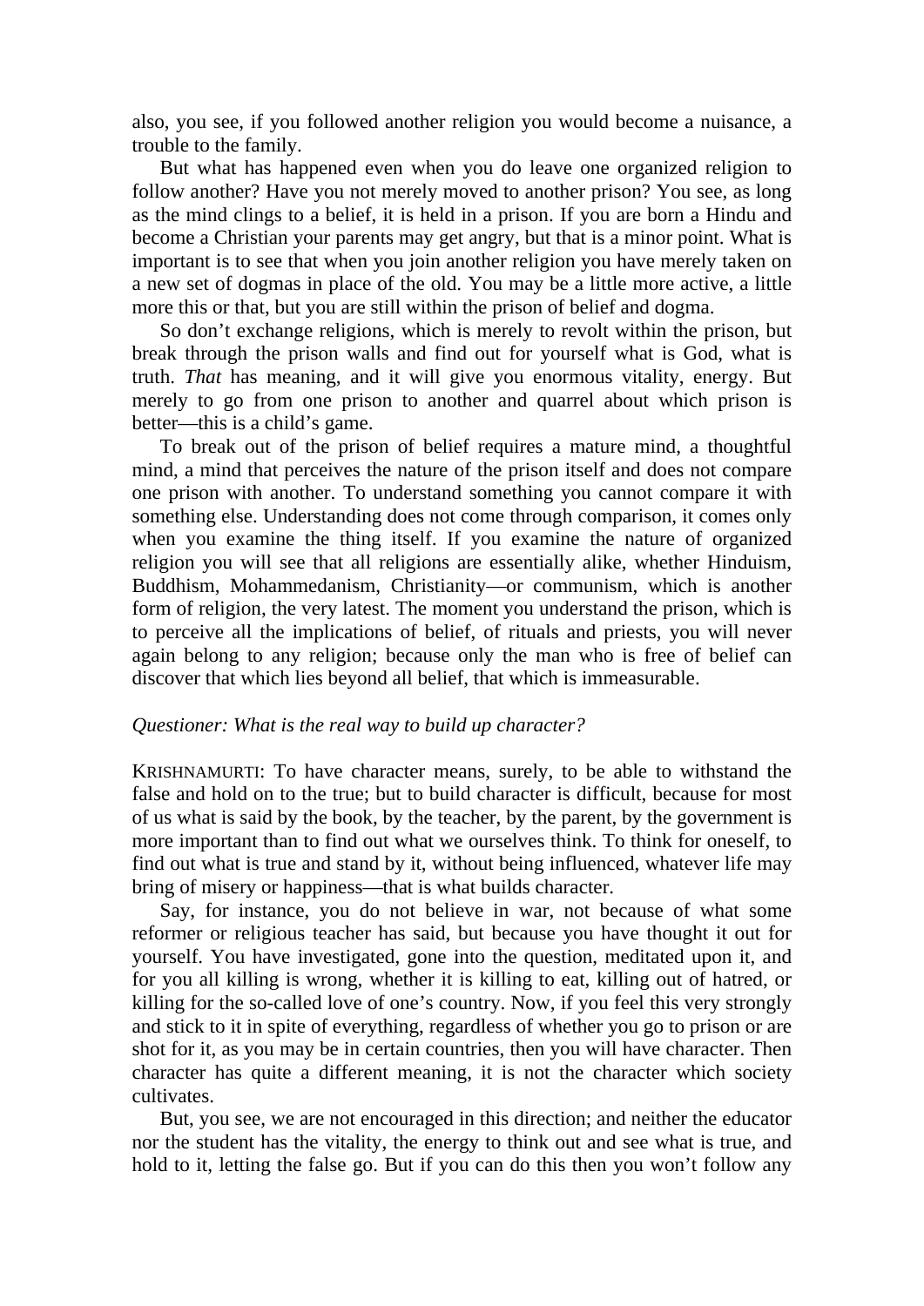also, you see, if you followed another religion you would become a nuisance, a trouble to the family.

But what has happened even when you do leave one organized religion to follow another? Have you not merely moved to another prison? You see, as long as the mind clings to a belief, it is held in a prison. If you are born a Hindu and become a Christian your parents may get angry, but that is a minor point. What is important is to see that when you join another religion you have merely taken on a new set of dogmas in place of the old. You may be a little more active, a little more this or that, but you are still within the prison of belief and dogma.

So don't exchange religions, which is merely to revolt within the prison, but break through the prison walls and find out for yourself what is God, what is truth. *That* has meaning, and it will give you enormous vitality, energy. But merely to go from one prison to another and quarrel about which prison is better—this is a child's game.

To break out of the prison of belief requires a mature mind, a thoughtful mind, a mind that perceives the nature of the prison itself and does not compare one prison with another. To understand something you cannot compare it with something else. Understanding does not come through comparison, it comes only when you examine the thing itself. If you examine the nature of organized religion you will see that all religions are essentially alike, whether Hinduism, Buddhism, Mohammedanism, Christianity—or communism, which is another form of religion, the very latest. The moment you understand the prison, which is to perceive all the implications of belief, of rituals and priests, you will never again belong to any religion; because only the man who is free of belief can discover that which lies beyond all belief, that which is immeasurable.

*Questioner: What is the real way to build up character?*

KRISHNAMURTI: To have character means, surely, to be able to withstand the false and hold on to the true; but to build character is difficult, because for most of us what is said by the book, by the teacher, by the parent, by the government is more important than to find out what we ourselves think. To think for oneself, to find out what is true and stand by it, without being influenced, whatever life may bring of misery or happiness—that is what builds character.

Say, for instance, you do not believe in war, not because of what some reformer or religious teacher has said, but because you have thought it out for yourself. You have investigated, gone into the question, meditated upon it, and for you all killing is wrong, whether it is killing to eat, killing out of hatred, or killing for the so-called love of one's country. Now, if you feel this very strongly and stick to it in spite of everything, regardless of whether you go to prison or are shot for it, as you may be in certain countries, then you will have character. Then character has quite a different meaning, it is not the character which society cultivates.

But, you see, we are not encouraged in this direction; and neither the educator nor the student has the vitality, the energy to think out and see what is true, and hold to it, letting the false go. But if you can do this then you won't follow any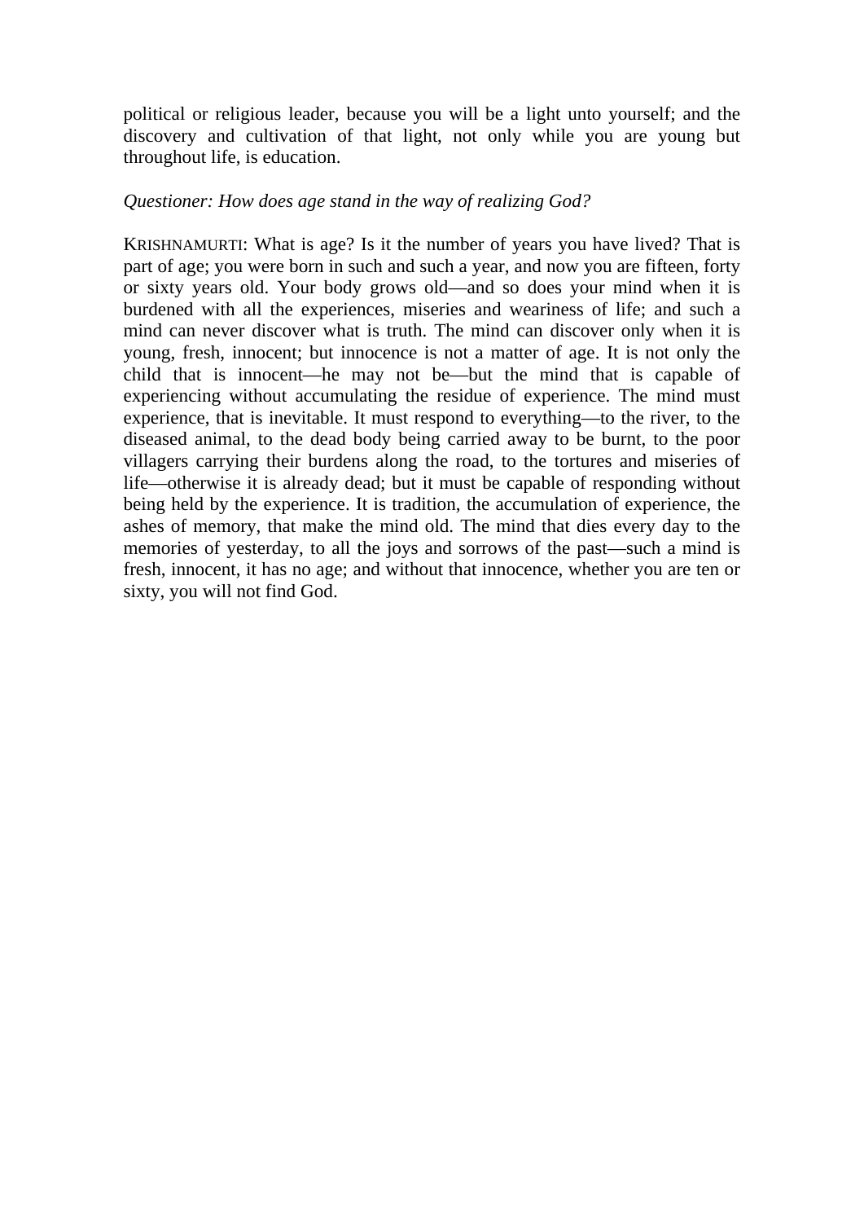political or religious leader, because you will be a light unto yourself; and the discovery and cultivation of that light, not only while you are young but throughout life, is education.

*Questioner: How does age stand in the way of realizing God?*

KRISHNAMURTI: What is age? Is it the number of years you have lived? That is part of age; you were born in such and such a year, and now you are fifteen, forty or sixty years old. Your body grows old—and so does your mind when it is burdened with all the experiences, miseries and weariness of life; and such a mind can never discover what is truth. The mind can discover only when it is young, fresh, innocent; but innocence is not a matter of age. It is not only the child that is innocent—he may not be—but the mind that is capable of experiencing without accumulating the residue of experience. The mind must experience, that is inevitable. It must respond to everything—to the river, to the diseased animal, to the dead body being carried away to be burnt, to the poor villagers carrying their burdens along the road, to the tortures and miseries of life—otherwise it is already dead; but it must be capable of responding without being held by the experience. It is tradition, the accumulation of experience, the ashes of memory, that make the mind old. The mind that dies every day to the memories of yesterday, to all the joys and sorrows of the past—such a mind is fresh, innocent, it has no age; and without that innocence, whether you are ten or sixty, you will not find God.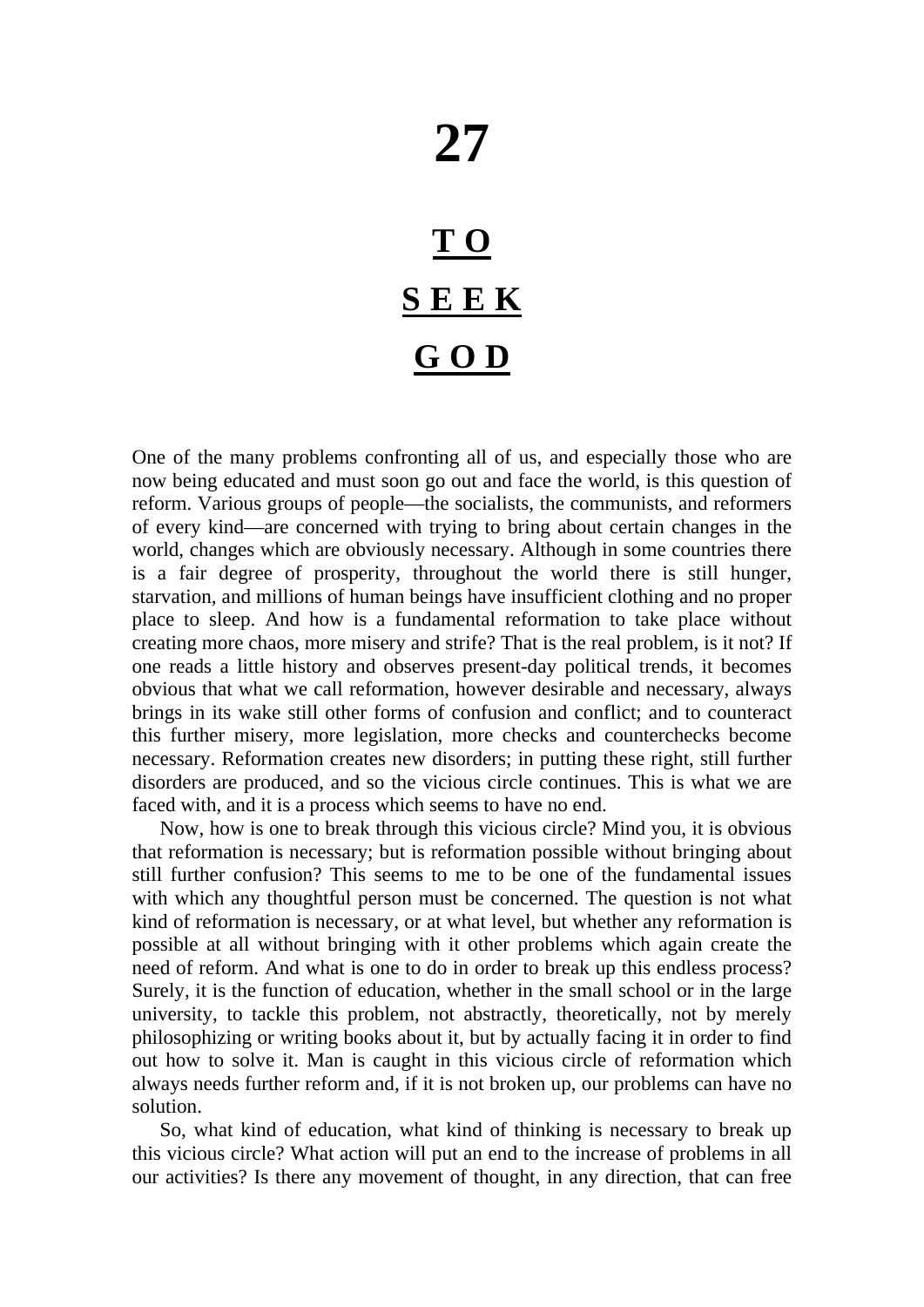# 27

## TO SEEK GOD

One of the many problems confronting all of us, and especially those who are now being educated and must soon go out and face the world, is this question of reform. Various groups of people—the socialists, the communists, and reformers of every kind—are concerned with trying to bring about certain changes in the world, changes which are obviously necessary. Although in some countries there is a fair degree of prosperity, throughout the world there is still hunger, starvation, and millions of human beings have insufficient clothing and no proper place to sleep. And how is a fundamental reformation to take place without creating more chaos, more misery and strife? That is the real problem, is it not? If one reads a little history and observes present-day political trends, it becomes obvious that what we call reformation, however desirable and necessary, always brings in its wake still other forms of confusion and conflict; and to counteract this further misery, more legislation, more checks and counterchecks become necessary. Reformation creates new disorders; in putting these right, still further disorders are produced, and so the vicious circle continues. This is what we are faced with, and it is a process which seems to have no end.

Now, how is one to break through this vicious circle? Mind you, it is obvious that reformation is necessary; but is reformation possible without bringing about still further confusion? This seems to me to be one of the fundamental issues with which any thoughtful person must be concerned. The question is not what kind of reformation is necessary, or at what level, but whether any reformation is possible at all without bringing with it other problems which again create the need of reform. And what is one to do in order to break up this endless process? Surely, it is the function of education, whether in the small school or in the large university, to tackle this problem, not abstractly, theoretically, not by merely philosophizing or writing books about it, but by actually facing it in order to find out how to solve it. Man is caught in this vicious circle of reformation which always needs further reform and, if it is not broken up, our problems can have no solution.

So, what kind of education, what kind of thinking is necessary to break up this vicious circle? What action will put an end to the increase of problems in all our activities? Is there any movement of thought, in any direction, that can free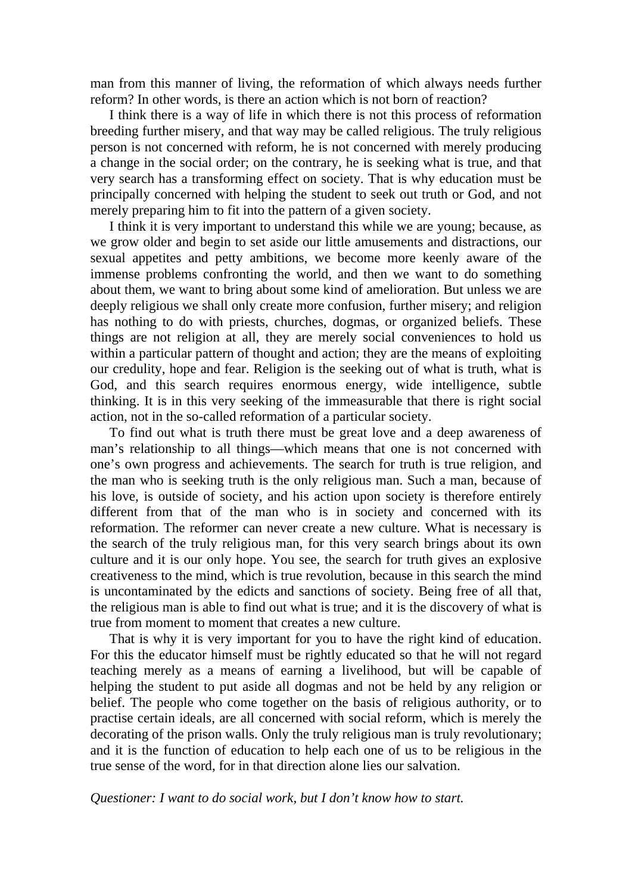man from this manner of living, the reformation of which always needs further reform? In other words, is there an action which is not born of reaction?

I think there is a way of life in which there is not this process of reformation breeding further misery, and that way may be called religious. The truly religious person is not concerned with reform, he is not concerned with merely producing a change in the social order; on the contrary, he is seeking what is true, and that very search has a transforming effect on society. That is why education must be principally concerned with helping the student to seek out truth or God, and not merely preparing him to fit into the pattern of a given society.

I think it is very important to understand this while we are young; because, as we grow older and begin to set aside our little amusements and distractions, our sexual appetites and petty ambitions, we become more keenly aware of the immense problems confronting the world, and then we want to do something about them, we want to bring about some kind of amelioration. But unless we are deeply religious we shall only create more confusion, further misery; and religion has nothing to do with priests, churches, dogmas, or organized beliefs. These things are not religion at all, they are merely social conveniences to hold us within a particular pattern of thought and action; they are the means of exploiting our credulity, hope and fear. Religion is the seeking out of what is truth, what is God, and this search requires enormous energy, wide intelligence, subtle thinking. It is in this very seeking of the immeasurable that there is right social action, not in the so-called reformation of a particular society.

To find out what is truth there must be great love and a deep awareness of man's relationship to all things—which means that one is not concerned with one's own progress and achievements. The search for truth is true religion, and the man who is seeking truth is the only religious man. Such a man, because of his love, is outside of society, and his action upon society is therefore entirely different from that of the man who is in society and concerned with its reformation. The reformer can never create a new culture. What is necessary is the search of the truly religious man, for this very search brings about its own culture and it is our only hope. You see, the search for truth gives an explosive creativeness to the mind, which is true revolution, because in this search the mind is uncontaminated by the edicts and sanctions of society. Being free of all that, the religious man is able to find out what is true; and it is the discovery of what is true from moment to moment that creates a new culture.

That is why it is very important for you to have the right kind of education. For this the educator himself must be rightly educated so that he will not regard teaching merely as a means of earning a livelihood, but will be capable of helping the student to put aside all dogmas and not be held by any religion or belief. The people who come together on the basis of religious authority, or to practise certain ideals, are all concerned with social reform, which is merely the decorating of the prison walls. Only the truly religious man is truly revolutionary; and it is the function of education to help each one of us to be religious in the true sense of the word, for in that direction alone lies our salvation.

*Questioner: I want to do social work, but I don't know how to start.*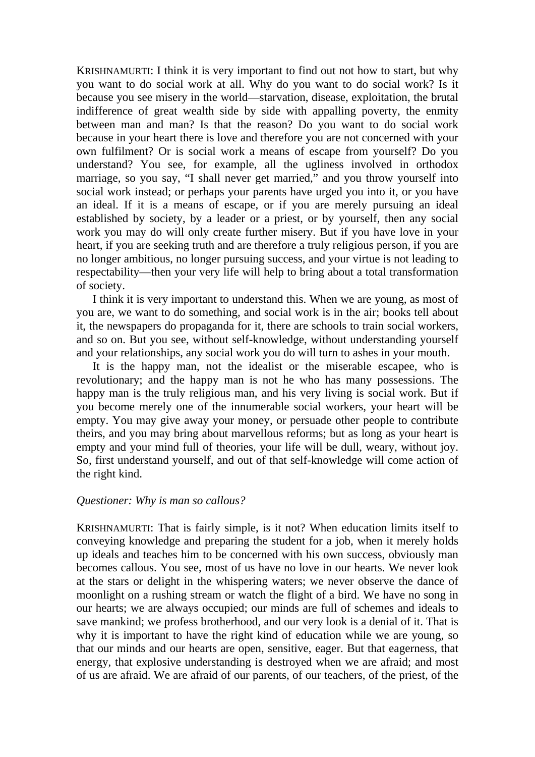KRISHNAMURTI: I think it is very important to find out not how to start, but why you want to do social work at all. Why do you want to do social work? Is it because you see misery in the world—starvation, disease, exploitation, the brutal indifference of great wealth side by side with appalling poverty, the enmity between man and man? Is that the reason? Do you want to do social work because in your heart there is love and therefore you are not concerned with your own fulfilment? Or is social work a means of escape from yourself? Do you understand? You see, for example, all the ugliness involved in orthodox marriage, so you say, "I shall never get married," and you throw yourself into social work instead; or perhaps your parents have urged you into it, or you have an ideal. If it is a means of escape, or if you are merely pursuing an ideal established by society, by a leader or a priest, or by yourself, then any social work you may do will only create further misery. But if you have love in your heart, if you are seeking truth and are therefore a truly religious person, if you are no longer ambitious, no longer pursuing success, and your virtue is not leading to respectability—then your very life will help to bring about a total transformation of society.

I think it is very important to understand this. When we are young, as most of you are, we want to do something, and social work is in the air; books tell about it, the newspapers do propaganda for it, there are schools to train social workers, and so on. But you see, without self-knowledge, without understanding yourself and your relationships, any social work you do will turn to ashes in your mouth.

It is the happy man, not the idealist or the miserable escapee, who is revolutionary; and the happy man is not he who has many possessions. The happy man is the truly religious man, and his very living is social work. But if you become merely one of the innumerable social workers, your heart will be empty. You may give away your money, or persuade other people to contribute theirs, and you may bring about marvellous reforms; but as long as your heart is empty and your mind full of theories, your life will be dull, weary, without joy. So, first understand yourself, and out of that self-knowledge will come action of the right kind.

*Questioner: Why is man so callous?*

KRISHNAMURTI: That is fairly simple, is it not? When education limits itself to conveying knowledge and preparing the student for a job, when it merely holds up ideals and teaches him to be concerned with his own success, obviously man becomes callous. You see, most of us have no love in our hearts. We never look at the stars or delight in the whispering waters; we never observe the dance of moonlight on a rushing stream or watch the flight of a bird. We have no song in our hearts; we are always occupied; our minds are full of schemes and ideals to save mankind; we profess brotherhood, and our very look is a denial of it. That is why it is important to have the right kind of education while we are young, so that our minds and our hearts are open, sensitive, eager. But that eagerness, that energy, that explosive understanding is destroyed when we are afraid; and most of us are afraid. We are afraid of our parents, of our teachers, of the priest, of the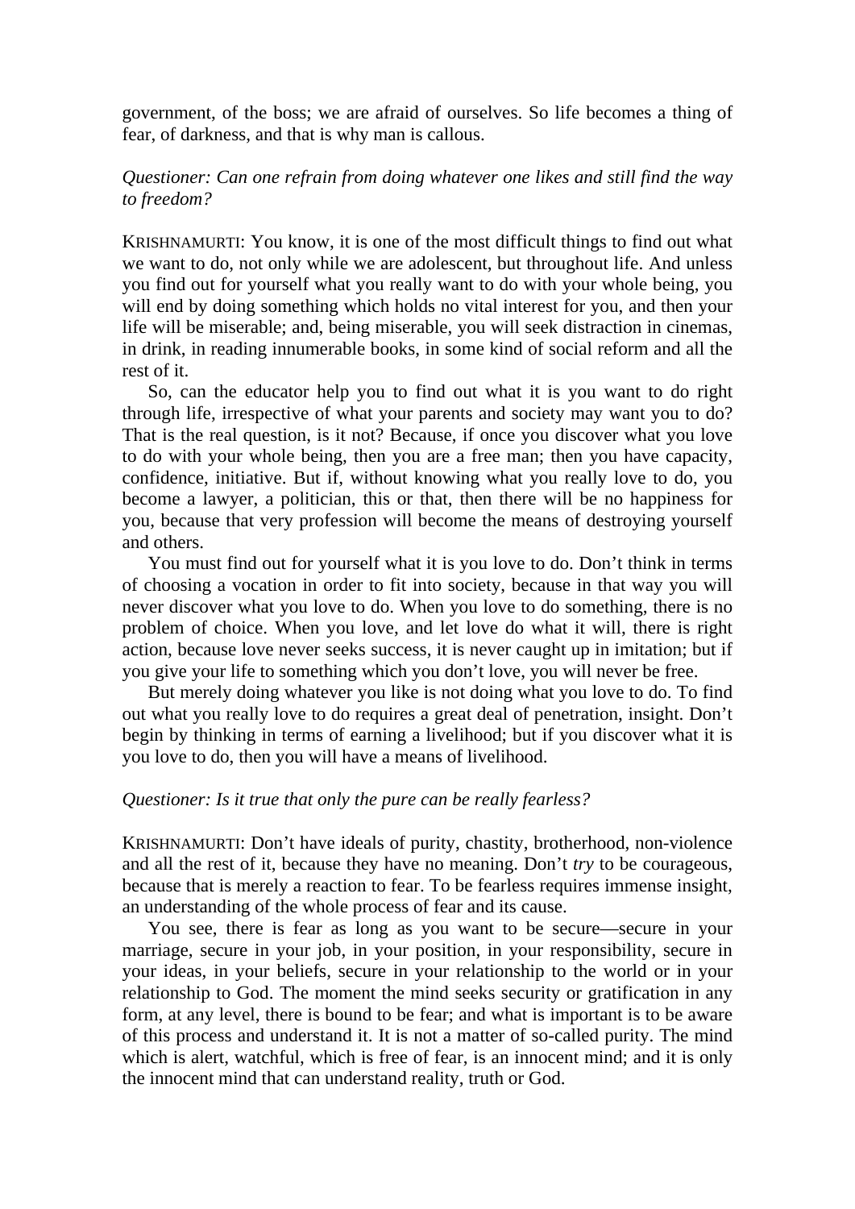government, of the boss; we are afraid of ourselves. So life becomes a thing of fear, of darkness, and that is why man is callous.

*Questioner: Can one refrain from doing whatever one likes and still find the way to freedom?*

KRISHNAMURTI: You know, it is one of the most difficult things to find out what we want to do, not only while we are adolescent, but throughout life. And unless you find out for yourself what you really want to do with your whole being, you will end by doing something which holds no vital interest for you, and then your life will be miserable; and, being miserable, you will seek distraction in cinemas, in drink, in reading innumerable books, in some kind of social reform and all the rest of it.

So, can the educator help you to find out what it is you want to do right through life, irrespective of what your parents and society may want you to do? That is the real question, is it not? Because, if once you discover what you love to do with your whole being, then you are a free man; then you have capacity, confidence, initiative. But if, without knowing what you really love to do, you become a lawyer, a politician, this or that, then there will be no happiness for you, because that very profession will become the means of destroying yourself and others.

You must find out for yourself what it is you love to do. Don't think in terms of choosing a vocation in order to fit into society, because in that way you will never discover what you love to do. When you love to do something, there is no problem of choice. When you love, and let love do what it will, there is right action, because love never seeks success, it is never caught up in imitation; but if you give your life to something which you don't love, you will never be free.

But merely doing whatever you like is not doing what you love to do. To find out what you really love to do requires a great deal of penetration, insight. Don't begin by thinking in terms of earning a livelihood; but if you discover what it is you love to do, then you will have a means of livelihood.

*Questioner: Is it true that only the pure can be really fearless?*

KRISHNAMURTI: Don't have ideals of purity, chastity, brotherhood, non-violence and all the rest of it, because they have no meaning. Don't *try* to be courageous, because that is merely a reaction to fear. To be fearless requires immense insight, an understanding of the whole process of fear and its cause.

You see, there is fear as long as you want to be secure—secure in your marriage, secure in your job, in your position, in your responsibility, secure in your ideas, in your beliefs, secure in your relationship to the world or in your relationship to God. The moment the mind seeks security or gratification in any form, at any level, there is bound to be fear; and what is important is to be aware of this process and understand it. It is not a matter of so-called purity. The mind which is alert, watchful, which is free of fear, is an innocent mind; and it is only the innocent mind that can understand reality, truth or God.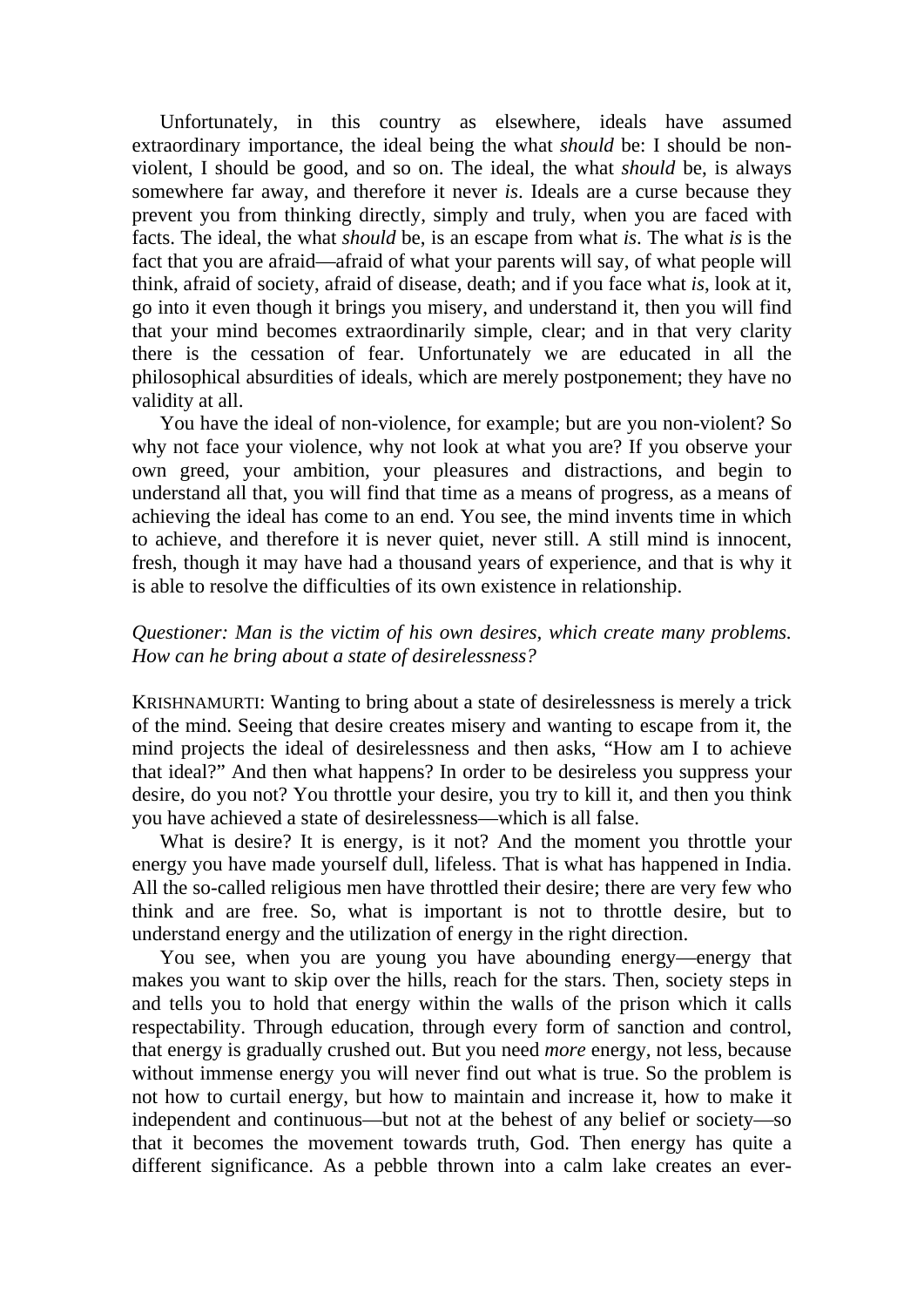Unfortunately, in this country as elsewhere, ideals have assumed extraordinary importance, the ideal being the what *should* be: I should be non-violent, I should be good, and so on. The ideal, the what *should* be, is always somewhere far away, and therefore it never *is*. Ideals are a curse because they prevent you from thinking directly, simply and truly, when you are faced with facts. The ideal, the what *should* be, is an escape from what *is*. The what *is* is the fact that you are afraid—afraid of what your parents will say, of what people will think, afraid of society, afraid of disease, death; and if you face what *is*, look at it, go into it even though it brings you misery, and understand it, then you will find that your mind becomes extraordinarily simple, clear; and in that very clarity there is the cessation of fear. Unfortunately we are educated in all the philosophical absurdities of ideals, which are merely postponement; they have no validity at all.

You have the ideal of non-violence, for example; but are you non-violent? So why not face your violence, why not look at what you are? If you observe your own greed, your ambition, your pleasures and distractions, and begin to understand all that, you will find that time as a means of progress, as a means of achieving the ideal has come to an end. You see, the mind invents time in which to achieve, and therefore it is never quiet, never still. A still mind is innocent, fresh, though it may have had a thousand years of experience, and that is why it is able to resolve the difficulties of its own existence in relationship.

*Questioner: Man is the victim of his own desires, which create many problems. How can he bring about a state of desirelessness?*

KRISHNAMURTI: Wanting to bring about a state of desirelessness is merely a trick of the mind. Seeing that desire creates misery and wanting to escape from it, the mind projects the ideal of desirelessness and then asks, "How am I to achieve that ideal?" And then what happens? In order to be desireless you suppress your desire, do you not? You throttle your desire, you try to kill it, and then you think you have achieved a state of desirelessness—which is all false.

What is desire? It is energy, is it not? And the moment you throttle your energy you have made yourself dull, lifeless. That is what has happened in India. All the so-called religious men have throttled their desire; there are very few who think and are free. So, what is important is not to throttle desire, but to understand energy and the utilization of energy in the right direction.

You see, when you are young you have abounding energy—energy that makes you want to skip over the hills, reach for the stars. Then, society steps in and tells you to hold that energy within the walls of the prison which it calls respectability. Through education, through every form of sanction and control, that energy is gradually crushed out. But you need *more* energy, not less, because without immense energy you will never find out what is true. So the problem is not how to curtail energy, but how to maintain and increase it, how to make it independent and continuous—but not at the behest of any belief or society—so that it becomes the movement towards truth, God. Then energy has quite a different significance. As a pebble thrown into a calm lake creates an ever-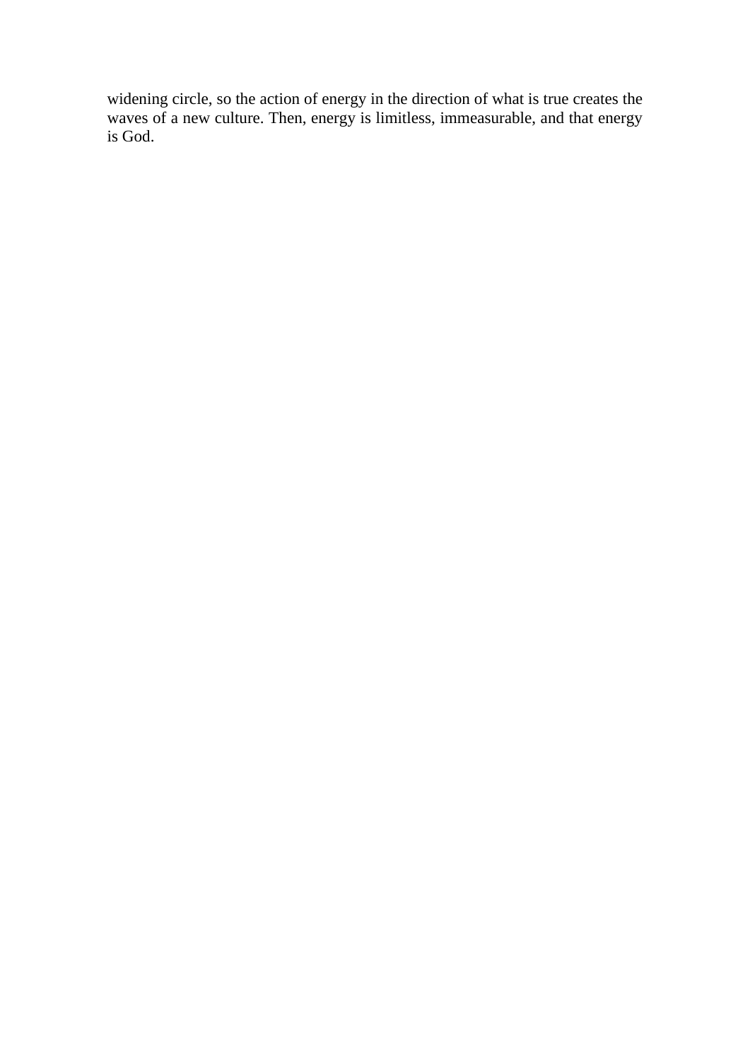widening circle, so the action of energy in the direction of what is true creates the waves of a new culture. Then, energy is limitless, immeasurable, and that energy is God.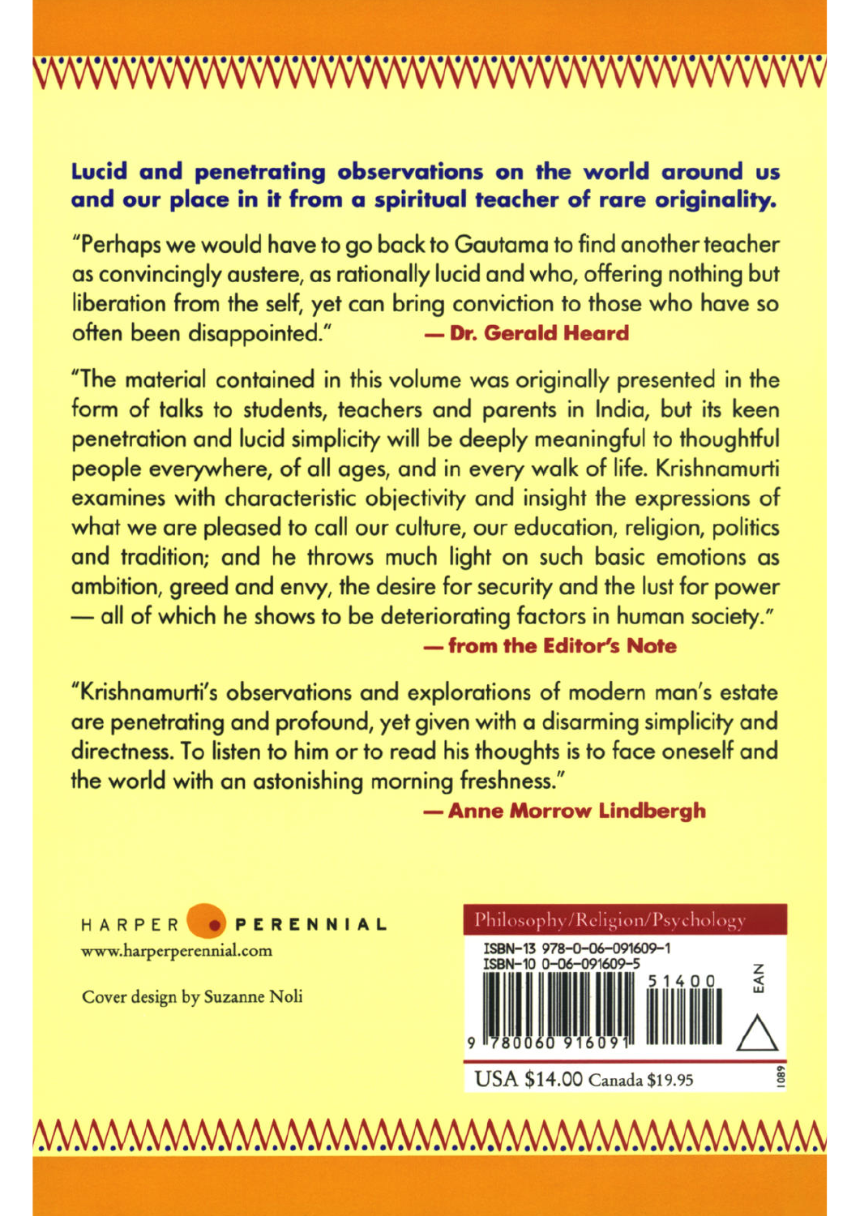**Lucid and penetrating observations on the world around us and our place in it from a spiritual teacher of rare originality.**

"Perhaps we would have to go back to Gautama to find another teacher as convincingly austere, as rationally lucid and who, offering nothing but liberation from the self, yet can bring conviction to those who have so often been disappointed." **— Dr. Gerald Heard**

"The material contained in this volume was originally presented in the form of talks to students, teachers and parents in India, but its keen penetration and lucid simplicity will be deeply meaningful to thoughtful people everywhere, of all ages, and in every walk of life. Krishnamurti examines with characteristic objectivity and insight the expressions of what we are pleased to call our culture, our education, religion, politics and tradition; and he throws much light on such basic emotions as ambition, greed and envy, the desire for security and the lust for power — all of which he shows to be deteriorating factors in human society."

**— from the Editor's Note**

"Krishnamurti's observations and explorations of modern man's estate are penetrating and profound, yet given with a disarming simplicity and directness. To listen to him or to read his thoughts is to face oneself and the world with an astonishing morning freshness."

**— Anne Morrow Lindbergh**

HARPER PERENNIAL
www.harperperennial.com

Cover design by Suzanne Noli

Philosophy/Religion/Psychology

ISBN-13 978-0-06-091609-1
ISBN-10 0-06-091609-5

51400

9 780060 916091

EAN

USA $14.00 Canada $19.95

1089